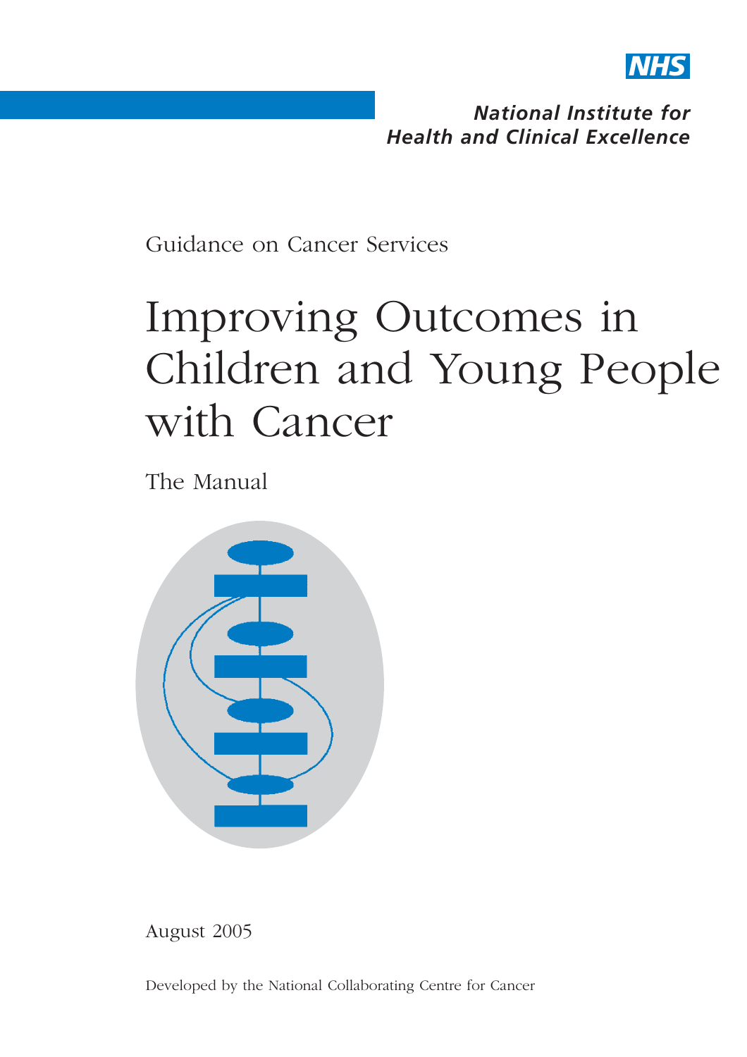NHS

**National Institute for Health and Clinical Excellence**

Guidance on Cancer Services

# Improving Outcomes in Children and Young People with Cancer

The Manual

August 2005

Developed by the National Collaborating Centre for Cancer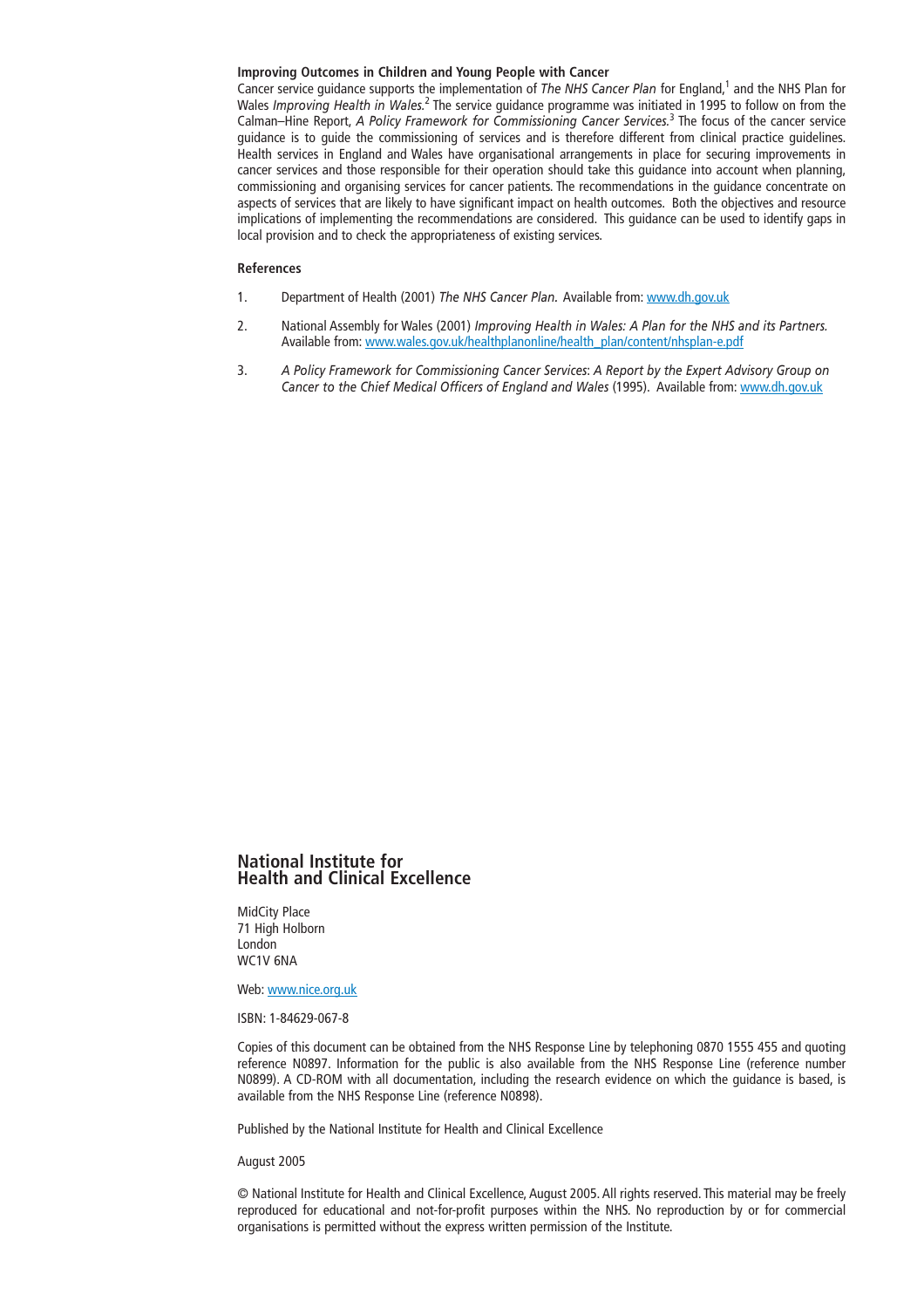**Improving Outcomes in Children and Young People with Cancer**

Cancer service guidance supports the implementation of *The NHS Cancer Plan* for England,[1] and the NHS Plan for Wales *Improving Health in Wales.*[2] The service guidance programme was initiated in 1995 to follow on from the Calman–Hine Report, *A Policy Framework for Commissioning Cancer Services.*[3] The focus of the cancer service guidance is to guide the commissioning of services and is therefore different from clinical practice guidelines. Health services in England and Wales have organisational arrangements in place for securing improvements in cancer services and those responsible for their operation should take this guidance into account when planning, commissioning and organising services for cancer patients. The recommendations in the guidance concentrate on aspects of services that are likely to have significant impact on health outcomes. Both the objectives and resource implications of implementing the recommendations are considered. This guidance can be used to identify gaps in local provision and to check the appropriateness of existing services.

**References**

1. Department of Health (2001) *The NHS Cancer Plan.* Available from: www.dh.gov.uk

2. National Assembly for Wales (2001) *Improving Health in Wales: A Plan for the NHS and its Partners.* Available from: www.wales.gov.uk/healthplanonline/health_plan/content/nhsplan-e.pdf

3. *A Policy Framework for Commissioning Cancer Services*: *A Report by the Expert Advisory Group on Cancer to the Chief Medical Officers of England and Wales* (1995). Available from: www.dh.gov.uk

**National Institute for Health and Clinical Excellence**

MidCity Place
71 High Holborn
London
WC1V 6NA

Web: www.nice.org.uk

ISBN: 1-84629-067-8

Copies of this document can be obtained from the NHS Response Line by telephoning 0870 1555 455 and quoting reference N0897. Information for the public is also available from the NHS Response Line (reference number N0899). A CD-ROM with all documentation, including the research evidence on which the guidance is based, is available from the NHS Response Line (reference N0898).

Published by the National Institute for Health and Clinical Excellence

August 2005

© National Institute for Health and Clinical Excellence, August 2005. All rights reserved. This material may be freely reproduced for educational and not-for-profit purposes within the NHS. No reproduction by or for commercial organisations is permitted without the express written permission of the Institute.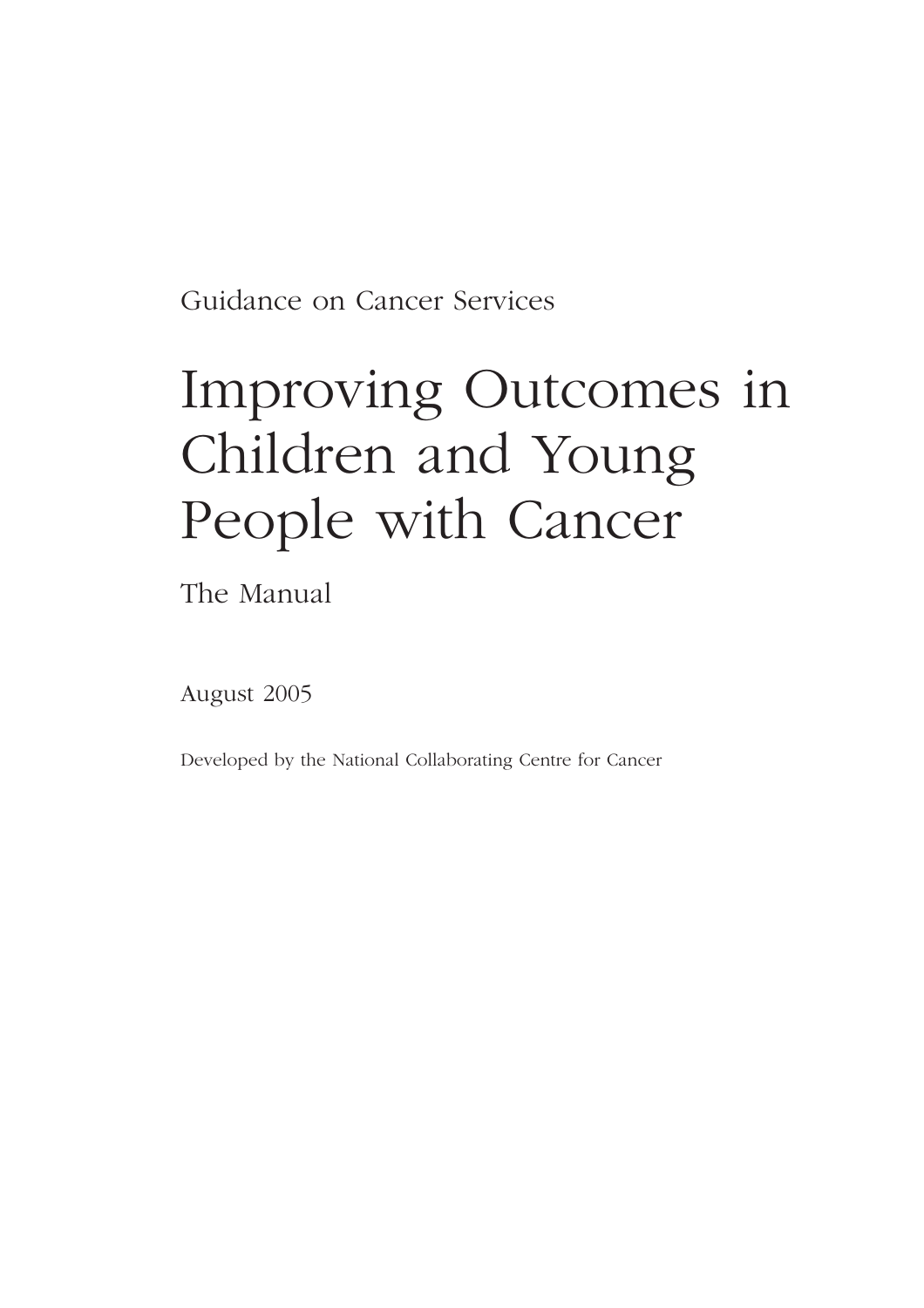Guidance on Cancer Services

# Improving Outcomes in Children and Young People with Cancer

The Manual

August 2005

Developed by the National Collaborating Centre for Cancer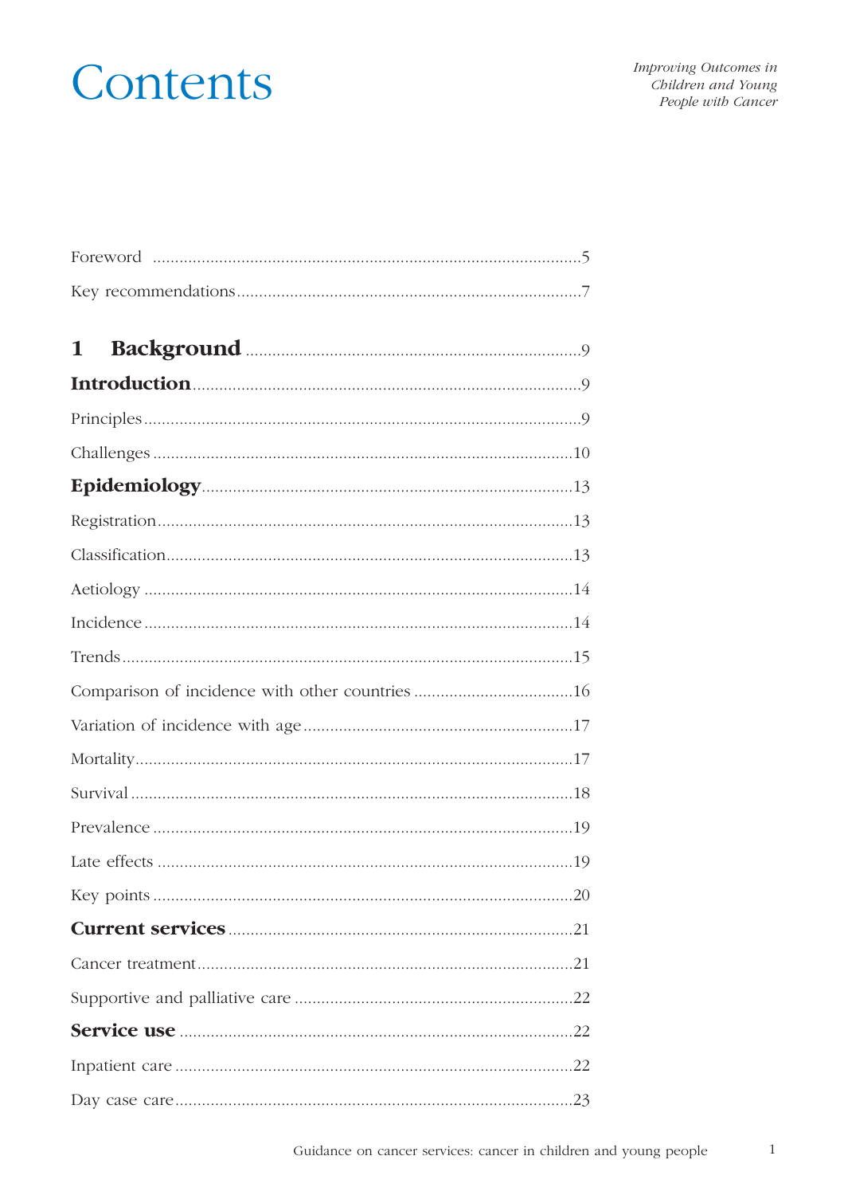# Contents

Foreword ....................................................................................................5

Key recommendations..............................................................................7

**1 Background** ........................................................................................9

**Introduction**........................................................................................9

Principles..................................................................................................9

Challenges ..............................................................................................10

**Epidemiology**......................................................................................13

Registration.............................................................................................13

Classification...........................................................................................13

Aetiology ................................................................................................14

Incidence ................................................................................................14

Trends.....................................................................................................15

Comparison of incidence with other countries ....................................16

Variation of incidence with age ............................................................17

Mortality..................................................................................................17

Survival ...................................................................................................18

Prevalence ..............................................................................................19

Late effects .............................................................................................19

Key points ..............................................................................................20

**Current services** .................................................................................21

Cancer treatment....................................................................................21

Supportive and palliative care ..............................................................22

**Service use** .........................................................................................22

Inpatient care .........................................................................................22

Day case care..........................................................................................23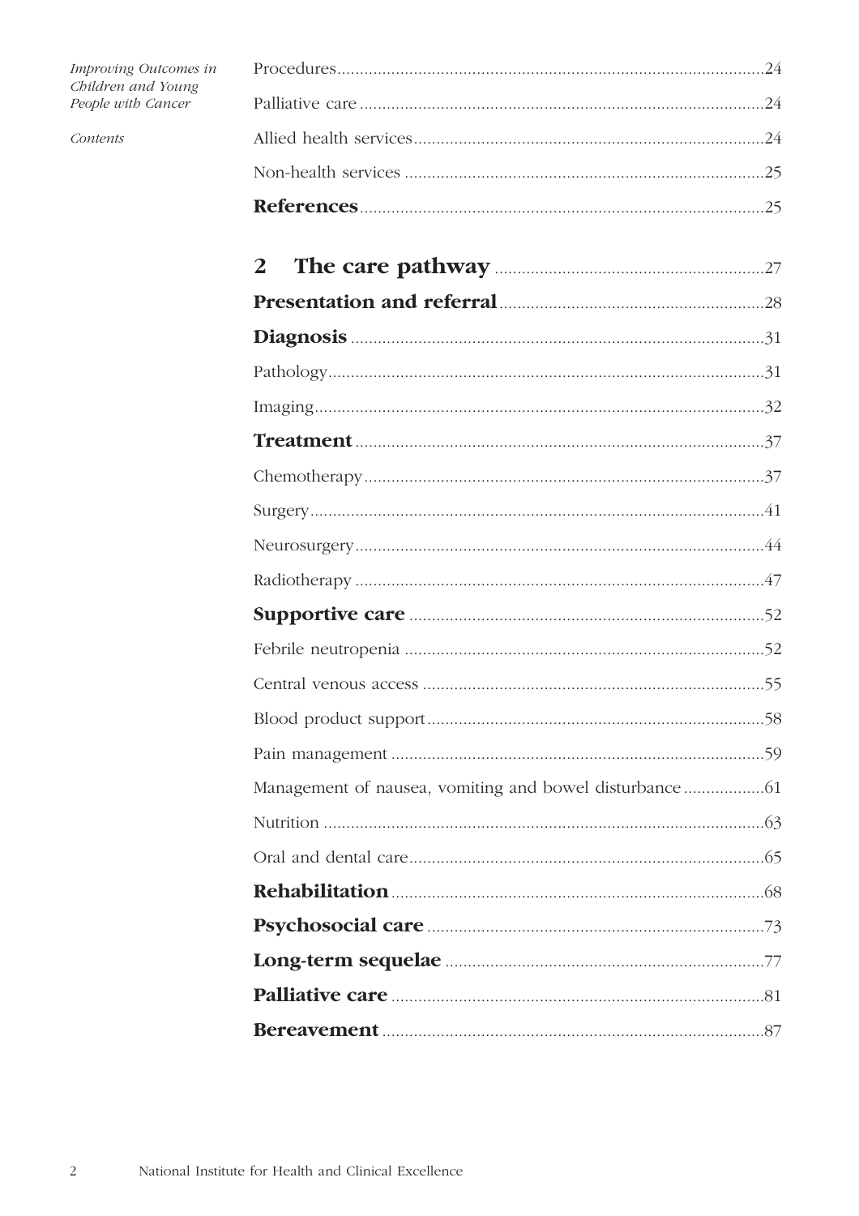Procedures ..... 24

Palliative care ..... 24

Allied health services ..... 24

Non-health services ..... 25

**References** ..... 25

## 2 The care pathway ..... 27

**Presentation and referral** ..... 28

**Diagnosis** ..... 31

Pathology ..... 31

Imaging ..... 32

**Treatment** ..... 37

Chemotherapy ..... 37

Surgery ..... 41

Neurosurgery ..... 44

Radiotherapy ..... 47

**Supportive care** ..... 52

Febrile neutropenia ..... 52

Central venous access ..... 55

Blood product support ..... 58

Pain management ..... 59

Management of nausea, vomiting and bowel disturbance ..... 61

Nutrition ..... 63

Oral and dental care ..... 65

**Rehabilitation** ..... 68

**Psychosocial care** ..... 73

**Long-term sequelae** ..... 77

**Palliative care** ..... 81

**Bereavement** ..... 87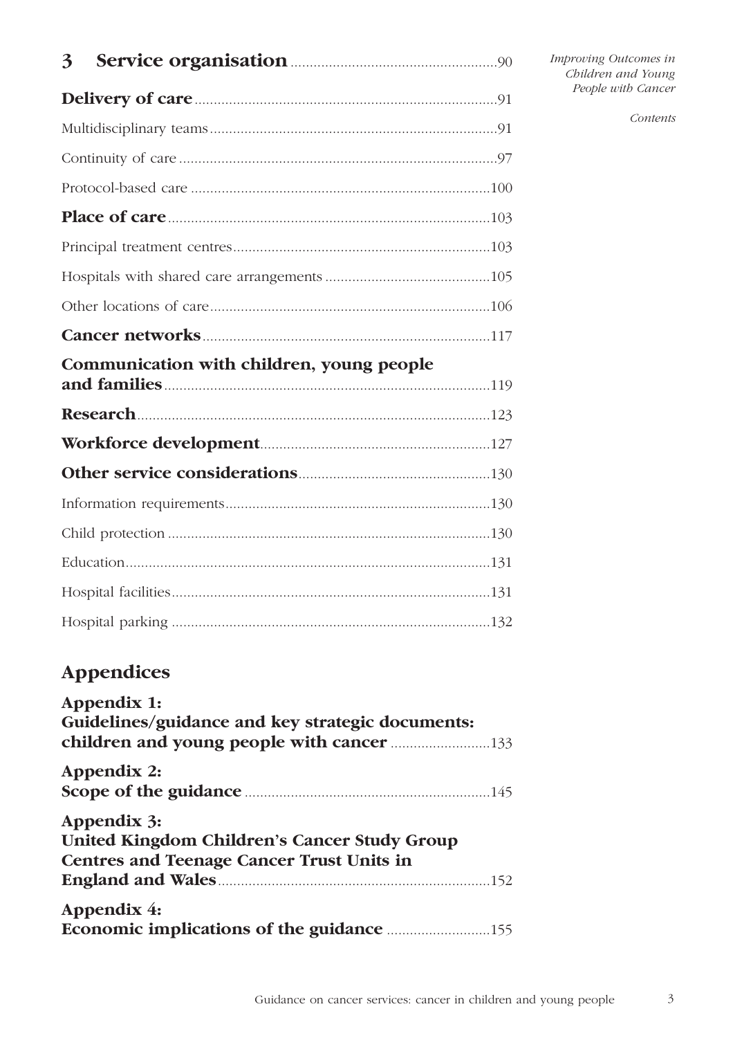## 3 Service organisation ..... 90

**Delivery of care** ..... 91

Multidisciplinary teams ..... 91

Continuity of care ..... 97

Protocol-based care ..... 100

**Place of care** ..... 103

Principal treatment centres ..... 103

Hospitals with shared care arrangements ..... 105

Other locations of care ..... 106

**Cancer networks** ..... 117

**Communication with children, young people and families** ..... 119

**Research** ..... 123

**Workforce development** ..... 127

**Other service considerations** ..... 130

Information requirements ..... 130

Child protection ..... 130

Education ..... 131

Hospital facilities ..... 131

Hospital parking ..... 132

## Appendices

**Appendix 1: Guidelines/guidance and key strategic documents: children and young people with cancer** ..... 133

**Appendix 2: Scope of the guidance** ..... 145

**Appendix 3: United Kingdom Children's Cancer Study Group Centres and Teenage Cancer Trust Units in England and Wales** ..... 152

**Appendix 4: Economic implications of the guidance** ..... 155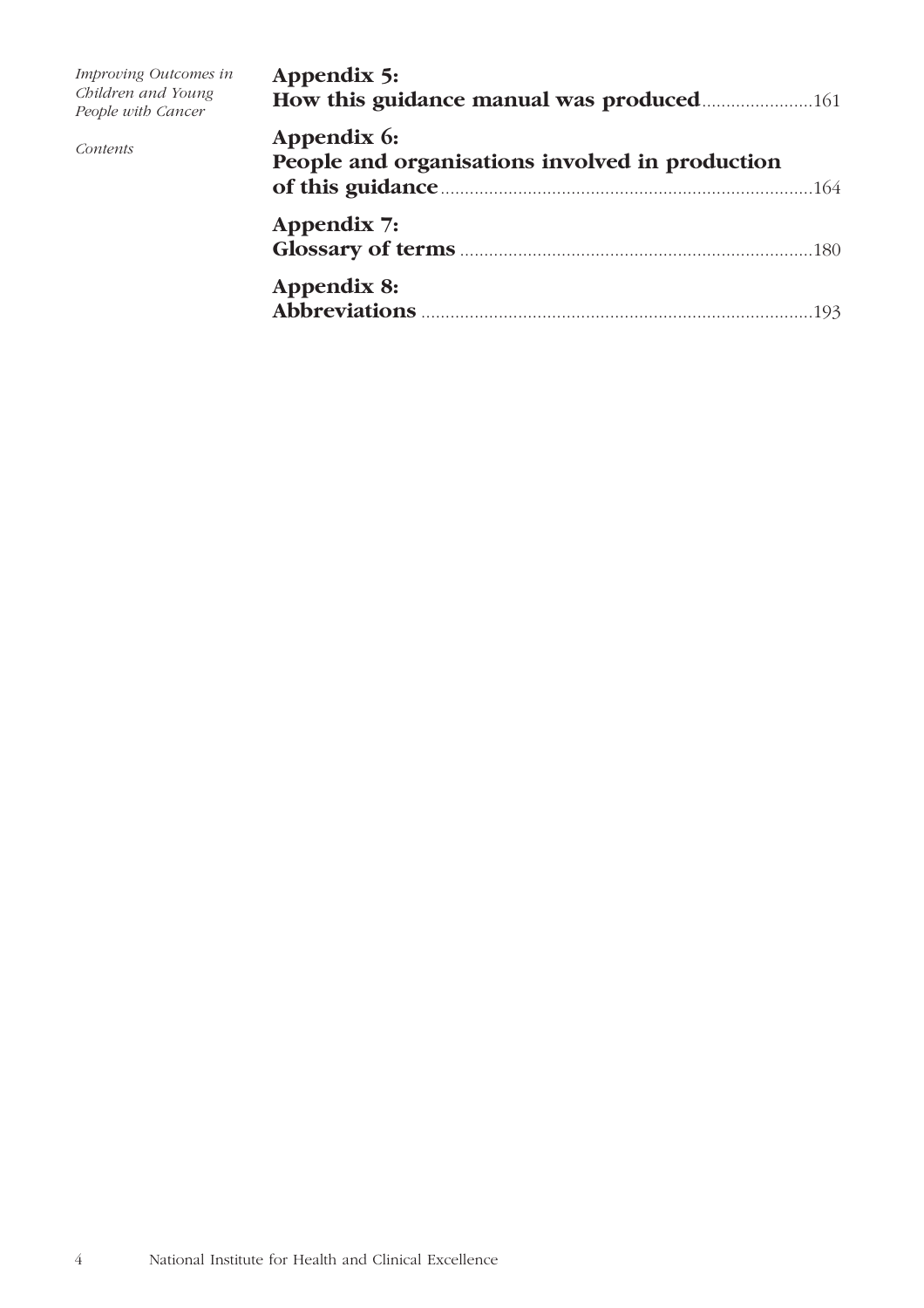**Appendix 5:**
**How this guidance manual was produced** ....................... 161

**Appendix 6:**
**People and organisations involved in production of this guidance** ....................... 164

**Appendix 7:**
**Glossary of terms** ....................... 180

**Appendix 8:**
**Abbreviations** ....................... 193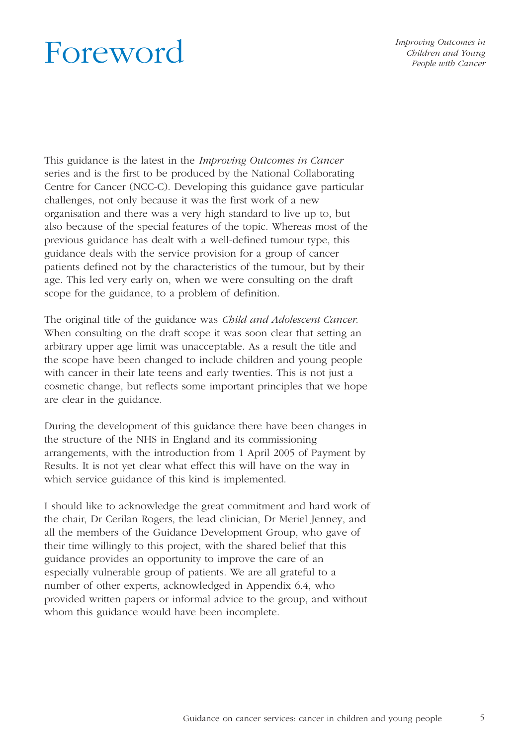# Foreword

This guidance is the latest in the *Improving Outcomes in Cancer* series and is the first to be produced by the National Collaborating Centre for Cancer (NCC-C). Developing this guidance gave particular challenges, not only because it was the first work of a new organisation and there was a very high standard to live up to, but also because of the special features of the topic. Whereas most of the previous guidance has dealt with a well-defined tumour type, this guidance deals with the service provision for a group of cancer patients defined not by the characteristics of the tumour, but by their age. This led very early on, when we were consulting on the draft scope for the guidance, to a problem of definition.

The original title of the guidance was *Child and Adolescent Cancer*. When consulting on the draft scope it was soon clear that setting an arbitrary upper age limit was unacceptable. As a result the title and the scope have been changed to include children and young people with cancer in their late teens and early twenties. This is not just a cosmetic change, but reflects some important principles that we hope are clear in the guidance.

During the development of this guidance there have been changes in the structure of the NHS in England and its commissioning arrangements, with the introduction from 1 April 2005 of Payment by Results. It is not yet clear what effect this will have on the way in which service guidance of this kind is implemented.

I should like to acknowledge the great commitment and hard work of the chair, Dr Cerilan Rogers, the lead clinician, Dr Meriel Jenney, and all the members of the Guidance Development Group, who gave of their time willingly to this project, with the shared belief that this guidance provides an opportunity to improve the care of an especially vulnerable group of patients. We are all grateful to a number of other experts, acknowledged in Appendix 6.4, who provided written papers or informal advice to the group, and without whom this guidance would have been incomplete.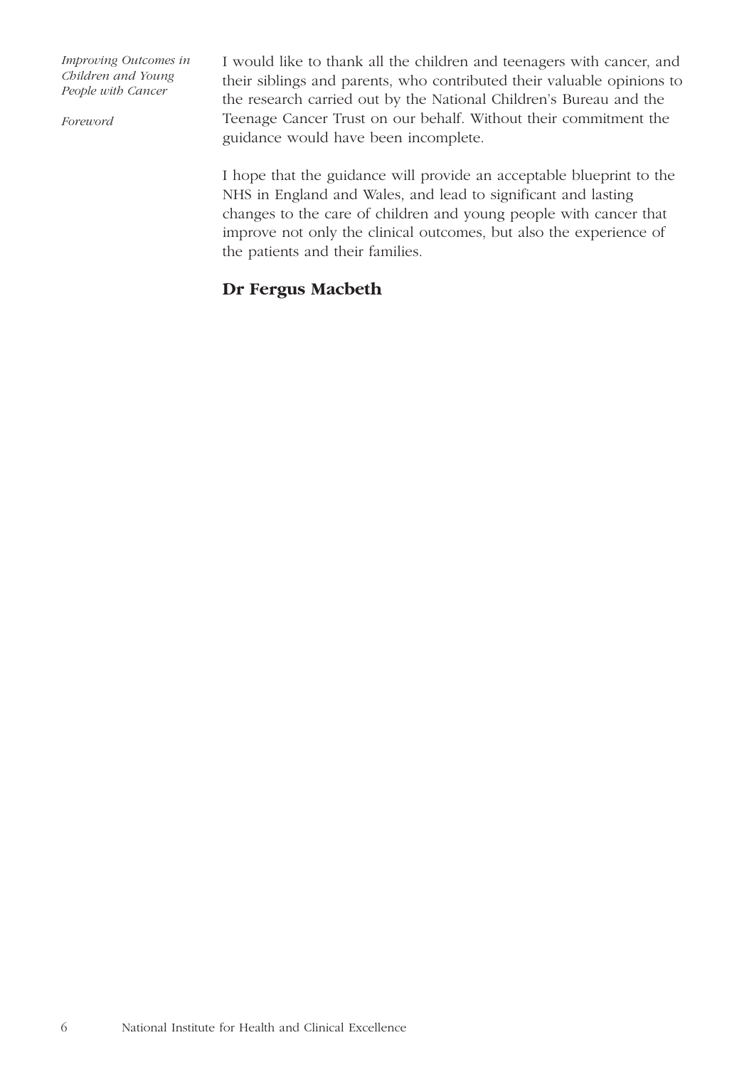I would like to thank all the children and teenagers with cancer, and their siblings and parents, who contributed their valuable opinions to the research carried out by the National Children's Bureau and the Teenage Cancer Trust on our behalf. Without their commitment the guidance would have been incomplete.

I hope that the guidance will provide an acceptable blueprint to the NHS in England and Wales, and lead to significant and lasting changes to the care of children and young people with cancer that improve not only the clinical outcomes, but also the experience of the patients and their families.

**Dr Fergus Macbeth**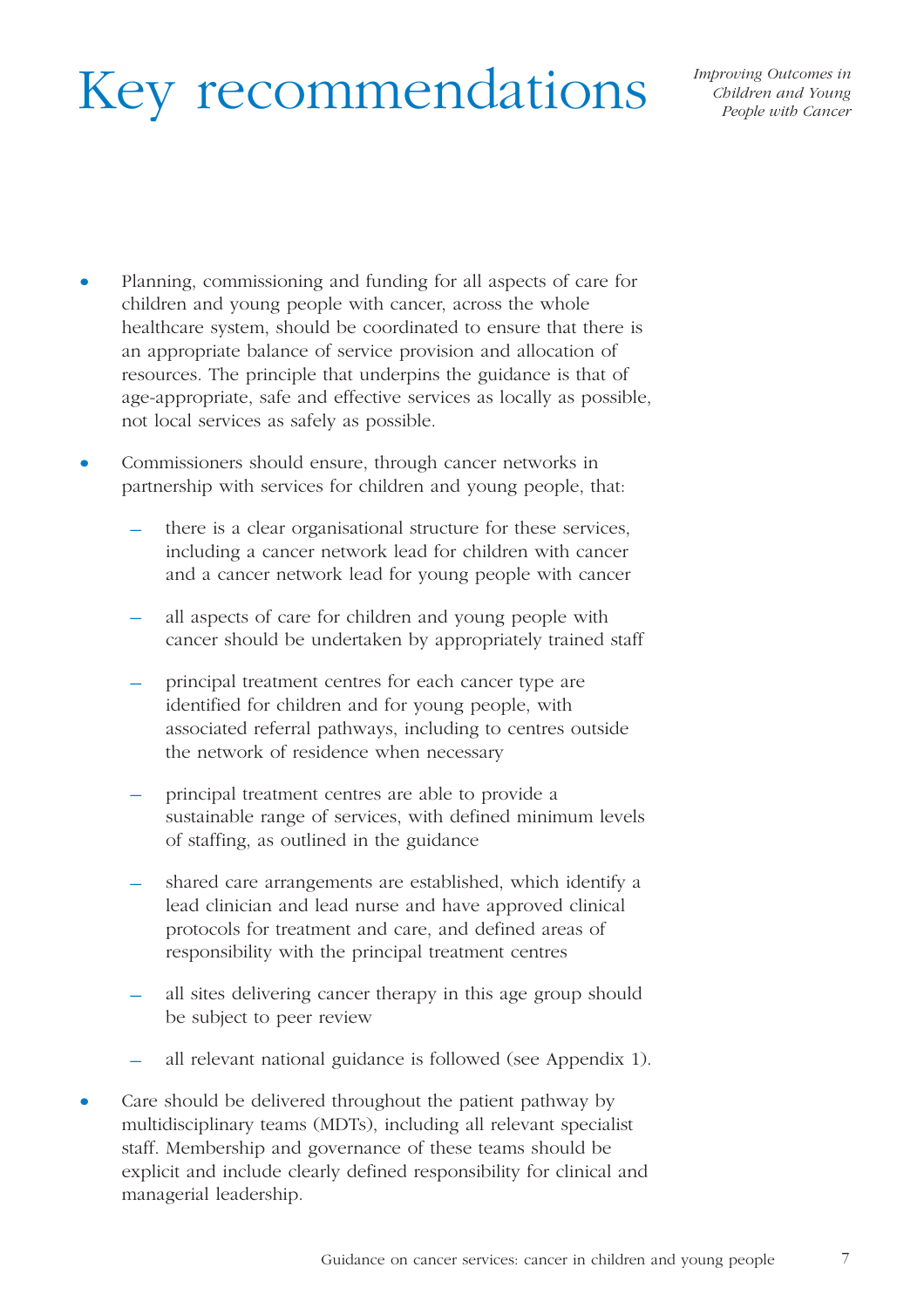# Key recommendations

- Planning, commissioning and funding for all aspects of care for children and young people with cancer, across the whole healthcare system, should be coordinated to ensure that there is an appropriate balance of service provision and allocation of resources. The principle that underpins the guidance is that of age-appropriate, safe and effective services as locally as possible, not local services as safely as possible.

- Commissioners should ensure, through cancer networks in partnership with services for children and young people, that:

  - there is a clear organisational structure for these services, including a cancer network lead for children with cancer and a cancer network lead for young people with cancer

  - all aspects of care for children and young people with cancer should be undertaken by appropriately trained staff

  - principal treatment centres for each cancer type are identified for children and for young people, with associated referral pathways, including to centres outside the network of residence when necessary

  - principal treatment centres are able to provide a sustainable range of services, with defined minimum levels of staffing, as outlined in the guidance

  - shared care arrangements are established, which identify a lead clinician and lead nurse and have approved clinical protocols for treatment and care, and defined areas of responsibility with the principal treatment centres

  - all sites delivering cancer therapy in this age group should be subject to peer review

  - all relevant national guidance is followed (see Appendix 1).

- Care should be delivered throughout the patient pathway by multidisciplinary teams (MDTs), including all relevant specialist staff. Membership and governance of these teams should be explicit and include clearly defined responsibility for clinical and managerial leadership.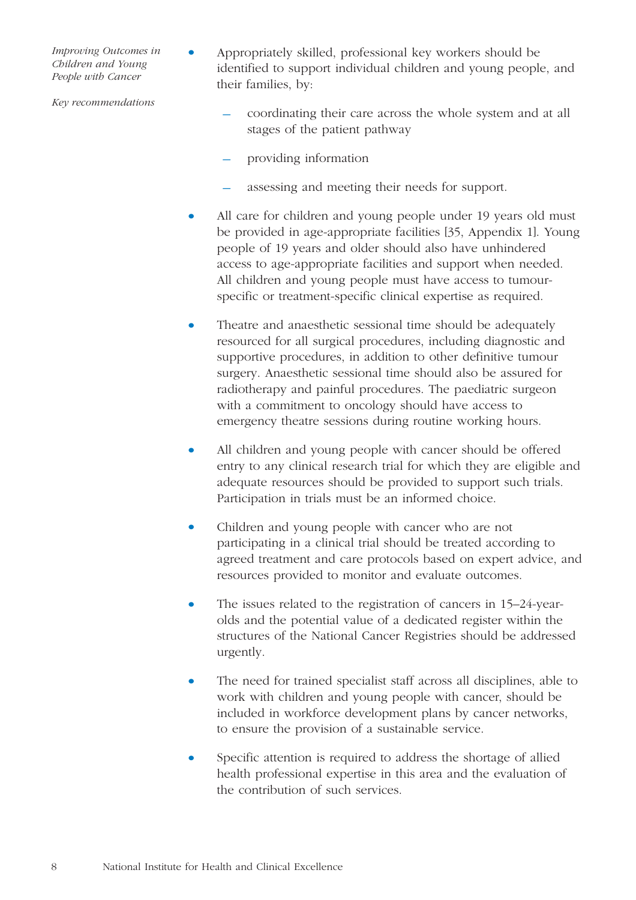- Appropriately skilled, professional key workers should be identified to support individual children and young people, and their families, by:
  - coordinating their care across the whole system and at all stages of the patient pathway
  - providing information
  - assessing and meeting their needs for support.
- All care for children and young people under 19 years old must be provided in age-appropriate facilities [35, Appendix 1]. Young people of 19 years and older should also have unhindered access to age-appropriate facilities and support when needed. All children and young people must have access to tumour-specific or treatment-specific clinical expertise as required.
- Theatre and anaesthetic sessional time should be adequately resourced for all surgical procedures, including diagnostic and supportive procedures, in addition to other definitive tumour surgery. Anaesthetic sessional time should also be assured for radiotherapy and painful procedures. The paediatric surgeon with a commitment to oncology should have access to emergency theatre sessions during routine working hours.
- All children and young people with cancer should be offered entry to any clinical research trial for which they are eligible and adequate resources should be provided to support such trials. Participation in trials must be an informed choice.
- Children and young people with cancer who are not participating in a clinical trial should be treated according to agreed treatment and care protocols based on expert advice, and resources provided to monitor and evaluate outcomes.
- The issues related to the registration of cancers in 15–24-year-olds and the potential value of a dedicated register within the structures of the National Cancer Registries should be addressed urgently.
- The need for trained specialist staff across all disciplines, able to work with children and young people with cancer, should be included in workforce development plans by cancer networks, to ensure the provision of a sustainable service.
- Specific attention is required to address the shortage of allied health professional expertise in this area and the evaluation of the contribution of such services.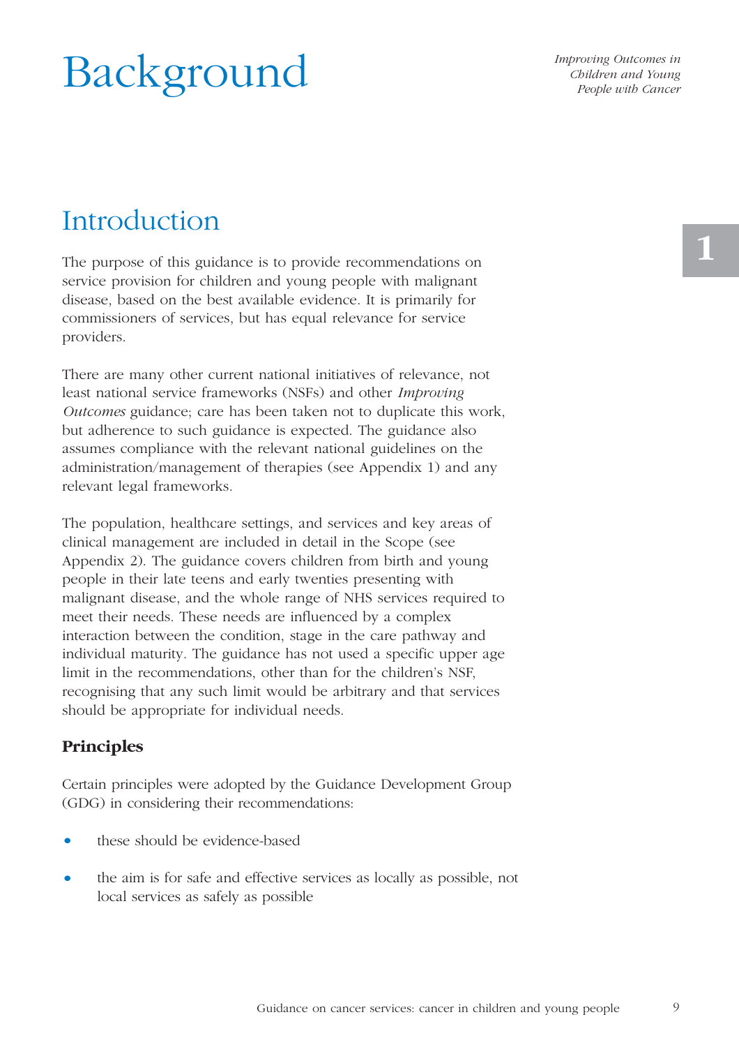# Background

## Introduction

The purpose of this guidance is to provide recommendations on service provision for children and young people with malignant disease, based on the best available evidence. It is primarily for commissioners of services, but has equal relevance for service providers.

There are many other current national initiatives of relevance, not least national service frameworks (NSFs) and other *Improving Outcomes* guidance; care has been taken not to duplicate this work, but adherence to such guidance is expected. The guidance also assumes compliance with the relevant national guidelines on the administration/management of therapies (see Appendix 1) and any relevant legal frameworks.

The population, healthcare settings, and services and key areas of clinical management are included in detail in the Scope (see Appendix 2). The guidance covers children from birth and young people in their late teens and early twenties presenting with malignant disease, and the whole range of NHS services required to meet their needs. These needs are influenced by a complex interaction between the condition, stage in the care pathway and individual maturity. The guidance has not used a specific upper age limit in the recommendations, other than for the children's NSF, recognising that any such limit would be arbitrary and that services should be appropriate for individual needs.

### Principles

Certain principles were adopted by the Guidance Development Group (GDG) in considering their recommendations:

- these should be evidence-based
- the aim is for safe and effective services as locally as possible, not local services as safely as possible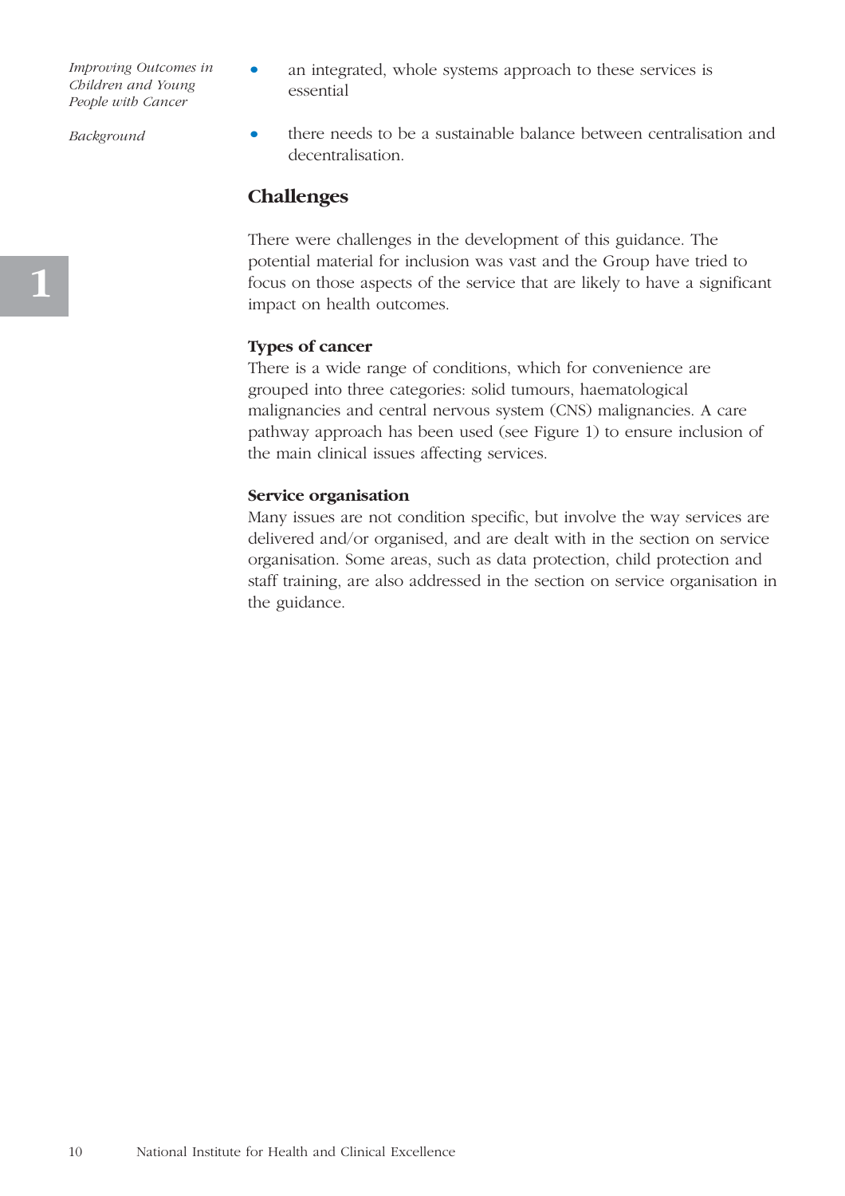- an integrated, whole systems approach to these services is essential
- there needs to be a sustainable balance between centralisation and decentralisation.

## Challenges

There were challenges in the development of this guidance. The potential material for inclusion was vast and the Group have tried to focus on those aspects of the service that are likely to have a significant impact on health outcomes.

**Types of cancer**

There is a wide range of conditions, which for convenience are grouped into three categories: solid tumours, haematological malignancies and central nervous system (CNS) malignancies. A care pathway approach has been used (see Figure 1) to ensure inclusion of the main clinical issues affecting services.

**Service organisation**

Many issues are not condition specific, but involve the way services are delivered and/or organised, and are dealt with in the section on service organisation. Some areas, such as data protection, child protection and staff training, are also addressed in the section on service organisation in the guidance.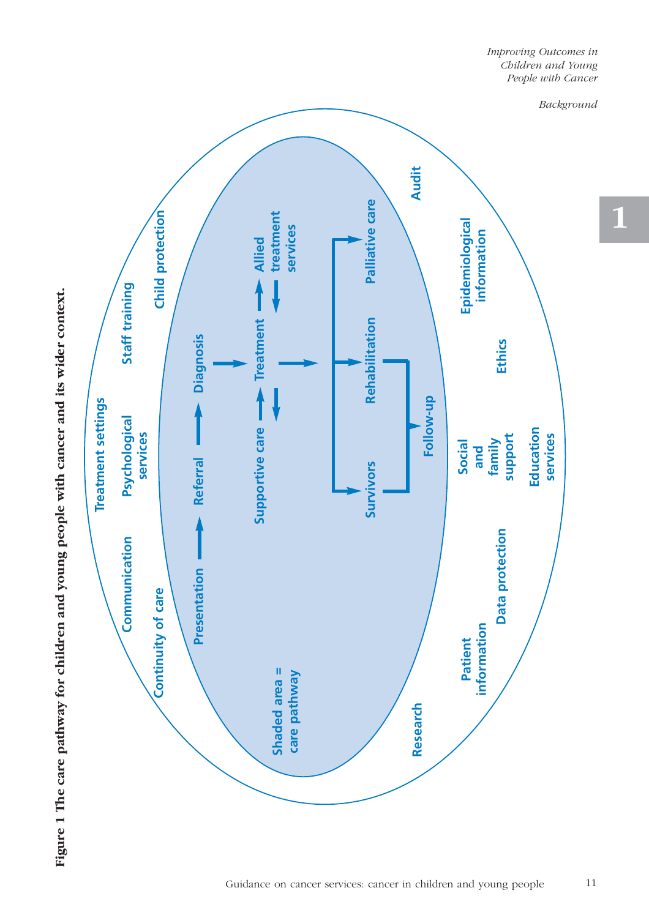**Figure 1 The care pathway for children and young people with cancer and its wider context.**

Shaded area = care pathway

Care pathway (shaded area):

- Presentation → Referral → Diagnosis
- Diagnosis → Treatment
- Supportive care ↔ Treatment ↔ Allied treatment services
- Treatment → Survivors / Rehabilitation / Palliative care
- Survivors, Rehabilitation → Follow-up

Wider context:

- Treatment settings
- Communication
- Psychological services
- Staff training
- Continuity of care
- Child protection
- Audit
- Epidemiological information
- Ethics
- Social and family support
- Education services
- Data protection
- Patient information
- Research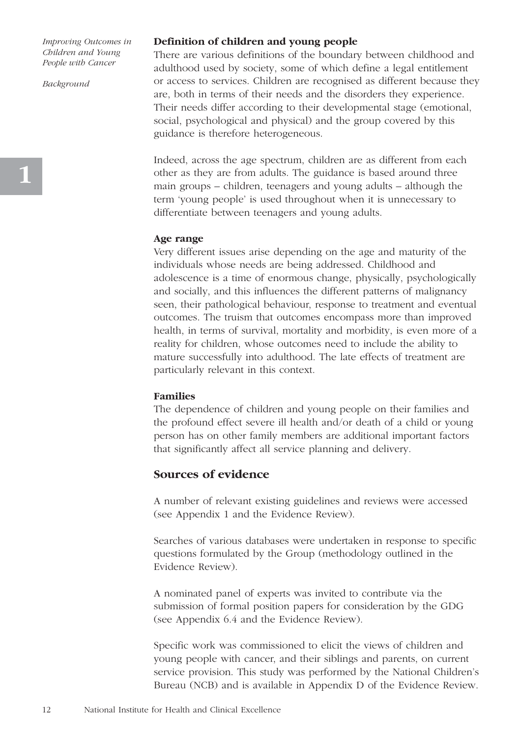### Definition of children and young people

There are various definitions of the boundary between childhood and adulthood used by society, some of which define a legal entitlement or access to services. Children are recognised as different because they are, both in terms of their needs and the disorders they experience. Their needs differ according to their developmental stage (emotional, social, psychological and physical) and the group covered by this guidance is therefore heterogeneous.

Indeed, across the age spectrum, children are as different from each other as they are from adults. The guidance is based around three main groups – children, teenagers and young adults – although the term 'young people' is used throughout when it is unnecessary to differentiate between teenagers and young adults.

### Age range

Very different issues arise depending on the age and maturity of the individuals whose needs are being addressed. Childhood and adolescence is a time of enormous change, physically, psychologically and socially, and this influences the different patterns of malignancy seen, their pathological behaviour, response to treatment and eventual outcomes. The truism that outcomes encompass more than improved health, in terms of survival, mortality and morbidity, is even more of a reality for children, whose outcomes need to include the ability to mature successfully into adulthood. The late effects of treatment are particularly relevant in this context.

### Families

The dependence of children and young people on their families and the profound effect severe ill health and/or death of a child or young person has on other family members are additional important factors that significantly affect all service planning and delivery.

## Sources of evidence

A number of relevant existing guidelines and reviews were accessed (see Appendix 1 and the Evidence Review).

Searches of various databases were undertaken in response to specific questions formulated by the Group (methodology outlined in the Evidence Review).

A nominated panel of experts was invited to contribute via the submission of formal position papers for consideration by the GDG (see Appendix 6.4 and the Evidence Review).

Specific work was commissioned to elicit the views of children and young people with cancer, and their siblings and parents, on current service provision. This study was performed by the National Children's Bureau (NCB) and is available in Appendix D of the Evidence Review.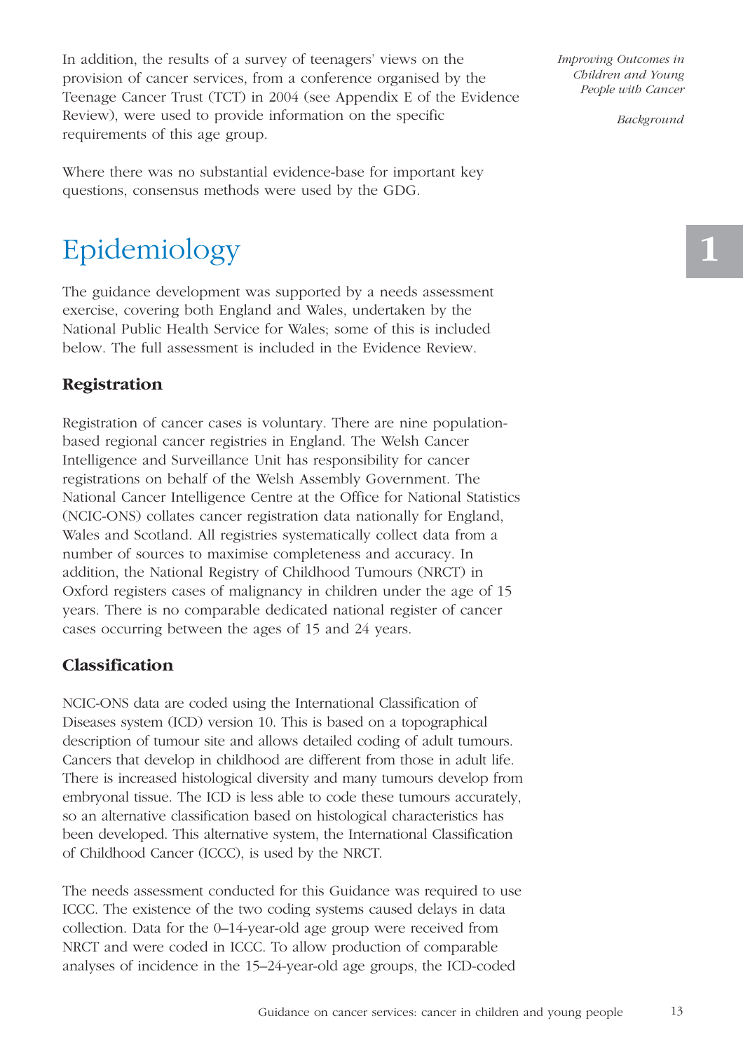In addition, the results of a survey of teenagers' views on the provision of cancer services, from a conference organised by the Teenage Cancer Trust (TCT) in 2004 (see Appendix E of the Evidence Review), were used to provide information on the specific requirements of this age group.

Where there was no substantial evidence-base for important key questions, consensus methods were used by the GDG.

# Epidemiology

The guidance development was supported by a needs assessment exercise, covering both England and Wales, undertaken by the National Public Health Service for Wales; some of this is included below. The full assessment is included in the Evidence Review.

## Registration

Registration of cancer cases is voluntary. There are nine population-based regional cancer registries in England. The Welsh Cancer Intelligence and Surveillance Unit has responsibility for cancer registrations on behalf of the Welsh Assembly Government. The National Cancer Intelligence Centre at the Office for National Statistics (NCIC-ONS) collates cancer registration data nationally for England, Wales and Scotland. All registries systematically collect data from a number of sources to maximise completeness and accuracy. In addition, the National Registry of Childhood Tumours (NRCT) in Oxford registers cases of malignancy in children under the age of 15 years. There is no comparable dedicated national register of cancer cases occurring between the ages of 15 and 24 years.

## Classification

NCIC-ONS data are coded using the International Classification of Diseases system (ICD) version 10. This is based on a topographical description of tumour site and allows detailed coding of adult tumours. Cancers that develop in childhood are different from those in adult life. There is increased histological diversity and many tumours develop from embryonal tissue. The ICD is less able to code these tumours accurately, so an alternative classification based on histological characteristics has been developed. This alternative system, the International Classification of Childhood Cancer (ICCC), is used by the NRCT.

The needs assessment conducted for this Guidance was required to use ICCC. The existence of the two coding systems caused delays in data collection. Data for the 0–14-year-old age group were received from NRCT and were coded in ICCC. To allow production of comparable analyses of incidence in the 15–24-year-old age groups, the ICD-coded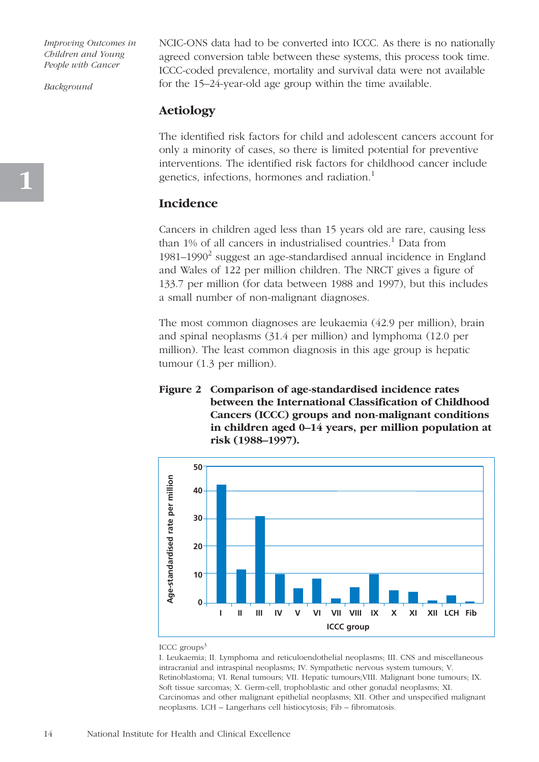NCIC-ONS data had to be converted into ICCC. As there is no nationally agreed conversion table between these systems, this process took time. ICCC-coded prevalence, mortality and survival data were not available for the 15–24-year-old age group within the time available.

## Aetiology

The identified risk factors for child and adolescent cancers account for only a minority of cases, so there is limited potential for preventive interventions. The identified risk factors for childhood cancer include genetics, infections, hormones and radiation.[1]

## Incidence

Cancers in children aged less than 15 years old are rare, causing less than 1% of all cancers in industrialised countries.[1] Data from 1981–1990[2] suggest an age-standardised annual incidence in England and Wales of 122 per million children. The NRCT gives a figure of 133.7 per million (for data between 1988 and 1997), but this includes a small number of non-malignant diagnoses.

The most common diagnoses are leukaemia (42.9 per million), brain and spinal neoplasms (31.4 per million) and lymphoma (12.0 per million). The least common diagnosis in this age group is hepatic tumour (1.3 per million).

**Figure 2 Comparison of age-standardised incidence rates between the International Classification of Childhood Cancers (ICCC) groups and non-malignant conditions in children aged 0–14 years, per million population at risk (1988–1997).**

ICCC groups[3]

I. Leukaemia; II. Lymphoma and reticuloendothelial neoplasms; III. CNS and miscellaneous intracranial and intraspinal neoplasms; IV. Sympathetic nervous system tumours; V. Retinoblastoma; VI. Renal tumours; VII. Hepatic tumours;VIII. Malignant bone tumours; IX. Soft tissue sarcomas; X. Germ-cell, trophoblastic and other gonadal neoplasms; XI. Carcinomas and other malignant epithelial neoplasms; XII. Other and unspecified malignant neoplasms. LCH – Langerhans cell histiocytosis; Fib – fibromatosis.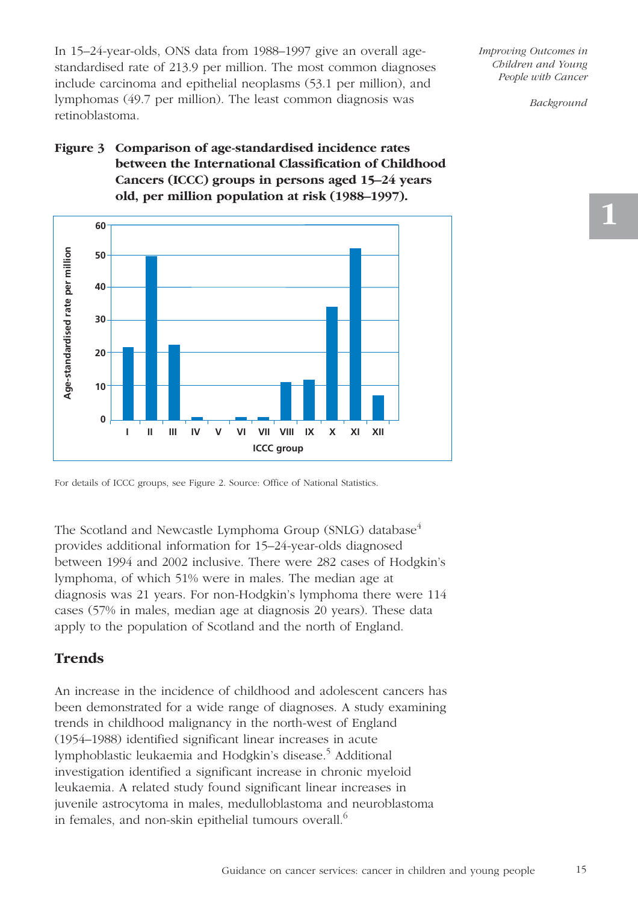In 15–24-year-olds, ONS data from 1988–1997 give an overall age-standardised rate of 213.9 per million. The most common diagnoses include carcinoma and epithelial neoplasms (53.1 per million), and lymphomas (49.7 per million). The least common diagnosis was retinoblastoma.

**Figure 3 Comparison of age-standardised incidence rates between the International Classification of Childhood Cancers (ICCC) groups in persons aged 15–24 years old, per million population at risk (1988–1997).**

For details of ICCC groups, see Figure 2. Source: Office of National Statistics.

The Scotland and Newcastle Lymphoma Group (SNLG) database[4] provides additional information for 15–24-year-olds diagnosed between 1994 and 2002 inclusive. There were 282 cases of Hodgkin's lymphoma, of which 51% were in males. The median age at diagnosis was 21 years. For non-Hodgkin's lymphoma there were 114 cases (57% in males, median age at diagnosis 20 years). These data apply to the population of Scotland and the north of England.

## Trends

An increase in the incidence of childhood and adolescent cancers has been demonstrated for a wide range of diagnoses. A study examining trends in childhood malignancy in the north-west of England (1954–1988) identified significant linear increases in acute lymphoblastic leukaemia and Hodgkin's disease.[5] Additional investigation identified a significant increase in chronic myeloid leukaemia. A related study found significant linear increases in juvenile astrocytoma in males, medulloblastoma and neuroblastoma in females, and non-skin epithelial tumours overall.[6]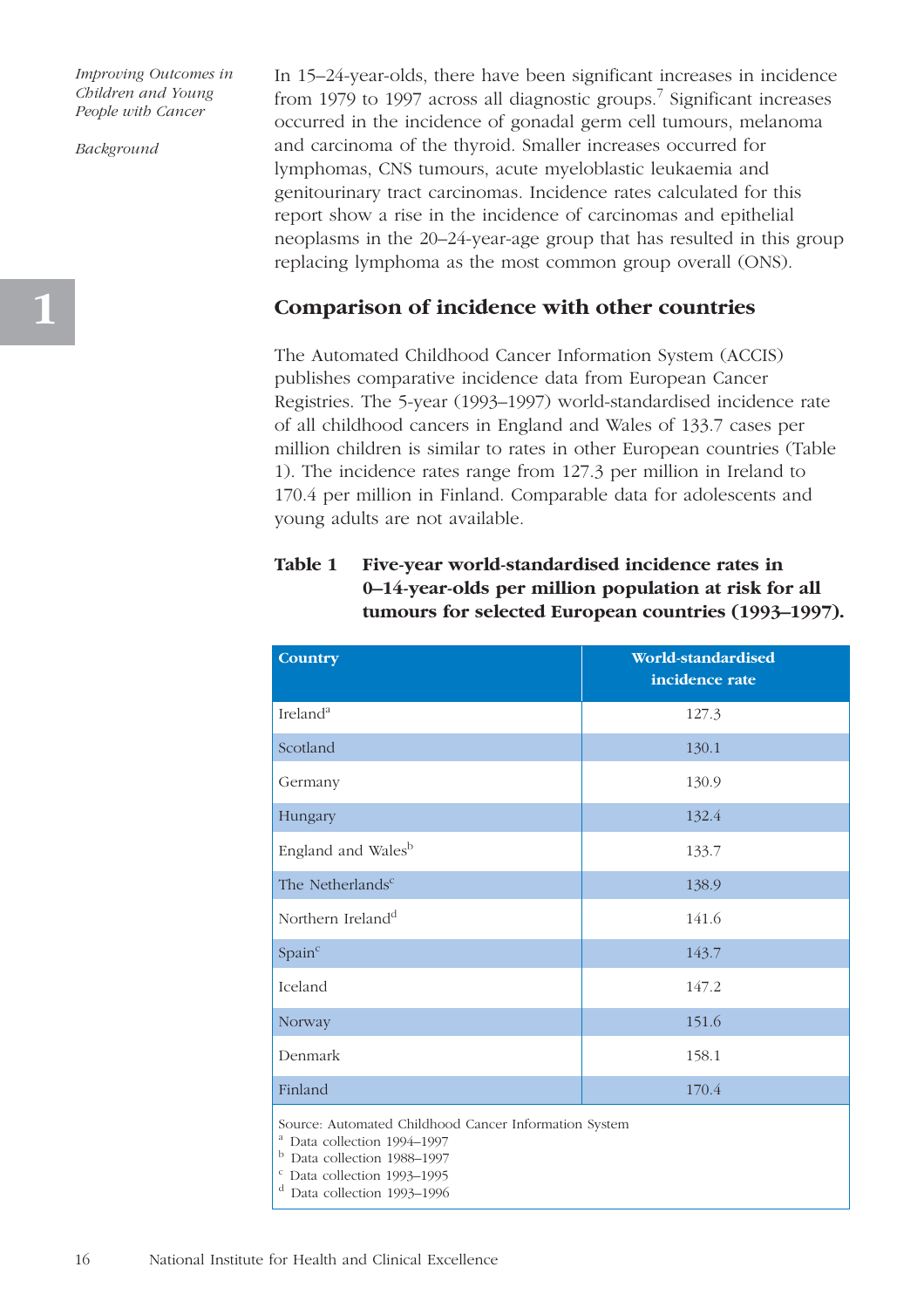In 15–24-year-olds, there have been significant increases in incidence from 1979 to 1997 across all diagnostic groups.[7] Significant increases occurred in the incidence of gonadal germ cell tumours, melanoma and carcinoma of the thyroid. Smaller increases occurred for lymphomas, CNS tumours, acute myeloblastic leukaemia and genitourinary tract carcinomas. Incidence rates calculated for this report show a rise in the incidence of carcinomas and epithelial neoplasms in the 20–24-year-age group that has resulted in this group replacing lymphoma as the most common group overall (ONS).

## Comparison of incidence with other countries

The Automated Childhood Cancer Information System (ACCIS) publishes comparative incidence data from European Cancer Registries. The 5-year (1993–1997) world-standardised incidence rate of all childhood cancers in England and Wales of 133.7 cases per million children is similar to rates in other European countries (Table 1). The incidence rates range from 127.3 per million in Ireland to 170.4 per million in Finland. Comparable data for adolescents and young adults are not available.

**Table 1 Five-year world-standardised incidence rates in 0–14-year-olds per million population at risk for all tumours for selected European countries (1993–1997).**

| Country | World-standardised incidence rate |
|---|---|
| Ireland[a] | 127.3 |
| Scotland | 130.1 |
| Germany | 130.9 |
| Hungary | 132.4 |
| England and Wales[b] | 133.7 |
| The Netherlands[c] | 138.9 |
| Northern Ireland[d] | 141.6 |
| Spain[c] | 143.7 |
| Iceland | 147.2 |
| Norway | 151.6 |
| Denmark | 158.1 |
| Finland | 170.4 |

Source: Automated Childhood Cancer Information System
[a] Data collection 1994–1997
[b] Data collection 1988–1997
[c] Data collection 1993–1995
[d] Data collection 1993–1996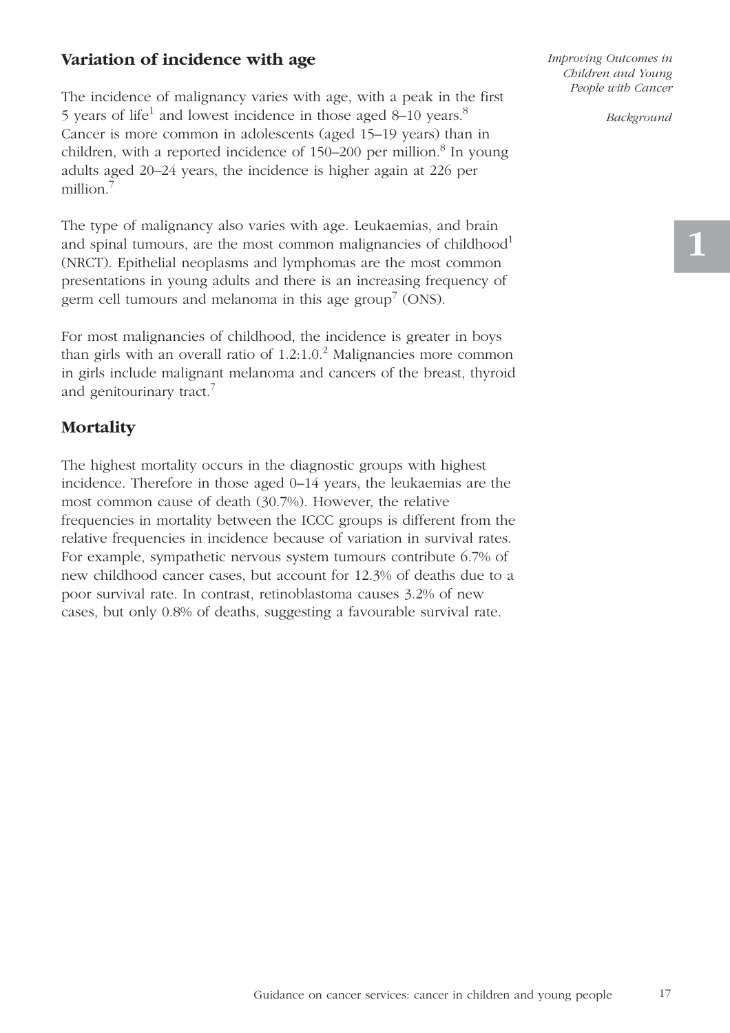## Variation of incidence with age

The incidence of malignancy varies with age, with a peak in the first 5 years of life[1] and lowest incidence in those aged 8–10 years.[8] Cancer is more common in adolescents (aged 15–19 years) than in children, with a reported incidence of 150–200 per million.[8] In young adults aged 20–24 years, the incidence is higher again at 226 per million.[7]

The type of malignancy also varies with age. Leukaemias, and brain and spinal tumours, are the most common malignancies of childhood[1] (NRCT). Epithelial neoplasms and lymphomas are the most common presentations in young adults and there is an increasing frequency of germ cell tumours and melanoma in this age group[7] (ONS).

For most malignancies of childhood, the incidence is greater in boys than girls with an overall ratio of 1.2:1.0.[2] Malignancies more common in girls include malignant melanoma and cancers of the breast, thyroid and genitourinary tract.[7]

## Mortality

The highest mortality occurs in the diagnostic groups with highest incidence. Therefore in those aged 0–14 years, the leukaemias are the most common cause of death (30.7%). However, the relative frequencies in mortality between the ICCC groups is different from the relative frequencies in incidence because of variation in survival rates. For example, sympathetic nervous system tumours contribute 6.7% of new childhood cancer cases, but account for 12.3% of deaths due to a poor survival rate. In contrast, retinoblastoma causes 3.2% of new cases, but only 0.8% of deaths, suggesting a favourable survival rate.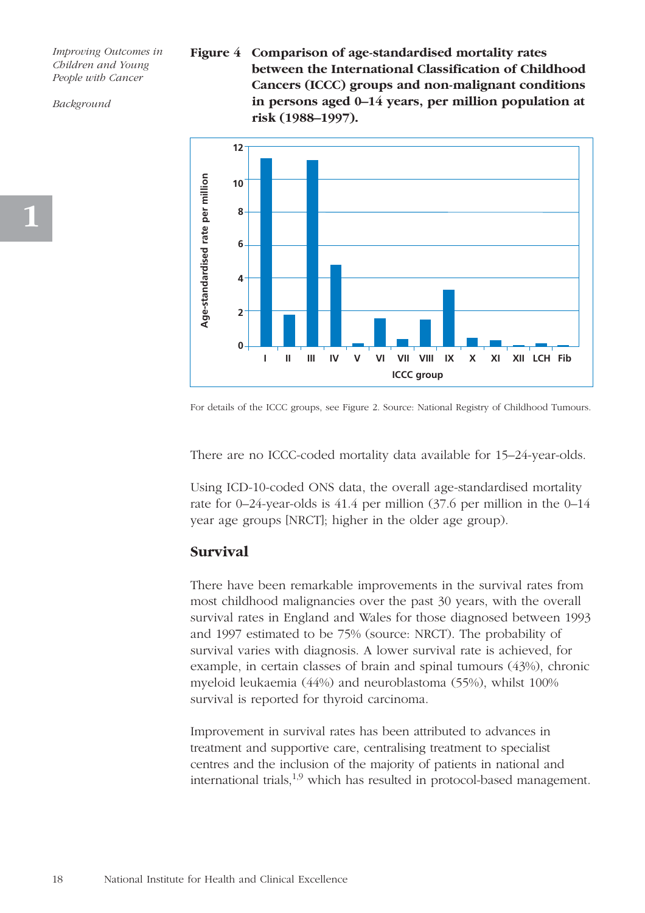**Figure 4 Comparison of age-standardised mortality rates between the International Classification of Childhood Cancers (ICCC) groups and non-malignant conditions in persons aged 0–14 years, per million population at risk (1988–1997).**

For details of the ICCC groups, see Figure 2. Source: National Registry of Childhood Tumours.

There are no ICCC-coded mortality data available for 15–24-year-olds.

Using ICD-10-coded ONS data, the overall age-standardised mortality rate for 0–24-year-olds is 41.4 per million (37.6 per million in the 0–14 year age groups [NRCT]; higher in the older age group).

## Survival

There have been remarkable improvements in the survival rates from most childhood malignancies over the past 30 years, with the overall survival rates in England and Wales for those diagnosed between 1993 and 1997 estimated to be 75% (source: NRCT). The probability of survival varies with diagnosis. A lower survival rate is achieved, for example, in certain classes of brain and spinal tumours (43%), chronic myeloid leukaemia (44%) and neuroblastoma (55%), whilst 100% survival is reported for thyroid carcinoma.

Improvement in survival rates has been attributed to advances in treatment and supportive care, centralising treatment to specialist centres and the inclusion of the majority of patients in national and international trials,[1,9] which has resulted in protocol-based management.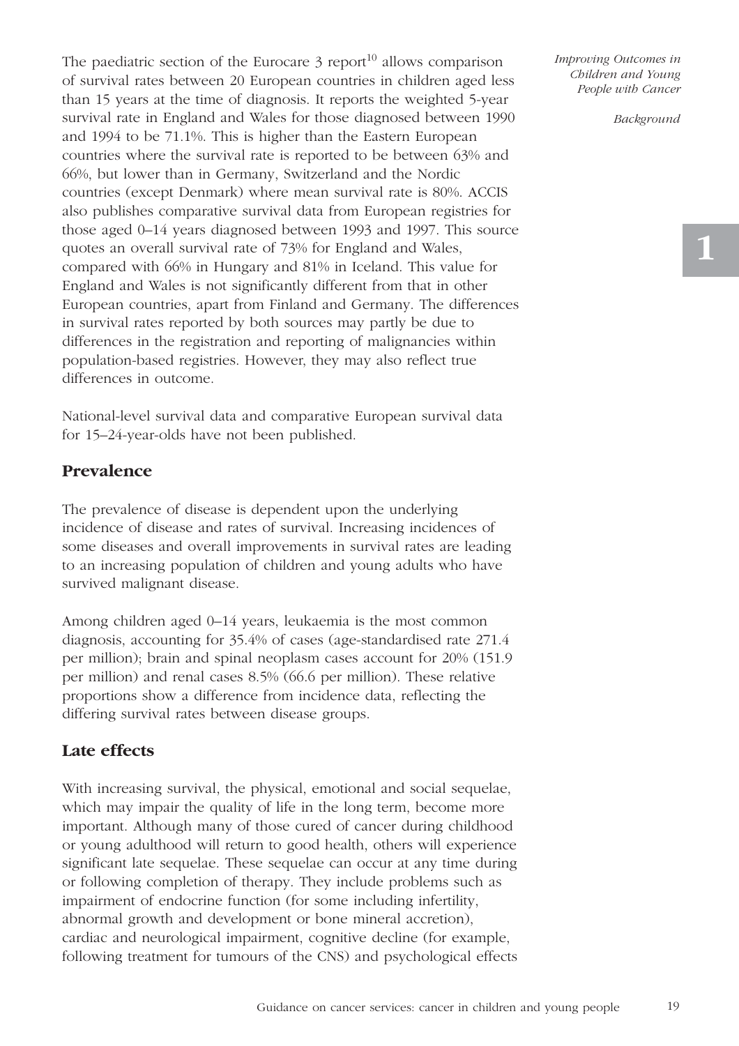The paediatric section of the Eurocare 3 report[10] allows comparison of survival rates between 20 European countries in children aged less than 15 years at the time of diagnosis. It reports the weighted 5-year survival rate in England and Wales for those diagnosed between 1990 and 1994 to be 71.1%. This is higher than the Eastern European countries where the survival rate is reported to be between 63% and 66%, but lower than in Germany, Switzerland and the Nordic countries (except Denmark) where mean survival rate is 80%. ACCIS also publishes comparative survival data from European registries for those aged 0–14 years diagnosed between 1993 and 1997. This source quotes an overall survival rate of 73% for England and Wales, compared with 66% in Hungary and 81% in Iceland. This value for England and Wales is not significantly different from that in other European countries, apart from Finland and Germany. The differences in survival rates reported by both sources may partly be due to differences in the registration and reporting of malignancies within population-based registries. However, they may also reflect true differences in outcome.

National-level survival data and comparative European survival data for 15–24-year-olds have not been published.

## Prevalence

The prevalence of disease is dependent upon the underlying incidence of disease and rates of survival. Increasing incidences of some diseases and overall improvements in survival rates are leading to an increasing population of children and young adults who have survived malignant disease.

Among children aged 0–14 years, leukaemia is the most common diagnosis, accounting for 35.4% of cases (age-standardised rate 271.4 per million); brain and spinal neoplasm cases account for 20% (151.9 per million) and renal cases 8.5% (66.6 per million). These relative proportions show a difference from incidence data, reflecting the differing survival rates between disease groups.

## Late effects

With increasing survival, the physical, emotional and social sequelae, which may impair the quality of life in the long term, become more important. Although many of those cured of cancer during childhood or young adulthood will return to good health, others will experience significant late sequelae. These sequelae can occur at any time during or following completion of therapy. They include problems such as impairment of endocrine function (for some including infertility, abnormal growth and development or bone mineral accretion), cardiac and neurological impairment, cognitive decline (for example, following treatment for tumours of the CNS) and psychological effects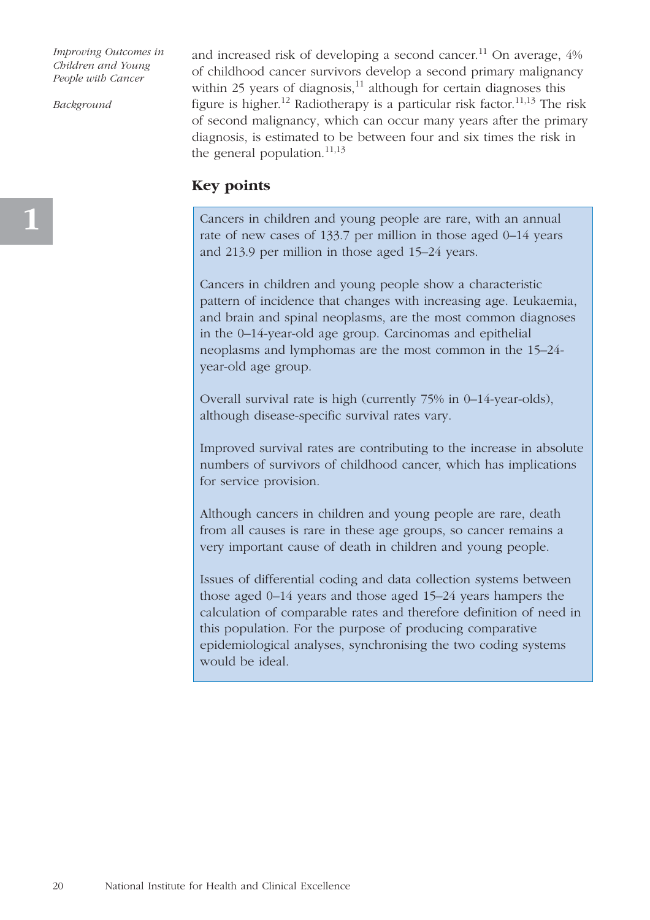and increased risk of developing a second cancer.[11] On average, 4% of childhood cancer survivors develop a second primary malignancy within 25 years of diagnosis,[11] although for certain diagnoses this figure is higher.[12] Radiotherapy is a particular risk factor.[11,13] The risk of second malignancy, which can occur many years after the primary diagnosis, is estimated to be between four and six times the risk in the general population.[11,13]

## Key points

Cancers in children and young people are rare, with an annual rate of new cases of 133.7 per million in those aged 0–14 years and 213.9 per million in those aged 15–24 years.

Cancers in children and young people show a characteristic pattern of incidence that changes with increasing age. Leukaemia, and brain and spinal neoplasms, are the most common diagnoses in the 0–14-year-old age group. Carcinomas and epithelial neoplasms and lymphomas are the most common in the 15–24-year-old age group.

Overall survival rate is high (currently 75% in 0–14-year-olds), although disease-specific survival rates vary.

Improved survival rates are contributing to the increase in absolute numbers of survivors of childhood cancer, which has implications for service provision.

Although cancers in children and young people are rare, death from all causes is rare in these age groups, so cancer remains a very important cause of death in children and young people.

Issues of differential coding and data collection systems between those aged 0–14 years and those aged 15–24 years hampers the calculation of comparable rates and therefore definition of need in this population. For the purpose of producing comparative epidemiological analyses, synchronising the two coding systems would be ideal.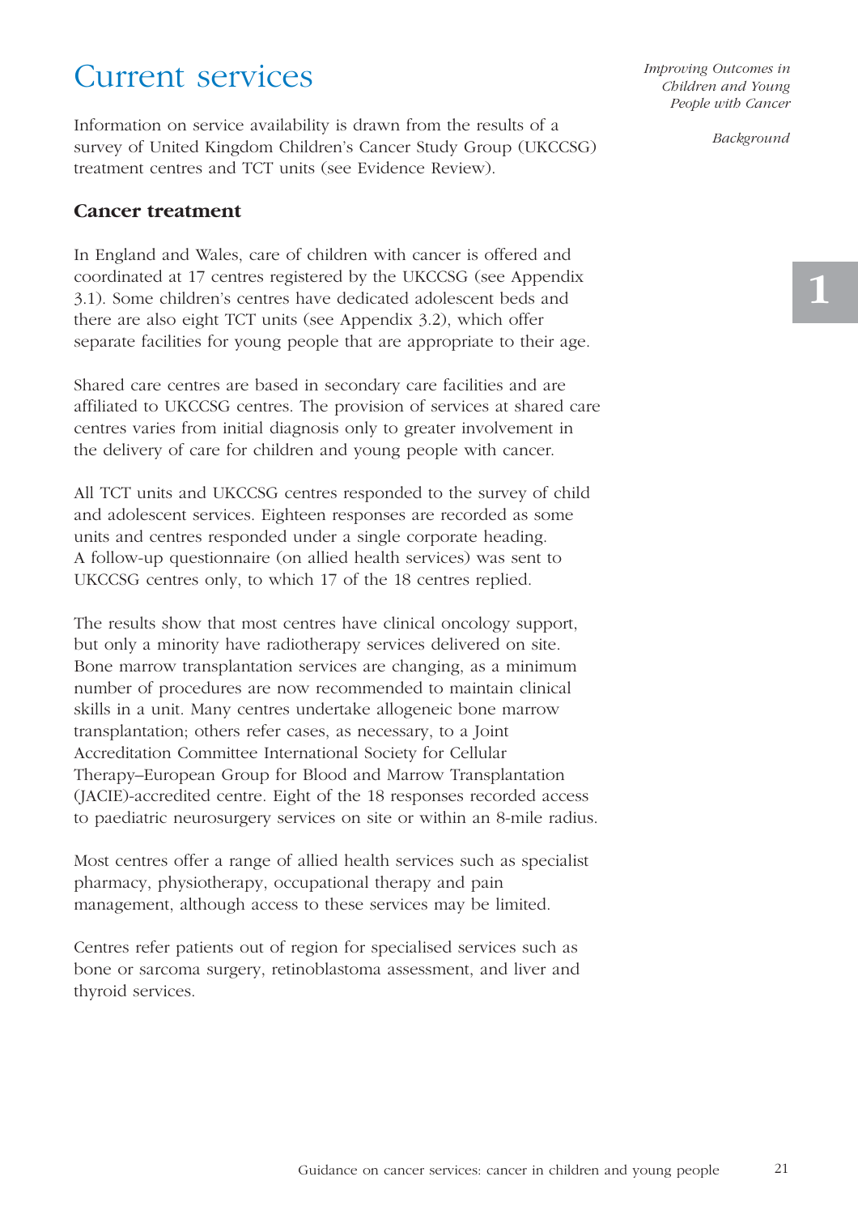# Current services

Information on service availability is drawn from the results of a survey of United Kingdom Children's Cancer Study Group (UKCCSG) treatment centres and TCT units (see Evidence Review).

### Cancer treatment

In England and Wales, care of children with cancer is offered and coordinated at 17 centres registered by the UKCCSG (see Appendix 3.1). Some children's centres have dedicated adolescent beds and there are also eight TCT units (see Appendix 3.2), which offer separate facilities for young people that are appropriate to their age.

Shared care centres are based in secondary care facilities and are affiliated to UKCCSG centres. The provision of services at shared care centres varies from initial diagnosis only to greater involvement in the delivery of care for children and young people with cancer.

All TCT units and UKCCSG centres responded to the survey of child and adolescent services. Eighteen responses are recorded as some units and centres responded under a single corporate heading. A follow-up questionnaire (on allied health services) was sent to UKCCSG centres only, to which 17 of the 18 centres replied.

The results show that most centres have clinical oncology support, but only a minority have radiotherapy services delivered on site. Bone marrow transplantation services are changing, as a minimum number of procedures are now recommended to maintain clinical skills in a unit. Many centres undertake allogeneic bone marrow transplantation; others refer cases, as necessary, to a Joint Accreditation Committee International Society for Cellular Therapy–European Group for Blood and Marrow Transplantation (JACIE)-accredited centre. Eight of the 18 responses recorded access to paediatric neurosurgery services on site or within an 8-mile radius.

Most centres offer a range of allied health services such as specialist pharmacy, physiotherapy, occupational therapy and pain management, although access to these services may be limited.

Centres refer patients out of region for specialised services such as bone or sarcoma surgery, retinoblastoma assessment, and liver and thyroid services.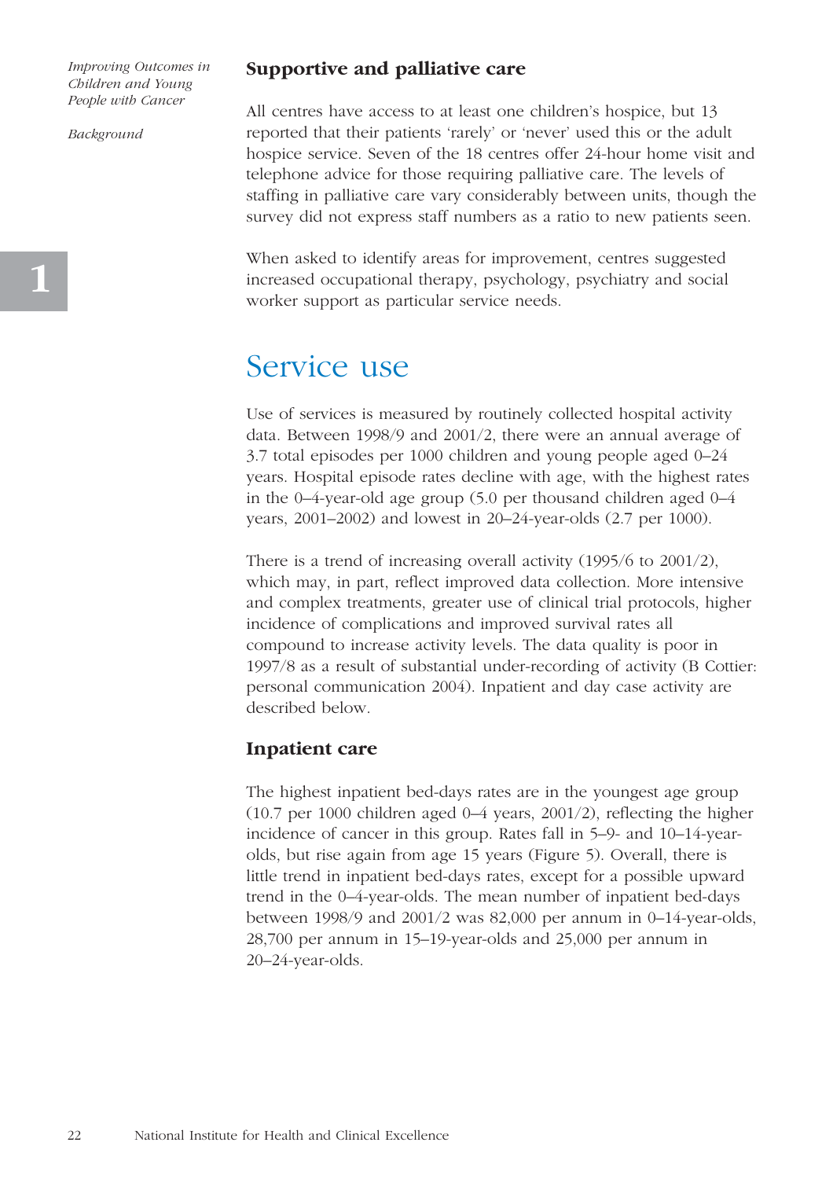## Supportive and palliative care

All centres have access to at least one children's hospice, but 13 reported that their patients 'rarely' or 'never' used this or the adult hospice service. Seven of the 18 centres offer 24-hour home visit and telephone advice for those requiring palliative care. The levels of staffing in palliative care vary considerably between units, though the survey did not express staff numbers as a ratio to new patients seen.

When asked to identify areas for improvement, centres suggested increased occupational therapy, psychology, psychiatry and social worker support as particular service needs.

# Service use

Use of services is measured by routinely collected hospital activity data. Between 1998/9 and 2001/2, there were an annual average of 3.7 total episodes per 1000 children and young people aged 0–24 years. Hospital episode rates decline with age, with the highest rates in the 0–4-year-old age group (5.0 per thousand children aged 0–4 years, 2001–2002) and lowest in 20–24-year-olds (2.7 per 1000).

There is a trend of increasing overall activity (1995/6 to 2001/2), which may, in part, reflect improved data collection. More intensive and complex treatments, greater use of clinical trial protocols, higher incidence of complications and improved survival rates all compound to increase activity levels. The data quality is poor in 1997/8 as a result of substantial under-recording of activity (B Cottier: personal communication 2004). Inpatient and day case activity are described below.

## Inpatient care

The highest inpatient bed-days rates are in the youngest age group (10.7 per 1000 children aged 0–4 years, 2001/2), reflecting the higher incidence of cancer in this group. Rates fall in 5–9- and 10–14-year-olds, but rise again from age 15 years (Figure 5). Overall, there is little trend in inpatient bed-days rates, except for a possible upward trend in the 0–4-year-olds. The mean number of inpatient bed-days between 1998/9 and 2001/2 was 82,000 per annum in 0–14-year-olds, 28,700 per annum in 15–19-year-olds and 25,000 per annum in 20–24-year-olds.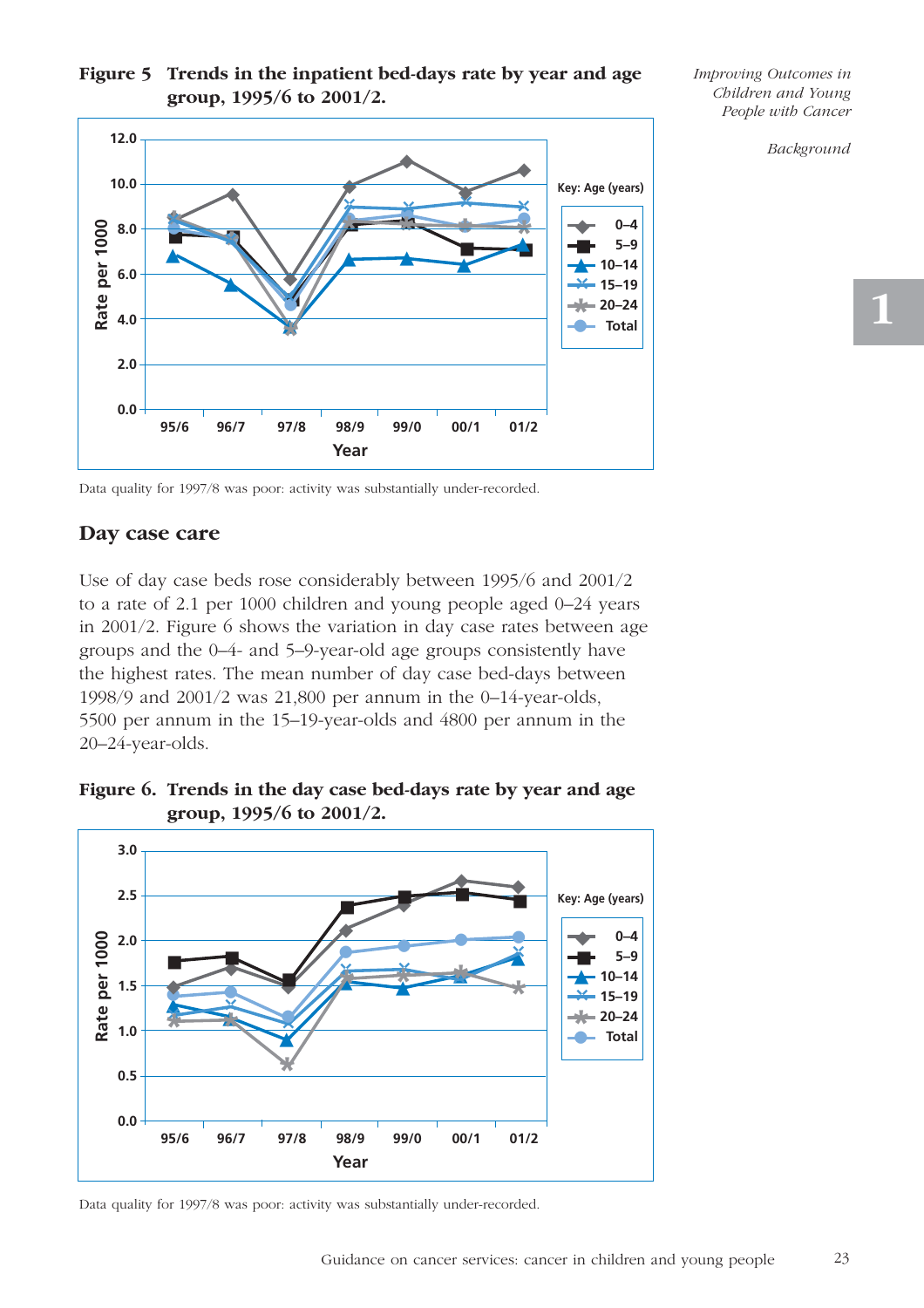**Figure 5 Trends in the inpatient bed-days rate by year and age group, 1995/6 to 2001/2.**

Data quality for 1997/8 was poor: activity was substantially under-recorded.

## Day case care

Use of day case beds rose considerably between 1995/6 and 2001/2 to a rate of 2.1 per 1000 children and young people aged 0–24 years in 2001/2. Figure 6 shows the variation in day case rates between age groups and the 0–4- and 5–9-year-old age groups consistently have the highest rates. The mean number of day case bed-days between 1998/9 and 2001/2 was 21,800 per annum in the 0–14-year-olds, 5500 per annum in the 15–19-year-olds and 4800 per annum in the 20–24-year-olds.

**Figure 6. Trends in the day case bed-days rate by year and age group, 1995/6 to 2001/2.**

Data quality for 1997/8 was poor: activity was substantially under-recorded.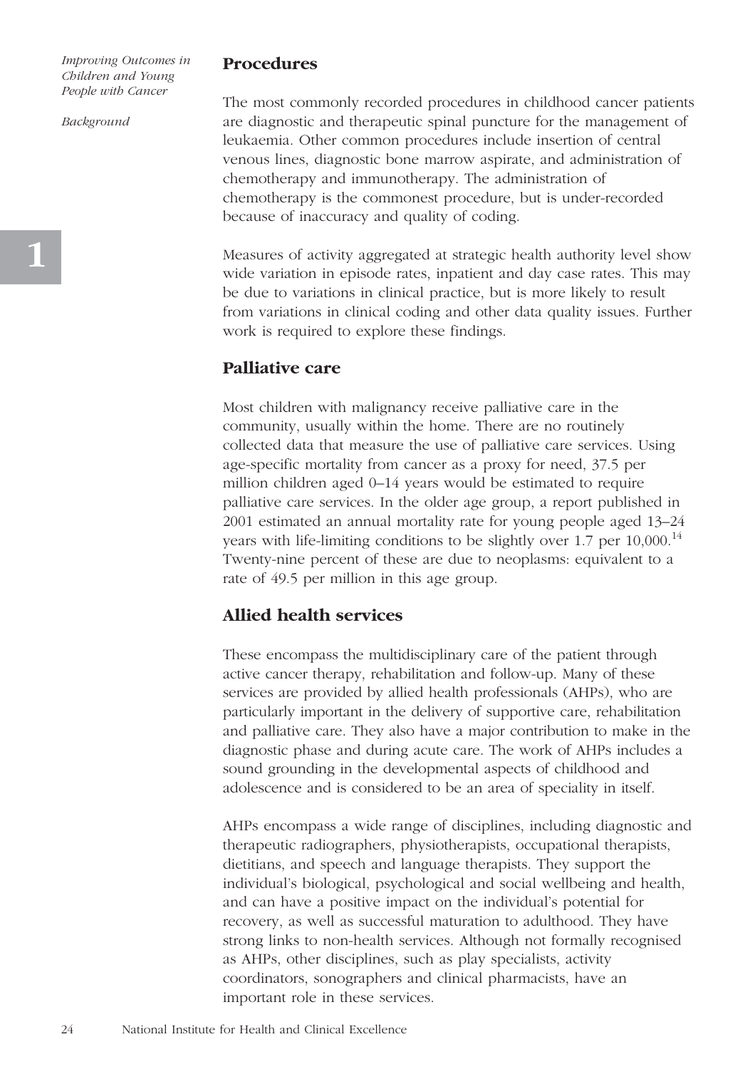## Procedures

The most commonly recorded procedures in childhood cancer patients are diagnostic and therapeutic spinal puncture for the management of leukaemia. Other common procedures include insertion of central venous lines, diagnostic bone marrow aspirate, and administration of chemotherapy and immunotherapy. The administration of chemotherapy is the commonest procedure, but is under-recorded because of inaccuracy and quality of coding.

Measures of activity aggregated at strategic health authority level show wide variation in episode rates, inpatient and day case rates. This may be due to variations in clinical practice, but is more likely to result from variations in clinical coding and other data quality issues. Further work is required to explore these findings.

## Palliative care

Most children with malignancy receive palliative care in the community, usually within the home. There are no routinely collected data that measure the use of palliative care services. Using age-specific mortality from cancer as a proxy for need, 37.5 per million children aged 0–14 years would be estimated to require palliative care services. In the older age group, a report published in 2001 estimated an annual mortality rate for young people aged 13–24 years with life-limiting conditions to be slightly over 1.7 per 10,000.[14] Twenty-nine percent of these are due to neoplasms: equivalent to a rate of 49.5 per million in this age group.

## Allied health services

These encompass the multidisciplinary care of the patient through active cancer therapy, rehabilitation and follow-up. Many of these services are provided by allied health professionals (AHPs), who are particularly important in the delivery of supportive care, rehabilitation and palliative care. They also have a major contribution to make in the diagnostic phase and during acute care. The work of AHPs includes a sound grounding in the developmental aspects of childhood and adolescence and is considered to be an area of speciality in itself.

AHPs encompass a wide range of disciplines, including diagnostic and therapeutic radiographers, physiotherapists, occupational therapists, dietitians, and speech and language therapists. They support the individual's biological, psychological and social wellbeing and health, and can have a positive impact on the individual's potential for recovery, as well as successful maturation to adulthood. They have strong links to non-health services. Although not formally recognised as AHPs, other disciplines, such as play specialists, activity coordinators, sonographers and clinical pharmacists, have an important role in these services.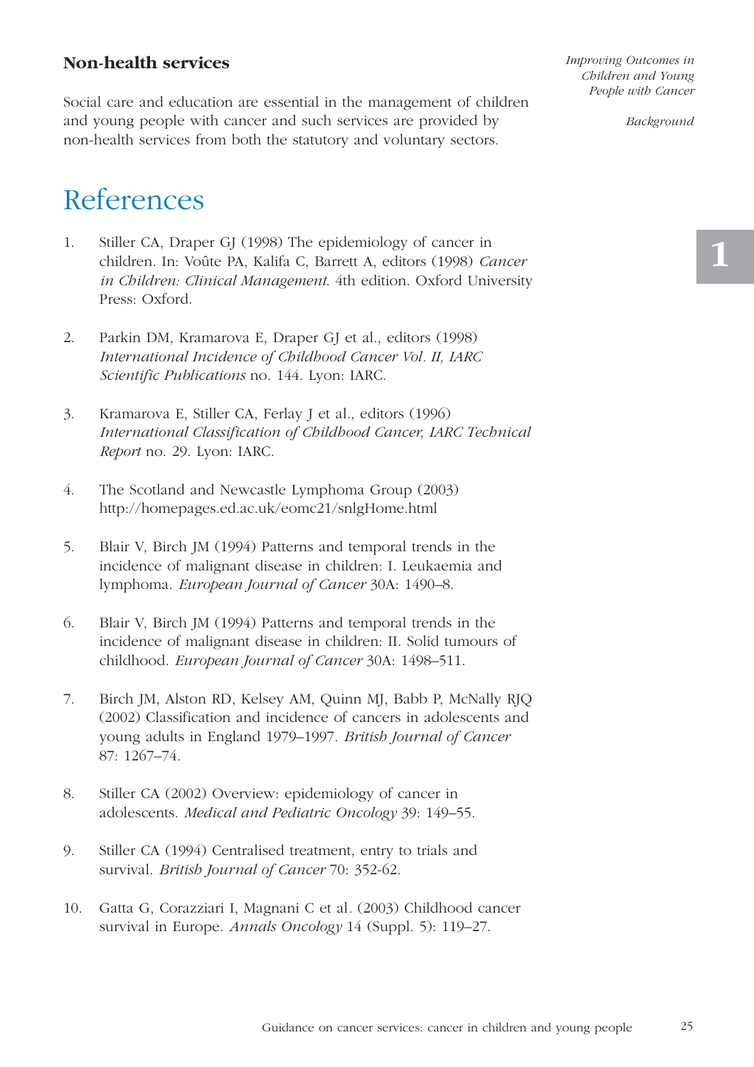### Non-health services

Social care and education are essential in the management of children and young people with cancer and such services are provided by non-health services from both the statutory and voluntary sectors.

## References

1. Stiller CA, Draper GJ (1998) The epidemiology of cancer in children. In: Voûte PA, Kalifa C, Barrett A, editors (1998) *Cancer in Children: Clinical Management*. 4th edition. Oxford University Press: Oxford.

2. Parkin DM, Kramarova E, Draper GJ et al., editors (1998) *International Incidence of Childhood Cancer Vol. II, IARC Scientific Publications* no. 144. Lyon: IARC.

3. Kramarova E, Stiller CA, Ferlay J et al., editors (1996) *International Classification of Childhood Cancer, IARC Technical Report* no. 29. Lyon: IARC.

4. The Scotland and Newcastle Lymphoma Group (2003) http://homepages.ed.ac.uk/eomc21/snlgHome.html

5. Blair V, Birch JM (1994) Patterns and temporal trends in the incidence of malignant disease in children: I. Leukaemia and lymphoma. *European Journal of Cancer* 30A: 1490–8.

6. Blair V, Birch JM (1994) Patterns and temporal trends in the incidence of malignant disease in children: II. Solid tumours of childhood. *European Journal of Cancer* 30A: 1498–511.

7. Birch JM, Alston RD, Kelsey AM, Quinn MJ, Babb P, McNally RJQ (2002) Classification and incidence of cancers in adolescents and young adults in England 1979–1997. *British Journal of Cancer* 87: 1267–74.

8. Stiller CA (2002) Overview: epidemiology of cancer in adolescents. *Medical and Pediatric Oncology* 39: 149–55.

9. Stiller CA (1994) Centralised treatment, entry to trials and survival. *British Journal of Cancer* 70: 352-62.

10. Gatta G, Corazziari I, Magnani C et al. (2003) Childhood cancer survival in Europe. *Annals Oncology* 14 (Suppl. 5): 119–27.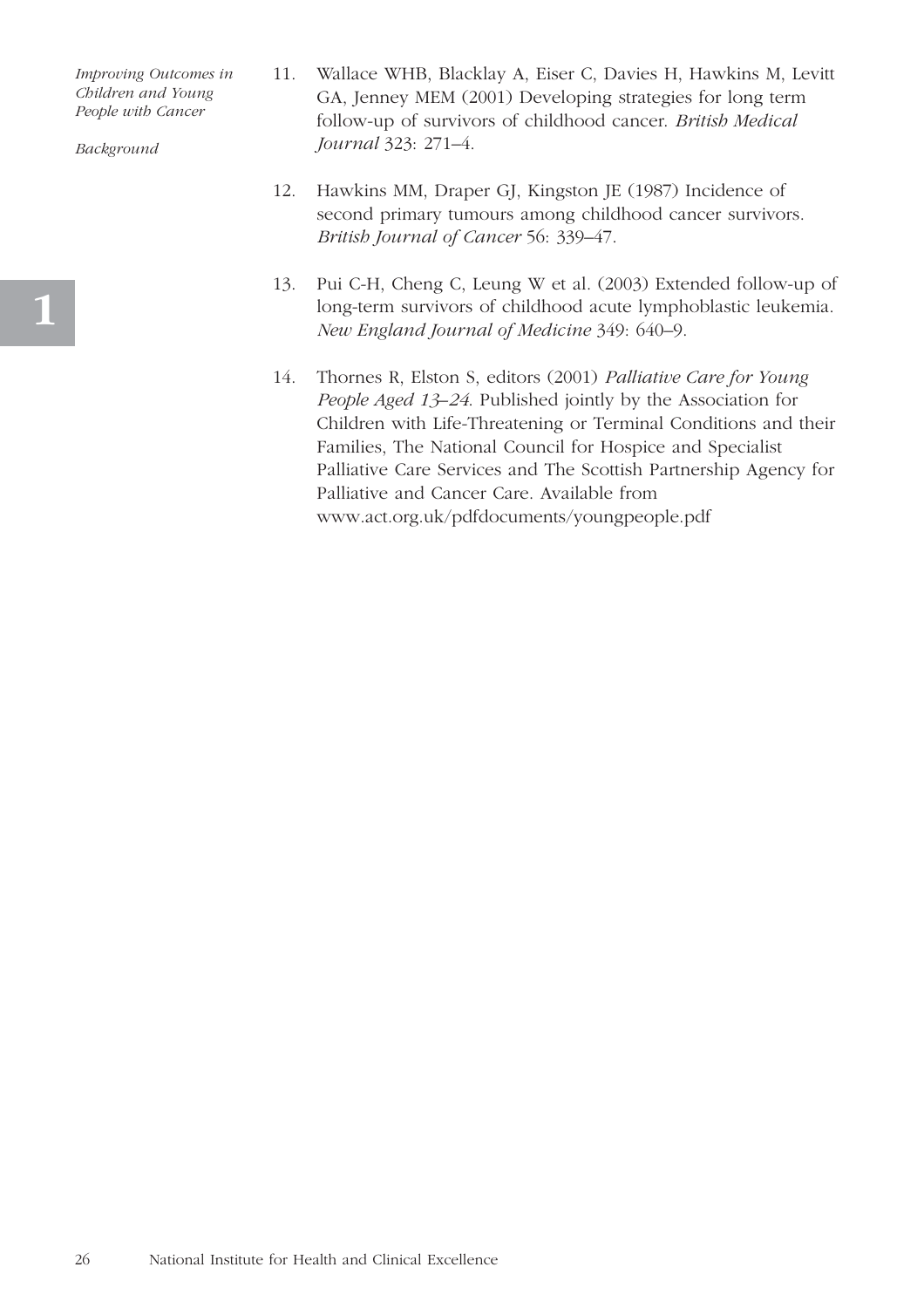11. Wallace WHB, Blacklay A, Eiser C, Davies H, Hawkins M, Levitt GA, Jenney MEM (2001) Developing strategies for long term follow-up of survivors of childhood cancer. *British Medical Journal* 323: 271–4.

12. Hawkins MM, Draper GJ, Kingston JE (1987) Incidence of second primary tumours among childhood cancer survivors. *British Journal of Cancer* 56: 339–47.

13. Pui C-H, Cheng C, Leung W et al. (2003) Extended follow-up of long-term survivors of childhood acute lymphoblastic leukemia. *New England Journal of Medicine* 349: 640–9.

14. Thornes R, Elston S, editors (2001) *Palliative Care for Young People Aged 13–24*. Published jointly by the Association for Children with Life-Threatening or Terminal Conditions and their Families, The National Council for Hospice and Specialist Palliative Care Services and The Scottish Partnership Agency for Palliative and Cancer Care. Available from www.act.org.uk/pdfdocuments/youngpeople.pdf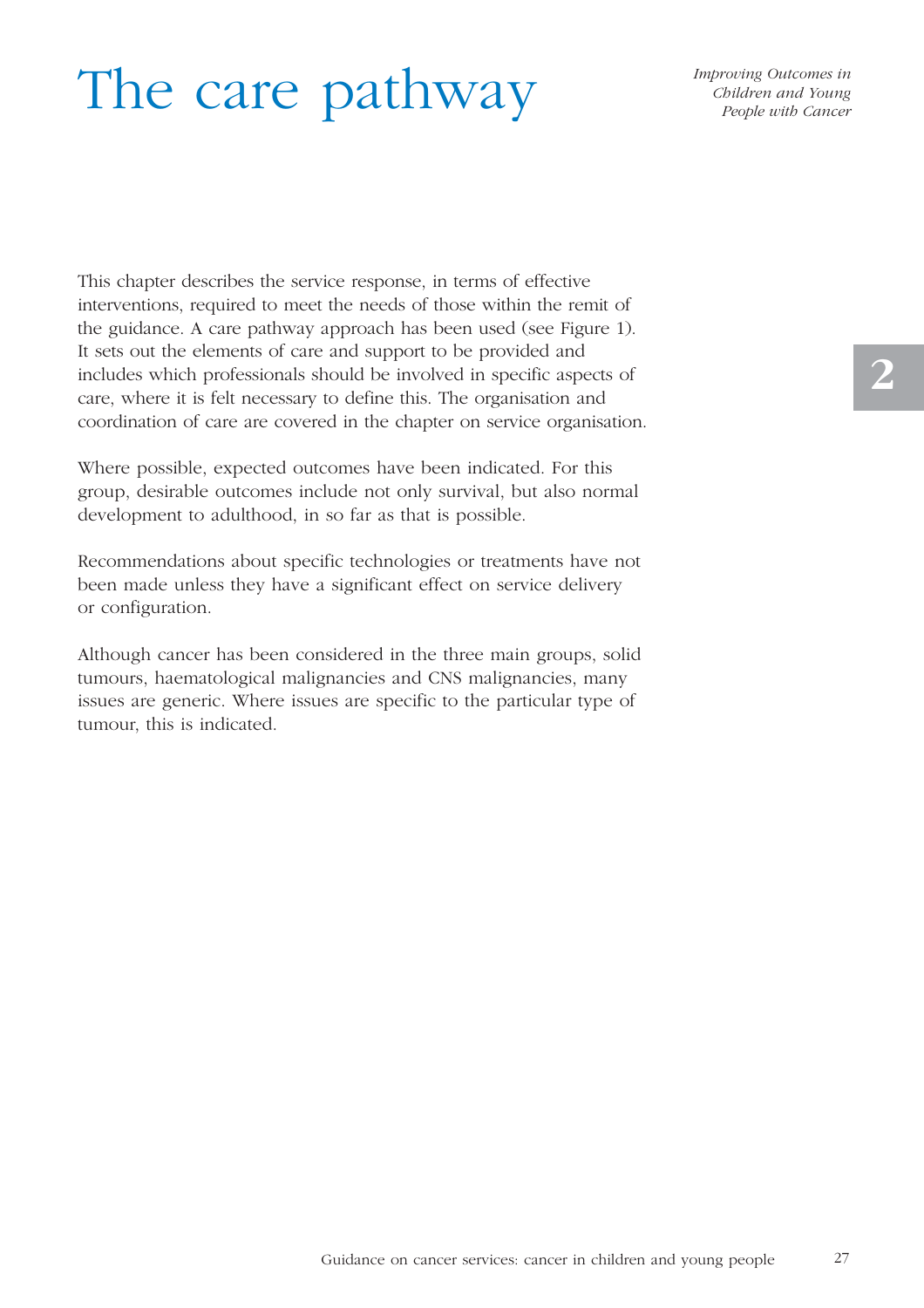# The care pathway

This chapter describes the service response, in terms of effective interventions, required to meet the needs of those within the remit of the guidance. A care pathway approach has been used (see Figure 1). It sets out the elements of care and support to be provided and includes which professionals should be involved in specific aspects of care, where it is felt necessary to define this. The organisation and coordination of care are covered in the chapter on service organisation.

Where possible, expected outcomes have been indicated. For this group, desirable outcomes include not only survival, but also normal development to adulthood, in so far as that is possible.

Recommendations about specific technologies or treatments have not been made unless they have a significant effect on service delivery or configuration.

Although cancer has been considered in the three main groups, solid tumours, haematological malignancies and CNS malignancies, many issues are generic. Where issues are specific to the particular type of tumour, this is indicated.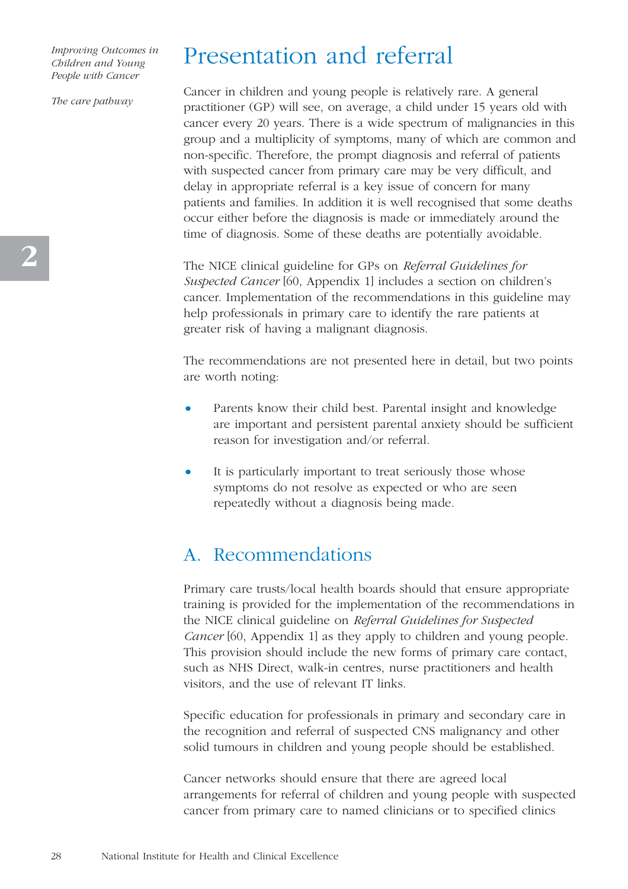# Presentation and referral

Cancer in children and young people is relatively rare. A general practitioner (GP) will see, on average, a child under 15 years old with cancer every 20 years. There is a wide spectrum of malignancies in this group and a multiplicity of symptoms, many of which are common and non-specific. Therefore, the prompt diagnosis and referral of patients with suspected cancer from primary care may be very difficult, and delay in appropriate referral is a key issue of concern for many patients and families. In addition it is well recognised that some deaths occur either before the diagnosis is made or immediately around the time of diagnosis. Some of these deaths are potentially avoidable.

The NICE clinical guideline for GPs on *Referral Guidelines for Suspected Cancer* [60, Appendix 1] includes a section on children's cancer. Implementation of the recommendations in this guideline may help professionals in primary care to identify the rare patients at greater risk of having a malignant diagnosis.

The recommendations are not presented here in detail, but two points are worth noting:

- Parents know their child best. Parental insight and knowledge are important and persistent parental anxiety should be sufficient reason for investigation and/or referral.
- It is particularly important to treat seriously those whose symptoms do not resolve as expected or who are seen repeatedly without a diagnosis being made.

## A. Recommendations

Primary care trusts/local health boards should that ensure appropriate training is provided for the implementation of the recommendations in the NICE clinical guideline on *Referral Guidelines for Suspected Cancer* [60, Appendix 1] as they apply to children and young people. This provision should include the new forms of primary care contact, such as NHS Direct, walk-in centres, nurse practitioners and health visitors, and the use of relevant IT links.

Specific education for professionals in primary and secondary care in the recognition and referral of suspected CNS malignancy and other solid tumours in children and young people should be established.

Cancer networks should ensure that there are agreed local arrangements for referral of children and young people with suspected cancer from primary care to named clinicians or to specified clinics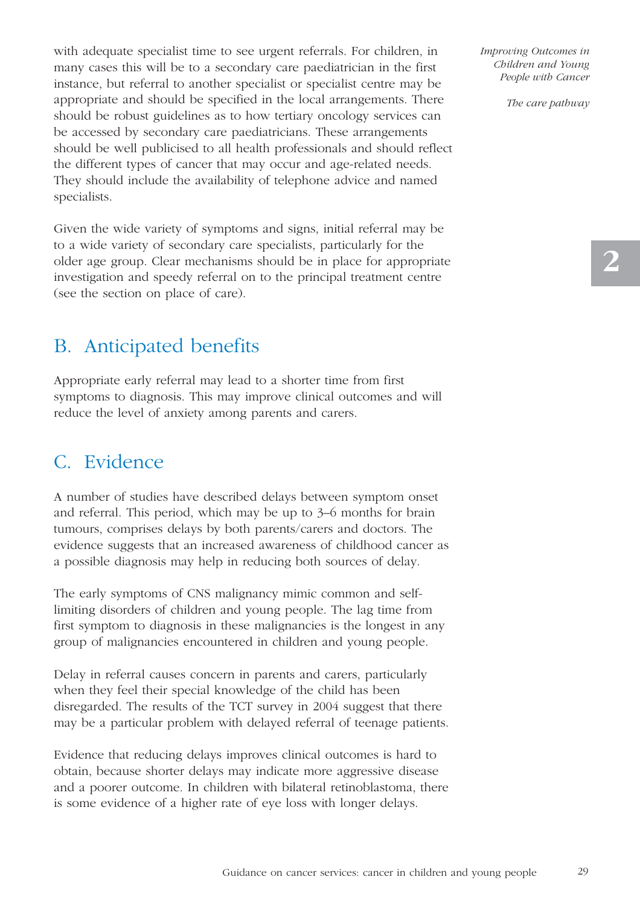with adequate specialist time to see urgent referrals. For children, in many cases this will be to a secondary care paediatrician in the first instance, but referral to another specialist or specialist centre may be appropriate and should be specified in the local arrangements. There should be robust guidelines as to how tertiary oncology services can be accessed by secondary care paediatricians. These arrangements should be well publicised to all health professionals and should reflect the different types of cancer that may occur and age-related needs. They should include the availability of telephone advice and named specialists.

Given the wide variety of symptoms and signs, initial referral may be to a wide variety of secondary care specialists, particularly for the older age group. Clear mechanisms should be in place for appropriate investigation and speedy referral on to the principal treatment centre (see the section on place of care).

## B. Anticipated benefits

Appropriate early referral may lead to a shorter time from first symptoms to diagnosis. This may improve clinical outcomes and will reduce the level of anxiety among parents and carers.

## C. Evidence

A number of studies have described delays between symptom onset and referral. This period, which may be up to 3–6 months for brain tumours, comprises delays by both parents/carers and doctors. The evidence suggests that an increased awareness of childhood cancer as a possible diagnosis may help in reducing both sources of delay.

The early symptoms of CNS malignancy mimic common and self-limiting disorders of children and young people. The lag time from first symptom to diagnosis in these malignancies is the longest in any group of malignancies encountered in children and young people.

Delay in referral causes concern in parents and carers, particularly when they feel their special knowledge of the child has been disregarded. The results of the TCT survey in 2004 suggest that there may be a particular problem with delayed referral of teenage patients.

Evidence that reducing delays improves clinical outcomes is hard to obtain, because shorter delays may indicate more aggressive disease and a poorer outcome. In children with bilateral retinoblastoma, there is some evidence of a higher rate of eye loss with longer delays.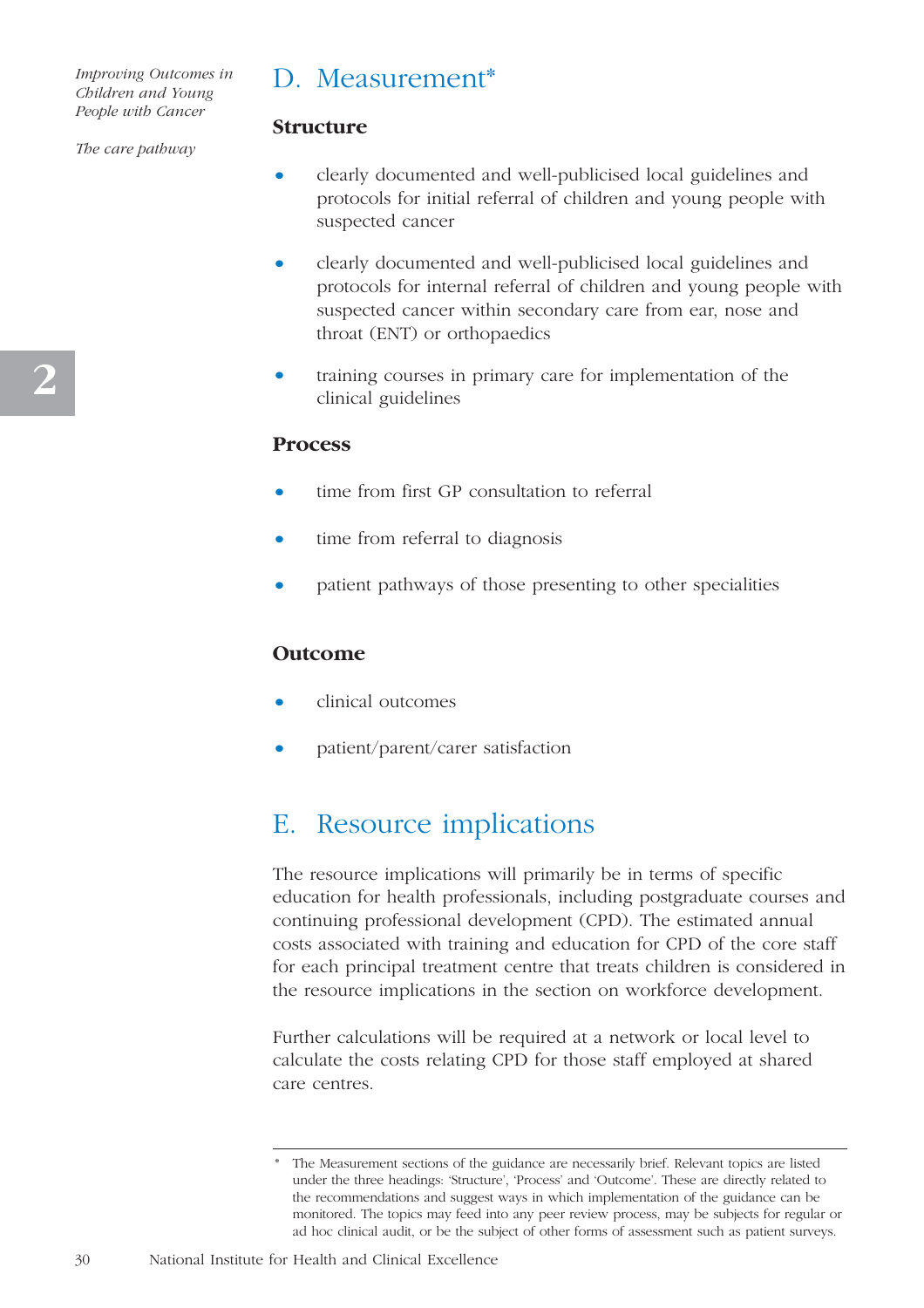## D. Measurement*

### Structure

- clearly documented and well-publicised local guidelines and protocols for initial referral of children and young people with suspected cancer
- clearly documented and well-publicised local guidelines and protocols for internal referral of children and young people with suspected cancer within secondary care from ear, nose and throat (ENT) or orthopaedics
- training courses in primary care for implementation of the clinical guidelines

### Process

- time from first GP consultation to referral
- time from referral to diagnosis
- patient pathways of those presenting to other specialities

### Outcome

- clinical outcomes
- patient/parent/carer satisfaction

## E. Resource implications

The resource implications will primarily be in terms of specific education for health professionals, including postgraduate courses and continuing professional development (CPD). The estimated annual costs associated with training and education for CPD of the core staff for each principal treatment centre that treats children is considered in the resource implications in the section on workforce development.

Further calculations will be required at a network or local level to calculate the costs relating CPD for those staff employed at shared care centres.

---

* The Measurement sections of the guidance are necessarily brief. Relevant topics are listed under the three headings: 'Structure', 'Process' and 'Outcome'. These are directly related to the recommendations and suggest ways in which implementation of the guidance can be monitored. The topics may feed into any peer review process, may be subjects for regular or ad hoc clinical audit, or be the subject of other forms of assessment such as patient surveys.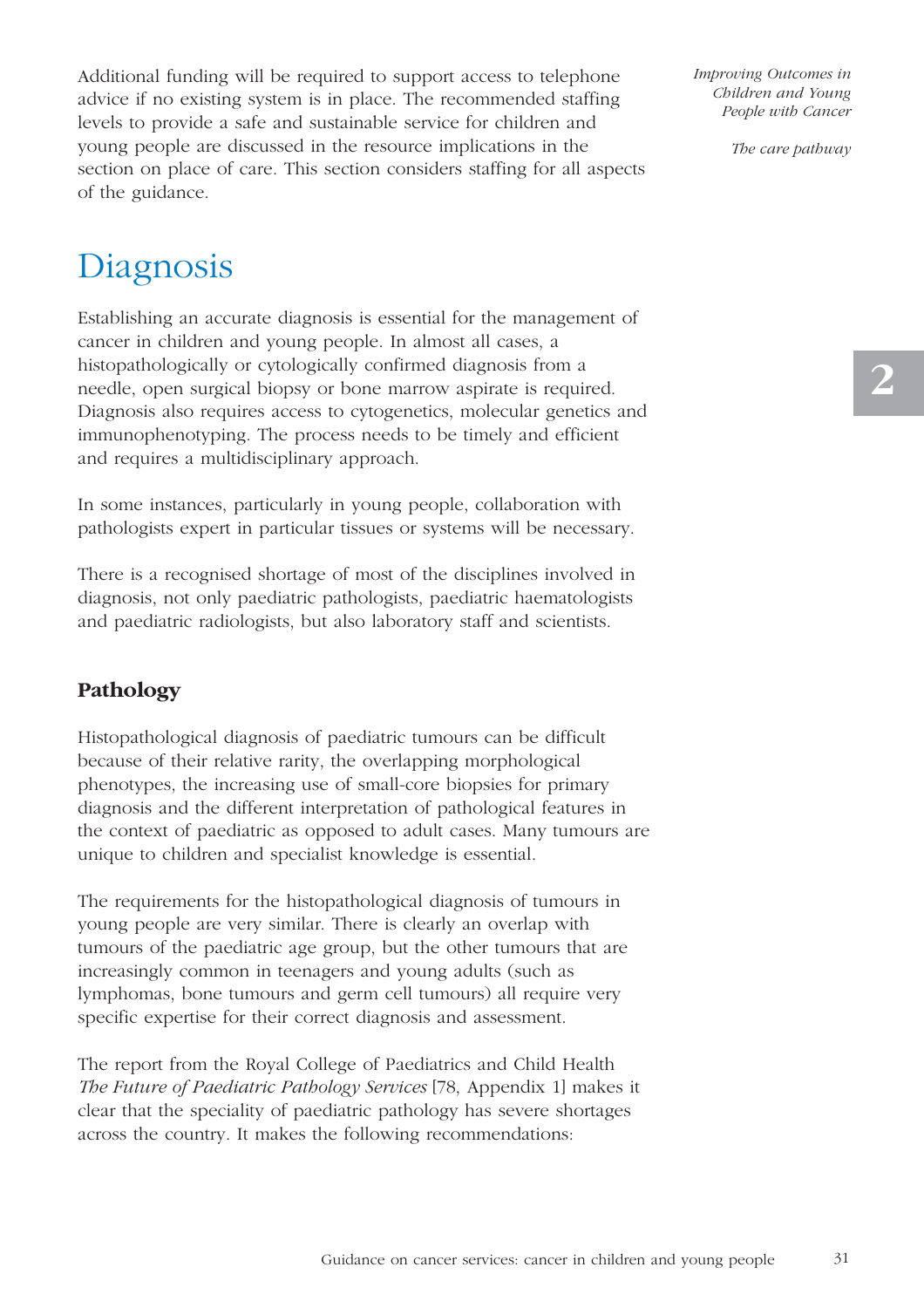Additional funding will be required to support access to telephone advice if no existing system is in place. The recommended staffing levels to provide a safe and sustainable service for children and young people are discussed in the resource implications in the section on place of care. This section considers staffing for all aspects of the guidance.

# Diagnosis

Establishing an accurate diagnosis is essential for the management of cancer in children and young people. In almost all cases, a histopathologically or cytologically confirmed diagnosis from a needle, open surgical biopsy or bone marrow aspirate is required. Diagnosis also requires access to cytogenetics, molecular genetics and immunophenotyping. The process needs to be timely and efficient and requires a multidisciplinary approach.

In some instances, particularly in young people, collaboration with pathologists expert in particular tissues or systems will be necessary.

There is a recognised shortage of most of the disciplines involved in diagnosis, not only paediatric pathologists, paediatric haematologists and paediatric radiologists, but also laboratory staff and scientists.

### Pathology

Histopathological diagnosis of paediatric tumours can be difficult because of their relative rarity, the overlapping morphological phenotypes, the increasing use of small-core biopsies for primary diagnosis and the different interpretation of pathological features in the context of paediatric as opposed to adult cases. Many tumours are unique to children and specialist knowledge is essential.

The requirements for the histopathological diagnosis of tumours in young people are very similar. There is clearly an overlap with tumours of the paediatric age group, but the other tumours that are increasingly common in teenagers and young adults (such as lymphomas, bone tumours and germ cell tumours) all require very specific expertise for their correct diagnosis and assessment.

The report from the Royal College of Paediatrics and Child Health *The Future of Paediatric Pathology Services* [78, Appendix 1] makes it clear that the speciality of paediatric pathology has severe shortages across the country. It makes the following recommendations: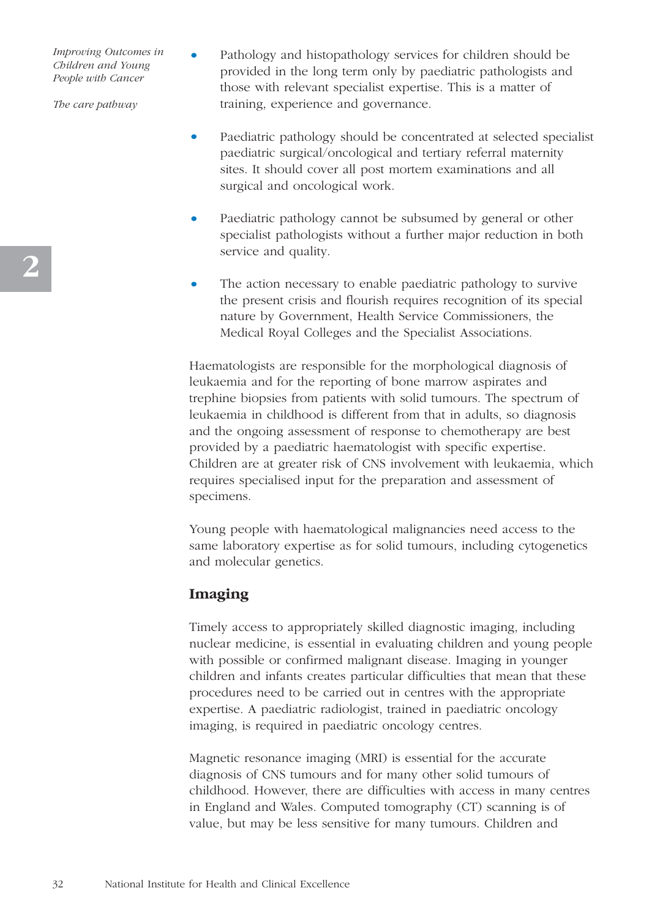- Pathology and histopathology services for children should be provided in the long term only by paediatric pathologists and those with relevant specialist expertise. This is a matter of training, experience and governance.

- Paediatric pathology should be concentrated at selected specialist paediatric surgical/oncological and tertiary referral maternity sites. It should cover all post mortem examinations and all surgical and oncological work.

- Paediatric pathology cannot be subsumed by general or other specialist pathologists without a further major reduction in both service and quality.

- The action necessary to enable paediatric pathology to survive the present crisis and flourish requires recognition of its special nature by Government, Health Service Commissioners, the Medical Royal Colleges and the Specialist Associations.

Haematologists are responsible for the morphological diagnosis of leukaemia and for the reporting of bone marrow aspirates and trephine biopsies from patients with solid tumours. The spectrum of leukaemia in childhood is different from that in adults, so diagnosis and the ongoing assessment of response to chemotherapy are best provided by a paediatric haematologist with specific expertise. Children are at greater risk of CNS involvement with leukaemia, which requires specialised input for the preparation and assessment of specimens.

Young people with haematological malignancies need access to the same laboratory expertise as for solid tumours, including cytogenetics and molecular genetics.

## Imaging

Timely access to appropriately skilled diagnostic imaging, including nuclear medicine, is essential in evaluating children and young people with possible or confirmed malignant disease. Imaging in younger children and infants creates particular difficulties that mean that these procedures need to be carried out in centres with the appropriate expertise. A paediatric radiologist, trained in paediatric oncology imaging, is required in paediatric oncology centres.

Magnetic resonance imaging (MRI) is essential for the accurate diagnosis of CNS tumours and for many other solid tumours of childhood. However, there are difficulties with access in many centres in England and Wales. Computed tomography (CT) scanning is of value, but may be less sensitive for many tumours. Children and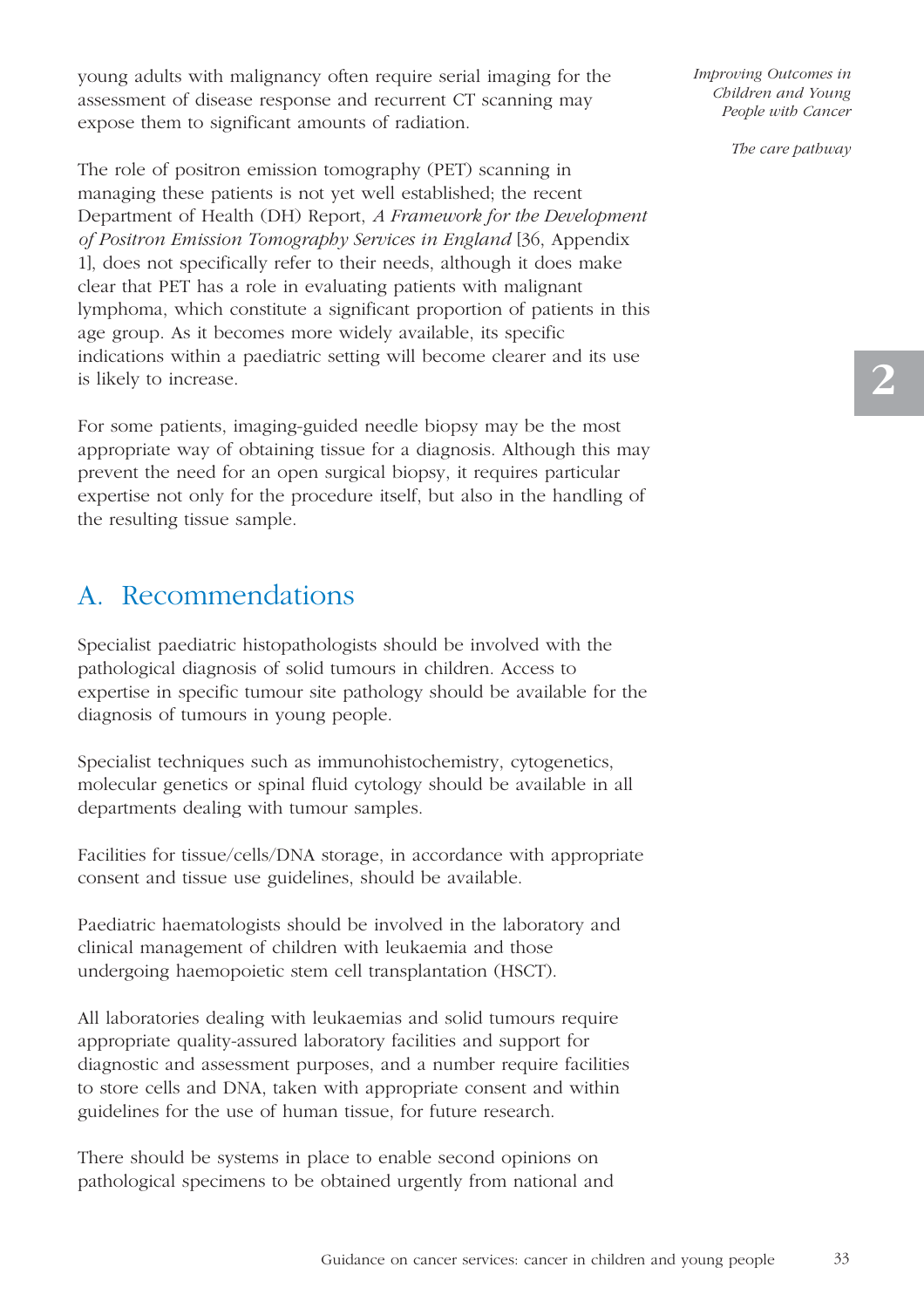young adults with malignancy often require serial imaging for the assessment of disease response and recurrent CT scanning may expose them to significant amounts of radiation.

The role of positron emission tomography (PET) scanning in managing these patients is not yet well established; the recent Department of Health (DH) Report, *A Framework for the Development of Positron Emission Tomography Services in England* [36, Appendix 1], does not specifically refer to their needs, although it does make clear that PET has a role in evaluating patients with malignant lymphoma, which constitute a significant proportion of patients in this age group. As it becomes more widely available, its specific indications within a paediatric setting will become clearer and its use is likely to increase.

For some patients, imaging-guided needle biopsy may be the most appropriate way of obtaining tissue for a diagnosis. Although this may prevent the need for an open surgical biopsy, it requires particular expertise not only for the procedure itself, but also in the handling of the resulting tissue sample.

## A. Recommendations

Specialist paediatric histopathologists should be involved with the pathological diagnosis of solid tumours in children. Access to expertise in specific tumour site pathology should be available for the diagnosis of tumours in young people.

Specialist techniques such as immunohistochemistry, cytogenetics, molecular genetics or spinal fluid cytology should be available in all departments dealing with tumour samples.

Facilities for tissue/cells/DNA storage, in accordance with appropriate consent and tissue use guidelines, should be available.

Paediatric haematologists should be involved in the laboratory and clinical management of children with leukaemia and those undergoing haemopoietic stem cell transplantation (HSCT).

All laboratories dealing with leukaemias and solid tumours require appropriate quality-assured laboratory facilities and support for diagnostic and assessment purposes, and a number require facilities to store cells and DNA, taken with appropriate consent and within guidelines for the use of human tissue, for future research.

There should be systems in place to enable second opinions on pathological specimens to be obtained urgently from national and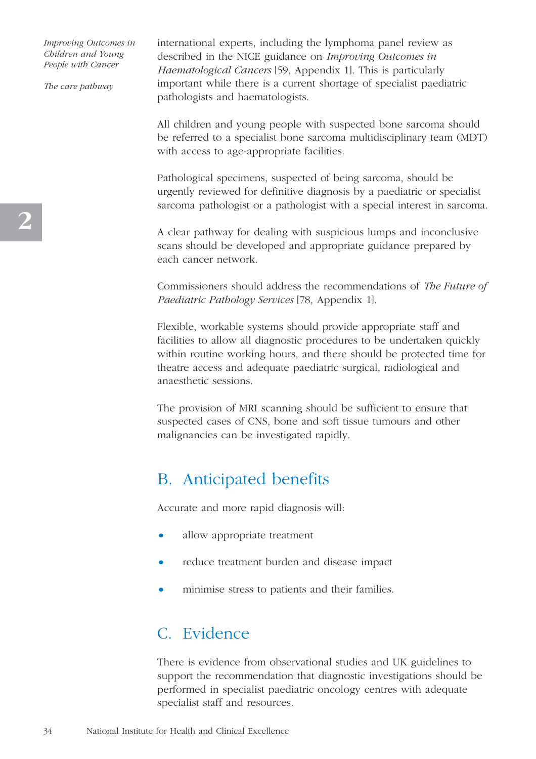international experts, including the lymphoma panel review as described in the NICE guidance on *Improving Outcomes in Haematological Cancers* [59, Appendix 1]. This is particularly important while there is a current shortage of specialist paediatric pathologists and haematologists.

All children and young people with suspected bone sarcoma should be referred to a specialist bone sarcoma multidisciplinary team (MDT) with access to age-appropriate facilities.

Pathological specimens, suspected of being sarcoma, should be urgently reviewed for definitive diagnosis by a paediatric or specialist sarcoma pathologist or a pathologist with a special interest in sarcoma.

A clear pathway for dealing with suspicious lumps and inconclusive scans should be developed and appropriate guidance prepared by each cancer network.

Commissioners should address the recommendations of *The Future of Paediatric Pathology Services* [78, Appendix 1].

Flexible, workable systems should provide appropriate staff and facilities to allow all diagnostic procedures to be undertaken quickly within routine working hours, and there should be protected time for theatre access and adequate paediatric surgical, radiological and anaesthetic sessions.

The provision of MRI scanning should be sufficient to ensure that suspected cases of CNS, bone and soft tissue tumours and other malignancies can be investigated rapidly.

## B. Anticipated benefits

Accurate and more rapid diagnosis will:

- allow appropriate treatment
- reduce treatment burden and disease impact
- minimise stress to patients and their families.

## C. Evidence

There is evidence from observational studies and UK guidelines to support the recommendation that diagnostic investigations should be performed in specialist paediatric oncology centres with adequate specialist staff and resources.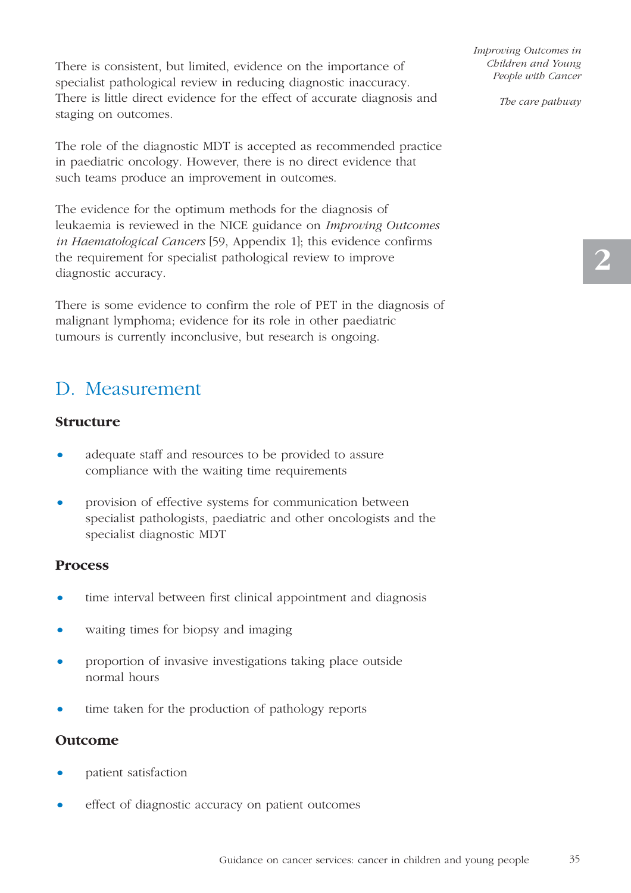There is consistent, but limited, evidence on the importance of specialist pathological review in reducing diagnostic inaccuracy. There is little direct evidence for the effect of accurate diagnosis and staging on outcomes.

The role of the diagnostic MDT is accepted as recommended practice in paediatric oncology. However, there is no direct evidence that such teams produce an improvement in outcomes.

The evidence for the optimum methods for the diagnosis of leukaemia is reviewed in the NICE guidance on *Improving Outcomes in Haematological Cancers* [59, Appendix 1]; this evidence confirms the requirement for specialist pathological review to improve diagnostic accuracy.

There is some evidence to confirm the role of PET in the diagnosis of malignant lymphoma; evidence for its role in other paediatric tumours is currently inconclusive, but research is ongoing.

## D. Measurement

### Structure

- adequate staff and resources to be provided to assure compliance with the waiting time requirements
- provision of effective systems for communication between specialist pathologists, paediatric and other oncologists and the specialist diagnostic MDT

### Process

- time interval between first clinical appointment and diagnosis
- waiting times for biopsy and imaging
- proportion of invasive investigations taking place outside normal hours
- time taken for the production of pathology reports

### Outcome

- patient satisfaction
- effect of diagnostic accuracy on patient outcomes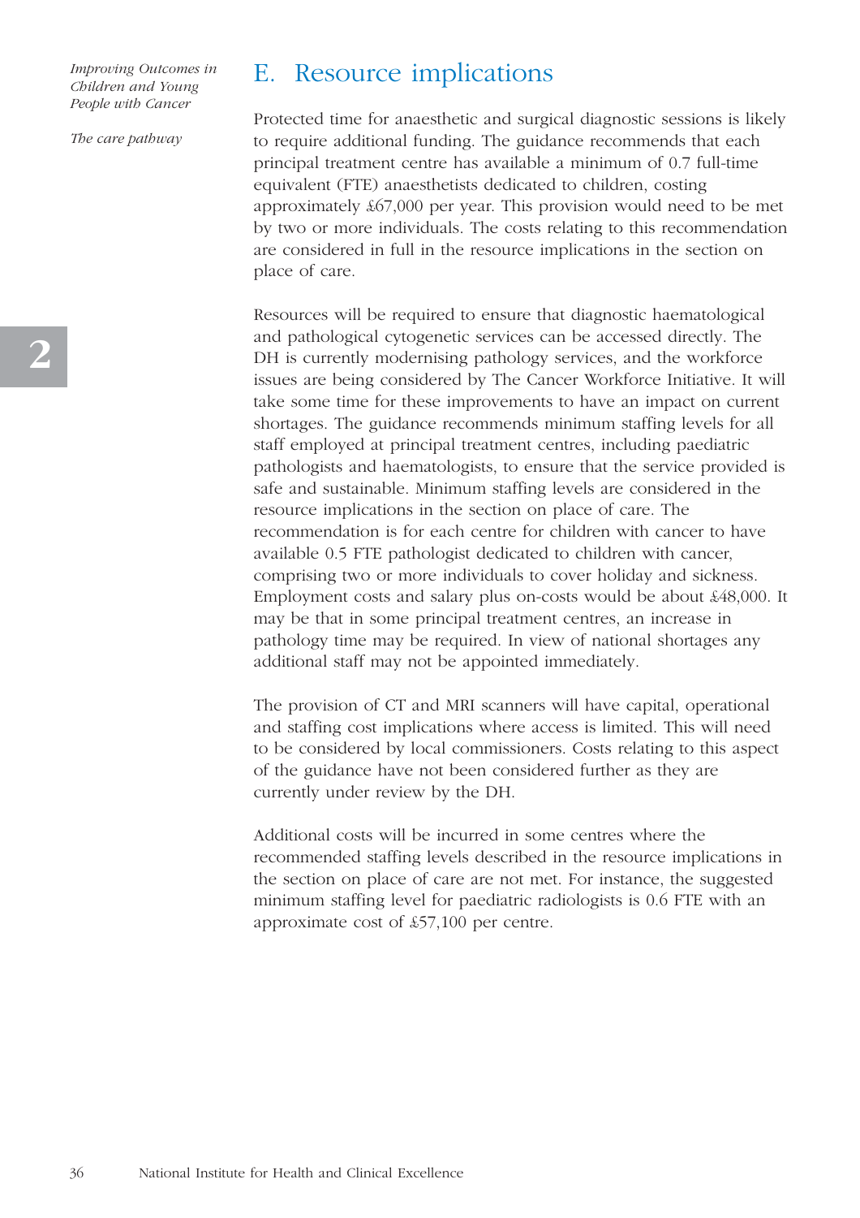## E. Resource implications

Protected time for anaesthetic and surgical diagnostic sessions is likely to require additional funding. The guidance recommends that each principal treatment centre has available a minimum of 0.7 full-time equivalent (FTE) anaesthetists dedicated to children, costing approximately £67,000 per year. This provision would need to be met by two or more individuals. The costs relating to this recommendation are considered in full in the resource implications in the section on place of care.

Resources will be required to ensure that diagnostic haematological and pathological cytogenetic services can be accessed directly. The DH is currently modernising pathology services, and the workforce issues are being considered by The Cancer Workforce Initiative. It will take some time for these improvements to have an impact on current shortages. The guidance recommends minimum staffing levels for all staff employed at principal treatment centres, including paediatric pathologists and haematologists, to ensure that the service provided is safe and sustainable. Minimum staffing levels are considered in the resource implications in the section on place of care. The recommendation is for each centre for children with cancer to have available 0.5 FTE pathologist dedicated to children with cancer, comprising two or more individuals to cover holiday and sickness. Employment costs and salary plus on-costs would be about £48,000. It may be that in some principal treatment centres, an increase in pathology time may be required. In view of national shortages any additional staff may not be appointed immediately.

The provision of CT and MRI scanners will have capital, operational and staffing cost implications where access is limited. This will need to be considered by local commissioners. Costs relating to this aspect of the guidance have not been considered further as they are currently under review by the DH.

Additional costs will be incurred in some centres where the recommended staffing levels described in the resource implications in the section on place of care are not met. For instance, the suggested minimum staffing level for paediatric radiologists is 0.6 FTE with an approximate cost of £57,100 per centre.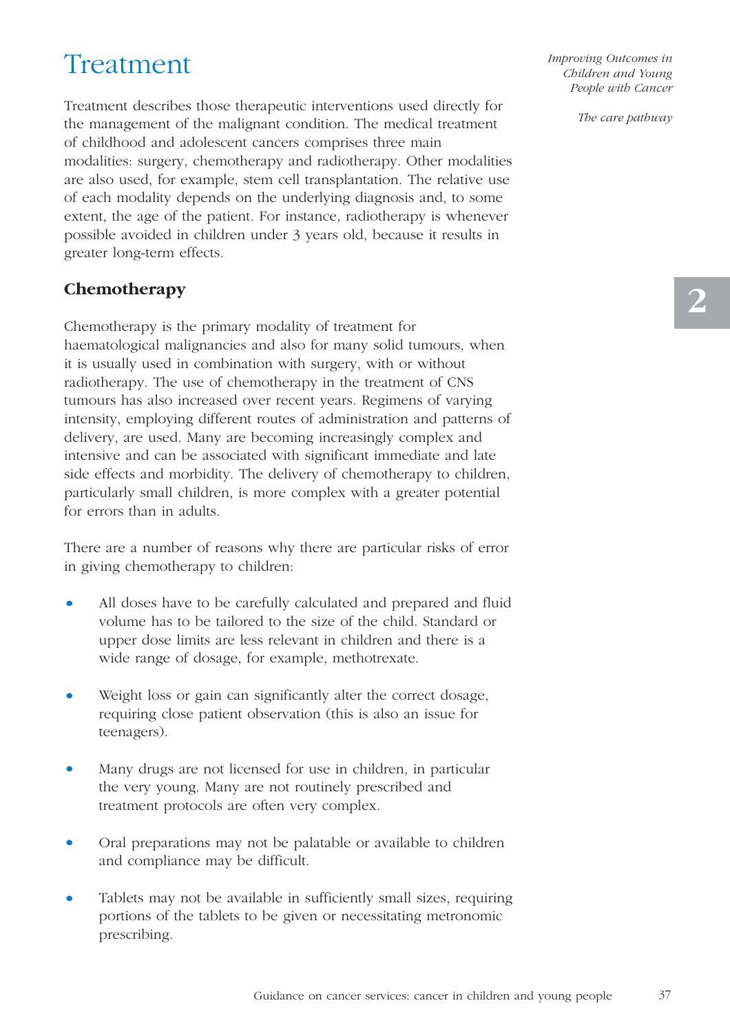# Treatment

Treatment describes those therapeutic interventions used directly for the management of the malignant condition. The medical treatment of childhood and adolescent cancers comprises three main modalities: surgery, chemotherapy and radiotherapy. Other modalities are also used, for example, stem cell transplantation. The relative use of each modality depends on the underlying diagnosis and, to some extent, the age of the patient. For instance, radiotherapy is whenever possible avoided in children under 3 years old, because it results in greater long-term effects.

## Chemotherapy

Chemotherapy is the primary modality of treatment for haematological malignancies and also for many solid tumours, when it is usually used in combination with surgery, with or without radiotherapy. The use of chemotherapy in the treatment of CNS tumours has also increased over recent years. Regimens of varying intensity, employing different routes of administration and patterns of delivery, are used. Many are becoming increasingly complex and intensive and can be associated with significant immediate and late side effects and morbidity. The delivery of chemotherapy to children, particularly small children, is more complex with a greater potential for errors than in adults.

There are a number of reasons why there are particular risks of error in giving chemotherapy to children:

- All doses have to be carefully calculated and prepared and fluid volume has to be tailored to the size of the child. Standard or upper dose limits are less relevant in children and there is a wide range of dosage, for example, methotrexate.
- Weight loss or gain can significantly alter the correct dosage, requiring close patient observation (this is also an issue for teenagers).
- Many drugs are not licensed for use in children, in particular the very young. Many are not routinely prescribed and treatment protocols are often very complex.
- Oral preparations may not be palatable or available to children and compliance may be difficult.
- Tablets may not be available in sufficiently small sizes, requiring portions of the tablets to be given or necessitating metronomic prescribing.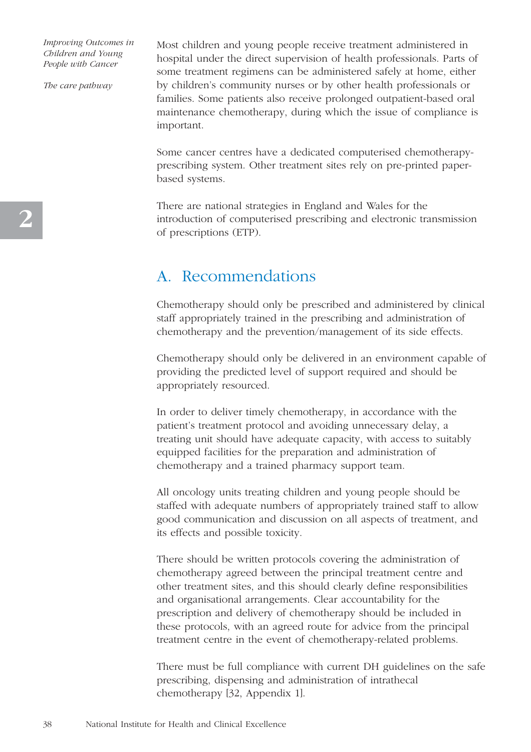Most children and young people receive treatment administered in hospital under the direct supervision of health professionals. Parts of some treatment regimens can be administered safely at home, either by children's community nurses or by other health professionals or families. Some patients also receive prolonged outpatient-based oral maintenance chemotherapy, during which the issue of compliance is important.

Some cancer centres have a dedicated computerised chemotherapy-prescribing system. Other treatment sites rely on pre-printed paper-based systems.

There are national strategies in England and Wales for the introduction of computerised prescribing and electronic transmission of prescriptions (ETP).

## A. Recommendations

Chemotherapy should only be prescribed and administered by clinical staff appropriately trained in the prescribing and administration of chemotherapy and the prevention/management of its side effects.

Chemotherapy should only be delivered in an environment capable of providing the predicted level of support required and should be appropriately resourced.

In order to deliver timely chemotherapy, in accordance with the patient's treatment protocol and avoiding unnecessary delay, a treating unit should have adequate capacity, with access to suitably equipped facilities for the preparation and administration of chemotherapy and a trained pharmacy support team.

All oncology units treating children and young people should be staffed with adequate numbers of appropriately trained staff to allow good communication and discussion on all aspects of treatment, and its effects and possible toxicity.

There should be written protocols covering the administration of chemotherapy agreed between the principal treatment centre and other treatment sites, and this should clearly define responsibilities and organisational arrangements. Clear accountability for the prescription and delivery of chemotherapy should be included in these protocols, with an agreed route for advice from the principal treatment centre in the event of chemotherapy-related problems.

There must be full compliance with current DH guidelines on the safe prescribing, dispensing and administration of intrathecal chemotherapy [32, Appendix 1].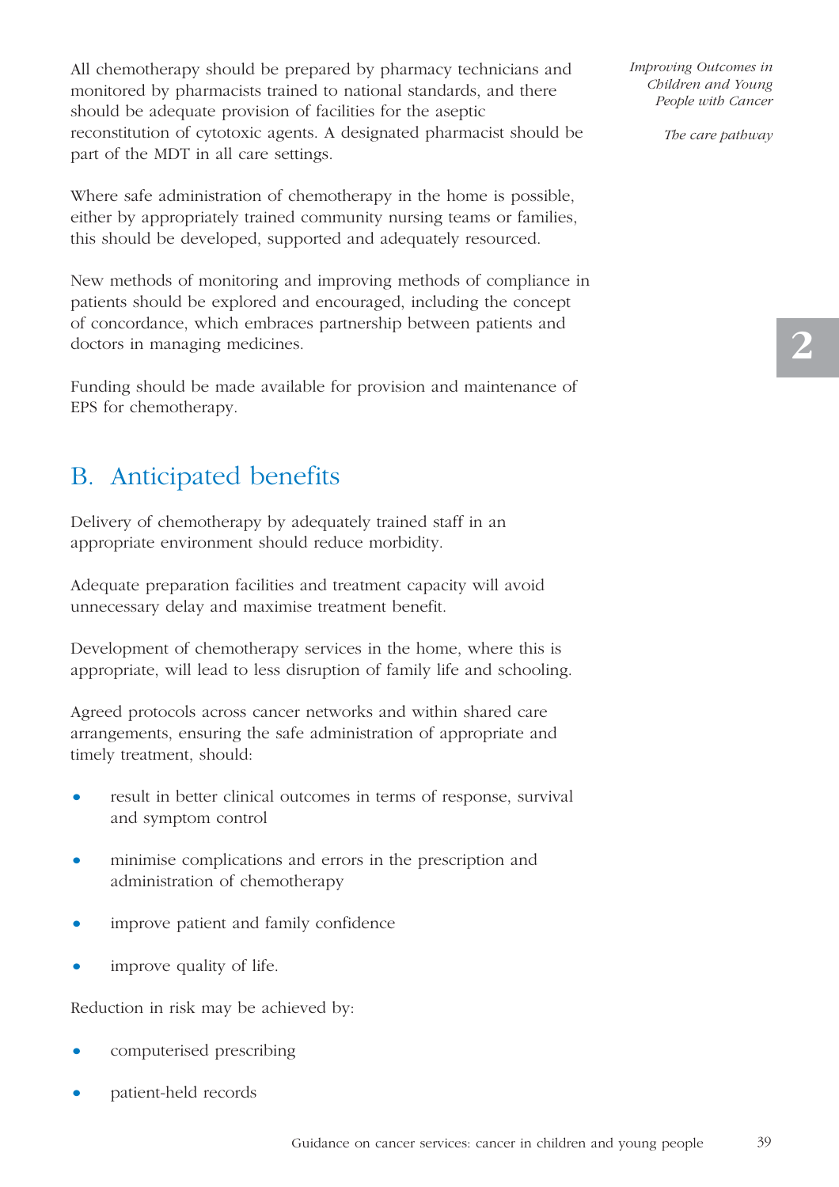All chemotherapy should be prepared by pharmacy technicians and monitored by pharmacists trained to national standards, and there should be adequate provision of facilities for the aseptic reconstitution of cytotoxic agents. A designated pharmacist should be part of the MDT in all care settings.

Where safe administration of chemotherapy in the home is possible, either by appropriately trained community nursing teams or families, this should be developed, supported and adequately resourced.

New methods of monitoring and improving methods of compliance in patients should be explored and encouraged, including the concept of concordance, which embraces partnership between patients and doctors in managing medicines.

Funding should be made available for provision and maintenance of EPS for chemotherapy.

## B. Anticipated benefits

Delivery of chemotherapy by adequately trained staff in an appropriate environment should reduce morbidity.

Adequate preparation facilities and treatment capacity will avoid unnecessary delay and maximise treatment benefit.

Development of chemotherapy services in the home, where this is appropriate, will lead to less disruption of family life and schooling.

Agreed protocols across cancer networks and within shared care arrangements, ensuring the safe administration of appropriate and timely treatment, should:

- result in better clinical outcomes in terms of response, survival and symptom control
- minimise complications and errors in the prescription and administration of chemotherapy
- improve patient and family confidence
- improve quality of life.

Reduction in risk may be achieved by:

- computerised prescribing
- patient-held records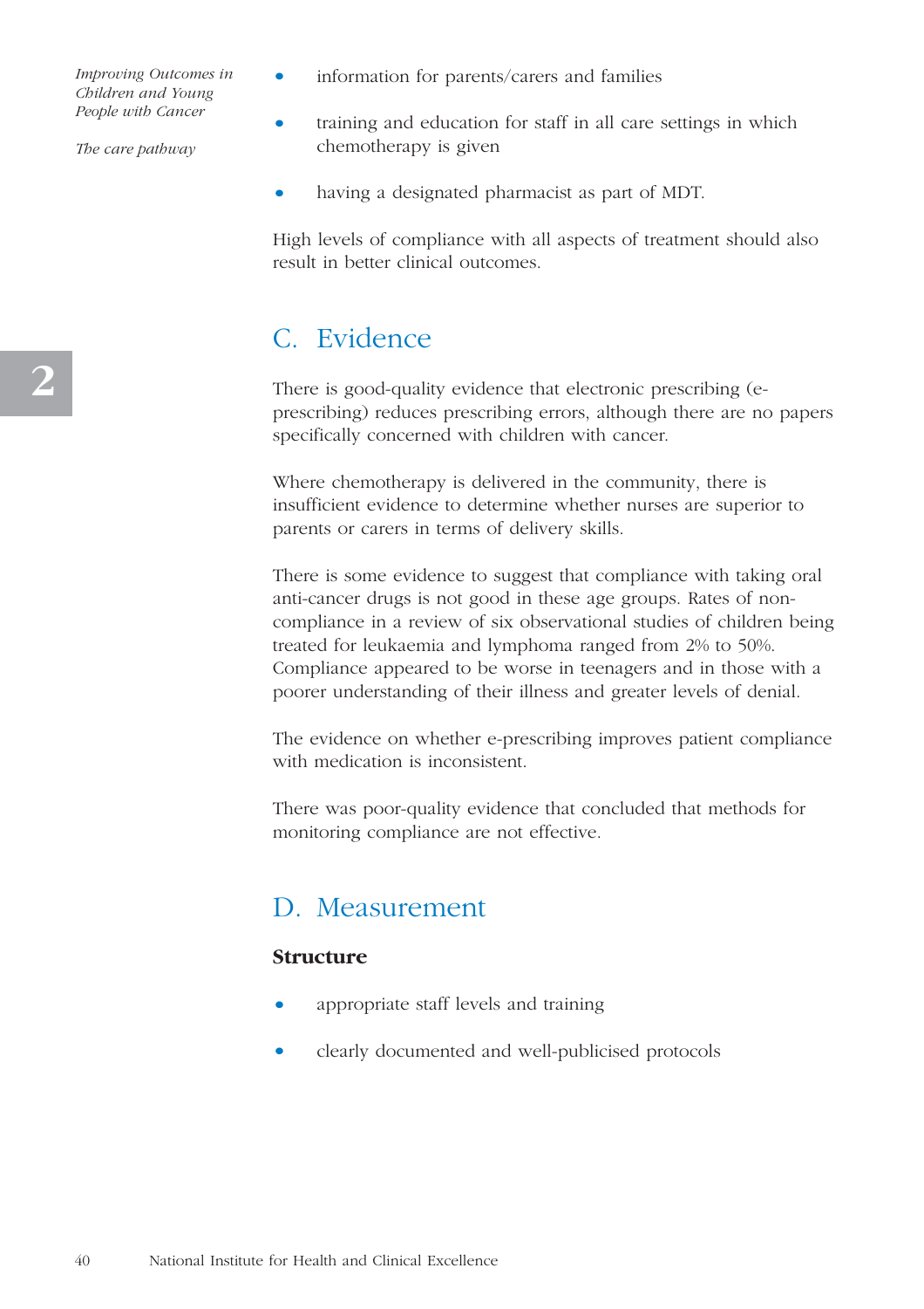- information for parents/carers and families
- training and education for staff in all care settings in which chemotherapy is given
- having a designated pharmacist as part of MDT.

High levels of compliance with all aspects of treatment should also result in better clinical outcomes.

## C. Evidence

There is good-quality evidence that electronic prescribing (e-prescribing) reduces prescribing errors, although there are no papers specifically concerned with children with cancer.

Where chemotherapy is delivered in the community, there is insufficient evidence to determine whether nurses are superior to parents or carers in terms of delivery skills.

There is some evidence to suggest that compliance with taking oral anti-cancer drugs is not good in these age groups. Rates of non-compliance in a review of six observational studies of children being treated for leukaemia and lymphoma ranged from 2% to 50%. Compliance appeared to be worse in teenagers and in those with a poorer understanding of their illness and greater levels of denial.

The evidence on whether e-prescribing improves patient compliance with medication is inconsistent.

There was poor-quality evidence that concluded that methods for monitoring compliance are not effective.

## D. Measurement

**Structure**

- appropriate staff levels and training
- clearly documented and well-publicised protocols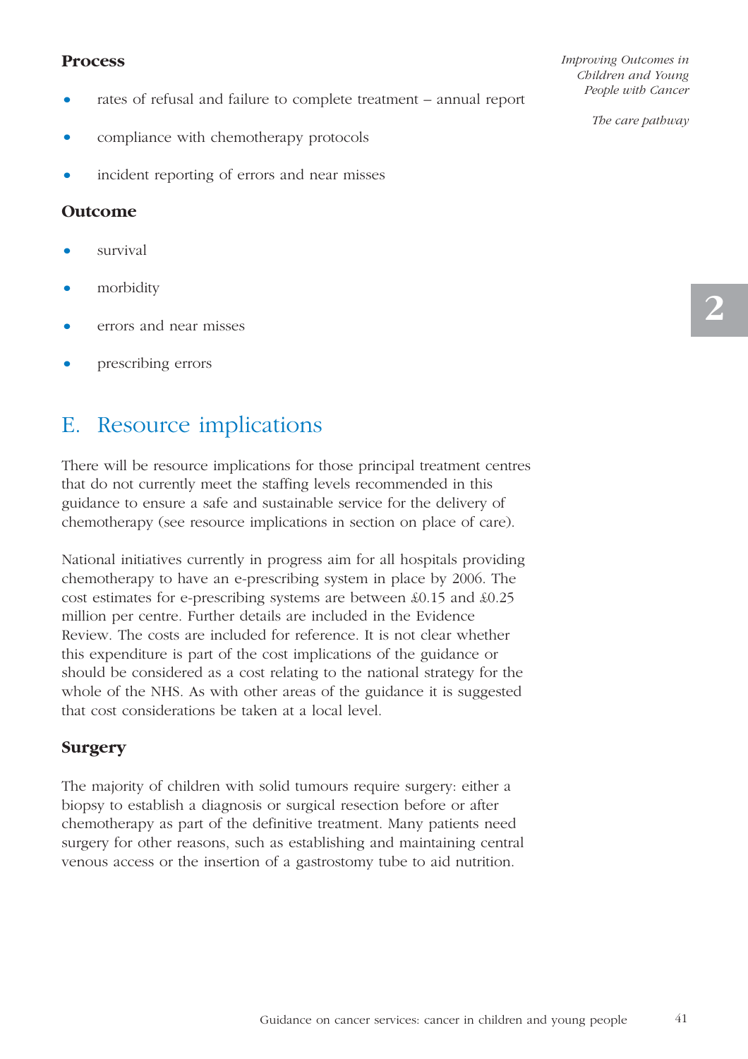**Process**

- rates of refusal and failure to complete treatment – annual report
- compliance with chemotherapy protocols
- incident reporting of errors and near misses

**Outcome**

- survival
- morbidity
- errors and near misses
- prescribing errors

## E. Resource implications

There will be resource implications for those principal treatment centres that do not currently meet the staffing levels recommended in this guidance to ensure a safe and sustainable service for the delivery of chemotherapy (see resource implications in section on place of care).

National initiatives currently in progress aim for all hospitals providing chemotherapy to have an e-prescribing system in place by 2006. The cost estimates for e-prescribing systems are between £0.15 and £0.25 million per centre. Further details are included in the Evidence Review. The costs are included for reference. It is not clear whether this expenditure is part of the cost implications of the guidance or should be considered as a cost relating to the national strategy for the whole of the NHS. As with other areas of the guidance it is suggested that cost considerations be taken at a local level.

### Surgery

The majority of children with solid tumours require surgery: either a biopsy to establish a diagnosis or surgical resection before or after chemotherapy as part of the definitive treatment. Many patients need surgery for other reasons, such as establishing and maintaining central venous access or the insertion of a gastrostomy tube to aid nutrition.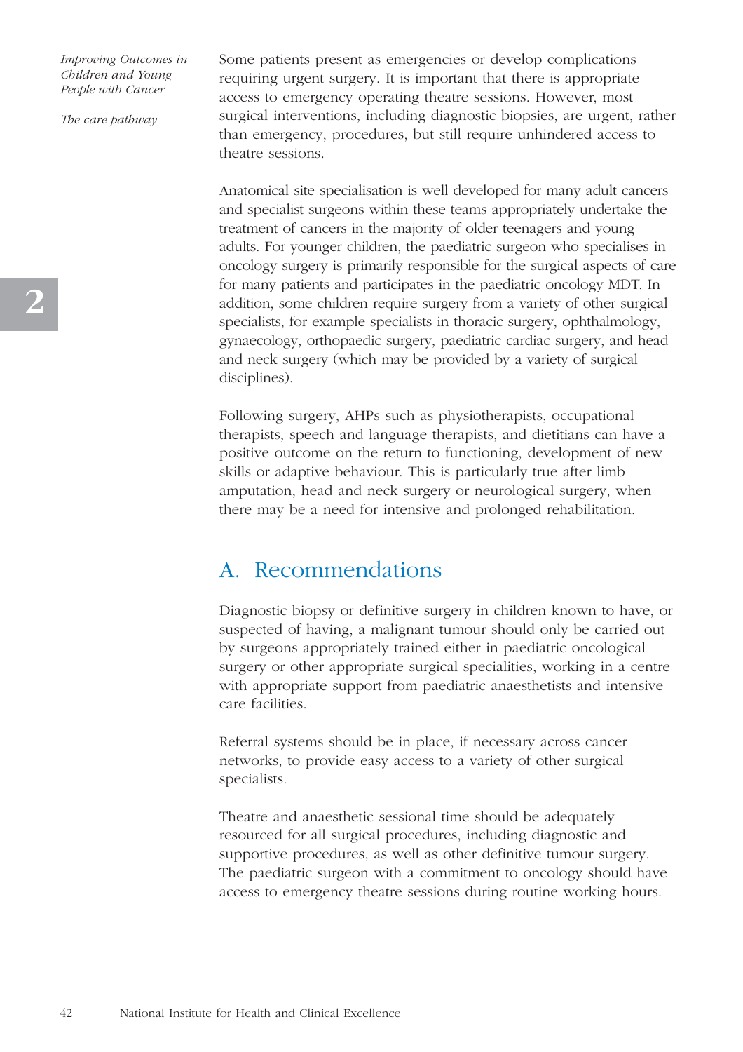Some patients present as emergencies or develop complications requiring urgent surgery. It is important that there is appropriate access to emergency operating theatre sessions. However, most surgical interventions, including diagnostic biopsies, are urgent, rather than emergency, procedures, but still require unhindered access to theatre sessions.

Anatomical site specialisation is well developed for many adult cancers and specialist surgeons within these teams appropriately undertake the treatment of cancers in the majority of older teenagers and young adults. For younger children, the paediatric surgeon who specialises in oncology surgery is primarily responsible for the surgical aspects of care for many patients and participates in the paediatric oncology MDT. In addition, some children require surgery from a variety of other surgical specialists, for example specialists in thoracic surgery, ophthalmology, gynaecology, orthopaedic surgery, paediatric cardiac surgery, and head and neck surgery (which may be provided by a variety of surgical disciplines).

Following surgery, AHPs such as physiotherapists, occupational therapists, speech and language therapists, and dietitians can have a positive outcome on the return to functioning, development of new skills or adaptive behaviour. This is particularly true after limb amputation, head and neck surgery or neurological surgery, when there may be a need for intensive and prolonged rehabilitation.

## A. Recommendations

Diagnostic biopsy or definitive surgery in children known to have, or suspected of having, a malignant tumour should only be carried out by surgeons appropriately trained either in paediatric oncological surgery or other appropriate surgical specialities, working in a centre with appropriate support from paediatric anaesthetists and intensive care facilities.

Referral systems should be in place, if necessary across cancer networks, to provide easy access to a variety of other surgical specialists.

Theatre and anaesthetic sessional time should be adequately resourced for all surgical procedures, including diagnostic and supportive procedures, as well as other definitive tumour surgery. The paediatric surgeon with a commitment to oncology should have access to emergency theatre sessions during routine working hours.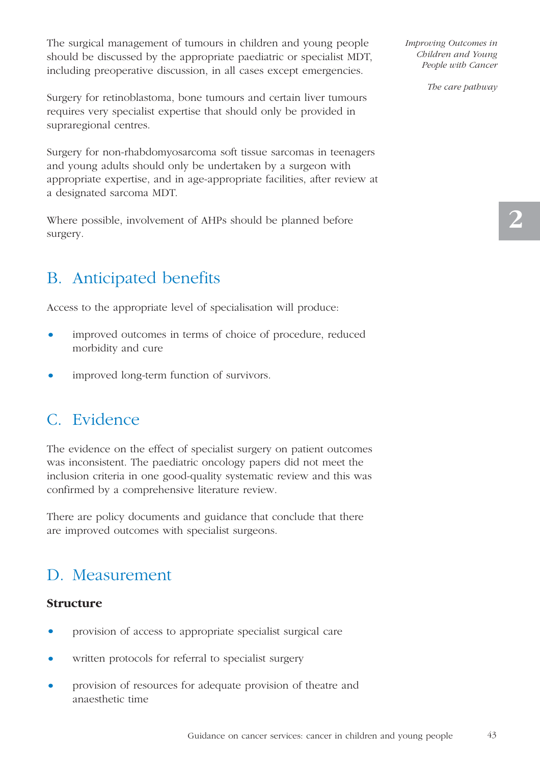The surgical management of tumours in children and young people should be discussed by the appropriate paediatric or specialist MDT, including preoperative discussion, in all cases except emergencies.

Surgery for retinoblastoma, bone tumours and certain liver tumours requires very specialist expertise that should only be provided in supraregional centres.

Surgery for non-rhabdomyosarcoma soft tissue sarcomas in teenagers and young adults should only be undertaken by a surgeon with appropriate expertise, and in age-appropriate facilities, after review at a designated sarcoma MDT.

Where possible, involvement of AHPs should be planned before surgery.

## B. Anticipated benefits

Access to the appropriate level of specialisation will produce:

- improved outcomes in terms of choice of procedure, reduced morbidity and cure
- improved long-term function of survivors.

## C. Evidence

The evidence on the effect of specialist surgery on patient outcomes was inconsistent. The paediatric oncology papers did not meet the inclusion criteria in one good-quality systematic review and this was confirmed by a comprehensive literature review.

There are policy documents and guidance that conclude that there are improved outcomes with specialist surgeons.

## D. Measurement

**Structure**

- provision of access to appropriate specialist surgical care
- written protocols for referral to specialist surgery
- provision of resources for adequate provision of theatre and anaesthetic time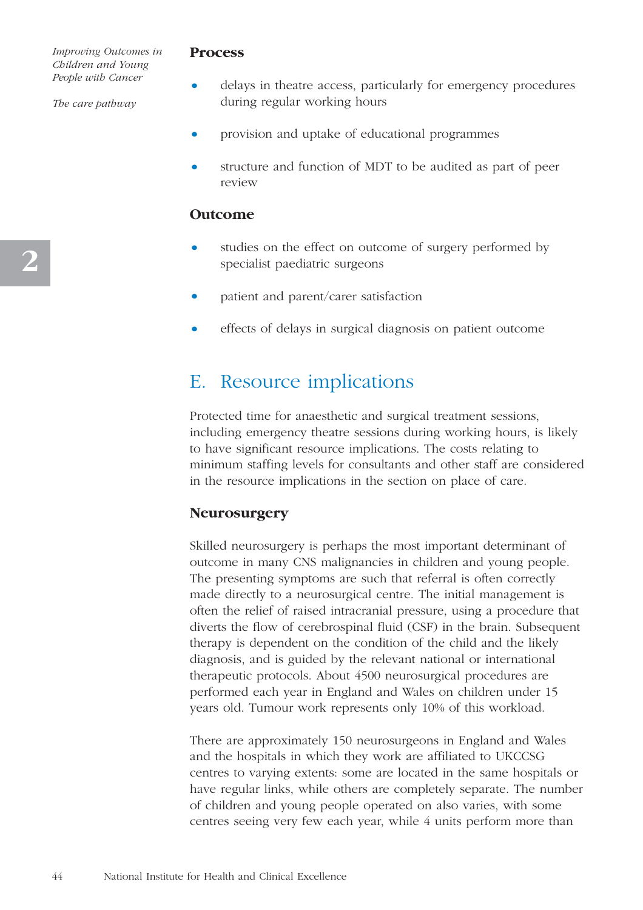### Process

- delays in theatre access, particularly for emergency procedures during regular working hours
- provision and uptake of educational programmes
- structure and function of MDT to be audited as part of peer review

### Outcome

- studies on the effect on outcome of surgery performed by specialist paediatric surgeons
- patient and parent/carer satisfaction
- effects of delays in surgical diagnosis on patient outcome

## E. Resource implications

Protected time for anaesthetic and surgical treatment sessions, including emergency theatre sessions during working hours, is likely to have significant resource implications. The costs relating to minimum staffing levels for consultants and other staff are considered in the resource implications in the section on place of care.

### Neurosurgery

Skilled neurosurgery is perhaps the most important determinant of outcome in many CNS malignancies in children and young people. The presenting symptoms are such that referral is often correctly made directly to a neurosurgical centre. The initial management is often the relief of raised intracranial pressure, using a procedure that diverts the flow of cerebrospinal fluid (CSF) in the brain. Subsequent therapy is dependent on the condition of the child and the likely diagnosis, and is guided by the relevant national or international therapeutic protocols. About 4500 neurosurgical procedures are performed each year in England and Wales on children under 15 years old. Tumour work represents only 10% of this workload.

There are approximately 150 neurosurgeons in England and Wales and the hospitals in which they work are affiliated to UKCCSG centres to varying extents: some are located in the same hospitals or have regular links, while others are completely separate. The number of children and young people operated on also varies, with some centres seeing very few each year, while 4 units perform more than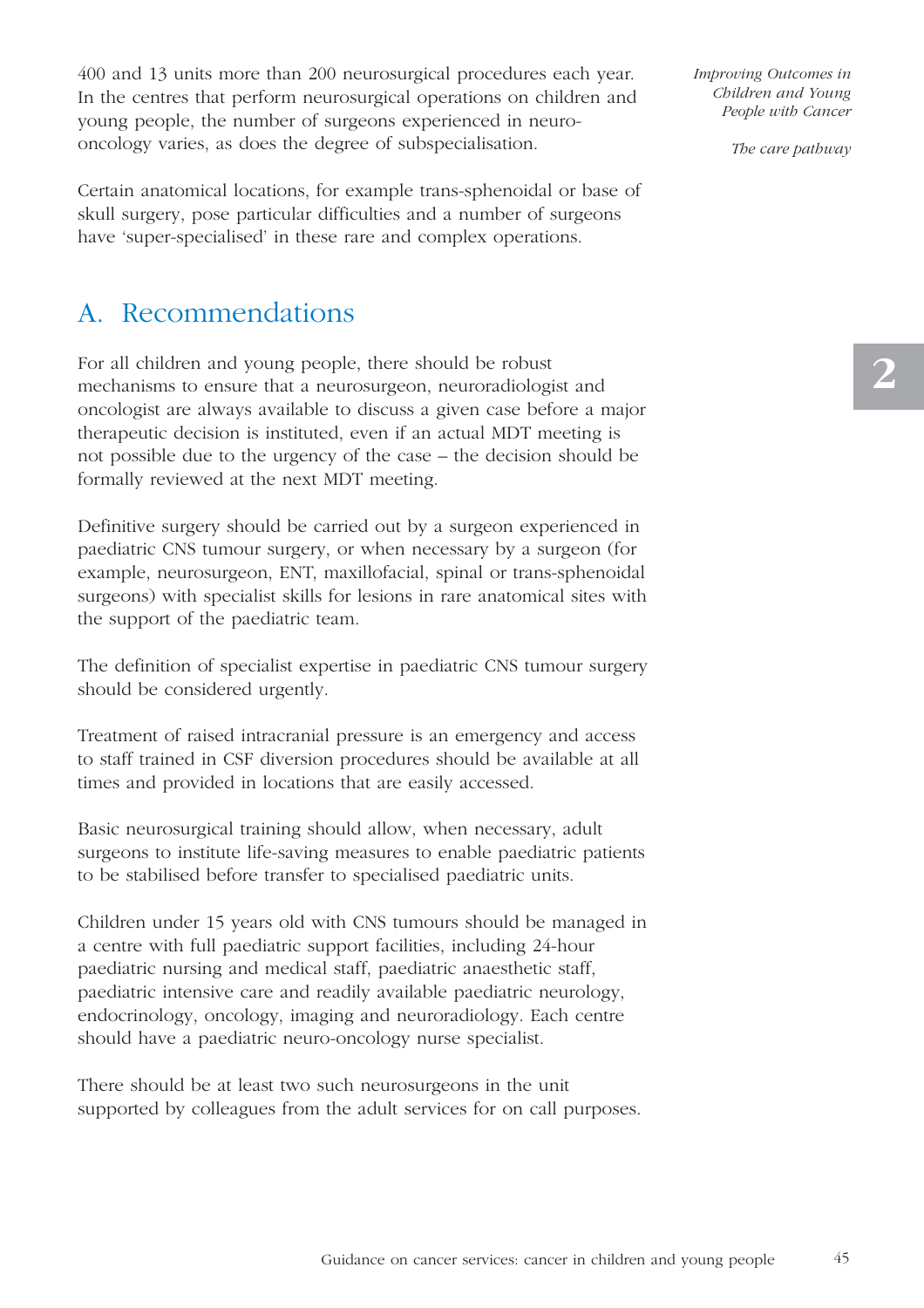400 and 13 units more than 200 neurosurgical procedures each year. In the centres that perform neurosurgical operations on children and young people, the number of surgeons experienced in neuro-oncology varies, as does the degree of subspecialisation.

Certain anatomical locations, for example trans-sphenoidal or base of skull surgery, pose particular difficulties and a number of surgeons have 'super-specialised' in these rare and complex operations.

## A. Recommendations

For all children and young people, there should be robust mechanisms to ensure that a neurosurgeon, neuroradiologist and oncologist are always available to discuss a given case before a major therapeutic decision is instituted, even if an actual MDT meeting is not possible due to the urgency of the case – the decision should be formally reviewed at the next MDT meeting.

Definitive surgery should be carried out by a surgeon experienced in paediatric CNS tumour surgery, or when necessary by a surgeon (for example, neurosurgeon, ENT, maxillofacial, spinal or trans-sphenoidal surgeons) with specialist skills for lesions in rare anatomical sites with the support of the paediatric team.

The definition of specialist expertise in paediatric CNS tumour surgery should be considered urgently.

Treatment of raised intracranial pressure is an emergency and access to staff trained in CSF diversion procedures should be available at all times and provided in locations that are easily accessed.

Basic neurosurgical training should allow, when necessary, adult surgeons to institute life-saving measures to enable paediatric patients to be stabilised before transfer to specialised paediatric units.

Children under 15 years old with CNS tumours should be managed in a centre with full paediatric support facilities, including 24-hour paediatric nursing and medical staff, paediatric anaesthetic staff, paediatric intensive care and readily available paediatric neurology, endocrinology, oncology, imaging and neuroradiology. Each centre should have a paediatric neuro-oncology nurse specialist.

There should be at least two such neurosurgeons in the unit supported by colleagues from the adult services for on call purposes.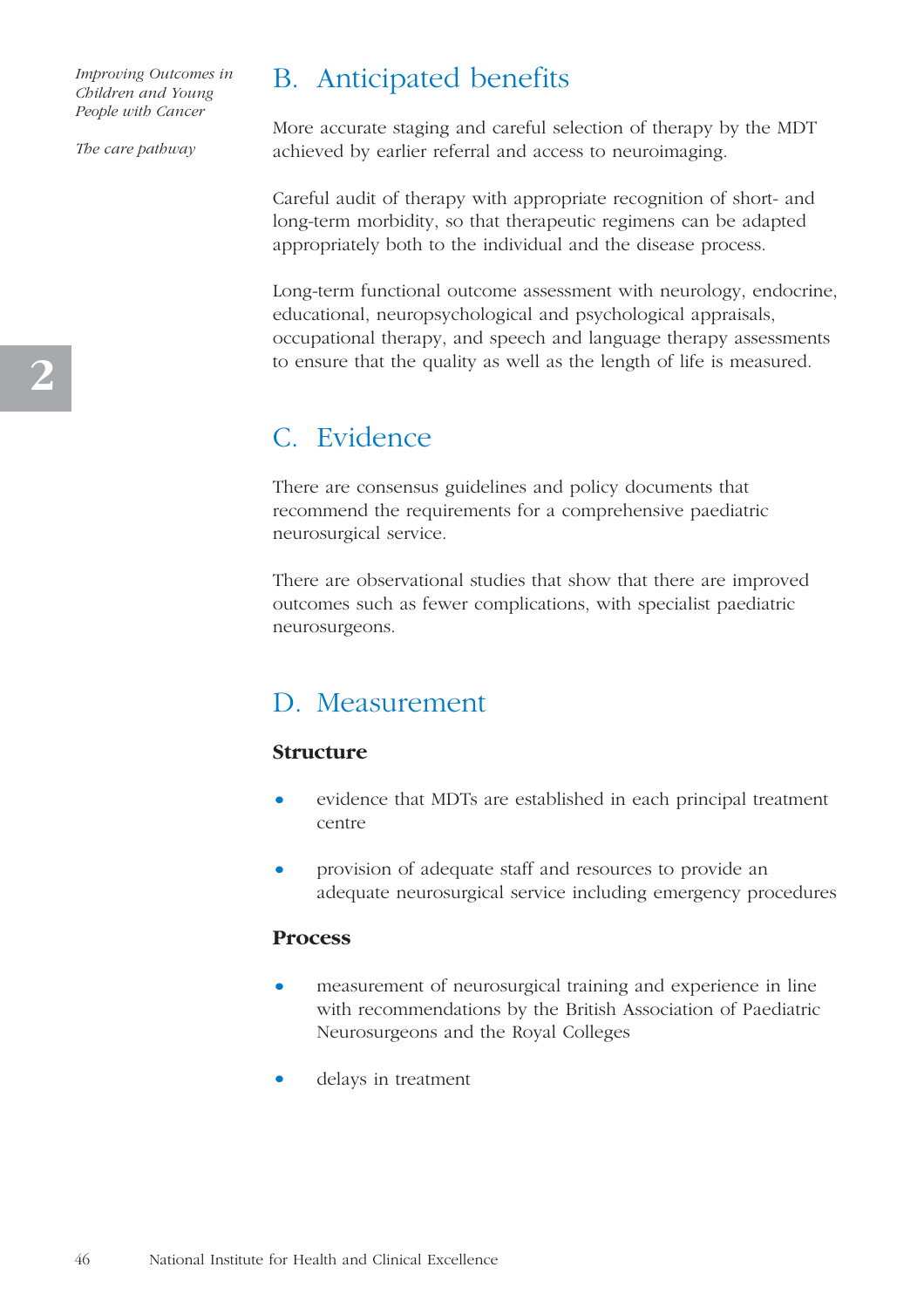## B. Anticipated benefits

More accurate staging and careful selection of therapy by the MDT achieved by earlier referral and access to neuroimaging.

Careful audit of therapy with appropriate recognition of short- and long-term morbidity, so that therapeutic regimens can be adapted appropriately both to the individual and the disease process.

Long-term functional outcome assessment with neurology, endocrine, educational, neuropsychological and psychological appraisals, occupational therapy, and speech and language therapy assessments to ensure that the quality as well as the length of life is measured.

## C. Evidence

There are consensus guidelines and policy documents that recommend the requirements for a comprehensive paediatric neurosurgical service.

There are observational studies that show that there are improved outcomes such as fewer complications, with specialist paediatric neurosurgeons.

## D. Measurement

### Structure

- evidence that MDTs are established in each principal treatment centre
- provision of adequate staff and resources to provide an adequate neurosurgical service including emergency procedures

### Process

- measurement of neurosurgical training and experience in line with recommendations by the British Association of Paediatric Neurosurgeons and the Royal Colleges
- delays in treatment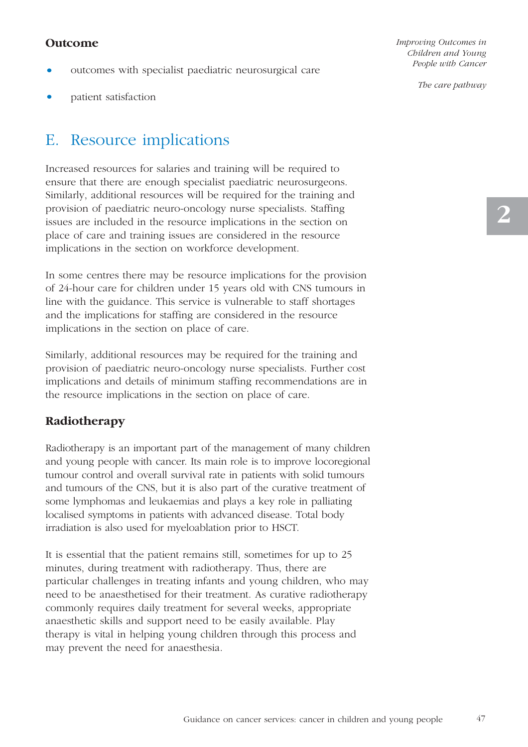### Outcome

- outcomes with specialist paediatric neurosurgical care
- patient satisfaction

## E. Resource implications

Increased resources for salaries and training will be required to ensure that there are enough specialist paediatric neurosurgeons. Similarly, additional resources will be required for the training and provision of paediatric neuro-oncology nurse specialists. Staffing issues are included in the resource implications in the section on place of care and training issues are considered in the resource implications in the section on workforce development.

In some centres there may be resource implications for the provision of 24-hour care for children under 15 years old with CNS tumours in line with the guidance. This service is vulnerable to staff shortages and the implications for staffing are considered in the resource implications in the section on place of care.

Similarly, additional resources may be required for the training and provision of paediatric neuro-oncology nurse specialists. Further cost implications and details of minimum staffing recommendations are in the resource implications in the section on place of care.

### Radiotherapy

Radiotherapy is an important part of the management of many children and young people with cancer. Its main role is to improve locoregional tumour control and overall survival rate in patients with solid tumours and tumours of the CNS, but it is also part of the curative treatment of some lymphomas and leukaemias and plays a key role in palliating localised symptoms in patients with advanced disease. Total body irradiation is also used for myeloablation prior to HSCT.

It is essential that the patient remains still, sometimes for up to 25 minutes, during treatment with radiotherapy. Thus, there are particular challenges in treating infants and young children, who may need to be anaesthetised for their treatment. As curative radiotherapy commonly requires daily treatment for several weeks, appropriate anaesthetic skills and support need to be easily available. Play therapy is vital in helping young children through this process and may prevent the need for anaesthesia.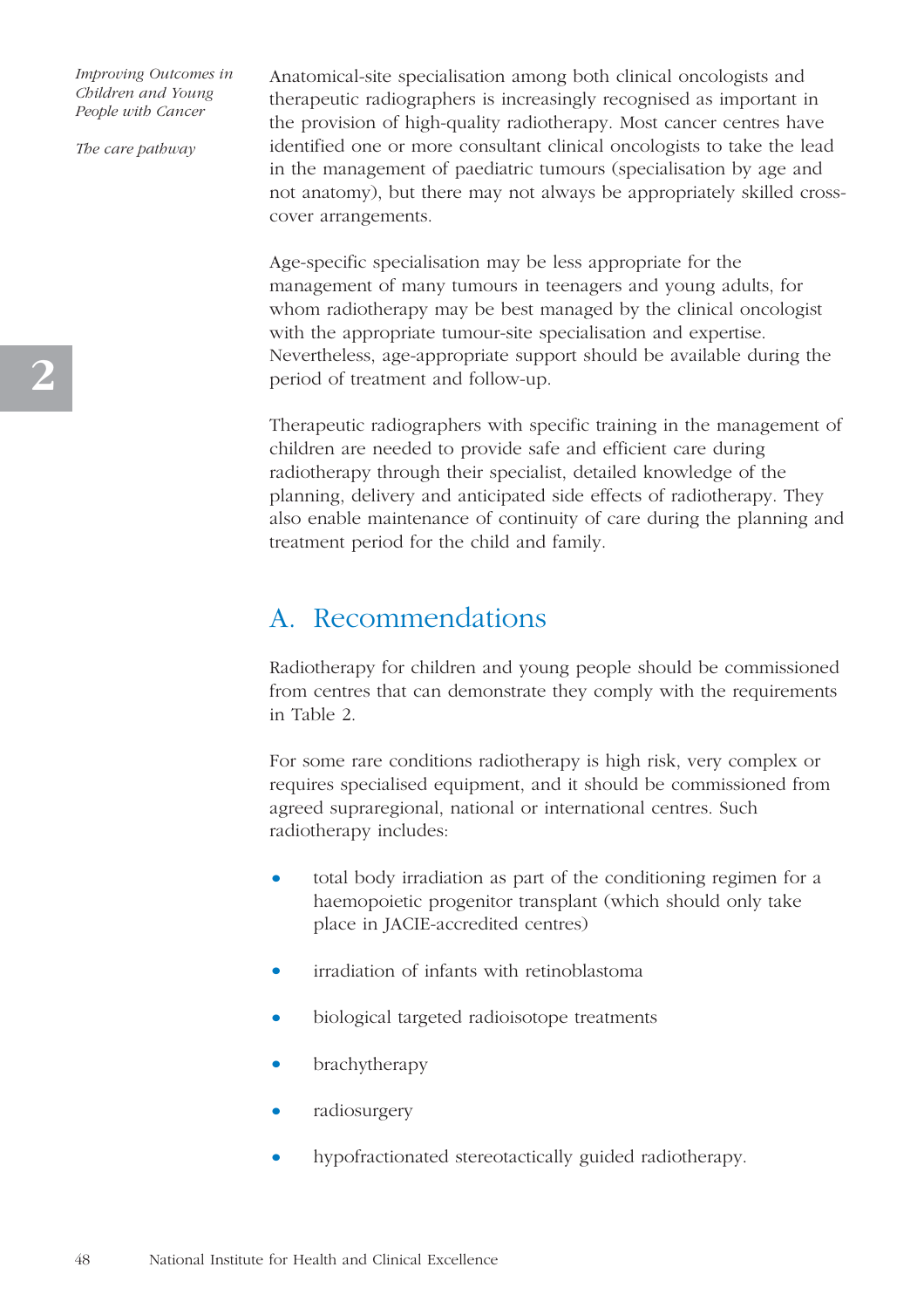Anatomical-site specialisation among both clinical oncologists and therapeutic radiographers is increasingly recognised as important in the provision of high-quality radiotherapy. Most cancer centres have identified one or more consultant clinical oncologists to take the lead in the management of paediatric tumours (specialisation by age and not anatomy), but there may not always be appropriately skilled cross-cover arrangements.

Age-specific specialisation may be less appropriate for the management of many tumours in teenagers and young adults, for whom radiotherapy may be best managed by the clinical oncologist with the appropriate tumour-site specialisation and expertise. Nevertheless, age-appropriate support should be available during the period of treatment and follow-up.

Therapeutic radiographers with specific training in the management of children are needed to provide safe and efficient care during radiotherapy through their specialist, detailed knowledge of the planning, delivery and anticipated side effects of radiotherapy. They also enable maintenance of continuity of care during the planning and treatment period for the child and family.

## A. Recommendations

Radiotherapy for children and young people should be commissioned from centres that can demonstrate they comply with the requirements in Table 2.

For some rare conditions radiotherapy is high risk, very complex or requires specialised equipment, and it should be commissioned from agreed supraregional, national or international centres. Such radiotherapy includes:

- total body irradiation as part of the conditioning regimen for a haemopoietic progenitor transplant (which should only take place in JACIE-accredited centres)
- irradiation of infants with retinoblastoma
- biological targeted radioisotope treatments
- brachytherapy
- radiosurgery
- hypofractionated stereotactically guided radiotherapy.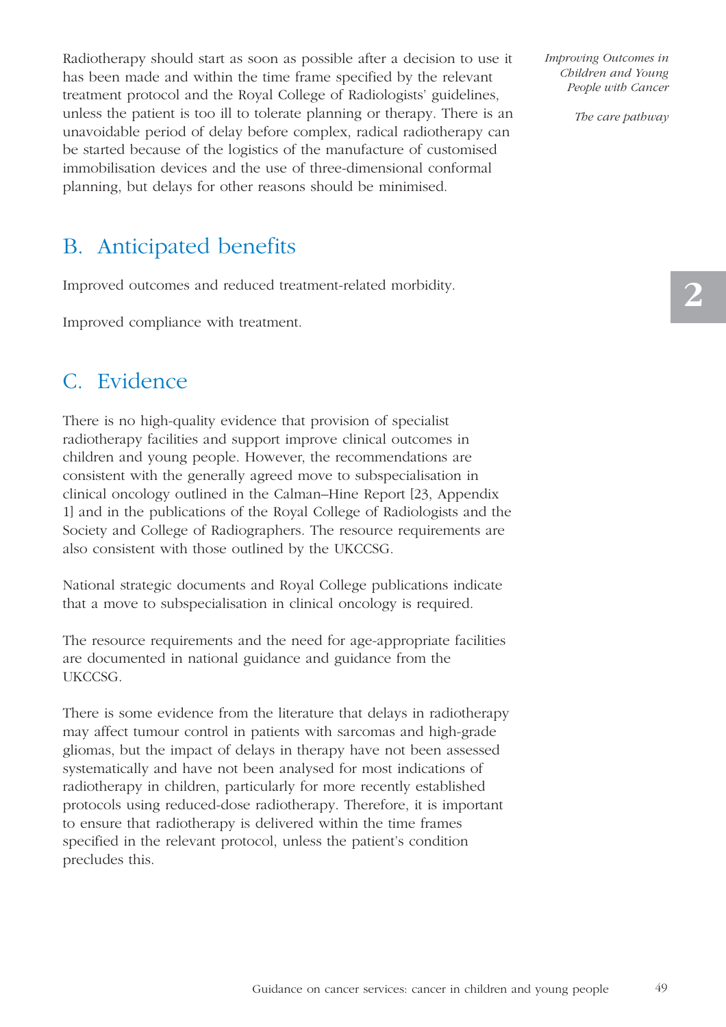Radiotherapy should start as soon as possible after a decision to use it has been made and within the time frame specified by the relevant treatment protocol and the Royal College of Radiologists' guidelines, unless the patient is too ill to tolerate planning or therapy. There is an unavoidable period of delay before complex, radical radiotherapy can be started because of the logistics of the manufacture of customised immobilisation devices and the use of three-dimensional conformal planning, but delays for other reasons should be minimised.

## B. Anticipated benefits

Improved outcomes and reduced treatment-related morbidity.

Improved compliance with treatment.

## C. Evidence

There is no high-quality evidence that provision of specialist radiotherapy facilities and support improve clinical outcomes in children and young people. However, the recommendations are consistent with the generally agreed move to subspecialisation in clinical oncology outlined in the Calman–Hine Report [23, Appendix 1] and in the publications of the Royal College of Radiologists and the Society and College of Radiographers. The resource requirements are also consistent with those outlined by the UKCCSG.

National strategic documents and Royal College publications indicate that a move to subspecialisation in clinical oncology is required.

The resource requirements and the need for age-appropriate facilities are documented in national guidance and guidance from the UKCCSG.

There is some evidence from the literature that delays in radiotherapy may affect tumour control in patients with sarcomas and high-grade gliomas, but the impact of delays in therapy have not been assessed systematically and have not been analysed for most indications of radiotherapy in children, particularly for more recently established protocols using reduced-dose radiotherapy. Therefore, it is important to ensure that radiotherapy is delivered within the time frames specified in the relevant protocol, unless the patient's condition precludes this.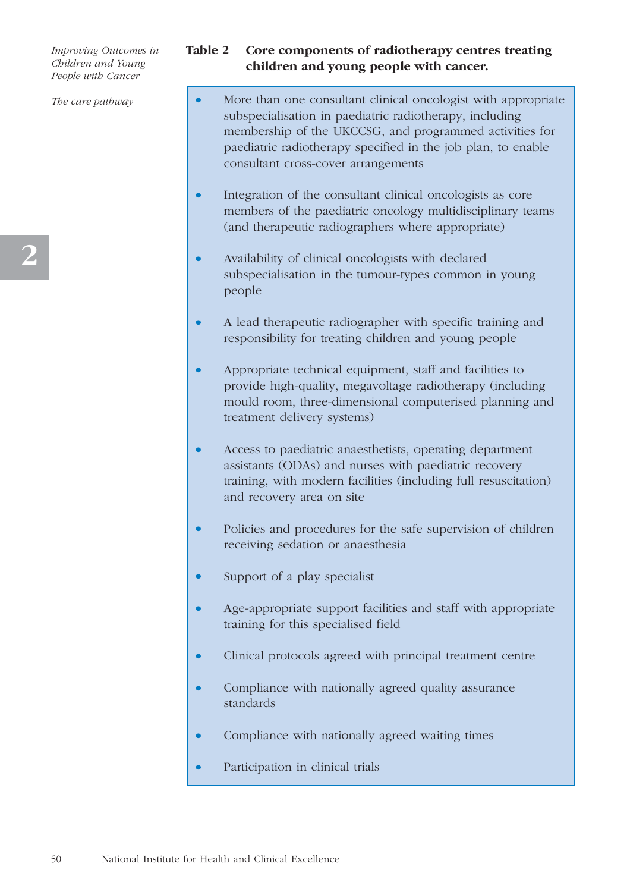**Table 2 Core components of radiotherapy centres treating children and young people with cancer.**

- More than one consultant clinical oncologist with appropriate subspecialisation in paediatric radiotherapy, including membership of the UKCCSG, and programmed activities for paediatric radiotherapy specified in the job plan, to enable consultant cross-cover arrangements
- Integration of the consultant clinical oncologists as core members of the paediatric oncology multidisciplinary teams (and therapeutic radiographers where appropriate)
- Availability of clinical oncologists with declared subspecialisation in the tumour-types common in young people
- A lead therapeutic radiographer with specific training and responsibility for treating children and young people
- Appropriate technical equipment, staff and facilities to provide high-quality, megavoltage radiotherapy (including mould room, three-dimensional computerised planning and treatment delivery systems)
- Access to paediatric anaesthetists, operating department assistants (ODAs) and nurses with paediatric recovery training, with modern facilities (including full resuscitation) and recovery area on site
- Policies and procedures for the safe supervision of children receiving sedation or anaesthesia
- Support of a play specialist
- Age-appropriate support facilities and staff with appropriate training for this specialised field
- Clinical protocols agreed with principal treatment centre
- Compliance with nationally agreed quality assurance standards
- Compliance with nationally agreed waiting times
- Participation in clinical trials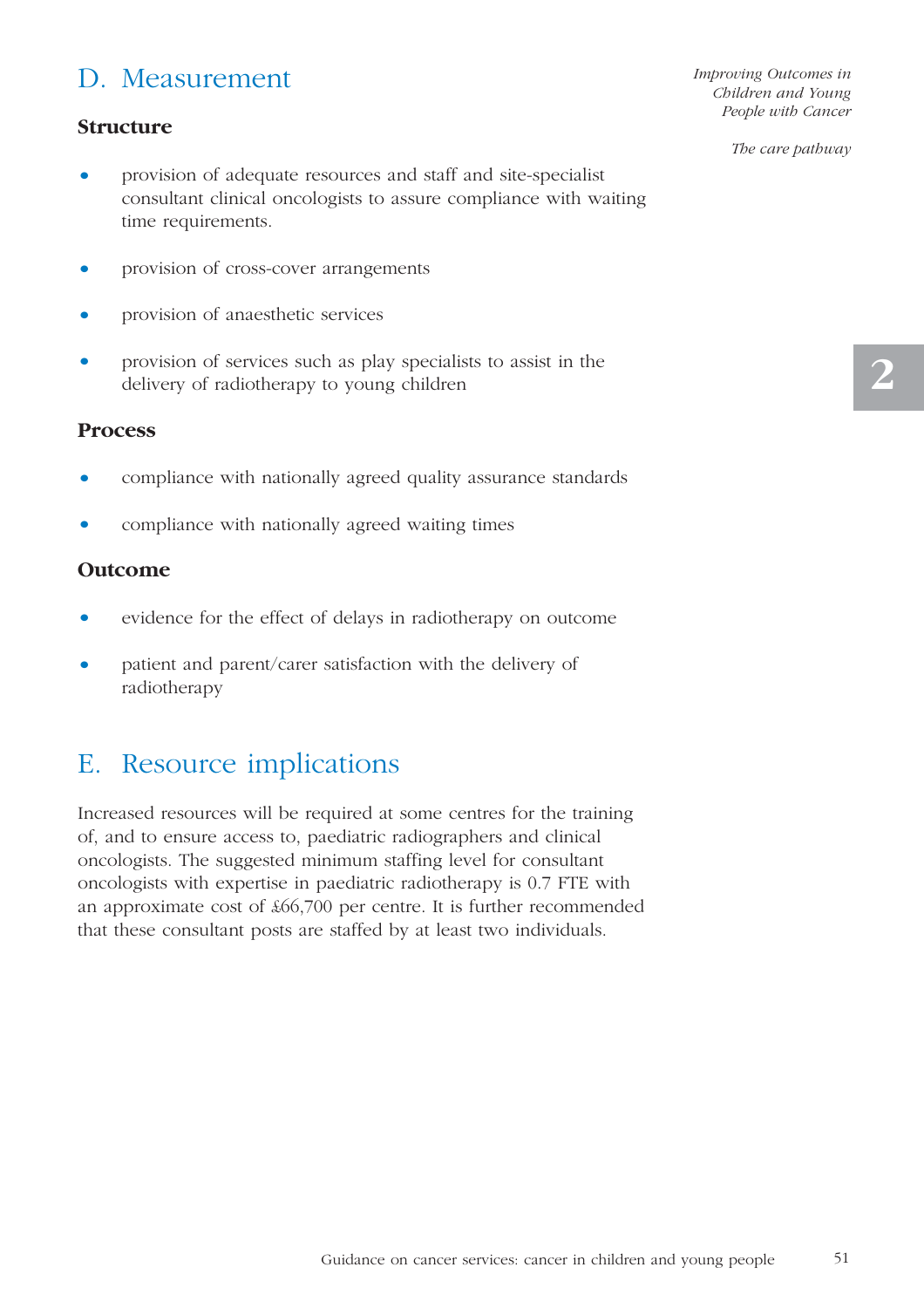## D. Measurement

### Structure

- provision of adequate resources and staff and site-specialist consultant clinical oncologists to assure compliance with waiting time requirements.
- provision of cross-cover arrangements
- provision of anaesthetic services
- provision of services such as play specialists to assist in the delivery of radiotherapy to young children

### Process

- compliance with nationally agreed quality assurance standards
- compliance with nationally agreed waiting times

### Outcome

- evidence for the effect of delays in radiotherapy on outcome
- patient and parent/carer satisfaction with the delivery of radiotherapy

## E. Resource implications

Increased resources will be required at some centres for the training of, and to ensure access to, paediatric radiographers and clinical oncologists. The suggested minimum staffing level for consultant oncologists with expertise in paediatric radiotherapy is 0.7 FTE with an approximate cost of £66,700 per centre. It is further recommended that these consultant posts are staffed by at least two individuals.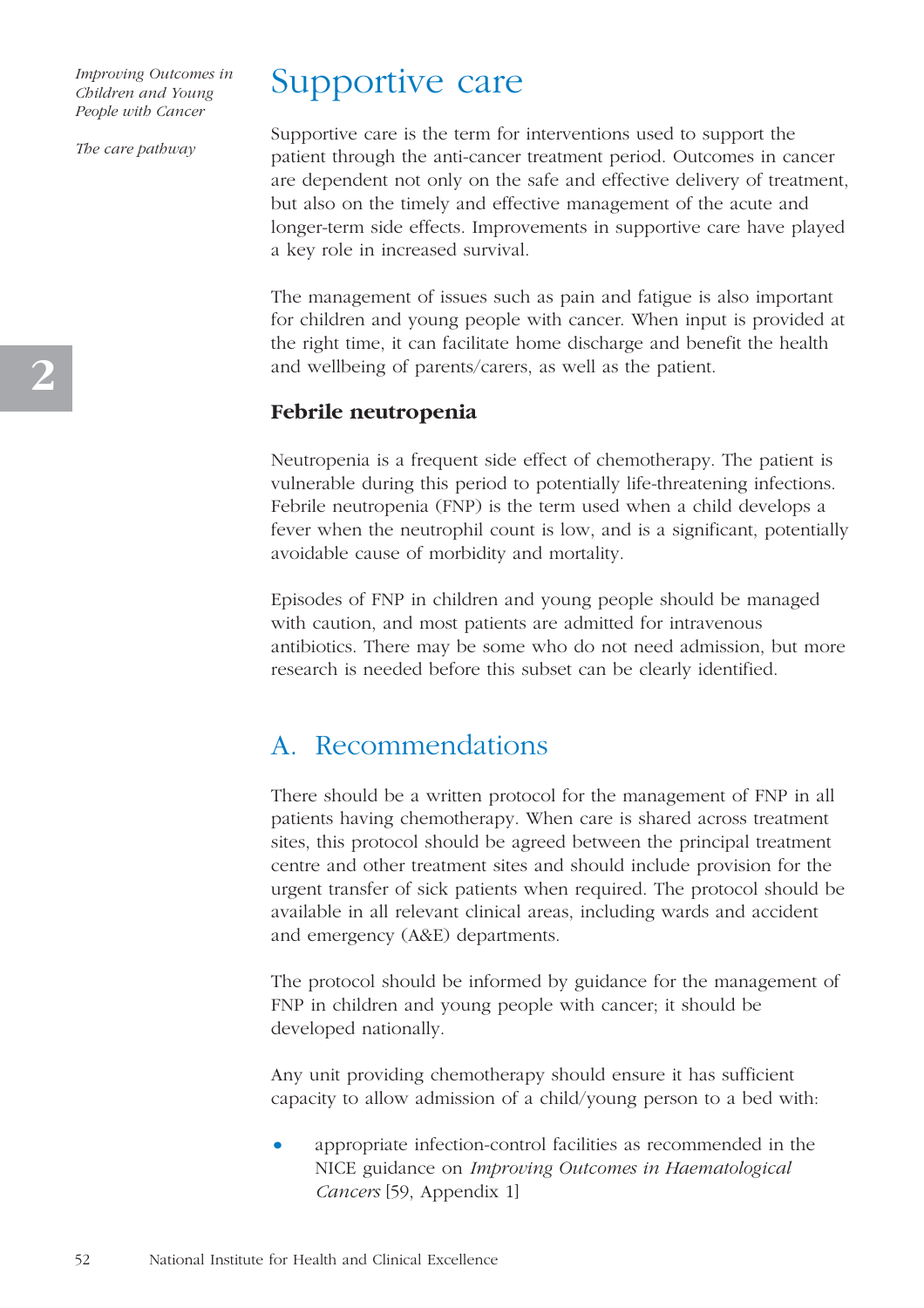# Supportive care

Supportive care is the term for interventions used to support the patient through the anti-cancer treatment period. Outcomes in cancer are dependent not only on the safe and effective delivery of treatment, but also on the timely and effective management of the acute and longer-term side effects. Improvements in supportive care have played a key role in increased survival.

The management of issues such as pain and fatigue is also important for children and young people with cancer. When input is provided at the right time, it can facilitate home discharge and benefit the health and wellbeing of parents/carers, as well as the patient.

### Febrile neutropenia

Neutropenia is a frequent side effect of chemotherapy. The patient is vulnerable during this period to potentially life-threatening infections. Febrile neutropenia (FNP) is the term used when a child develops a fever when the neutrophil count is low, and is a significant, potentially avoidable cause of morbidity and mortality.

Episodes of FNP in children and young people should be managed with caution, and most patients are admitted for intravenous antibiotics. There may be some who do not need admission, but more research is needed before this subset can be clearly identified.

## A. Recommendations

There should be a written protocol for the management of FNP in all patients having chemotherapy. When care is shared across treatment sites, this protocol should be agreed between the principal treatment centre and other treatment sites and should include provision for the urgent transfer of sick patients when required. The protocol should be available in all relevant clinical areas, including wards and accident and emergency (A&E) departments.

The protocol should be informed by guidance for the management of FNP in children and young people with cancer; it should be developed nationally.

Any unit providing chemotherapy should ensure it has sufficient capacity to allow admission of a child/young person to a bed with:

- appropriate infection-control facilities as recommended in the NICE guidance on *Improving Outcomes in Haematological Cancers* [59, Appendix 1]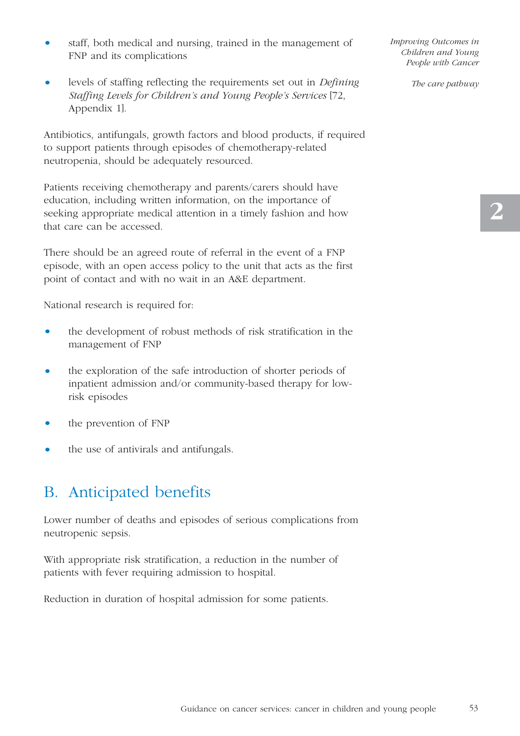- staff, both medical and nursing, trained in the management of FNP and its complications
- levels of staffing reflecting the requirements set out in *Defining Staffing Levels for Children's and Young People's Services* [72, Appendix 1].

Antibiotics, antifungals, growth factors and blood products, if required to support patients through episodes of chemotherapy-related neutropenia, should be adequately resourced.

Patients receiving chemotherapy and parents/carers should have education, including written information, on the importance of seeking appropriate medical attention in a timely fashion and how that care can be accessed.

There should be an agreed route of referral in the event of a FNP episode, with an open access policy to the unit that acts as the first point of contact and with no wait in an A&E department.

National research is required for:

- the development of robust methods of risk stratification in the management of FNP
- the exploration of the safe introduction of shorter periods of inpatient admission and/or community-based therapy for low-risk episodes
- the prevention of FNP
- the use of antivirals and antifungals.

## B. Anticipated benefits

Lower number of deaths and episodes of serious complications from neutropenic sepsis.

With appropriate risk stratification, a reduction in the number of patients with fever requiring admission to hospital.

Reduction in duration of hospital admission for some patients.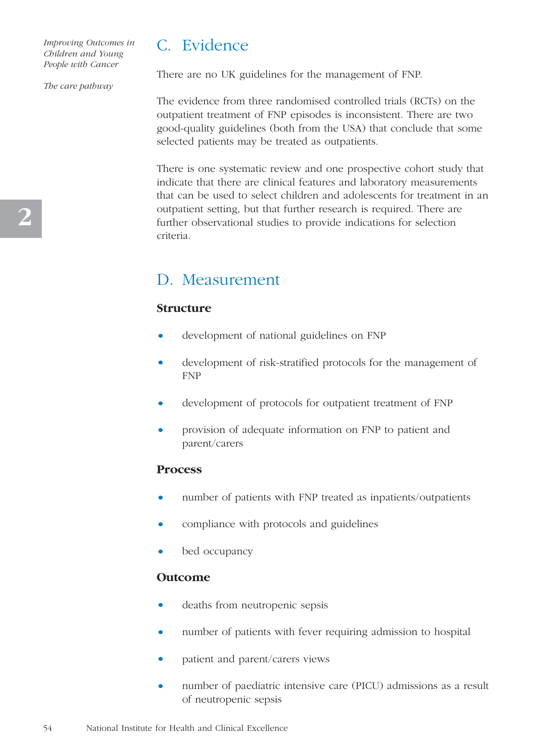## C. Evidence

There are no UK guidelines for the management of FNP.

The evidence from three randomised controlled trials (RCTs) on the outpatient treatment of FNP episodes is inconsistent. There are two good-quality guidelines (both from the USA) that conclude that some selected patients may be treated as outpatients.

There is one systematic review and one prospective cohort study that indicate that there are clinical features and laboratory measurements that can be used to select children and adolescents for treatment in an outpatient setting, but that further research is required. There are further observational studies to provide indications for selection criteria.

## D. Measurement

### Structure

- development of national guidelines on FNP
- development of risk-stratified protocols for the management of FNP
- development of protocols for outpatient treatment of FNP
- provision of adequate information on FNP to patient and parent/carers

### Process

- number of patients with FNP treated as inpatients/outpatients
- compliance with protocols and guidelines
- bed occupancy

### Outcome

- deaths from neutropenic sepsis
- number of patients with fever requiring admission to hospital
- patient and parent/carers views
- number of paediatric intensive care (PICU) admissions as a result of neutropenic sepsis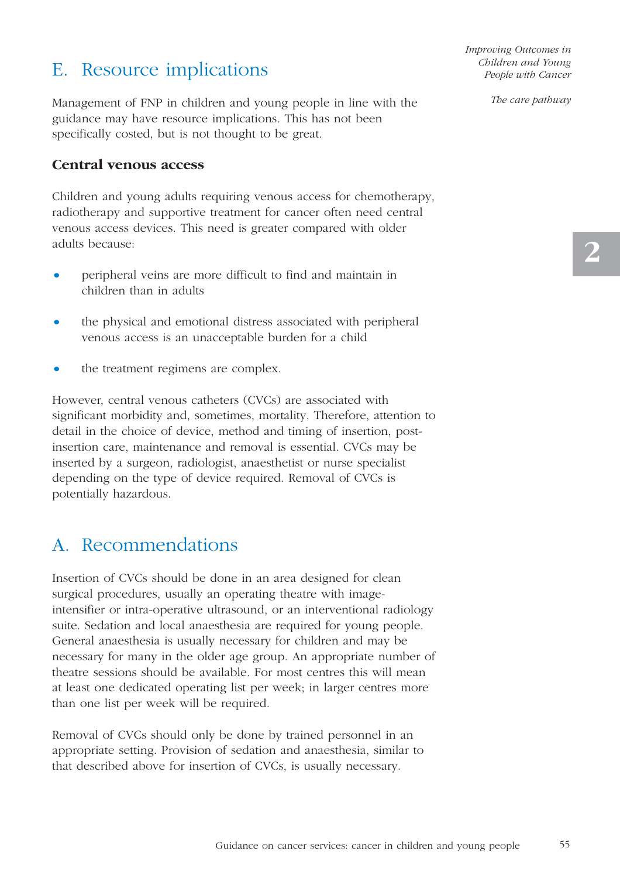## E. Resource implications

Management of FNP in children and young people in line with the guidance may have resource implications. This has not been specifically costed, but is not thought to be great.

### Central venous access

Children and young adults requiring venous access for chemotherapy, radiotherapy and supportive treatment for cancer often need central venous access devices. This need is greater compared with older adults because:

- peripheral veins are more difficult to find and maintain in children than in adults
- the physical and emotional distress associated with peripheral venous access is an unacceptable burden for a child
- the treatment regimens are complex.

However, central venous catheters (CVCs) are associated with significant morbidity and, sometimes, mortality. Therefore, attention to detail in the choice of device, method and timing of insertion, post-insertion care, maintenance and removal is essential. CVCs may be inserted by a surgeon, radiologist, anaesthetist or nurse specialist depending on the type of device required. Removal of CVCs is potentially hazardous.

## A. Recommendations

Insertion of CVCs should be done in an area designed for clean surgical procedures, usually an operating theatre with image-intensifier or intra-operative ultrasound, or an interventional radiology suite. Sedation and local anaesthesia are required for young people. General anaesthesia is usually necessary for children and may be necessary for many in the older age group. An appropriate number of theatre sessions should be available. For most centres this will mean at least one dedicated operating list per week; in larger centres more than one list per week will be required.

Removal of CVCs should only be done by trained personnel in an appropriate setting. Provision of sedation and anaesthesia, similar to that described above for insertion of CVCs, is usually necessary.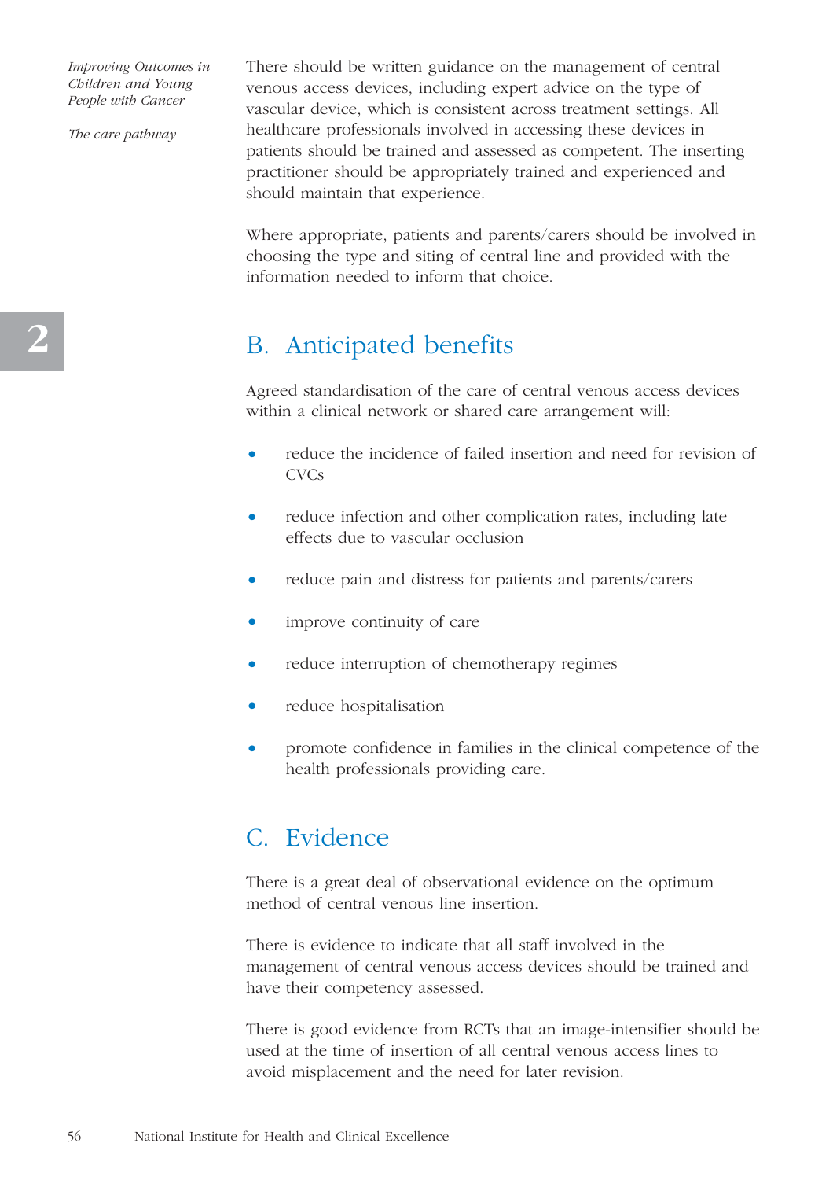There should be written guidance on the management of central venous access devices, including expert advice on the type of vascular device, which is consistent across treatment settings. All healthcare professionals involved in accessing these devices in patients should be trained and assessed as competent. The inserting practitioner should be appropriately trained and experienced and should maintain that experience.

Where appropriate, patients and parents/carers should be involved in choosing the type and siting of central line and provided with the information needed to inform that choice.

## B. Anticipated benefits

Agreed standardisation of the care of central venous access devices within a clinical network or shared care arrangement will:

- reduce the incidence of failed insertion and need for revision of CVCs
- reduce infection and other complication rates, including late effects due to vascular occlusion
- reduce pain and distress for patients and parents/carers
- improve continuity of care
- reduce interruption of chemotherapy regimes
- reduce hospitalisation
- promote confidence in families in the clinical competence of the health professionals providing care.

## C. Evidence

There is a great deal of observational evidence on the optimum method of central venous line insertion.

There is evidence to indicate that all staff involved in the management of central venous access devices should be trained and have their competency assessed.

There is good evidence from RCTs that an image-intensifier should be used at the time of insertion of all central venous access lines to avoid misplacement and the need for later revision.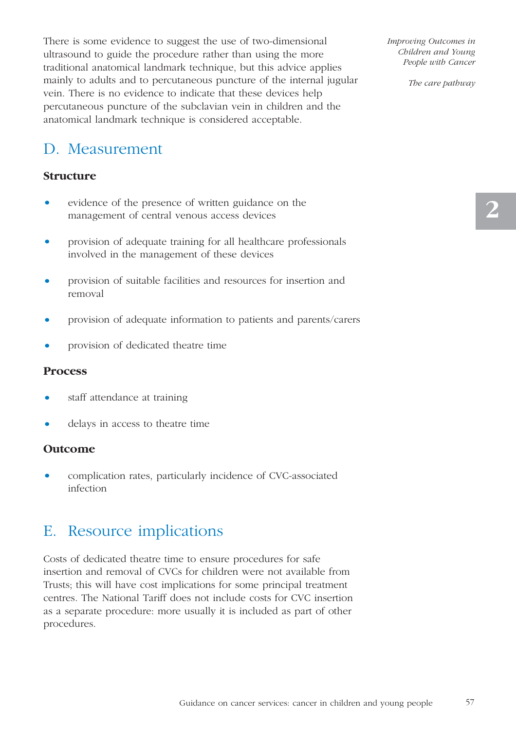There is some evidence to suggest the use of two-dimensional ultrasound to guide the procedure rather than using the more traditional anatomical landmark technique, but this advice applies mainly to adults and to percutaneous puncture of the internal jugular vein. There is no evidence to indicate that these devices help percutaneous puncture of the subclavian vein in children and the anatomical landmark technique is considered acceptable.

## D. Measurement

### Structure

- evidence of the presence of written guidance on the management of central venous access devices
- provision of adequate training for all healthcare professionals involved in the management of these devices
- provision of suitable facilities and resources for insertion and removal
- provision of adequate information to patients and parents/carers
- provision of dedicated theatre time

### Process

- staff attendance at training
- delays in access to theatre time

### Outcome

- complication rates, particularly incidence of CVC-associated infection

## E. Resource implications

Costs of dedicated theatre time to ensure procedures for safe insertion and removal of CVCs for children were not available from Trusts; this will have cost implications for some principal treatment centres. The National Tariff does not include costs for CVC insertion as a separate procedure: more usually it is included as part of other procedures.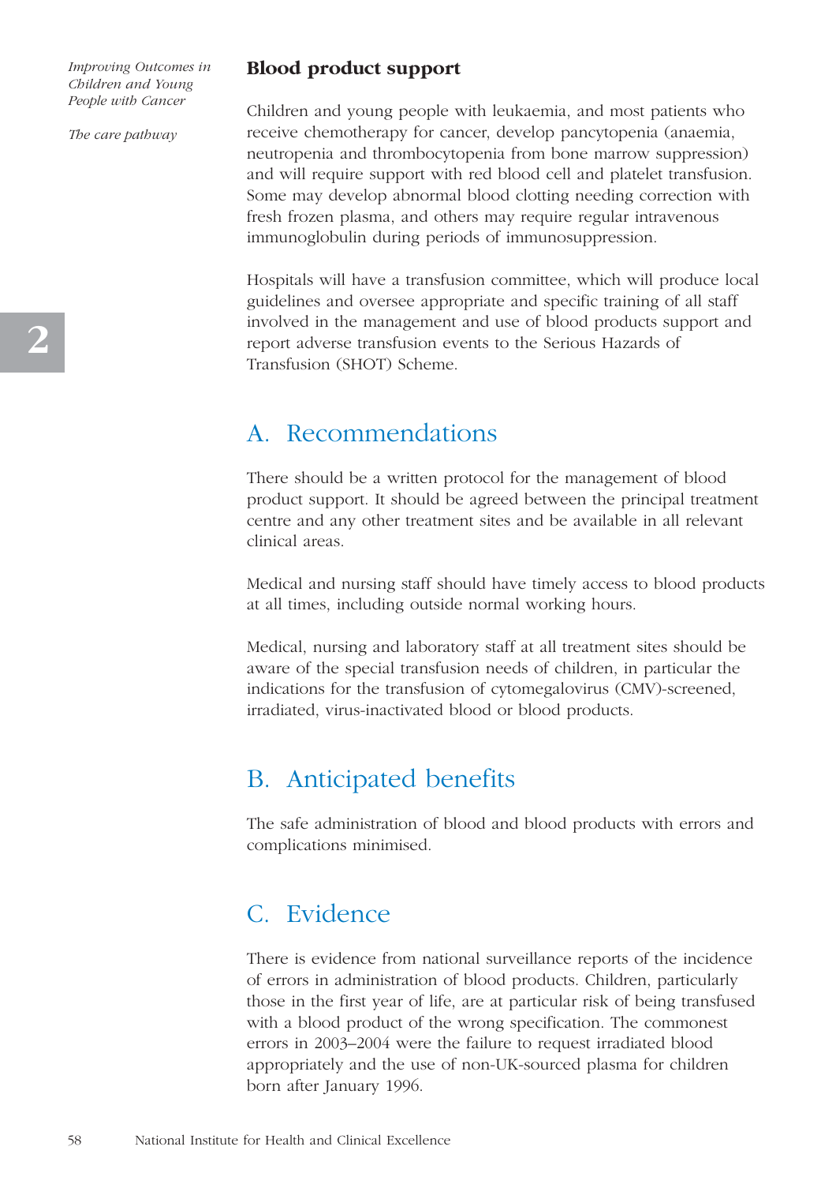## Blood product support

Children and young people with leukaemia, and most patients who receive chemotherapy for cancer, develop pancytopenia (anaemia, neutropenia and thrombocytopenia from bone marrow suppression) and will require support with red blood cell and platelet transfusion. Some may develop abnormal blood clotting needing correction with fresh frozen plasma, and others may require regular intravenous immunoglobulin during periods of immunosuppression.

Hospitals will have a transfusion committee, which will produce local guidelines and oversee appropriate and specific training of all staff involved in the management and use of blood products support and report adverse transfusion events to the Serious Hazards of Transfusion (SHOT) Scheme.

## A. Recommendations

There should be a written protocol for the management of blood product support. It should be agreed between the principal treatment centre and any other treatment sites and be available in all relevant clinical areas.

Medical and nursing staff should have timely access to blood products at all times, including outside normal working hours.

Medical, nursing and laboratory staff at all treatment sites should be aware of the special transfusion needs of children, in particular the indications for the transfusion of cytomegalovirus (CMV)-screened, irradiated, virus-inactivated blood or blood products.

## B. Anticipated benefits

The safe administration of blood and blood products with errors and complications minimised.

## C. Evidence

There is evidence from national surveillance reports of the incidence of errors in administration of blood products. Children, particularly those in the first year of life, are at particular risk of being transfused with a blood product of the wrong specification. The commonest errors in 2003–2004 were the failure to request irradiated blood appropriately and the use of non-UK-sourced plasma for children born after January 1996.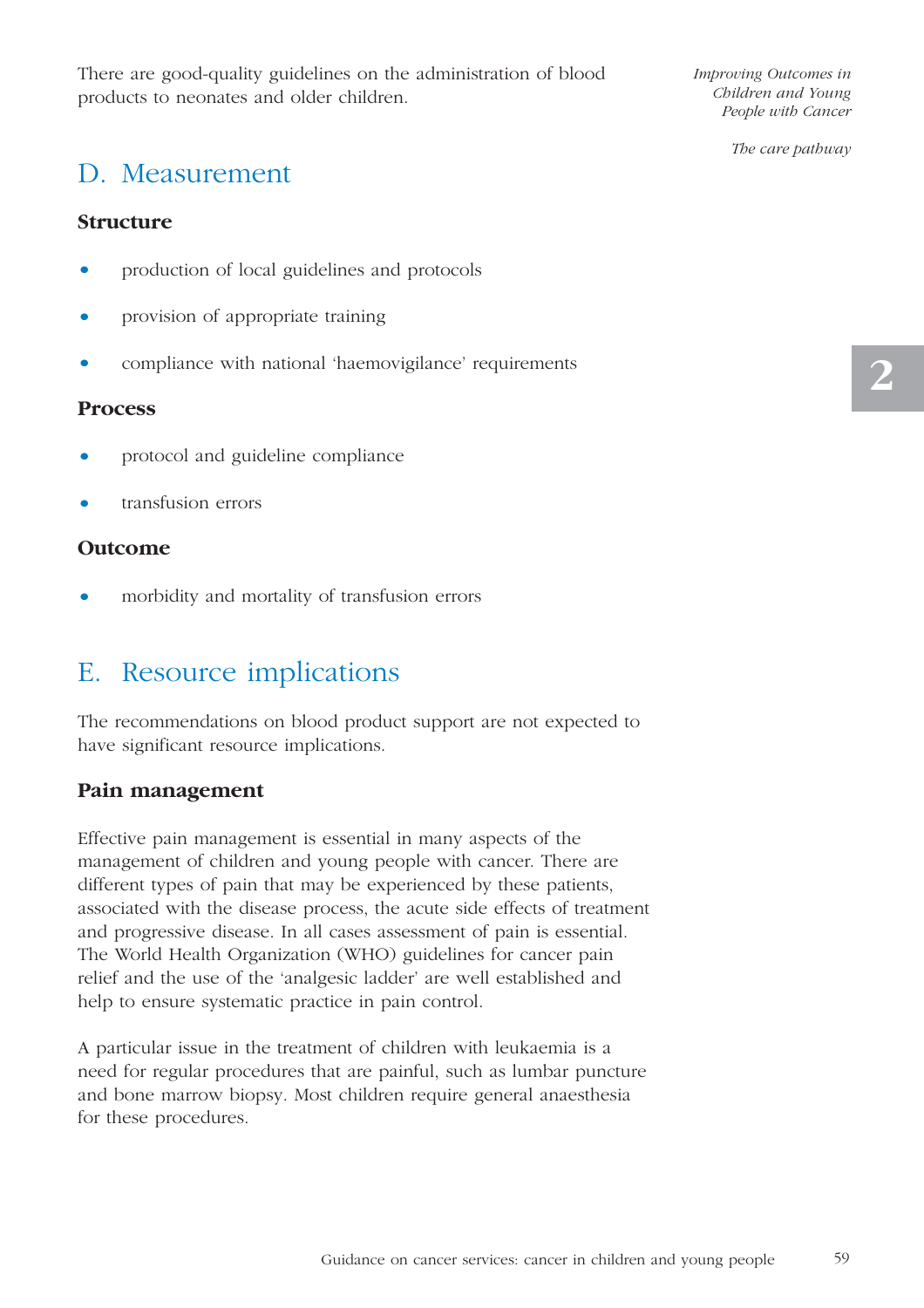There are good-quality guidelines on the administration of blood products to neonates and older children.

## D. Measurement

### Structure

- production of local guidelines and protocols
- provision of appropriate training
- compliance with national 'haemovigilance' requirements

### Process

- protocol and guideline compliance
- transfusion errors

### Outcome

- morbidity and mortality of transfusion errors

## E. Resource implications

The recommendations on blood product support are not expected to have significant resource implications.

### Pain management

Effective pain management is essential in many aspects of the management of children and young people with cancer. There are different types of pain that may be experienced by these patients, associated with the disease process, the acute side effects of treatment and progressive disease. In all cases assessment of pain is essential. The World Health Organization (WHO) guidelines for cancer pain relief and the use of the 'analgesic ladder' are well established and help to ensure systematic practice in pain control.

A particular issue in the treatment of children with leukaemia is a need for regular procedures that are painful, such as lumbar puncture and bone marrow biopsy. Most children require general anaesthesia for these procedures.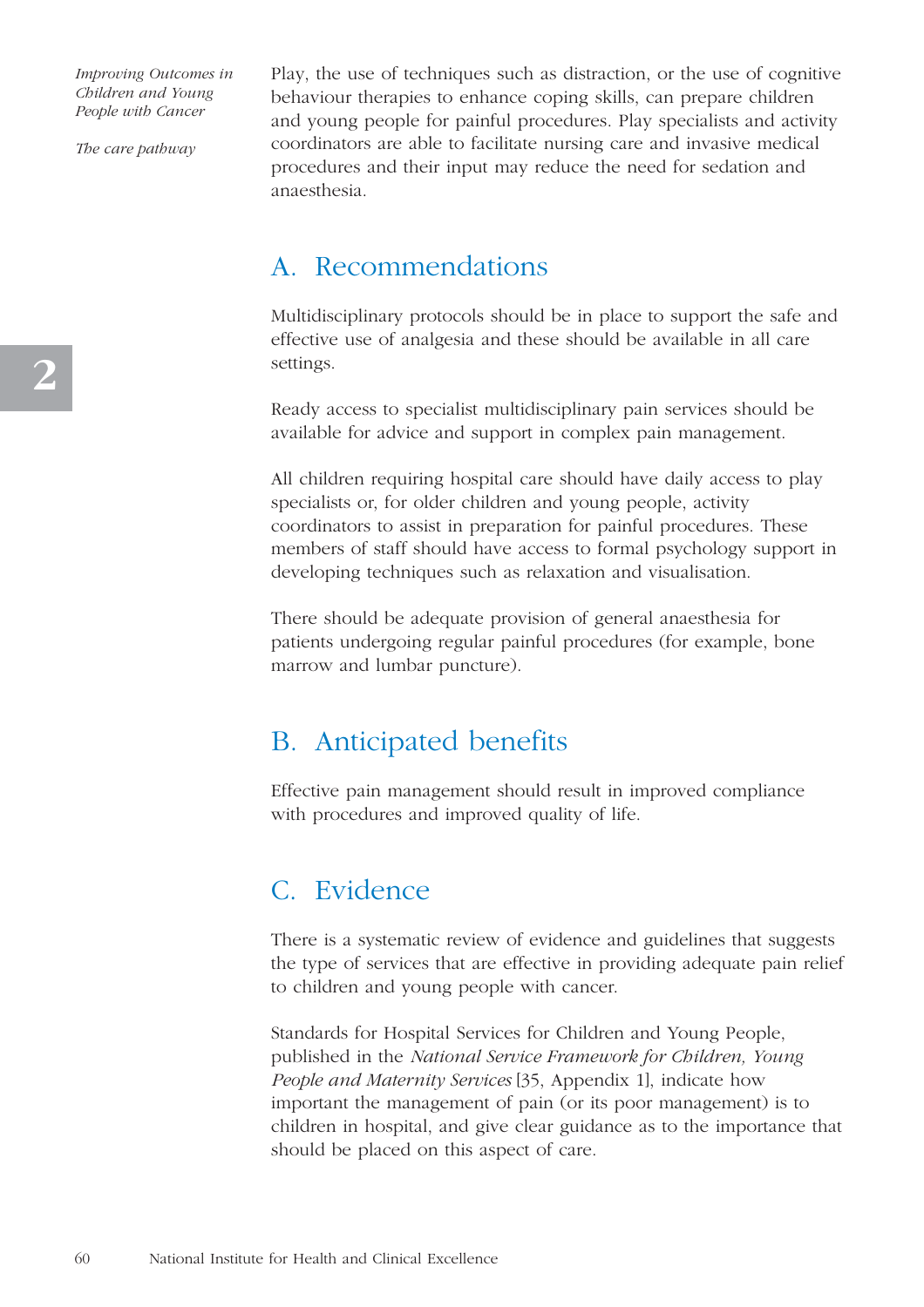Play, the use of techniques such as distraction, or the use of cognitive behaviour therapies to enhance coping skills, can prepare children and young people for painful procedures. Play specialists and activity coordinators are able to facilitate nursing care and invasive medical procedures and their input may reduce the need for sedation and anaesthesia.

## A. Recommendations

Multidisciplinary protocols should be in place to support the safe and effective use of analgesia and these should be available in all care settings.

Ready access to specialist multidisciplinary pain services should be available for advice and support in complex pain management.

All children requiring hospital care should have daily access to play specialists or, for older children and young people, activity coordinators to assist in preparation for painful procedures. These members of staff should have access to formal psychology support in developing techniques such as relaxation and visualisation.

There should be adequate provision of general anaesthesia for patients undergoing regular painful procedures (for example, bone marrow and lumbar puncture).

## B. Anticipated benefits

Effective pain management should result in improved compliance with procedures and improved quality of life.

## C. Evidence

There is a systematic review of evidence and guidelines that suggests the type of services that are effective in providing adequate pain relief to children and young people with cancer.

Standards for Hospital Services for Children and Young People, published in the *National Service Framework for Children, Young People and Maternity Services* [35, Appendix 1], indicate how important the management of pain (or its poor management) is to children in hospital, and give clear guidance as to the importance that should be placed on this aspect of care.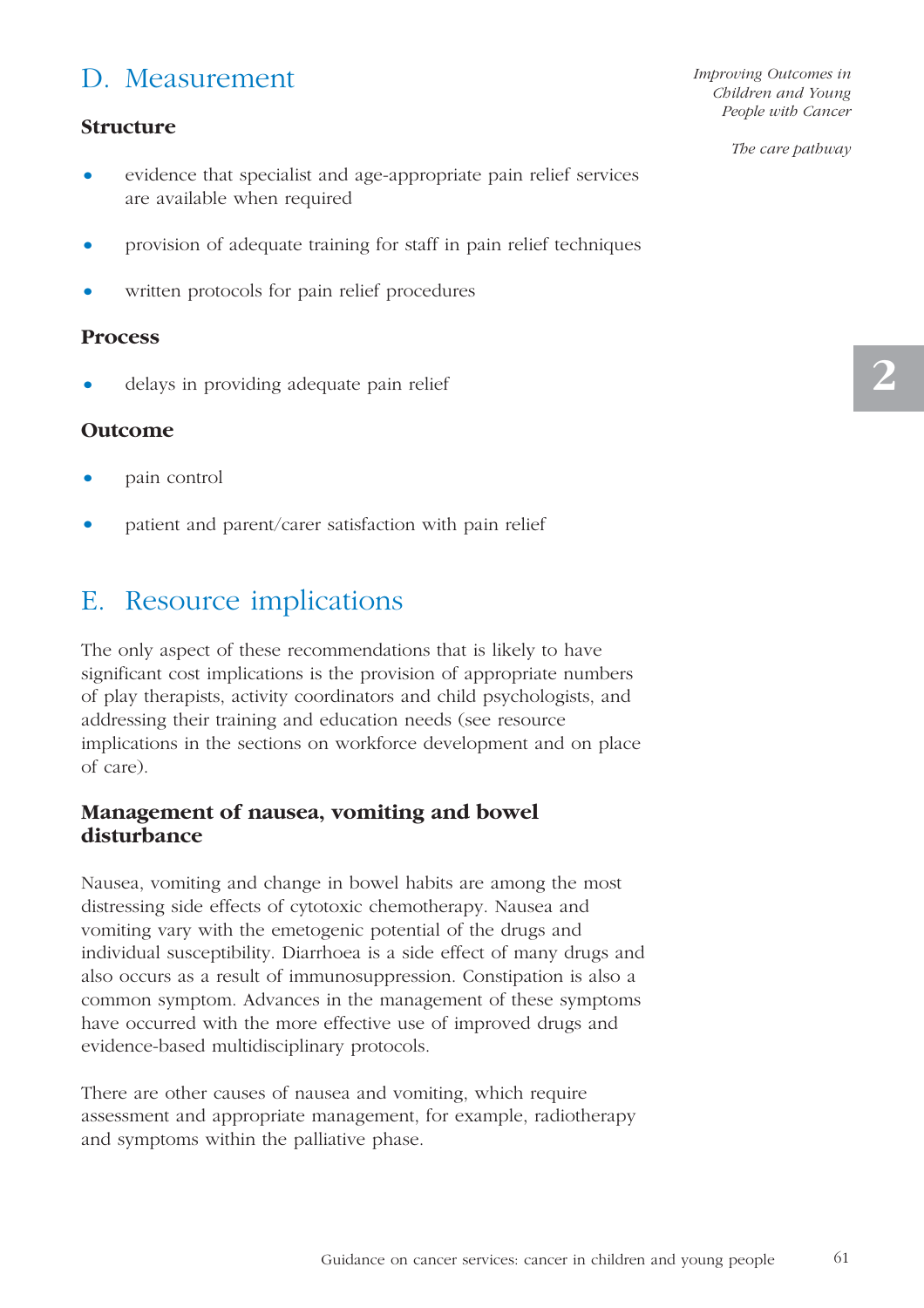## D. Measurement

### Structure

- evidence that specialist and age-appropriate pain relief services are available when required
- provision of adequate training for staff in pain relief techniques
- written protocols for pain relief procedures

### Process

- delays in providing adequate pain relief

### Outcome

- pain control
- patient and parent/carer satisfaction with pain relief

## E. Resource implications

The only aspect of these recommendations that is likely to have significant cost implications is the provision of appropriate numbers of play therapists, activity coordinators and child psychologists, and addressing their training and education needs (see resource implications in the sections on workforce development and on place of care).

### Management of nausea, vomiting and bowel disturbance

Nausea, vomiting and change in bowel habits are among the most distressing side effects of cytotoxic chemotherapy. Nausea and vomiting vary with the emetogenic potential of the drugs and individual susceptibility. Diarrhoea is a side effect of many drugs and also occurs as a result of immunosuppression. Constipation is also a common symptom. Advances in the management of these symptoms have occurred with the more effective use of improved drugs and evidence-based multidisciplinary protocols.

There are other causes of nausea and vomiting, which require assessment and appropriate management, for example, radiotherapy and symptoms within the palliative phase.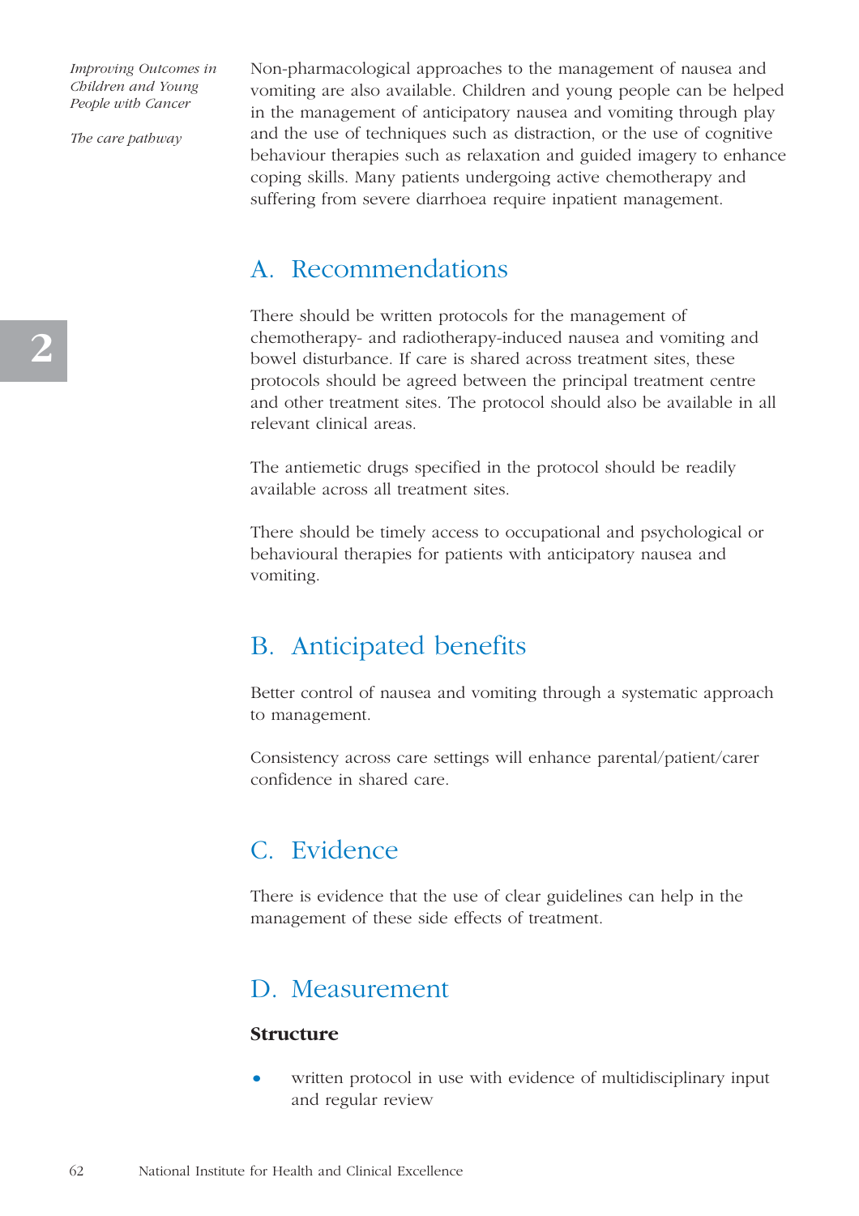Non-pharmacological approaches to the management of nausea and vomiting are also available. Children and young people can be helped in the management of anticipatory nausea and vomiting through play and the use of techniques such as distraction, or the use of cognitive behaviour therapies such as relaxation and guided imagery to enhance coping skills. Many patients undergoing active chemotherapy and suffering from severe diarrhoea require inpatient management.

## A. Recommendations

There should be written protocols for the management of chemotherapy- and radiotherapy-induced nausea and vomiting and bowel disturbance. If care is shared across treatment sites, these protocols should be agreed between the principal treatment centre and other treatment sites. The protocol should also be available in all relevant clinical areas.

The antiemetic drugs specified in the protocol should be readily available across all treatment sites.

There should be timely access to occupational and psychological or behavioural therapies for patients with anticipatory nausea and vomiting.

## B. Anticipated benefits

Better control of nausea and vomiting through a systematic approach to management.

Consistency across care settings will enhance parental/patient/carer confidence in shared care.

## C. Evidence

There is evidence that the use of clear guidelines can help in the management of these side effects of treatment.

## D. Measurement

**Structure**

- written protocol in use with evidence of multidisciplinary input and regular review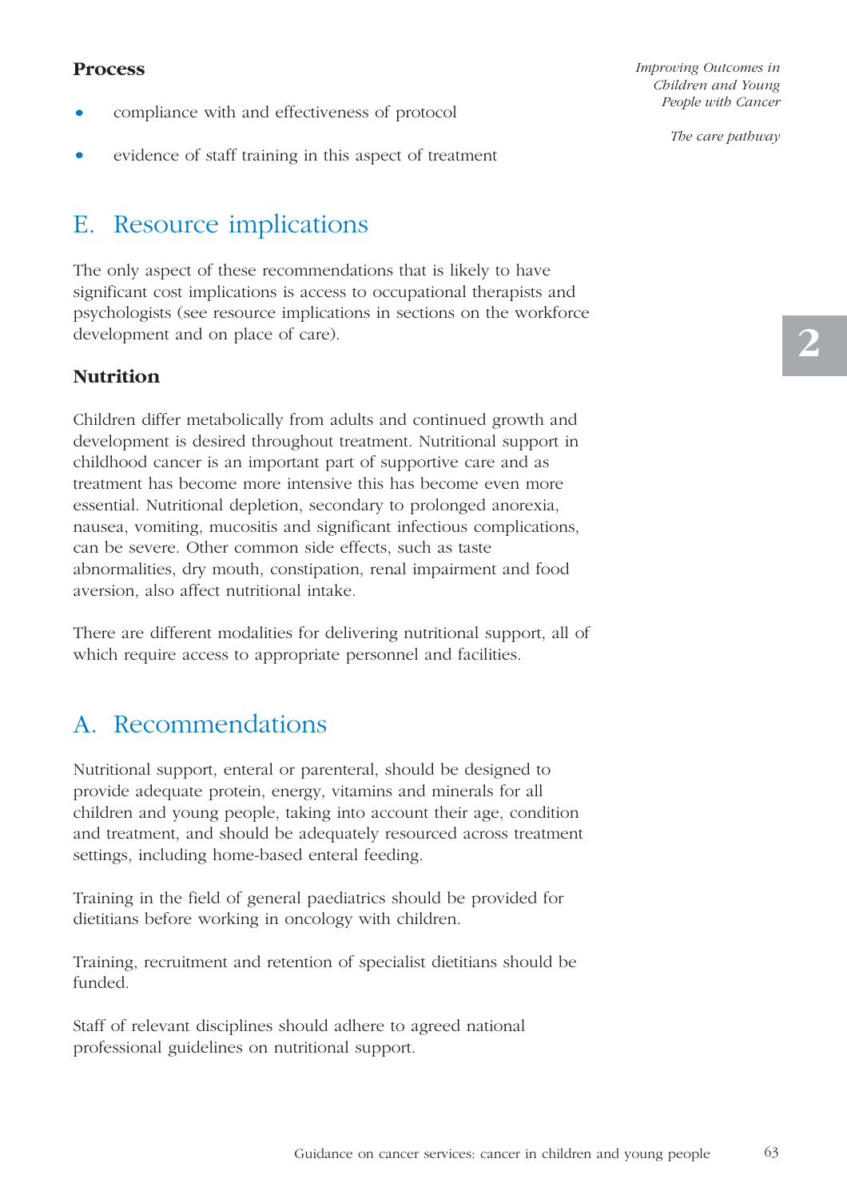### Process

- compliance with and effectiveness of protocol
- evidence of staff training in this aspect of treatment

## E. Resource implications

The only aspect of these recommendations that is likely to have significant cost implications is access to occupational therapists and psychologists (see resource implications in sections on the workforce development and on place of care).

### Nutrition

Children differ metabolically from adults and continued growth and development is desired throughout treatment. Nutritional support in childhood cancer is an important part of supportive care and as treatment has become more intensive this has become even more essential. Nutritional depletion, secondary to prolonged anorexia, nausea, vomiting, mucositis and significant infectious complications, can be severe. Other common side effects, such as taste abnormalities, dry mouth, constipation, renal impairment and food aversion, also affect nutritional intake.

There are different modalities for delivering nutritional support, all of which require access to appropriate personnel and facilities.

## A. Recommendations

Nutritional support, enteral or parenteral, should be designed to provide adequate protein, energy, vitamins and minerals for all children and young people, taking into account their age, condition and treatment, and should be adequately resourced across treatment settings, including home-based enteral feeding.

Training in the field of general paediatrics should be provided for dietitians before working in oncology with children.

Training, recruitment and retention of specialist dietitians should be funded.

Staff of relevant disciplines should adhere to agreed national professional guidelines on nutritional support.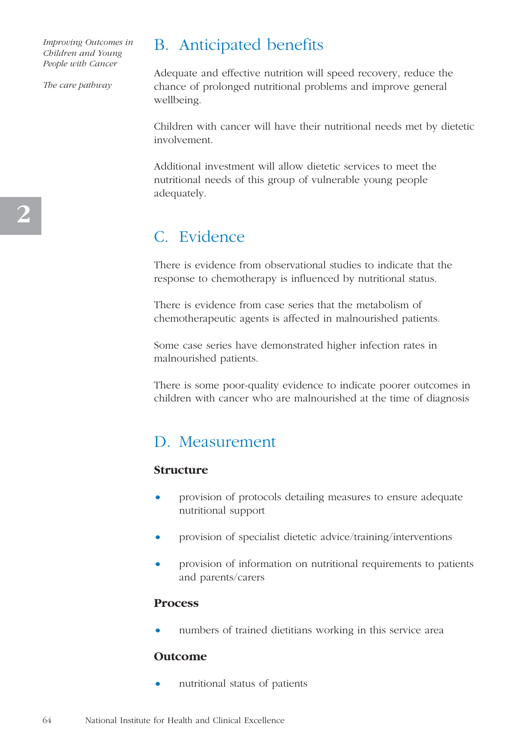## B. Anticipated benefits

Adequate and effective nutrition will speed recovery, reduce the chance of prolonged nutritional problems and improve general wellbeing.

Children with cancer will have their nutritional needs met by dietetic involvement.

Additional investment will allow dietetic services to meet the nutritional needs of this group of vulnerable young people adequately.

## C. Evidence

There is evidence from observational studies to indicate that the response to chemotherapy is influenced by nutritional status.

There is evidence from case series that the metabolism of chemotherapeutic agents is affected in malnourished patients.

Some case series have demonstrated higher infection rates in malnourished patients.

There is some poor-quality evidence to indicate poorer outcomes in children with cancer who are malnourished at the time of diagnosis

## D. Measurement

### Structure

- provision of protocols detailing measures to ensure adequate nutritional support
- provision of specialist dietetic advice/training/interventions
- provision of information on nutritional requirements to patients and parents/carers

### Process

- numbers of trained dietitians working in this service area

### Outcome

- nutritional status of patients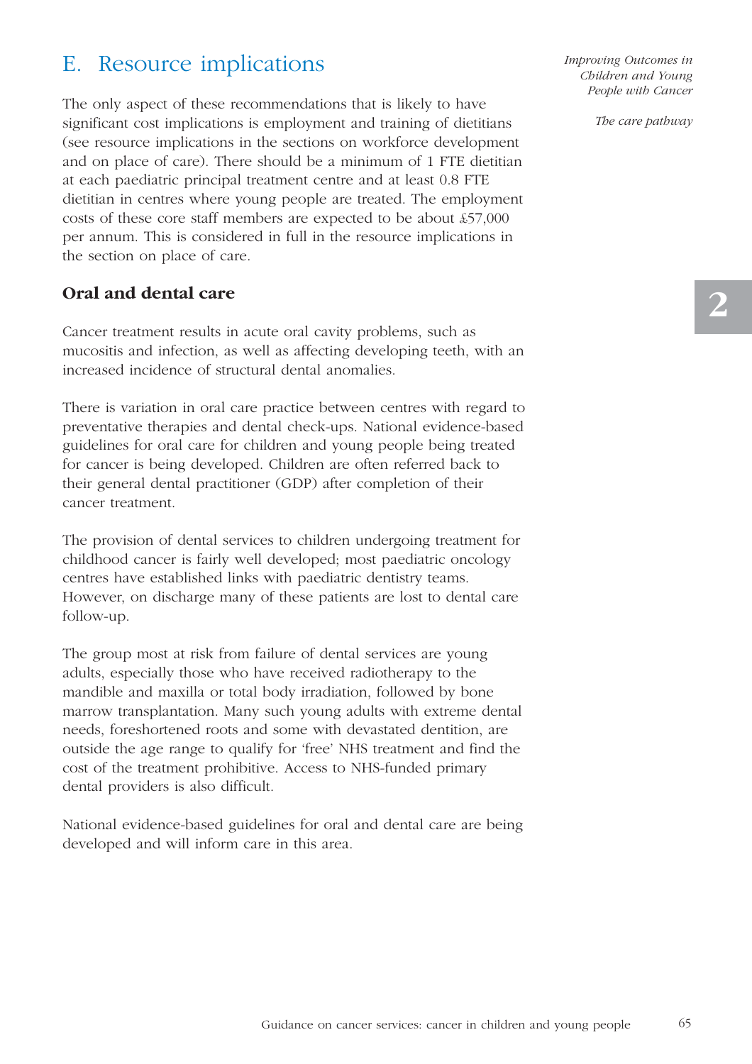## E. Resource implications

The only aspect of these recommendations that is likely to have significant cost implications is employment and training of dietitians (see resource implications in the sections on workforce development and on place of care). There should be a minimum of 1 FTE dietitian at each paediatric principal treatment centre and at least 0.8 FTE dietitian in centres where young people are treated. The employment costs of these core staff members are expected to be about £57,000 per annum. This is considered in full in the resource implications in the section on place of care.

### Oral and dental care

Cancer treatment results in acute oral cavity problems, such as mucositis and infection, as well as affecting developing teeth, with an increased incidence of structural dental anomalies.

There is variation in oral care practice between centres with regard to preventative therapies and dental check-ups. National evidence-based guidelines for oral care for children and young people being treated for cancer is being developed. Children are often referred back to their general dental practitioner (GDP) after completion of their cancer treatment.

The provision of dental services to children undergoing treatment for childhood cancer is fairly well developed; most paediatric oncology centres have established links with paediatric dentistry teams. However, on discharge many of these patients are lost to dental care follow-up.

The group most at risk from failure of dental services are young adults, especially those who have received radiotherapy to the mandible and maxilla or total body irradiation, followed by bone marrow transplantation. Many such young adults with extreme dental needs, foreshortened roots and some with devastated dentition, are outside the age range to qualify for 'free' NHS treatment and find the cost of the treatment prohibitive. Access to NHS-funded primary dental providers is also difficult.

National evidence-based guidelines for oral and dental care are being developed and will inform care in this area.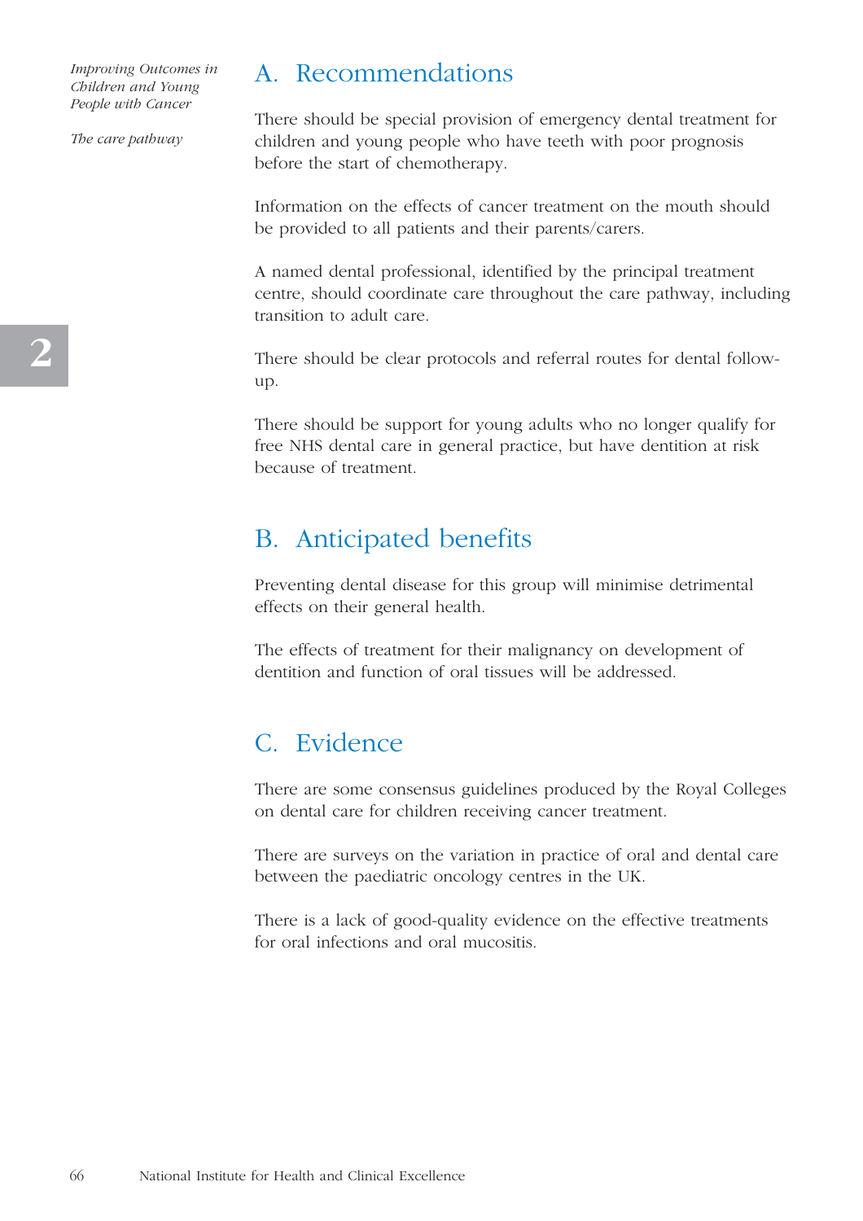## A. Recommendations

There should be special provision of emergency dental treatment for children and young people who have teeth with poor prognosis before the start of chemotherapy.

Information on the effects of cancer treatment on the mouth should be provided to all patients and their parents/carers.

A named dental professional, identified by the principal treatment centre, should coordinate care throughout the care pathway, including transition to adult care.

There should be clear protocols and referral routes for dental follow-up.

There should be support for young adults who no longer qualify for free NHS dental care in general practice, but have dentition at risk because of treatment.

## B. Anticipated benefits

Preventing dental disease for this group will minimise detrimental effects on their general health.

The effects of treatment for their malignancy on development of dentition and function of oral tissues will be addressed.

## C. Evidence

There are some consensus guidelines produced by the Royal Colleges on dental care for children receiving cancer treatment.

There are surveys on the variation in practice of oral and dental care between the paediatric oncology centres in the UK.

There is a lack of good-quality evidence on the effective treatments for oral infections and oral mucositis.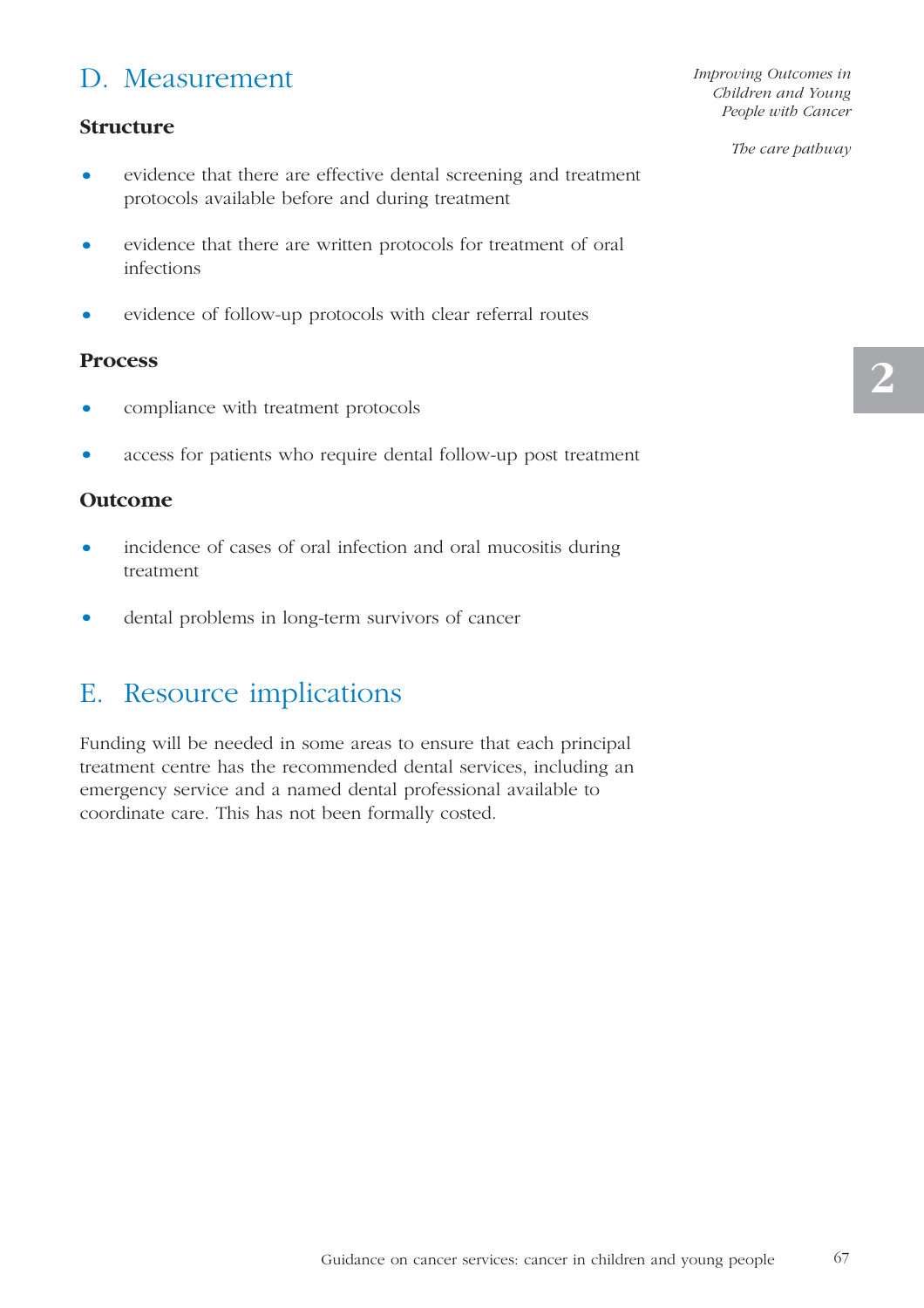## D. Measurement

### Structure

- evidence that there are effective dental screening and treatment protocols available before and during treatment
- evidence that there are written protocols for treatment of oral infections
- evidence of follow-up protocols with clear referral routes

### Process

- compliance with treatment protocols
- access for patients who require dental follow-up post treatment

### Outcome

- incidence of cases of oral infection and oral mucositis during treatment
- dental problems in long-term survivors of cancer

## E. Resource implications

Funding will be needed in some areas to ensure that each principal treatment centre has the recommended dental services, including an emergency service and a named dental professional available to coordinate care. This has not been formally costed.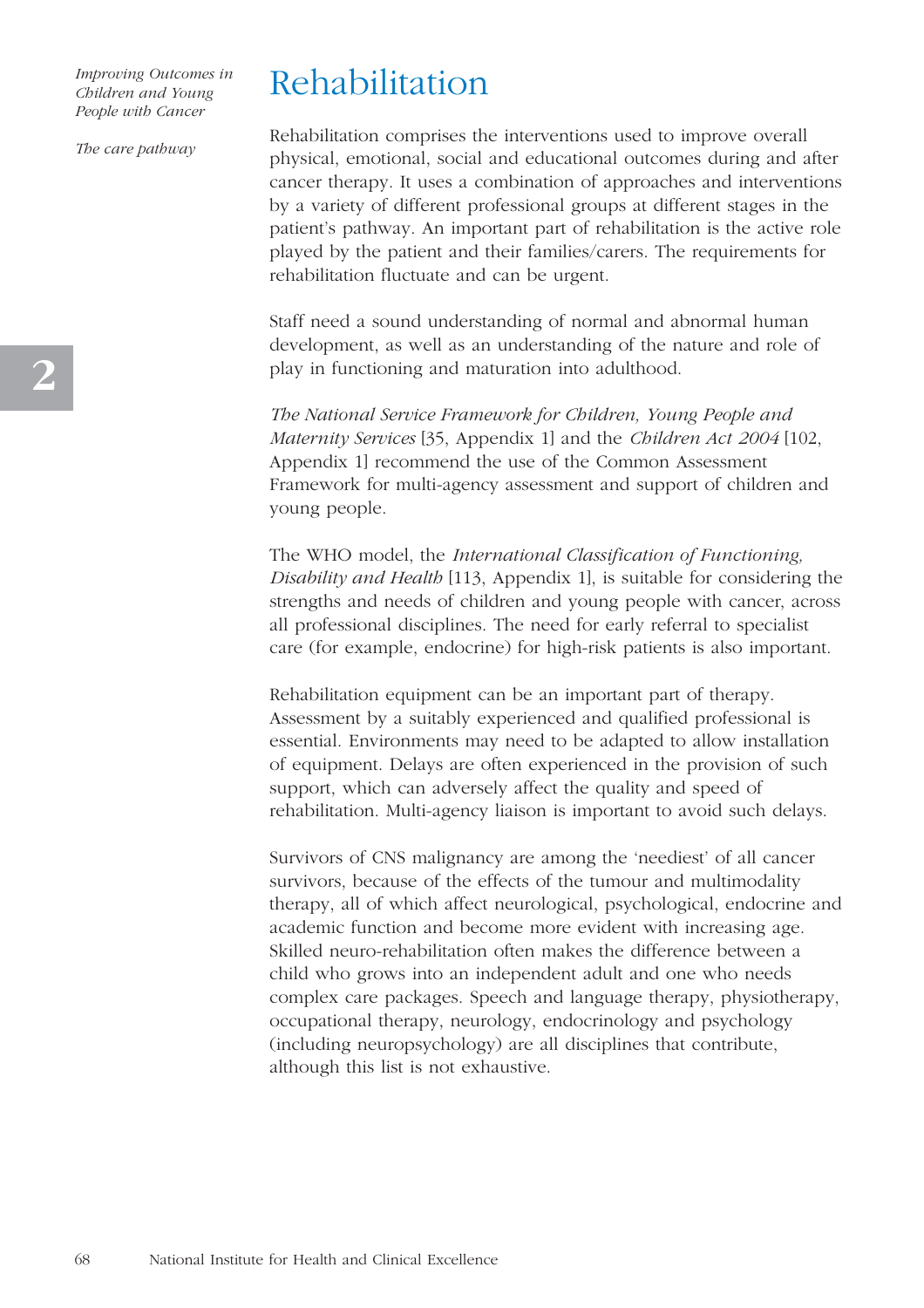# Rehabilitation

Rehabilitation comprises the interventions used to improve overall physical, emotional, social and educational outcomes during and after cancer therapy. It uses a combination of approaches and interventions by a variety of different professional groups at different stages in the patient's pathway. An important part of rehabilitation is the active role played by the patient and their families/carers. The requirements for rehabilitation fluctuate and can be urgent.

Staff need a sound understanding of normal and abnormal human development, as well as an understanding of the nature and role of play in functioning and maturation into adulthood.

*The National Service Framework for Children, Young People and Maternity Services* [35, Appendix 1] and the *Children Act 2004* [102, Appendix 1] recommend the use of the Common Assessment Framework for multi-agency assessment and support of children and young people.

The WHO model, the *International Classification of Functioning, Disability and Health* [113, Appendix 1], is suitable for considering the strengths and needs of children and young people with cancer, across all professional disciplines. The need for early referral to specialist care (for example, endocrine) for high-risk patients is also important.

Rehabilitation equipment can be an important part of therapy. Assessment by a suitably experienced and qualified professional is essential. Environments may need to be adapted to allow installation of equipment. Delays are often experienced in the provision of such support, which can adversely affect the quality and speed of rehabilitation. Multi-agency liaison is important to avoid such delays.

Survivors of CNS malignancy are among the 'neediest' of all cancer survivors, because of the effects of the tumour and multimodality therapy, all of which affect neurological, psychological, endocrine and academic function and become more evident with increasing age. Skilled neuro-rehabilitation often makes the difference between a child who grows into an independent adult and one who needs complex care packages. Speech and language therapy, physiotherapy, occupational therapy, neurology, endocrinology and psychology (including neuropsychology) are all disciplines that contribute, although this list is not exhaustive.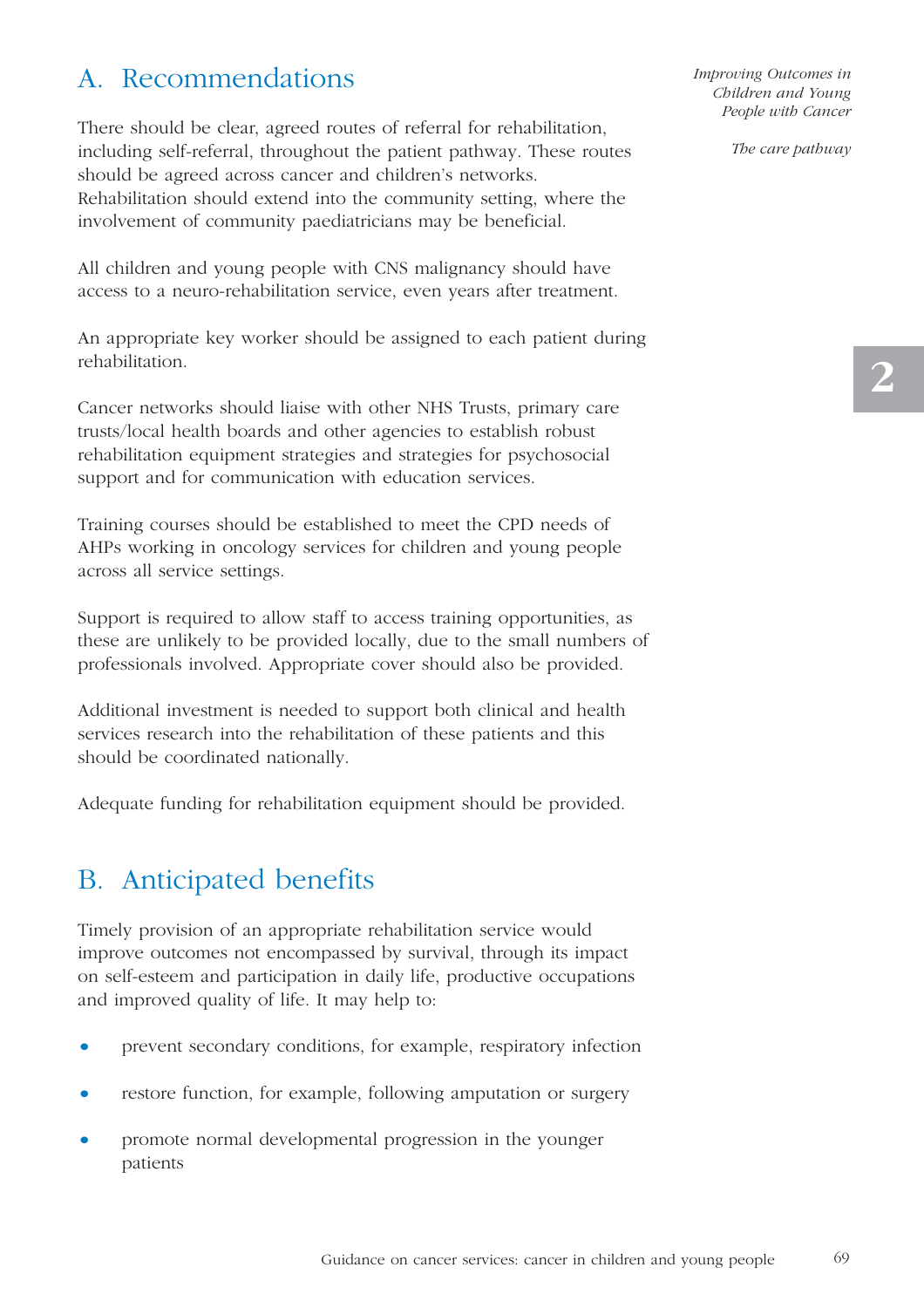## A. Recommendations

There should be clear, agreed routes of referral for rehabilitation, including self-referral, throughout the patient pathway. These routes should be agreed across cancer and children's networks. Rehabilitation should extend into the community setting, where the involvement of community paediatricians may be beneficial.

All children and young people with CNS malignancy should have access to a neuro-rehabilitation service, even years after treatment.

An appropriate key worker should be assigned to each patient during rehabilitation.

Cancer networks should liaise with other NHS Trusts, primary care trusts/local health boards and other agencies to establish robust rehabilitation equipment strategies and strategies for psychosocial support and for communication with education services.

Training courses should be established to meet the CPD needs of AHPs working in oncology services for children and young people across all service settings.

Support is required to allow staff to access training opportunities, as these are unlikely to be provided locally, due to the small numbers of professionals involved. Appropriate cover should also be provided.

Additional investment is needed to support both clinical and health services research into the rehabilitation of these patients and this should be coordinated nationally.

Adequate funding for rehabilitation equipment should be provided.

## B. Anticipated benefits

Timely provision of an appropriate rehabilitation service would improve outcomes not encompassed by survival, through its impact on self-esteem and participation in daily life, productive occupations and improved quality of life. It may help to:

- prevent secondary conditions, for example, respiratory infection
- restore function, for example, following amputation or surgery
- promote normal developmental progression in the younger patients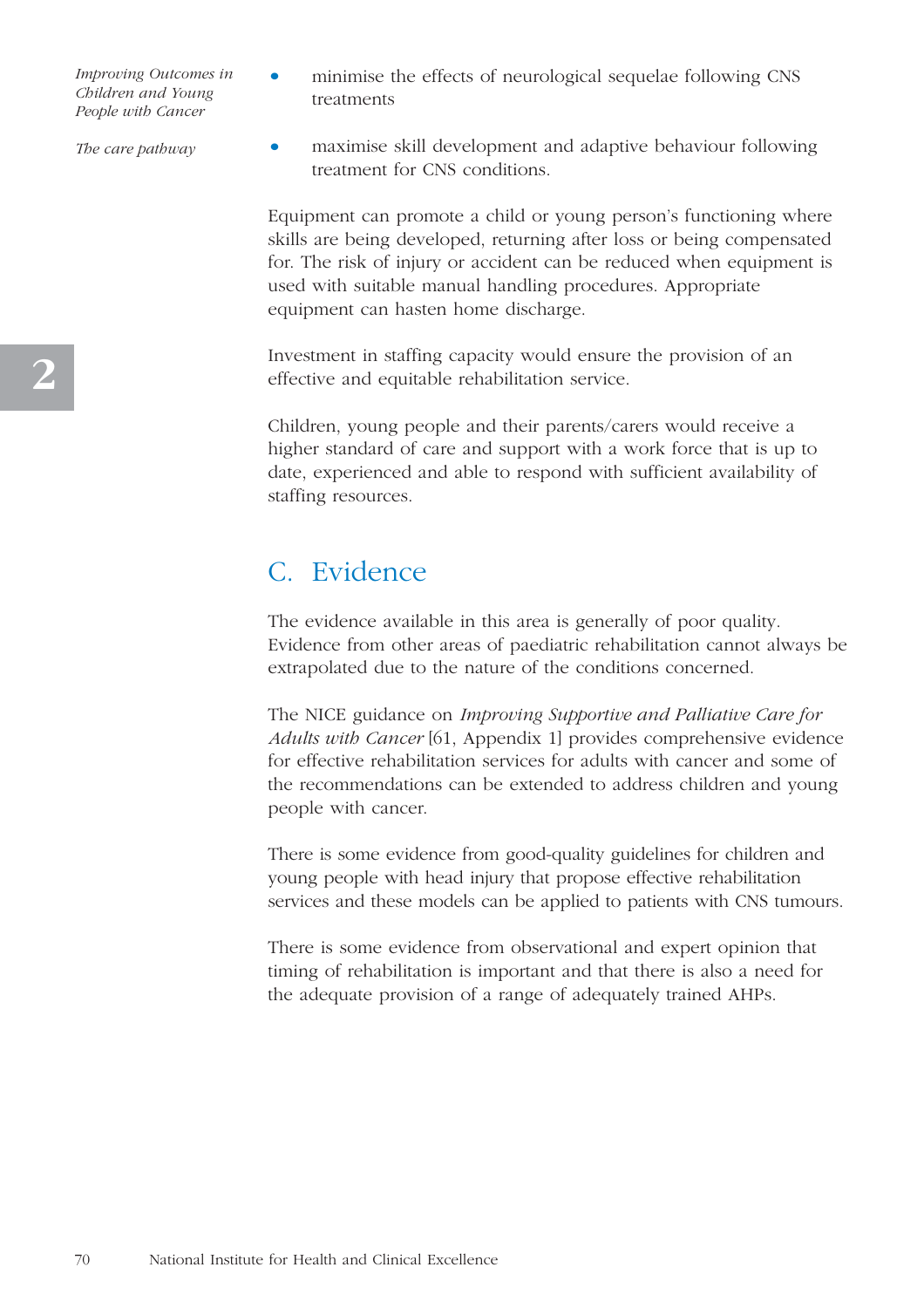- minimise the effects of neurological sequelae following CNS treatments
- maximise skill development and adaptive behaviour following treatment for CNS conditions.

Equipment can promote a child or young person's functioning where skills are being developed, returning after loss or being compensated for. The risk of injury or accident can be reduced when equipment is used with suitable manual handling procedures. Appropriate equipment can hasten home discharge.

Investment in staffing capacity would ensure the provision of an effective and equitable rehabilitation service.

Children, young people and their parents/carers would receive a higher standard of care and support with a work force that is up to date, experienced and able to respond with sufficient availability of staffing resources.

## C. Evidence

The evidence available in this area is generally of poor quality. Evidence from other areas of paediatric rehabilitation cannot always be extrapolated due to the nature of the conditions concerned.

The NICE guidance on *Improving Supportive and Palliative Care for Adults with Cancer* [61, Appendix 1] provides comprehensive evidence for effective rehabilitation services for adults with cancer and some of the recommendations can be extended to address children and young people with cancer.

There is some evidence from good-quality guidelines for children and young people with head injury that propose effective rehabilitation services and these models can be applied to patients with CNS tumours.

There is some evidence from observational and expert opinion that timing of rehabilitation is important and that there is also a need for the adequate provision of a range of adequately trained AHPs.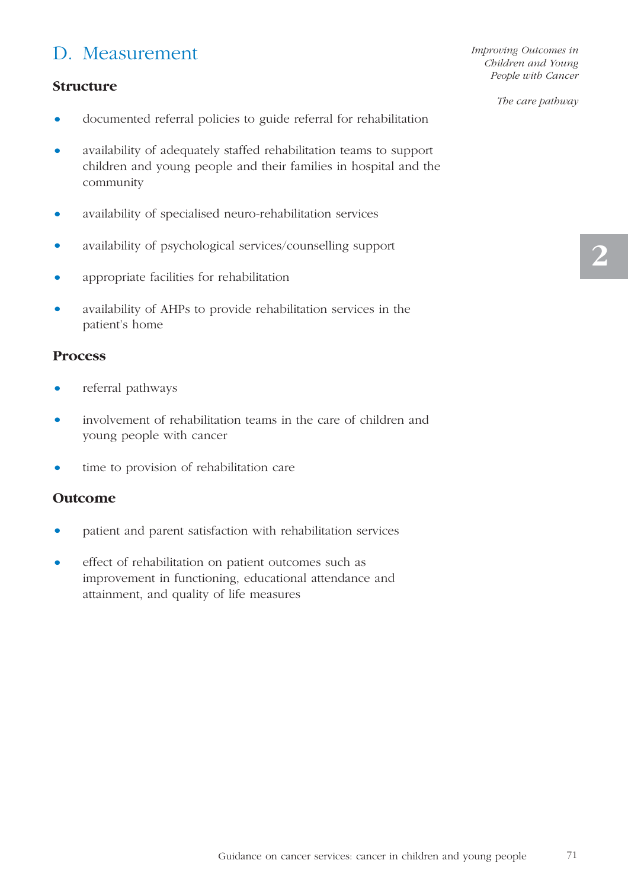## D. Measurement

### Structure

- documented referral policies to guide referral for rehabilitation
- availability of adequately staffed rehabilitation teams to support children and young people and their families in hospital and the community
- availability of specialised neuro-rehabilitation services
- availability of psychological services/counselling support
- appropriate facilities for rehabilitation
- availability of AHPs to provide rehabilitation services in the patient's home

### Process

- referral pathways
- involvement of rehabilitation teams in the care of children and young people with cancer
- time to provision of rehabilitation care

### Outcome

- patient and parent satisfaction with rehabilitation services
- effect of rehabilitation on patient outcomes such as improvement in functioning, educational attendance and attainment, and quality of life measures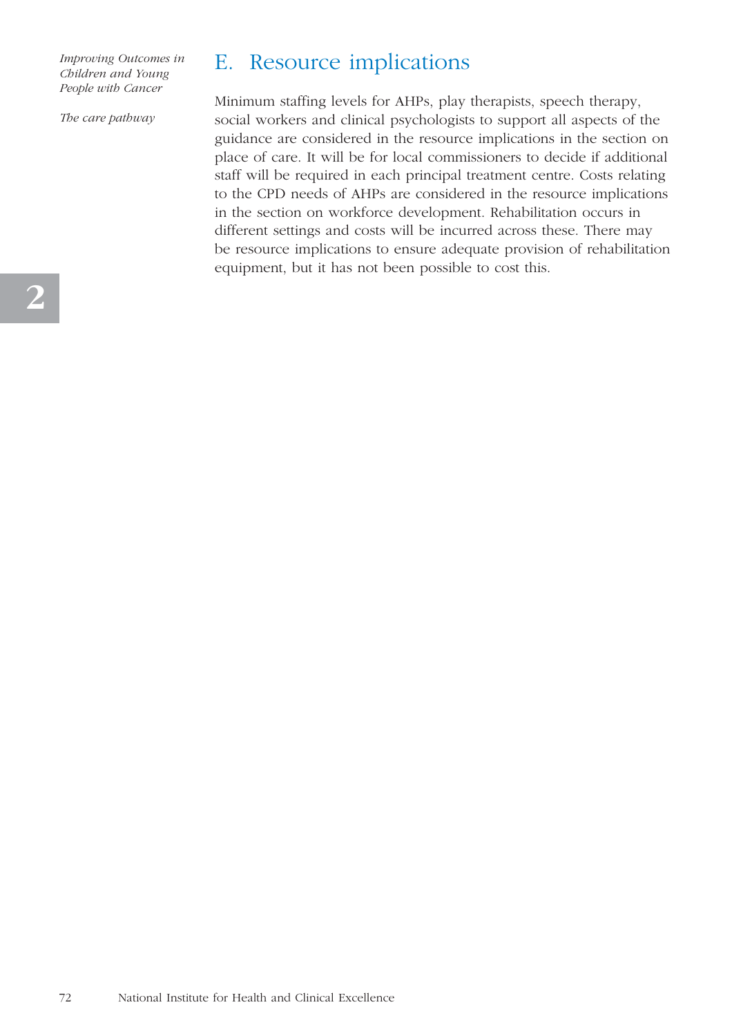## E. Resource implications

Minimum staffing levels for AHPs, play therapists, speech therapy, social workers and clinical psychologists to support all aspects of the guidance are considered in the resource implications in the section on place of care. It will be for local commissioners to decide if additional staff will be required in each principal treatment centre. Costs relating to the CPD needs of AHPs are considered in the resource implications in the section on workforce development. Rehabilitation occurs in different settings and costs will be incurred across these. There may be resource implications to ensure adequate provision of rehabilitation equipment, but it has not been possible to cost this.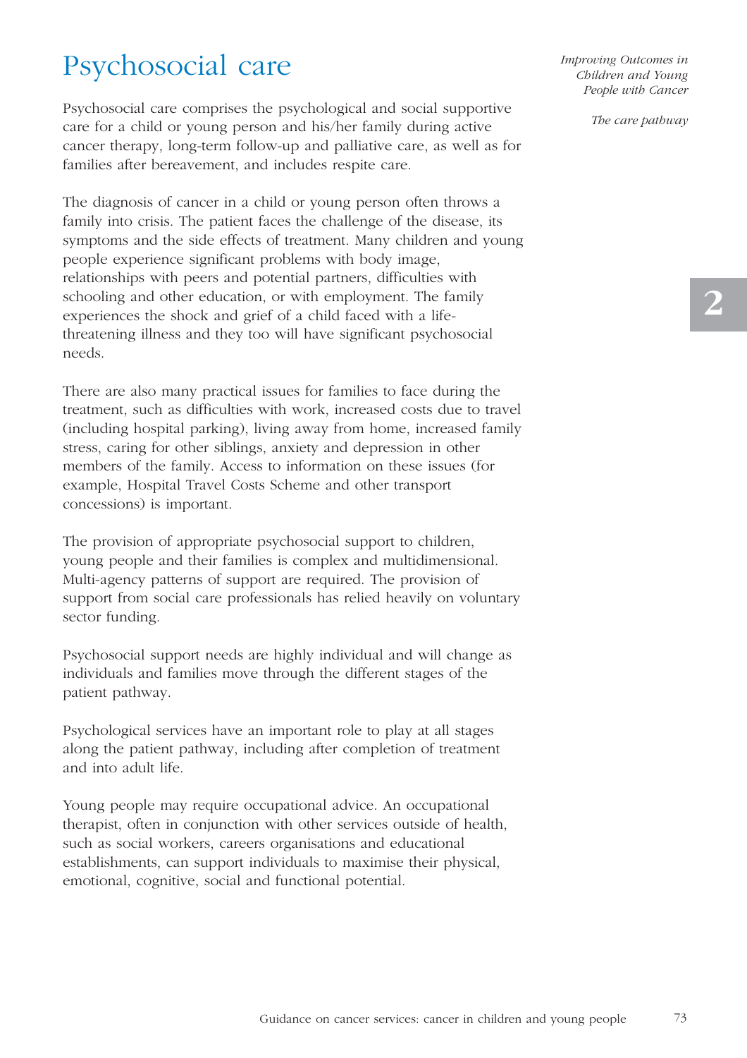# Psychosocial care

Psychosocial care comprises the psychological and social supportive care for a child or young person and his/her family during active cancer therapy, long-term follow-up and palliative care, as well as for families after bereavement, and includes respite care.

The diagnosis of cancer in a child or young person often throws a family into crisis. The patient faces the challenge of the disease, its symptoms and the side effects of treatment. Many children and young people experience significant problems with body image, relationships with peers and potential partners, difficulties with schooling and other education, or with employment. The family experiences the shock and grief of a child faced with a life-threatening illness and they too will have significant psychosocial needs.

There are also many practical issues for families to face during the treatment, such as difficulties with work, increased costs due to travel (including hospital parking), living away from home, increased family stress, caring for other siblings, anxiety and depression in other members of the family. Access to information on these issues (for example, Hospital Travel Costs Scheme and other transport concessions) is important.

The provision of appropriate psychosocial support to children, young people and their families is complex and multidimensional. Multi-agency patterns of support are required. The provision of support from social care professionals has relied heavily on voluntary sector funding.

Psychosocial support needs are highly individual and will change as individuals and families move through the different stages of the patient pathway.

Psychological services have an important role to play at all stages along the patient pathway, including after completion of treatment and into adult life.

Young people may require occupational advice. An occupational therapist, often in conjunction with other services outside of health, such as social workers, careers organisations and educational establishments, can support individuals to maximise their physical, emotional, cognitive, social and functional potential.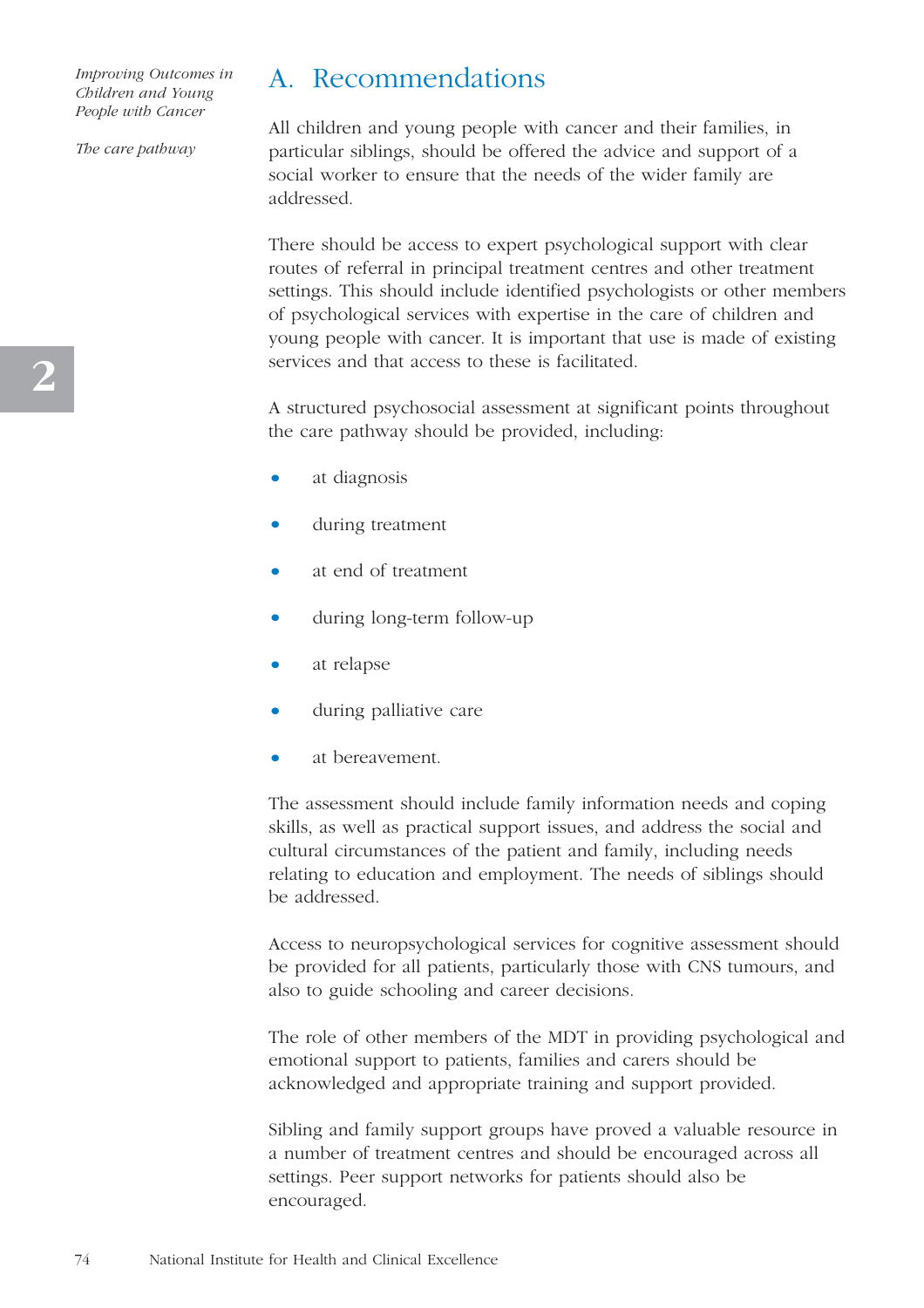## A. Recommendations

All children and young people with cancer and their families, in particular siblings, should be offered the advice and support of a social worker to ensure that the needs of the wider family are addressed.

There should be access to expert psychological support with clear routes of referral in principal treatment centres and other treatment settings. This should include identified psychologists or other members of psychological services with expertise in the care of children and young people with cancer. It is important that use is made of existing services and that access to these is facilitated.

A structured psychosocial assessment at significant points throughout the care pathway should be provided, including:

- at diagnosis
- during treatment
- at end of treatment
- during long-term follow-up
- at relapse
- during palliative care
- at bereavement.

The assessment should include family information needs and coping skills, as well as practical support issues, and address the social and cultural circumstances of the patient and family, including needs relating to education and employment. The needs of siblings should be addressed.

Access to neuropsychological services for cognitive assessment should be provided for all patients, particularly those with CNS tumours, and also to guide schooling and career decisions.

The role of other members of the MDT in providing psychological and emotional support to patients, families and carers should be acknowledged and appropriate training and support provided.

Sibling and family support groups have proved a valuable resource in a number of treatment centres and should be encouraged across all settings. Peer support networks for patients should also be encouraged.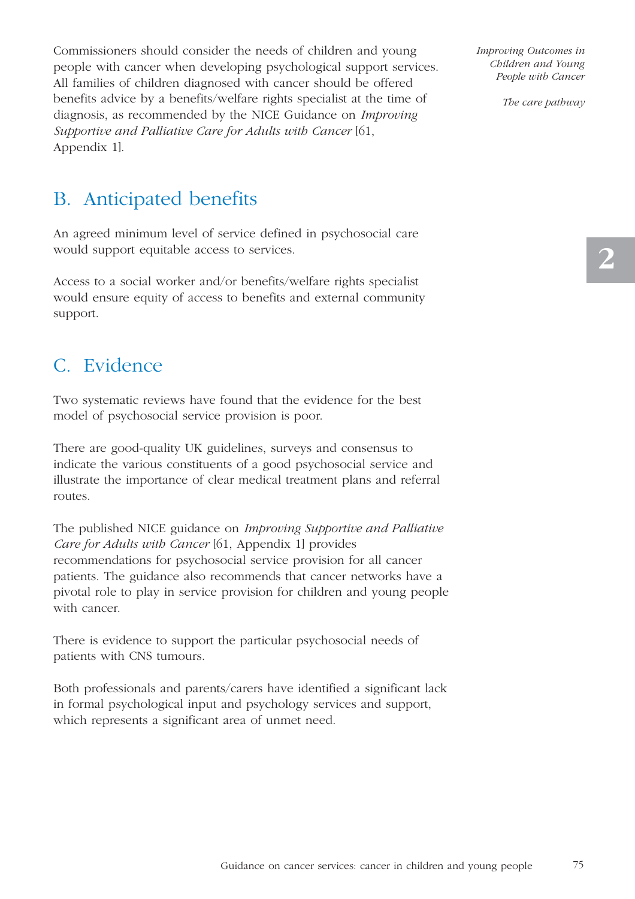Commissioners should consider the needs of children and young people with cancer when developing psychological support services. All families of children diagnosed with cancer should be offered benefits advice by a benefits/welfare rights specialist at the time of diagnosis, as recommended by the NICE Guidance on *Improving Supportive and Palliative Care for Adults with Cancer* [61, Appendix 1].

## B. Anticipated benefits

An agreed minimum level of service defined in psychosocial care would support equitable access to services.

Access to a social worker and/or benefits/welfare rights specialist would ensure equity of access to benefits and external community support.

## C. Evidence

Two systematic reviews have found that the evidence for the best model of psychosocial service provision is poor.

There are good-quality UK guidelines, surveys and consensus to indicate the various constituents of a good psychosocial service and illustrate the importance of clear medical treatment plans and referral routes.

The published NICE guidance on *Improving Supportive and Palliative Care for Adults with Cancer* [61, Appendix 1] provides recommendations for psychosocial service provision for all cancer patients. The guidance also recommends that cancer networks have a pivotal role to play in service provision for children and young people with cancer.

There is evidence to support the particular psychosocial needs of patients with CNS tumours.

Both professionals and parents/carers have identified a significant lack in formal psychological input and psychology services and support, which represents a significant area of unmet need.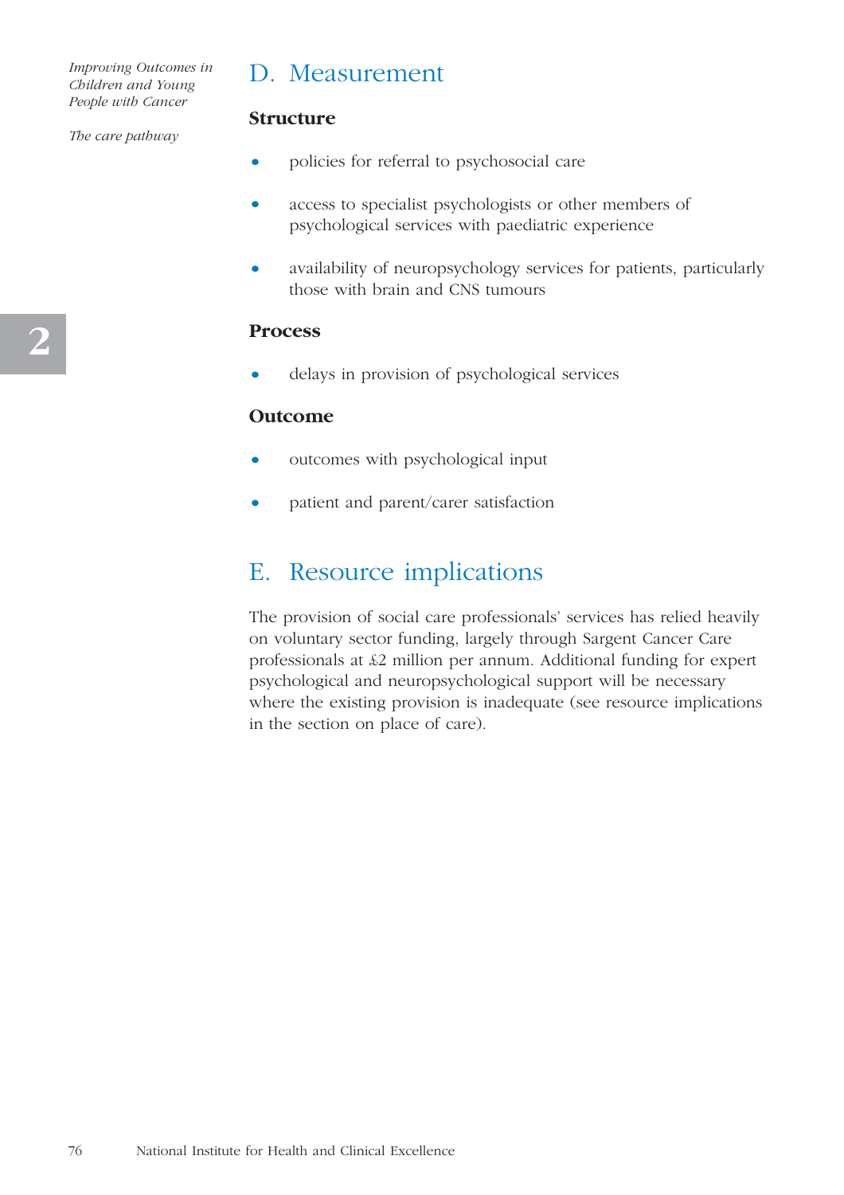## D. Measurement

### Structure

- policies for referral to psychosocial care
- access to specialist psychologists or other members of psychological services with paediatric experience
- availability of neuropsychology services for patients, particularly those with brain and CNS tumours

### Process

- delays in provision of psychological services

### Outcome

- outcomes with psychological input
- patient and parent/carer satisfaction

## E. Resource implications

The provision of social care professionals' services has relied heavily on voluntary sector funding, largely through Sargent Cancer Care professionals at £2 million per annum. Additional funding for expert psychological and neuropsychological support will be necessary where the existing provision is inadequate (see resource implications in the section on place of care).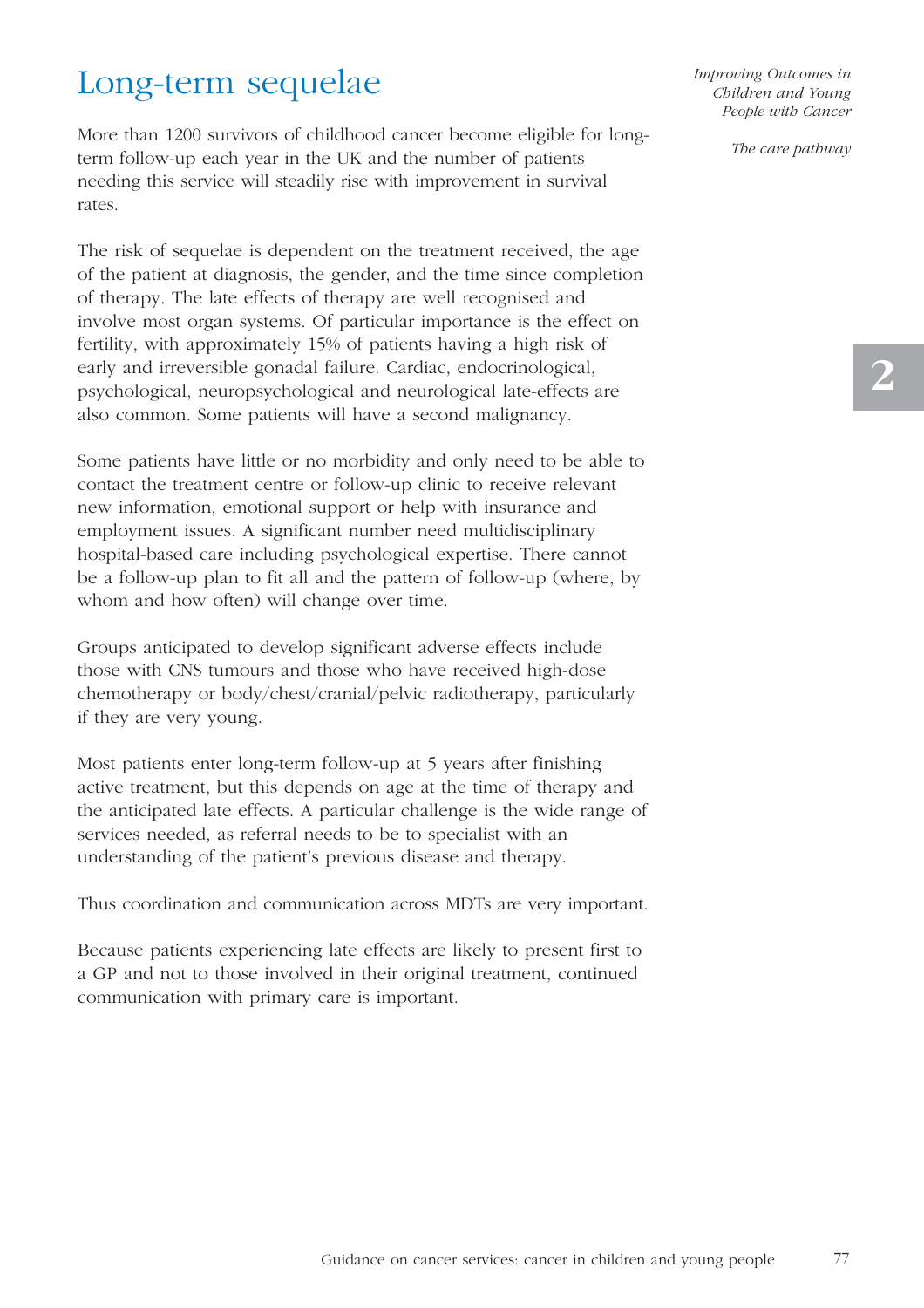# Long-term sequelae

More than 1200 survivors of childhood cancer become eligible for long-term follow-up each year in the UK and the number of patients needing this service will steadily rise with improvement in survival rates.

The risk of sequelae is dependent on the treatment received, the age of the patient at diagnosis, the gender, and the time since completion of therapy. The late effects of therapy are well recognised and involve most organ systems. Of particular importance is the effect on fertility, with approximately 15% of patients having a high risk of early and irreversible gonadal failure. Cardiac, endocrinological, psychological, neuropsychological and neurological late-effects are also common. Some patients will have a second malignancy.

Some patients have little or no morbidity and only need to be able to contact the treatment centre or follow-up clinic to receive relevant new information, emotional support or help with insurance and employment issues. A significant number need multidisciplinary hospital-based care including psychological expertise. There cannot be a follow-up plan to fit all and the pattern of follow-up (where, by whom and how often) will change over time.

Groups anticipated to develop significant adverse effects include those with CNS tumours and those who have received high-dose chemotherapy or body/chest/cranial/pelvic radiotherapy, particularly if they are very young.

Most patients enter long-term follow-up at 5 years after finishing active treatment, but this depends on age at the time of therapy and the anticipated late effects. A particular challenge is the wide range of services needed, as referral needs to be to specialist with an understanding of the patient's previous disease and therapy.

Thus coordination and communication across MDTs are very important.

Because patients experiencing late effects are likely to present first to a GP and not to those involved in their original treatment, continued communication with primary care is important.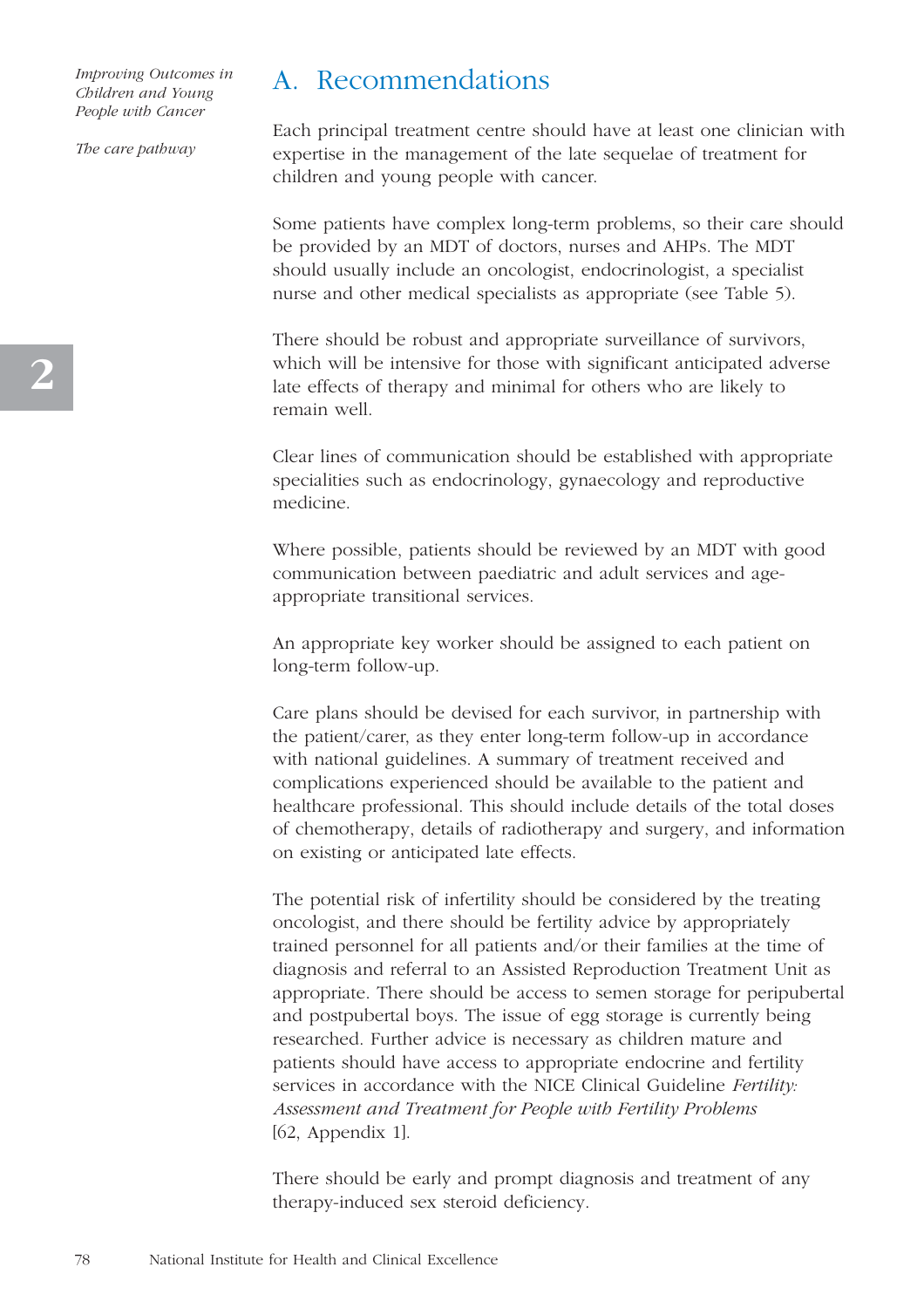## A. Recommendations

Each principal treatment centre should have at least one clinician with expertise in the management of the late sequelae of treatment for children and young people with cancer.

Some patients have complex long-term problems, so their care should be provided by an MDT of doctors, nurses and AHPs. The MDT should usually include an oncologist, endocrinologist, a specialist nurse and other medical specialists as appropriate (see Table 5).

There should be robust and appropriate surveillance of survivors, which will be intensive for those with significant anticipated adverse late effects of therapy and minimal for others who are likely to remain well.

Clear lines of communication should be established with appropriate specialities such as endocrinology, gynaecology and reproductive medicine.

Where possible, patients should be reviewed by an MDT with good communication between paediatric and adult services and age-appropriate transitional services.

An appropriate key worker should be assigned to each patient on long-term follow-up.

Care plans should be devised for each survivor, in partnership with the patient/carer, as they enter long-term follow-up in accordance with national guidelines. A summary of treatment received and complications experienced should be available to the patient and healthcare professional. This should include details of the total doses of chemotherapy, details of radiotherapy and surgery, and information on existing or anticipated late effects.

The potential risk of infertility should be considered by the treating oncologist, and there should be fertility advice by appropriately trained personnel for all patients and/or their families at the time of diagnosis and referral to an Assisted Reproduction Treatment Unit as appropriate. There should be access to semen storage for peripubertal and postpubertal boys. The issue of egg storage is currently being researched. Further advice is necessary as children mature and patients should have access to appropriate endocrine and fertility services in accordance with the NICE Clinical Guideline *Fertility: Assessment and Treatment for People with Fertility Problems* [62, Appendix 1].

There should be early and prompt diagnosis and treatment of any therapy-induced sex steroid deficiency.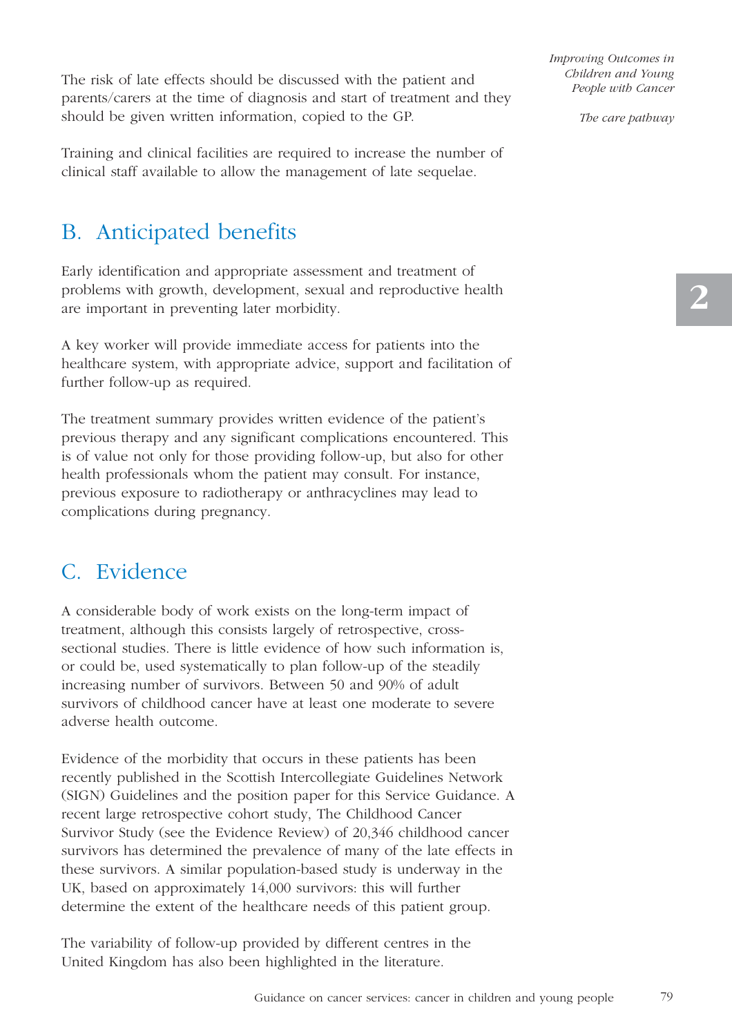The risk of late effects should be discussed with the patient and parents/carers at the time of diagnosis and start of treatment and they should be given written information, copied to the GP.

Training and clinical facilities are required to increase the number of clinical staff available to allow the management of late sequelae.

## B. Anticipated benefits

Early identification and appropriate assessment and treatment of problems with growth, development, sexual and reproductive health are important in preventing later morbidity.

A key worker will provide immediate access for patients into the healthcare system, with appropriate advice, support and facilitation of further follow-up as required.

The treatment summary provides written evidence of the patient's previous therapy and any significant complications encountered. This is of value not only for those providing follow-up, but also for other health professionals whom the patient may consult. For instance, previous exposure to radiotherapy or anthracyclines may lead to complications during pregnancy.

## C. Evidence

A considerable body of work exists on the long-term impact of treatment, although this consists largely of retrospective, cross-sectional studies. There is little evidence of how such information is, or could be, used systematically to plan follow-up of the steadily increasing number of survivors. Between 50 and 90% of adult survivors of childhood cancer have at least one moderate to severe adverse health outcome.

Evidence of the morbidity that occurs in these patients has been recently published in the Scottish Intercollegiate Guidelines Network (SIGN) Guidelines and the position paper for this Service Guidance. A recent large retrospective cohort study, The Childhood Cancer Survivor Study (see the Evidence Review) of 20,346 childhood cancer survivors has determined the prevalence of many of the late effects in these survivors. A similar population-based study is underway in the UK, based on approximately 14,000 survivors: this will further determine the extent of the healthcare needs of this patient group.

The variability of follow-up provided by different centres in the United Kingdom has also been highlighted in the literature.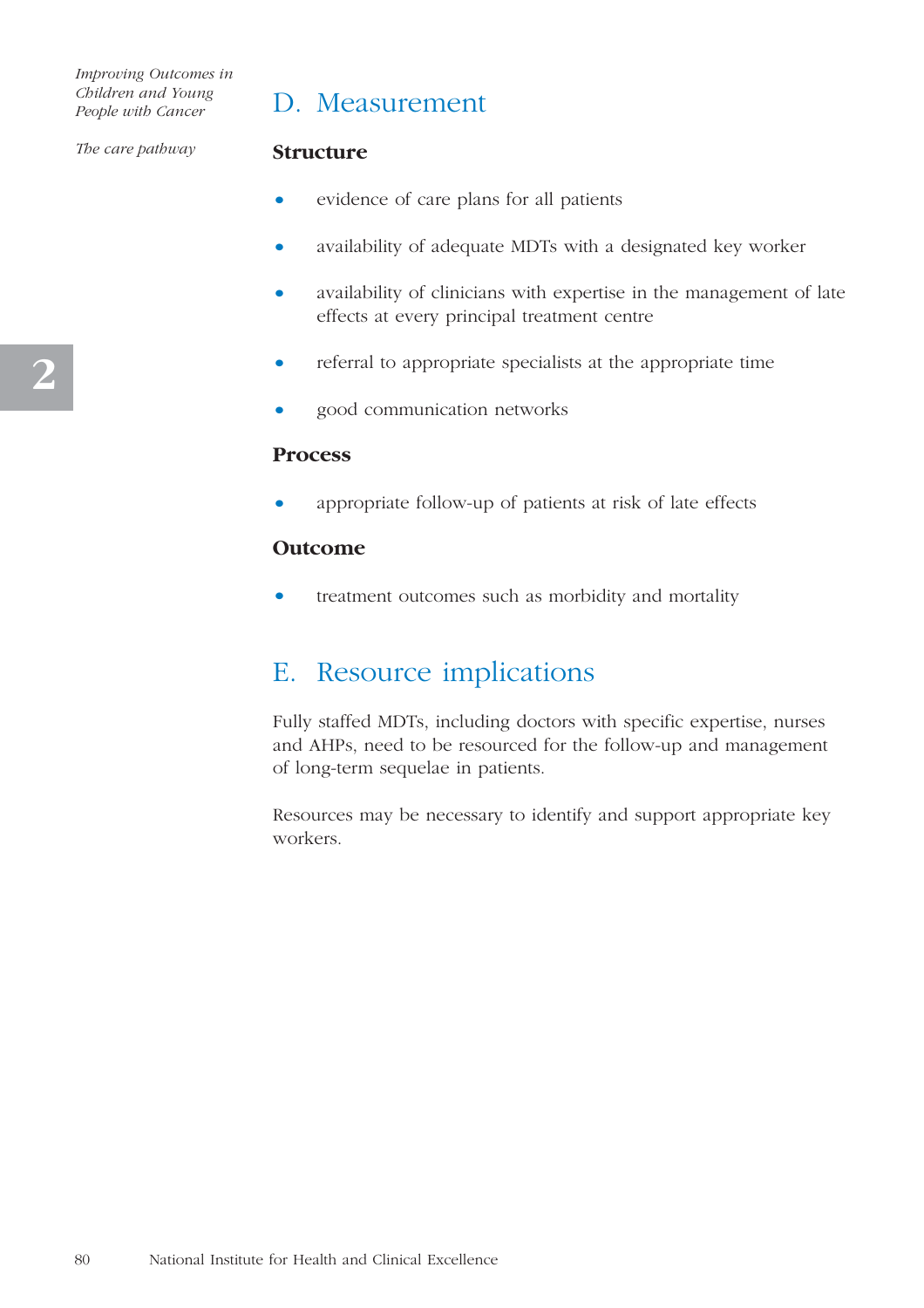## D. Measurement

### Structure

- evidence of care plans for all patients
- availability of adequate MDTs with a designated key worker
- availability of clinicians with expertise in the management of late effects at every principal treatment centre
- referral to appropriate specialists at the appropriate time
- good communication networks

### Process

- appropriate follow-up of patients at risk of late effects

### Outcome

- treatment outcomes such as morbidity and mortality

## E. Resource implications

Fully staffed MDTs, including doctors with specific expertise, nurses and AHPs, need to be resourced for the follow-up and management of long-term sequelae in patients.

Resources may be necessary to identify and support appropriate key workers.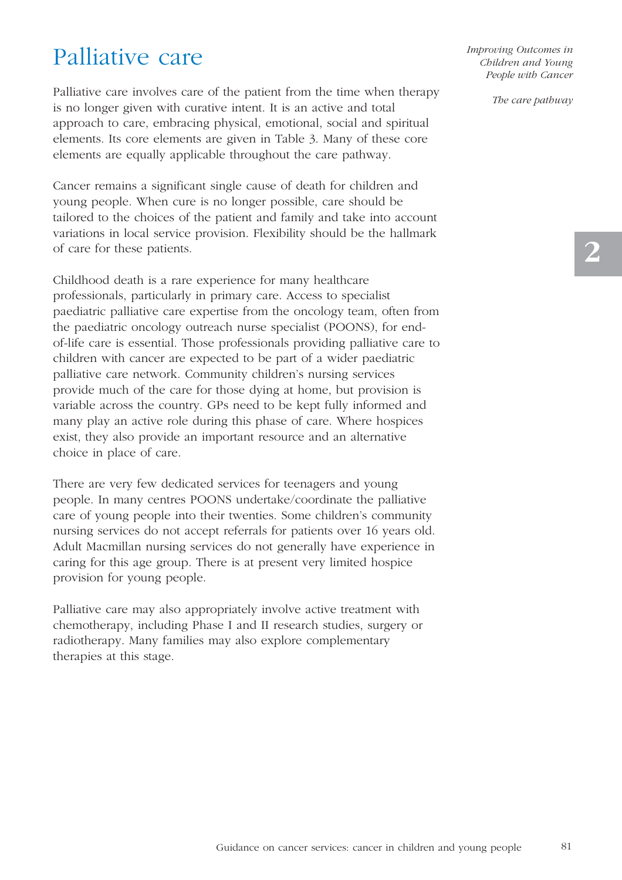# Palliative care

Palliative care involves care of the patient from the time when therapy is no longer given with curative intent. It is an active and total approach to care, embracing physical, emotional, social and spiritual elements. Its core elements are given in Table 3. Many of these core elements are equally applicable throughout the care pathway.

Cancer remains a significant single cause of death for children and young people. When cure is no longer possible, care should be tailored to the choices of the patient and family and take into account variations in local service provision. Flexibility should be the hallmark of care for these patients.

Childhood death is a rare experience for many healthcare professionals, particularly in primary care. Access to specialist paediatric palliative care expertise from the oncology team, often from the paediatric oncology outreach nurse specialist (POONS), for end-of-life care is essential. Those professionals providing palliative care to children with cancer are expected to be part of a wider paediatric palliative care network. Community children's nursing services provide much of the care for those dying at home, but provision is variable across the country. GPs need to be kept fully informed and many play an active role during this phase of care. Where hospices exist, they also provide an important resource and an alternative choice in place of care.

There are very few dedicated services for teenagers and young people. In many centres POONS undertake/coordinate the palliative care of young people into their twenties. Some children's community nursing services do not accept referrals for patients over 16 years old. Adult Macmillan nursing services do not generally have experience in caring for this age group. There is at present very limited hospice provision for young people.

Palliative care may also appropriately involve active treatment with chemotherapy, including Phase I and II research studies, surgery or radiotherapy. Many families may also explore complementary therapies at this stage.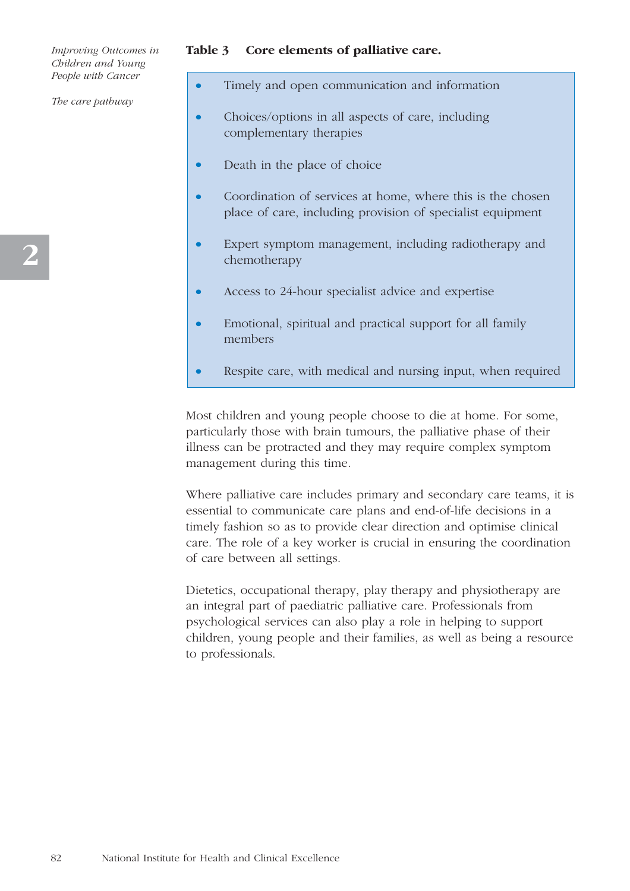**Table 3 Core elements of palliative care.**

- Timely and open communication and information
- Choices/options in all aspects of care, including complementary therapies
- Death in the place of choice
- Coordination of services at home, where this is the chosen place of care, including provision of specialist equipment
- Expert symptom management, including radiotherapy and chemotherapy
- Access to 24-hour specialist advice and expertise
- Emotional, spiritual and practical support for all family members
- Respite care, with medical and nursing input, when required

Most children and young people choose to die at home. For some, particularly those with brain tumours, the palliative phase of their illness can be protracted and they may require complex symptom management during this time.

Where palliative care includes primary and secondary care teams, it is essential to communicate care plans and end-of-life decisions in a timely fashion so as to provide clear direction and optimise clinical care. The role of a key worker is crucial in ensuring the coordination of care between all settings.

Dietetics, occupational therapy, play therapy and physiotherapy are an integral part of paediatric palliative care. Professionals from psychological services can also play a role in helping to support children, young people and their families, as well as being a resource to professionals.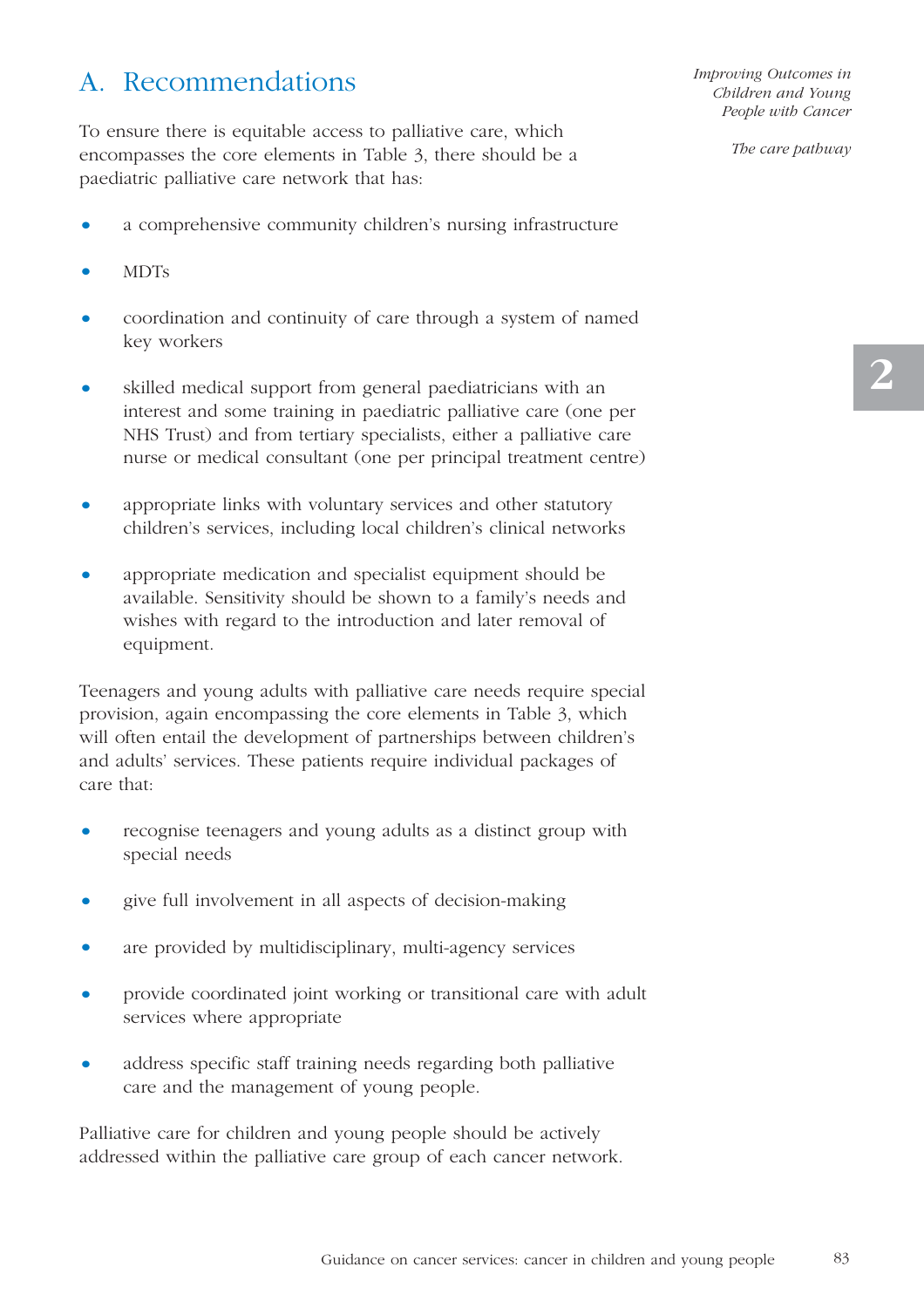## A. Recommendations

To ensure there is equitable access to palliative care, which encompasses the core elements in Table 3, there should be a paediatric palliative care network that has:

- a comprehensive community children's nursing infrastructure
- MDTs
- coordination and continuity of care through a system of named key workers
- skilled medical support from general paediatricians with an interest and some training in paediatric palliative care (one per NHS Trust) and from tertiary specialists, either a palliative care nurse or medical consultant (one per principal treatment centre)
- appropriate links with voluntary services and other statutory children's services, including local children's clinical networks
- appropriate medication and specialist equipment should be available. Sensitivity should be shown to a family's needs and wishes with regard to the introduction and later removal of equipment.

Teenagers and young adults with palliative care needs require special provision, again encompassing the core elements in Table 3, which will often entail the development of partnerships between children's and adults' services. These patients require individual packages of care that:

- recognise teenagers and young adults as a distinct group with special needs
- give full involvement in all aspects of decision-making
- are provided by multidisciplinary, multi-agency services
- provide coordinated joint working or transitional care with adult services where appropriate
- address specific staff training needs regarding both palliative care and the management of young people.

Palliative care for children and young people should be actively addressed within the palliative care group of each cancer network.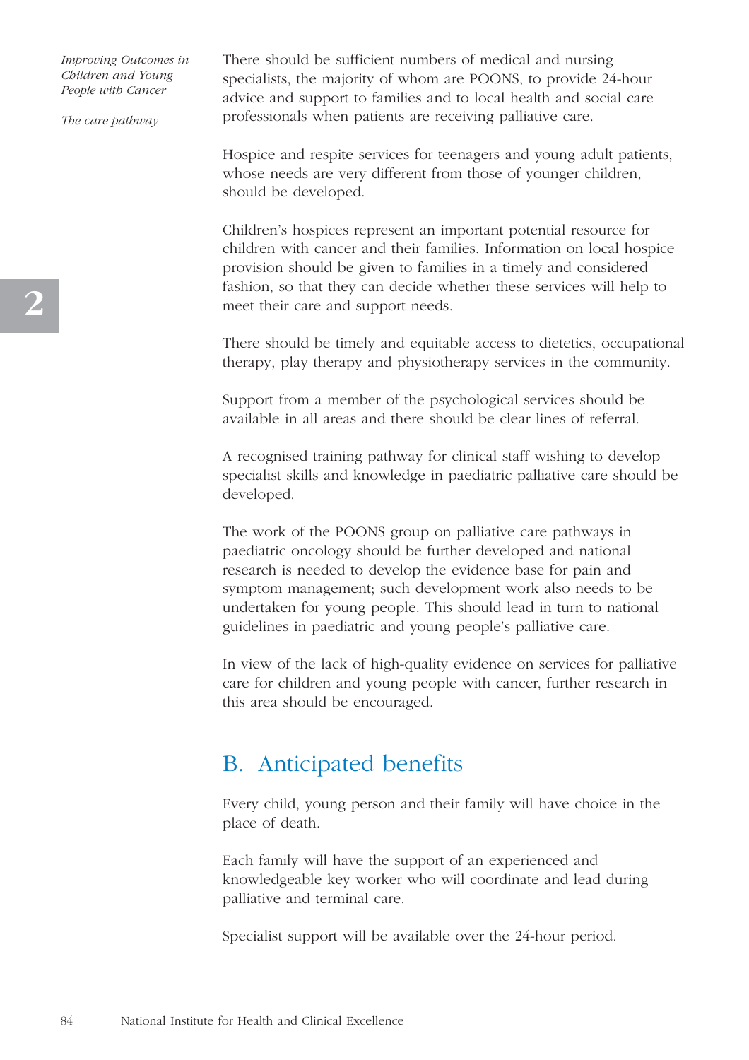There should be sufficient numbers of medical and nursing specialists, the majority of whom are POONS, to provide 24-hour advice and support to families and to local health and social care professionals when patients are receiving palliative care.

Hospice and respite services for teenagers and young adult patients, whose needs are very different from those of younger children, should be developed.

Children's hospices represent an important potential resource for children with cancer and their families. Information on local hospice provision should be given to families in a timely and considered fashion, so that they can decide whether these services will help to meet their care and support needs.

There should be timely and equitable access to dietetics, occupational therapy, play therapy and physiotherapy services in the community.

Support from a member of the psychological services should be available in all areas and there should be clear lines of referral.

A recognised training pathway for clinical staff wishing to develop specialist skills and knowledge in paediatric palliative care should be developed.

The work of the POONS group on palliative care pathways in paediatric oncology should be further developed and national research is needed to develop the evidence base for pain and symptom management; such development work also needs to be undertaken for young people. This should lead in turn to national guidelines in paediatric and young people's palliative care.

In view of the lack of high-quality evidence on services for palliative care for children and young people with cancer, further research in this area should be encouraged.

## B. Anticipated benefits

Every child, young person and their family will have choice in the place of death.

Each family will have the support of an experienced and knowledgeable key worker who will coordinate and lead during palliative and terminal care.

Specialist support will be available over the 24-hour period.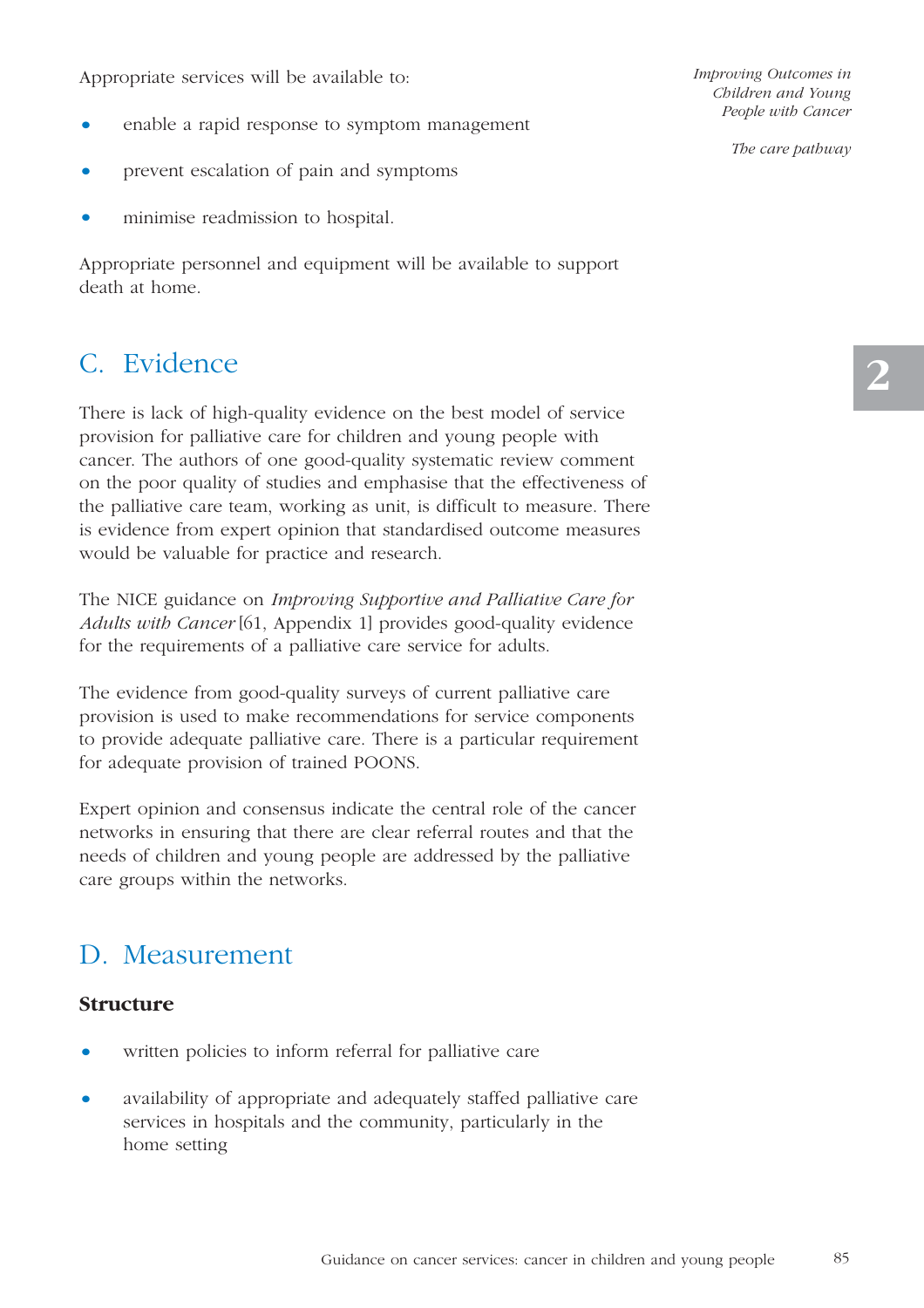Appropriate services will be available to:

- enable a rapid response to symptom management
- prevent escalation of pain and symptoms
- minimise readmission to hospital.

Appropriate personnel and equipment will be available to support death at home.

## C. Evidence

There is lack of high-quality evidence on the best model of service provision for palliative care for children and young people with cancer. The authors of one good-quality systematic review comment on the poor quality of studies and emphasise that the effectiveness of the palliative care team, working as unit, is difficult to measure. There is evidence from expert opinion that standardised outcome measures would be valuable for practice and research.

The NICE guidance on *Improving Supportive and Palliative Care for Adults with Cancer* [61, Appendix 1] provides good-quality evidence for the requirements of a palliative care service for adults.

The evidence from good-quality surveys of current palliative care provision is used to make recommendations for service components to provide adequate palliative care. There is a particular requirement for adequate provision of trained POONS.

Expert opinion and consensus indicate the central role of the cancer networks in ensuring that there are clear referral routes and that the needs of children and young people are addressed by the palliative care groups within the networks.

## D. Measurement

### Structure

- written policies to inform referral for palliative care
- availability of appropriate and adequately staffed palliative care services in hospitals and the community, particularly in the home setting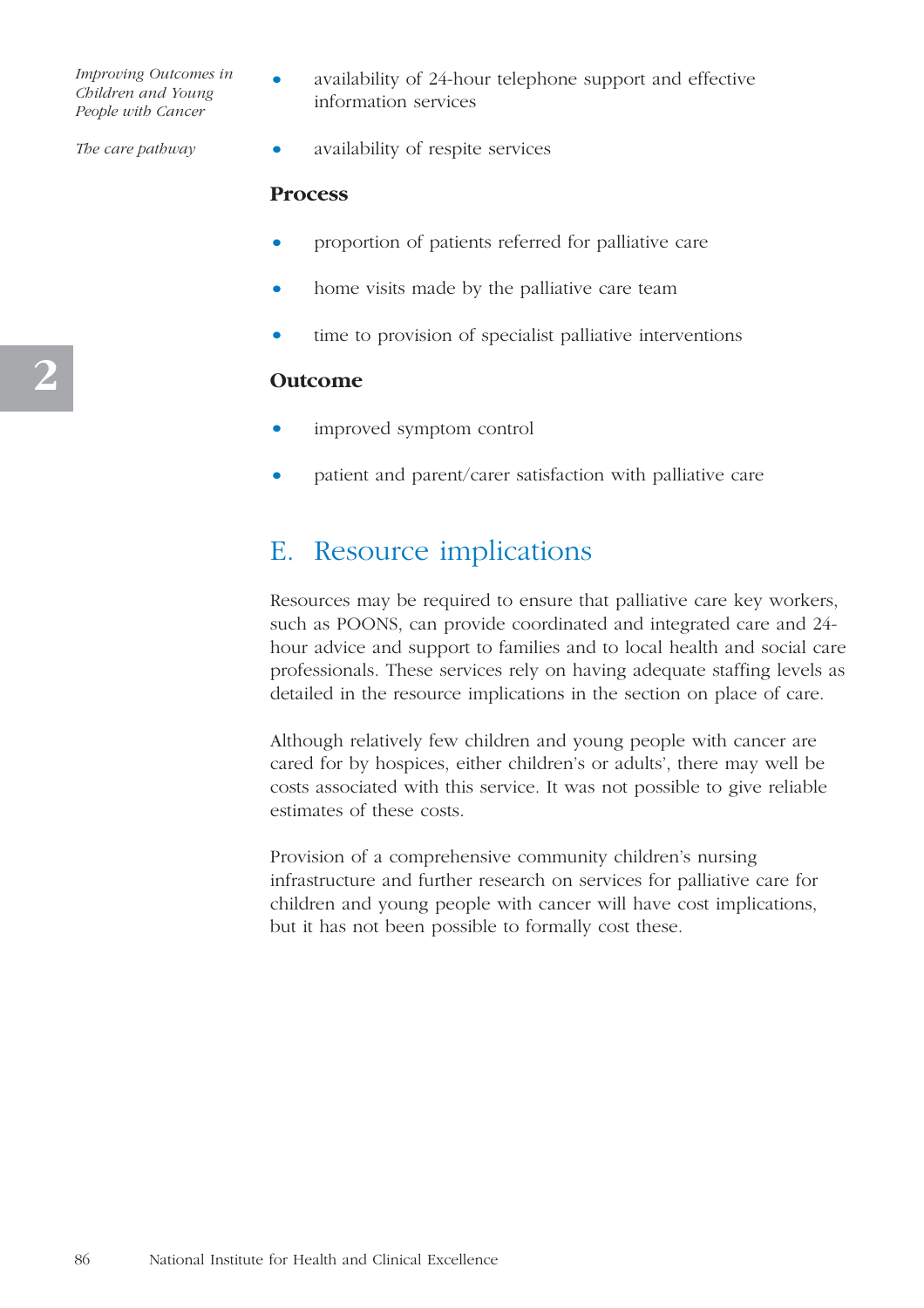- availability of 24-hour telephone support and effective information services
- availability of respite services

**Process**

- proportion of patients referred for palliative care
- home visits made by the palliative care team
- time to provision of specialist palliative interventions

**Outcome**

- improved symptom control
- patient and parent/carer satisfaction with palliative care

## E. Resource implications

Resources may be required to ensure that palliative care key workers, such as POONS, can provide coordinated and integrated care and 24-hour advice and support to families and to local health and social care professionals. These services rely on having adequate staffing levels as detailed in the resource implications in the section on place of care.

Although relatively few children and young people with cancer are cared for by hospices, either children's or adults', there may well be costs associated with this service. It was not possible to give reliable estimates of these costs.

Provision of a comprehensive community children's nursing infrastructure and further research on services for palliative care for children and young people with cancer will have cost implications, but it has not been possible to formally cost these.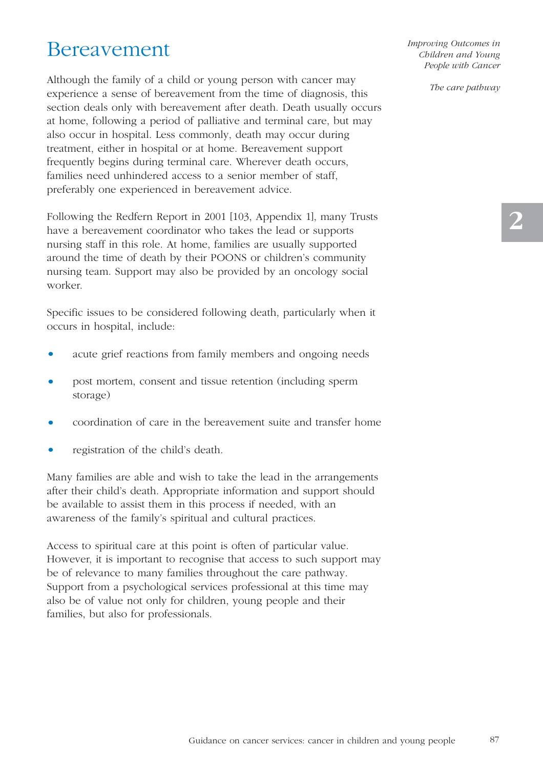# Bereavement

Although the family of a child or young person with cancer may experience a sense of bereavement from the time of diagnosis, this section deals only with bereavement after death. Death usually occurs at home, following a period of palliative and terminal care, but may also occur in hospital. Less commonly, death may occur during treatment, either in hospital or at home. Bereavement support frequently begins during terminal care. Wherever death occurs, families need unhindered access to a senior member of staff, preferably one experienced in bereavement advice.

Following the Redfern Report in 2001 [103, Appendix 1], many Trusts have a bereavement coordinator who takes the lead or supports nursing staff in this role. At home, families are usually supported around the time of death by their POONS or children's community nursing team. Support may also be provided by an oncology social worker.

Specific issues to be considered following death, particularly when it occurs in hospital, include:

- acute grief reactions from family members and ongoing needs
- post mortem, consent and tissue retention (including sperm storage)
- coordination of care in the bereavement suite and transfer home
- registration of the child's death.

Many families are able and wish to take the lead in the arrangements after their child's death. Appropriate information and support should be available to assist them in this process if needed, with an awareness of the family's spiritual and cultural practices.

Access to spiritual care at this point is often of particular value. However, it is important to recognise that access to such support may be of relevance to many families throughout the care pathway. Support from a psychological services professional at this time may also be of value not only for children, young people and their families, but also for professionals.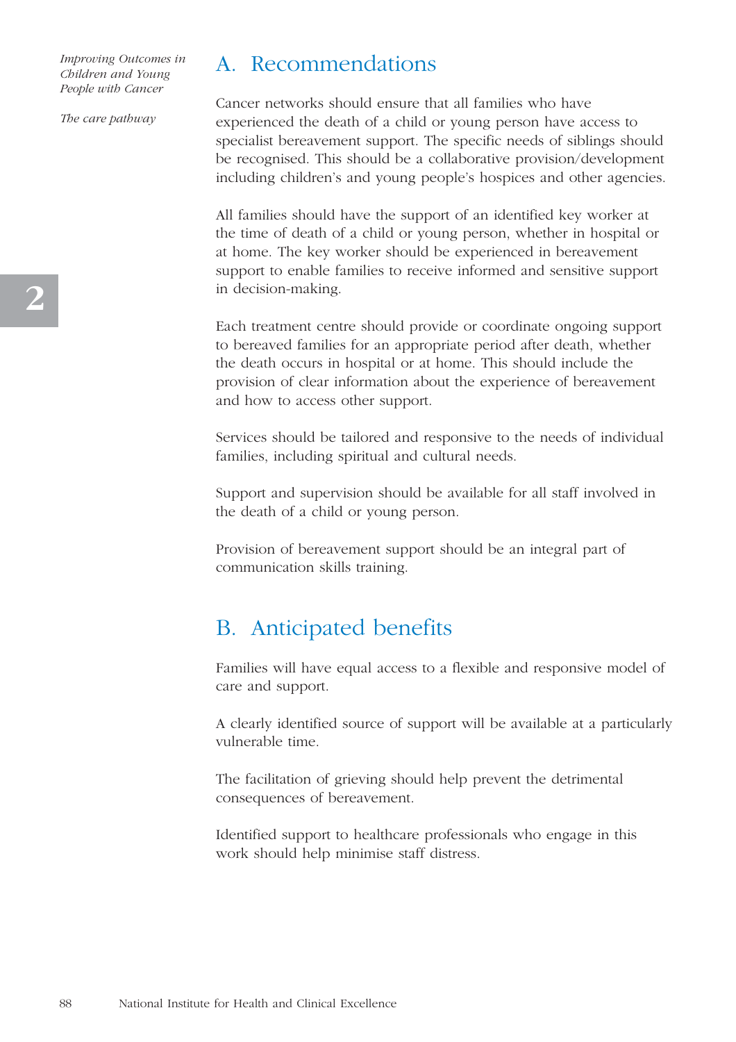## A. Recommendations

Cancer networks should ensure that all families who have experienced the death of a child or young person have access to specialist bereavement support. The specific needs of siblings should be recognised. This should be a collaborative provision/development including children's and young people's hospices and other agencies.

All families should have the support of an identified key worker at the time of death of a child or young person, whether in hospital or at home. The key worker should be experienced in bereavement support to enable families to receive informed and sensitive support in decision-making.

Each treatment centre should provide or coordinate ongoing support to bereaved families for an appropriate period after death, whether the death occurs in hospital or at home. This should include the provision of clear information about the experience of bereavement and how to access other support.

Services should be tailored and responsive to the needs of individual families, including spiritual and cultural needs.

Support and supervision should be available for all staff involved in the death of a child or young person.

Provision of bereavement support should be an integral part of communication skills training.

## B. Anticipated benefits

Families will have equal access to a flexible and responsive model of care and support.

A clearly identified source of support will be available at a particularly vulnerable time.

The facilitation of grieving should help prevent the detrimental consequences of bereavement.

Identified support to healthcare professionals who engage in this work should help minimise staff distress.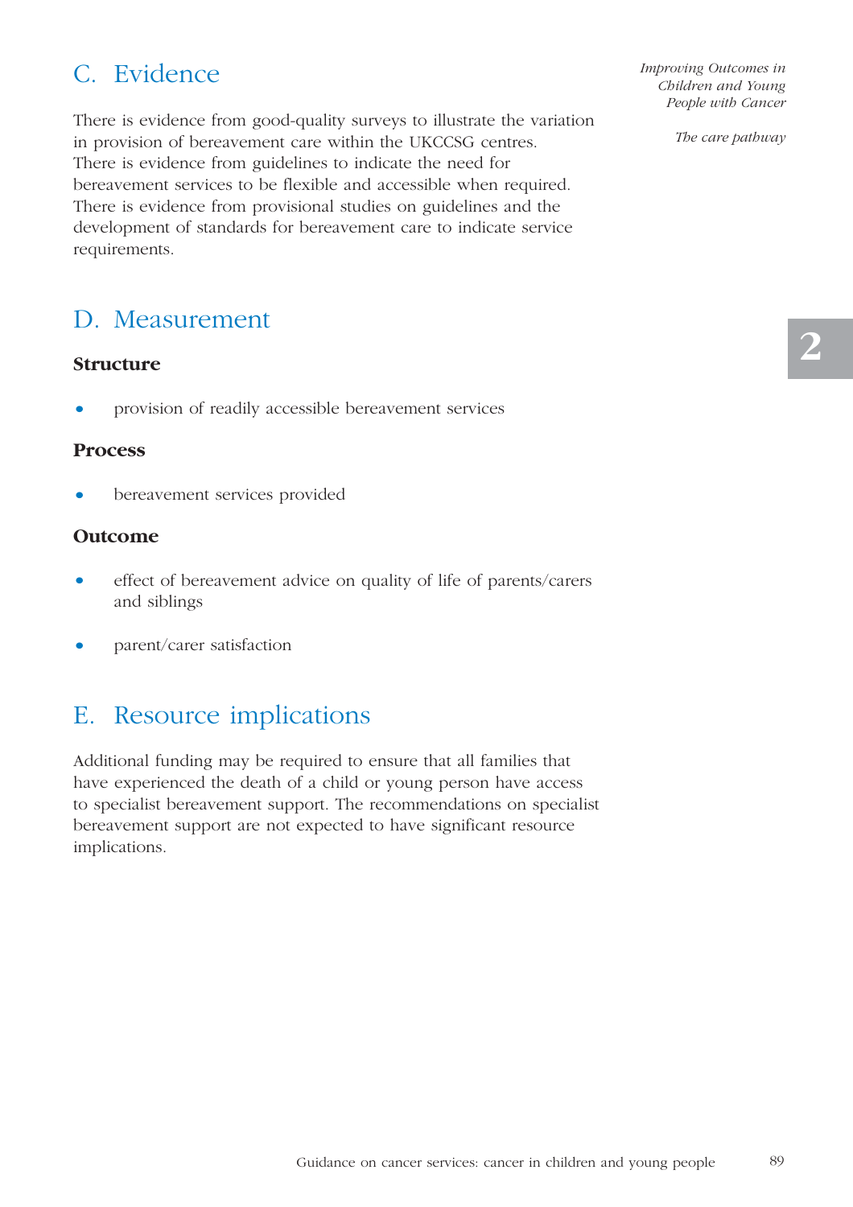## C. Evidence

There is evidence from good-quality surveys to illustrate the variation in provision of bereavement care within the UKCCSG centres. There is evidence from guidelines to indicate the need for bereavement services to be flexible and accessible when required. There is evidence from provisional studies on guidelines and the development of standards for bereavement care to indicate service requirements.

## D. Measurement

### Structure

- provision of readily accessible bereavement services

### Process

- bereavement services provided

### Outcome

- effect of bereavement advice on quality of life of parents/carers and siblings
- parent/carer satisfaction

## E. Resource implications

Additional funding may be required to ensure that all families that have experienced the death of a child or young person have access to specialist bereavement support. The recommendations on specialist bereavement support are not expected to have significant resource implications.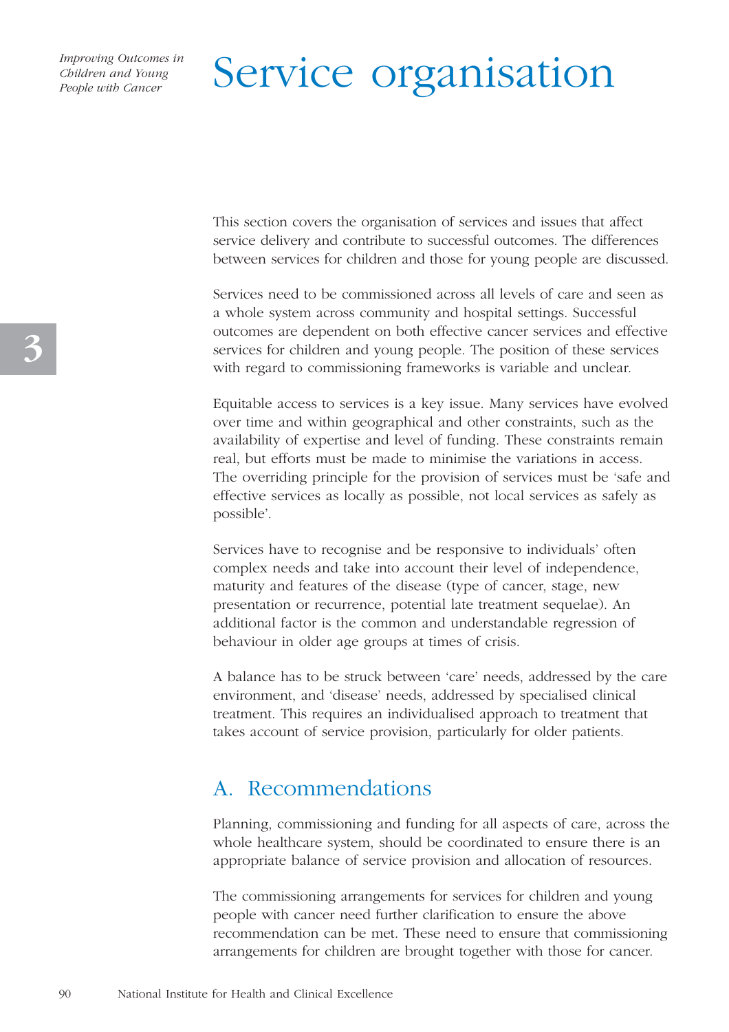# Service organisation

This section covers the organisation of services and issues that affect service delivery and contribute to successful outcomes. The differences between services for children and those for young people are discussed.

Services need to be commissioned across all levels of care and seen as a whole system across community and hospital settings. Successful outcomes are dependent on both effective cancer services and effective services for children and young people. The position of these services with regard to commissioning frameworks is variable and unclear.

Equitable access to services is a key issue. Many services have evolved over time and within geographical and other constraints, such as the availability of expertise and level of funding. These constraints remain real, but efforts must be made to minimise the variations in access. The overriding principle for the provision of services must be 'safe and effective services as locally as possible, not local services as safely as possible'.

Services have to recognise and be responsive to individuals' often complex needs and take into account their level of independence, maturity and features of the disease (type of cancer, stage, new presentation or recurrence, potential late treatment sequelae). An additional factor is the common and understandable regression of behaviour in older age groups at times of crisis.

A balance has to be struck between 'care' needs, addressed by the care environment, and 'disease' needs, addressed by specialised clinical treatment. This requires an individualised approach to treatment that takes account of service provision, particularly for older patients.

## A. Recommendations

Planning, commissioning and funding for all aspects of care, across the whole healthcare system, should be coordinated to ensure there is an appropriate balance of service provision and allocation of resources.

The commissioning arrangements for services for children and young people with cancer need further clarification to ensure the above recommendation can be met. These need to ensure that commissioning arrangements for children are brought together with those for cancer.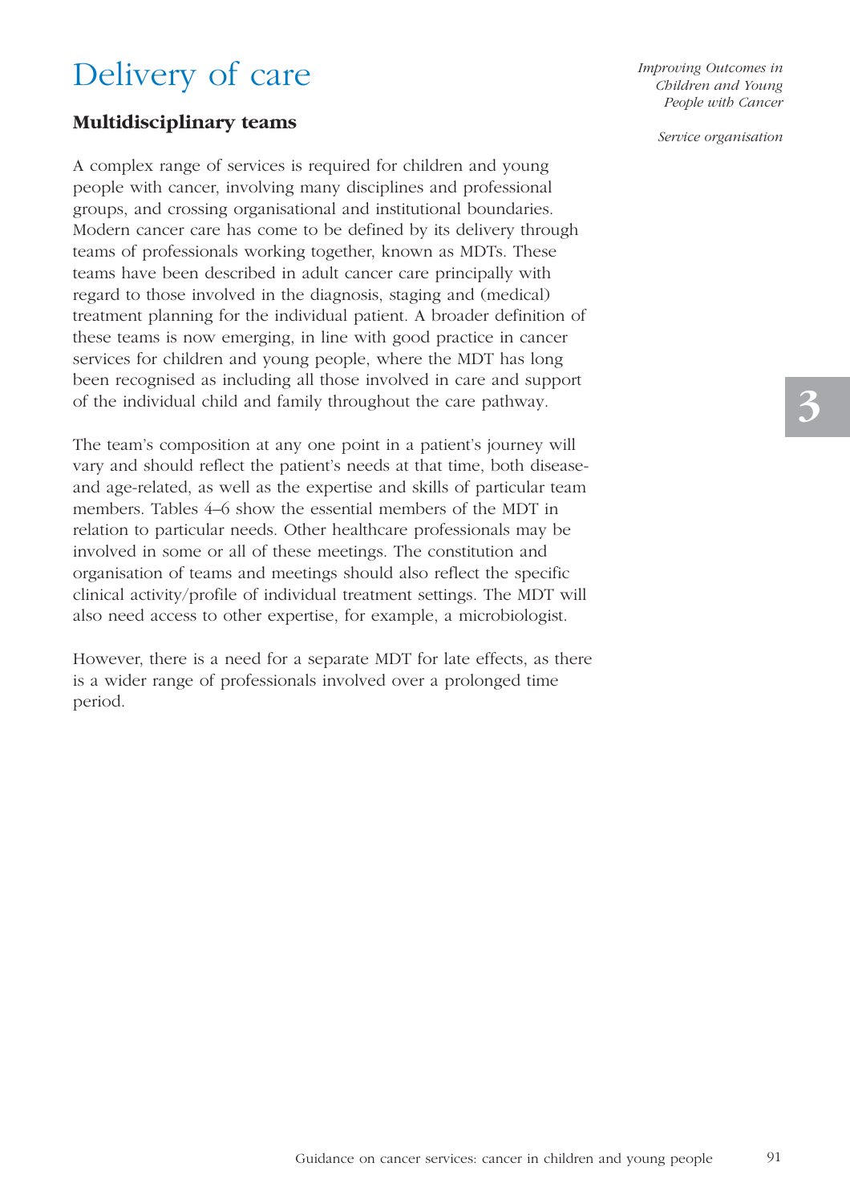# Delivery of care

## Multidisciplinary teams

A complex range of services is required for children and young people with cancer, involving many disciplines and professional groups, and crossing organisational and institutional boundaries. Modern cancer care has come to be defined by its delivery through teams of professionals working together, known as MDTs. These teams have been described in adult cancer care principally with regard to those involved in the diagnosis, staging and (medical) treatment planning for the individual patient. A broader definition of these teams is now emerging, in line with good practice in cancer services for children and young people, where the MDT has long been recognised as including all those involved in care and support of the individual child and family throughout the care pathway.

The team's composition at any one point in a patient's journey will vary and should reflect the patient's needs at that time, both disease- and age-related, as well as the expertise and skills of particular team members. Tables 4–6 show the essential members of the MDT in relation to particular needs. Other healthcare professionals may be involved in some or all of these meetings. The constitution and organisation of teams and meetings should also reflect the specific clinical activity/profile of individual treatment settings. The MDT will also need access to other expertise, for example, a microbiologist.

However, there is a need for a separate MDT for late effects, as there is a wider range of professionals involved over a prolonged time period.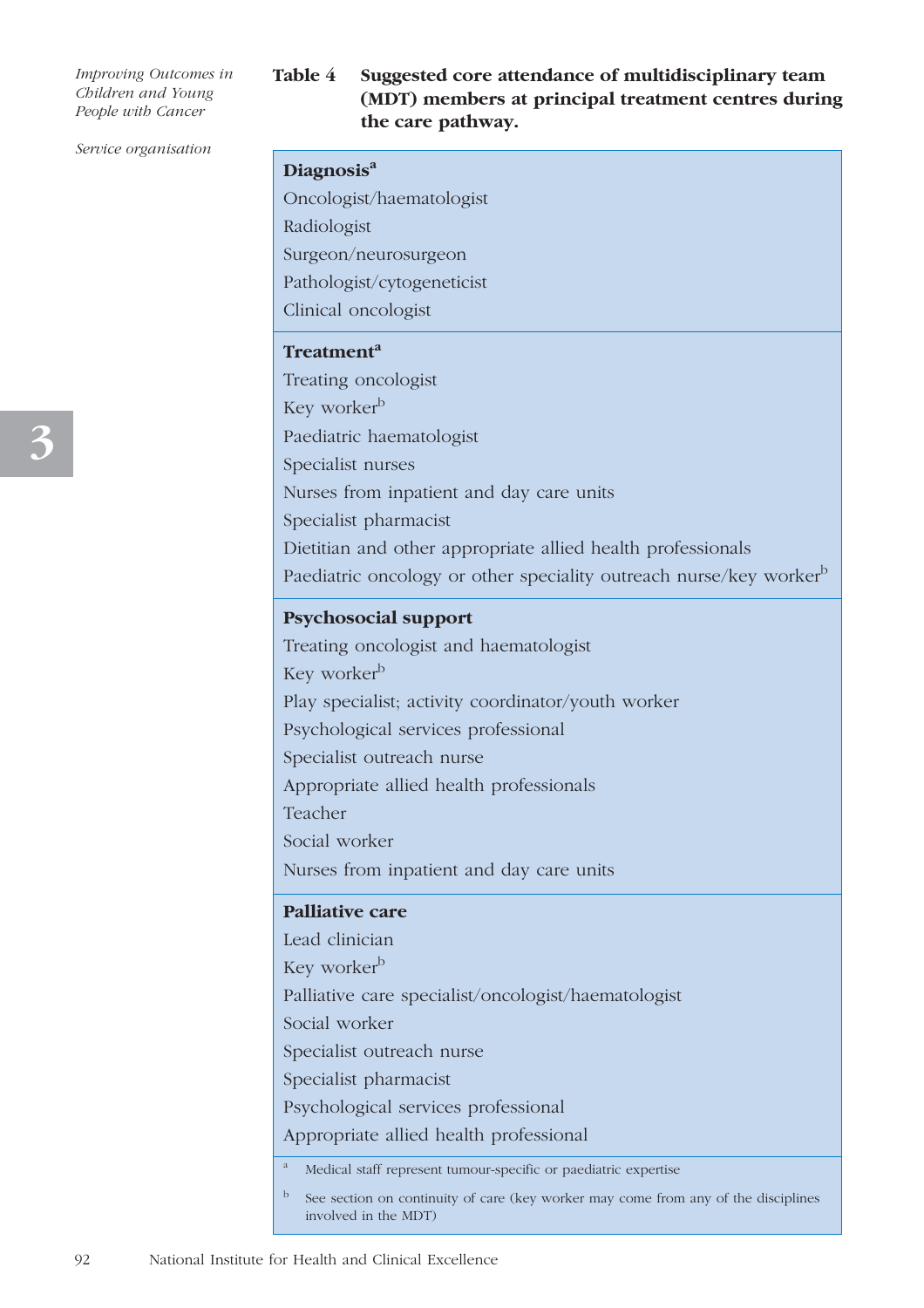**Table 4 Suggested core attendance of multidisciplinary team (MDT) members at principal treatment centres during the care pathway.**

| **Diagnosis**[a] |
|---|
| Oncologist/haematologist |
| Radiologist |
| Surgeon/neurosurgeon |
| Pathologist/cytogeneticist |
| Clinical oncologist |
| **Treatment**[a] |
| Treating oncologist |
| Key worker[b] |
| Paediatric haematologist |
| Specialist nurses |
| Nurses from inpatient and day care units |
| Specialist pharmacist |
| Dietitian and other appropriate allied health professionals |
| Paediatric oncology or other speciality outreach nurse/key worker[b] |
| **Psychosocial support** |
| Treating oncologist and haematologist |
| Key worker[b] |
| Play specialist; activity coordinator/youth worker |
| Psychological services professional |
| Specialist outreach nurse |
| Appropriate allied health professionals |
| Teacher |
| Social worker |
| Nurses from inpatient and day care units |
| **Palliative care** |
| Lead clinician |
| Key worker[b] |
| Palliative care specialist/oncologist/haematologist |
| Social worker |
| Specialist outreach nurse |
| Specialist pharmacist |
| Psychological services professional |
| Appropriate allied health professional |

[a] Medical staff represent tumour-specific or paediatric expertise

[b] See section on continuity of care (key worker may come from any of the disciplines involved in the MDT)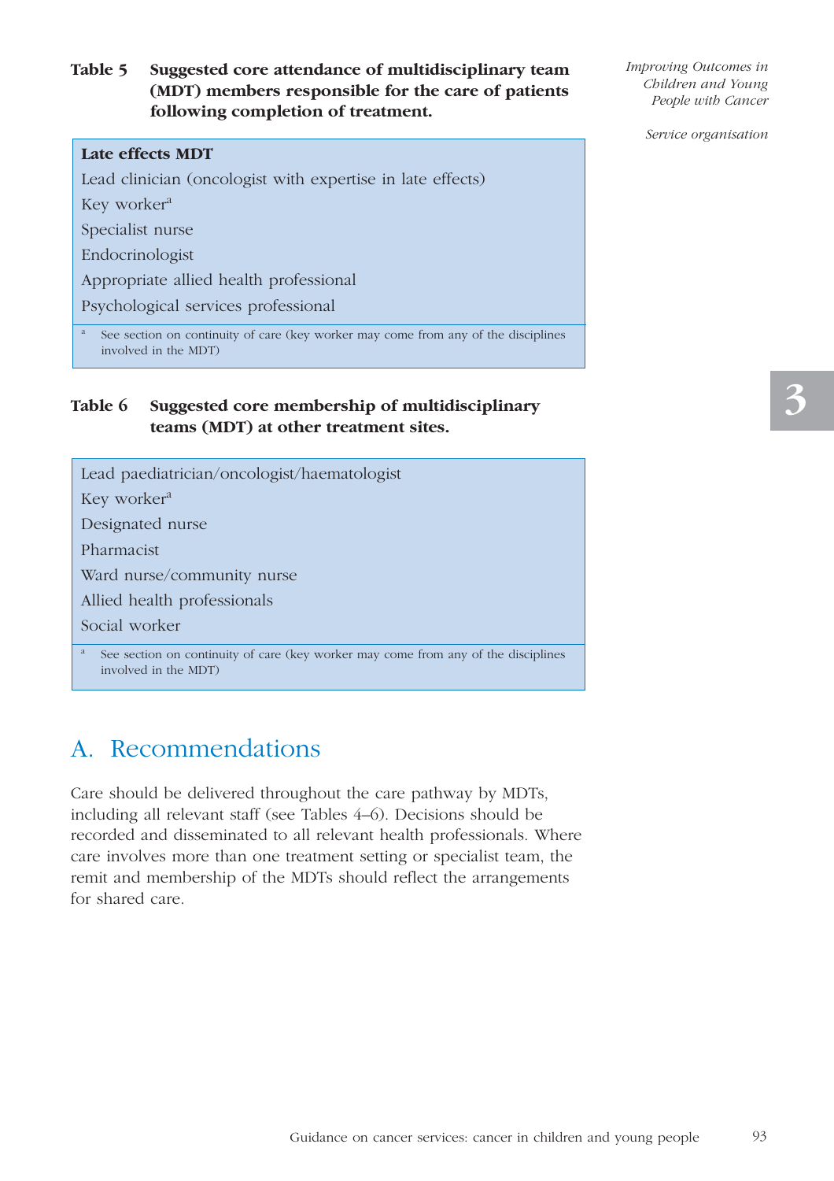**Table 5 Suggested core attendance of multidisciplinary team (MDT) members responsible for the care of patients following completion of treatment.**

| **Late effects MDT** |
| --- |
| Lead clinician (oncologist with expertise in late effects) |
| Key worker[a] |
| Specialist nurse |
| Endocrinologist |
| Appropriate allied health professional |
| Psychological services professional |

[a] See section on continuity of care (key worker may come from any of the disciplines involved in the MDT)

**Table 6 Suggested core membership of multidisciplinary teams (MDT) at other treatment sites.**

| Lead paediatrician/oncologist/haematologist |
| --- |
| Key worker[a] |
| Designated nurse |
| Pharmacist |
| Ward nurse/community nurse |
| Allied health professionals |
| Social worker |

[a] See section on continuity of care (key worker may come from any of the disciplines involved in the MDT)

## A. Recommendations

Care should be delivered throughout the care pathway by MDTs, including all relevant staff (see Tables 4–6). Decisions should be recorded and disseminated to all relevant health professionals. Where care involves more than one treatment setting or specialist team, the remit and membership of the MDTs should reflect the arrangements for shared care.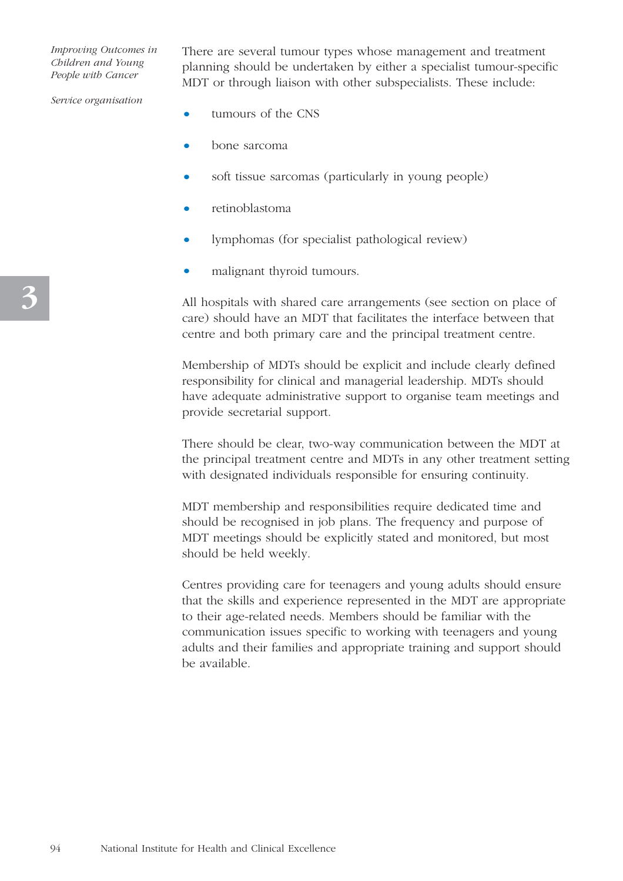There are several tumour types whose management and treatment planning should be undertaken by either a specialist tumour-specific MDT or through liaison with other subspecialists. These include:

- tumours of the CNS
- bone sarcoma
- soft tissue sarcomas (particularly in young people)
- retinoblastoma
- lymphomas (for specialist pathological review)
- malignant thyroid tumours.

All hospitals with shared care arrangements (see section on place of care) should have an MDT that facilitates the interface between that centre and both primary care and the principal treatment centre.

Membership of MDTs should be explicit and include clearly defined responsibility for clinical and managerial leadership. MDTs should have adequate administrative support to organise team meetings and provide secretarial support.

There should be clear, two-way communication between the MDT at the principal treatment centre and MDTs in any other treatment setting with designated individuals responsible for ensuring continuity.

MDT membership and responsibilities require dedicated time and should be recognised in job plans. The frequency and purpose of MDT meetings should be explicitly stated and monitored, but most should be held weekly.

Centres providing care for teenagers and young adults should ensure that the skills and experience represented in the MDT are appropriate to their age-related needs. Members should be familiar with the communication issues specific to working with teenagers and young adults and their families and appropriate training and support should be available.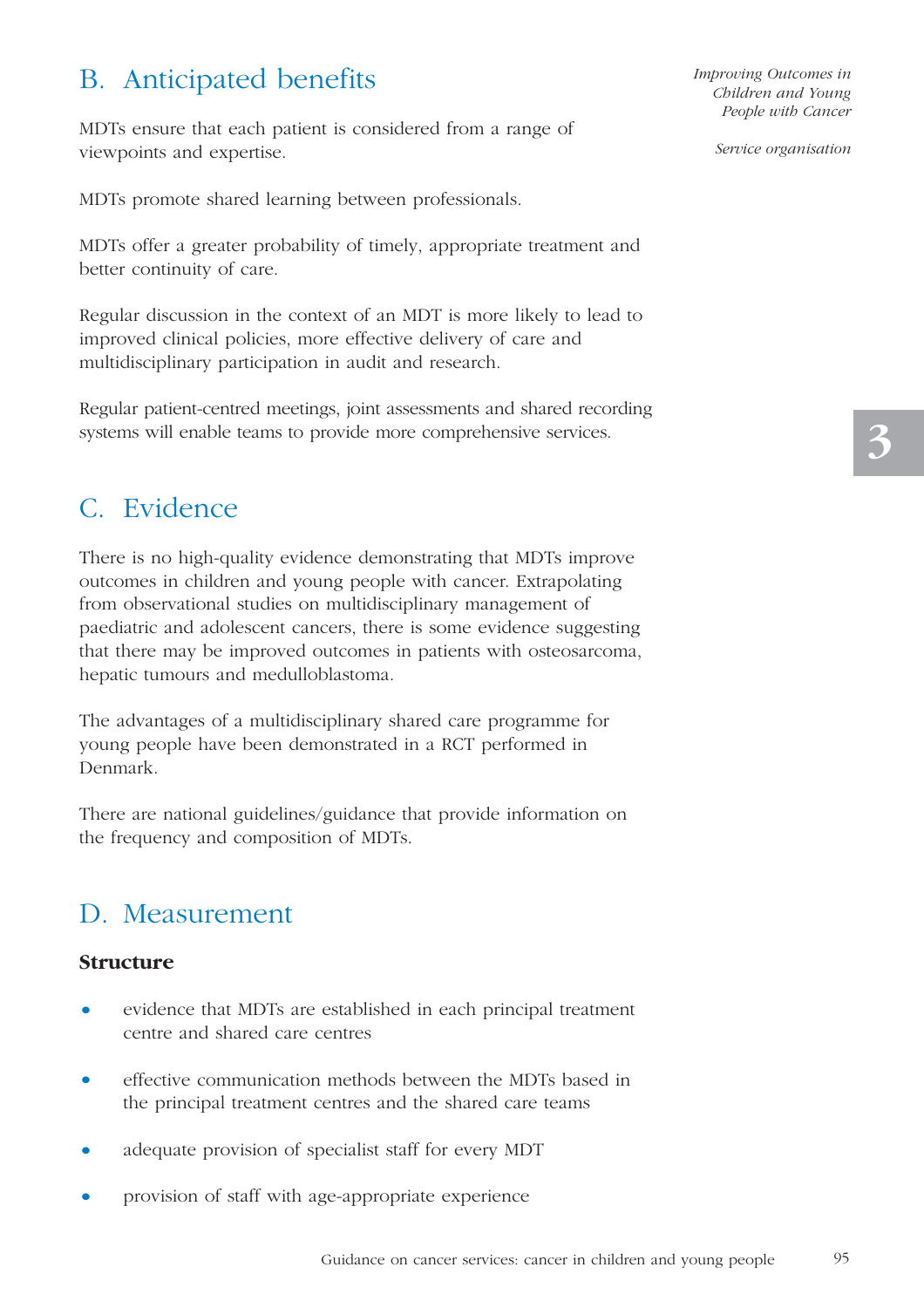## B. Anticipated benefits

MDTs ensure that each patient is considered from a range of viewpoints and expertise.

MDTs promote shared learning between professionals.

MDTs offer a greater probability of timely, appropriate treatment and better continuity of care.

Regular discussion in the context of an MDT is more likely to lead to improved clinical policies, more effective delivery of care and multidisciplinary participation in audit and research.

Regular patient-centred meetings, joint assessments and shared recording systems will enable teams to provide more comprehensive services.

## C. Evidence

There is no high-quality evidence demonstrating that MDTs improve outcomes in children and young people with cancer. Extrapolating from observational studies on multidisciplinary management of paediatric and adolescent cancers, there is some evidence suggesting that there may be improved outcomes in patients with osteosarcoma, hepatic tumours and medulloblastoma.

The advantages of a multidisciplinary shared care programme for young people have been demonstrated in a RCT performed in Denmark.

There are national guidelines/guidance that provide information on the frequency and composition of MDTs.

## D. Measurement

**Structure**

- evidence that MDTs are established in each principal treatment centre and shared care centres
- effective communication methods between the MDTs based in the principal treatment centres and the shared care teams
- adequate provision of specialist staff for every MDT
- provision of staff with age-appropriate experience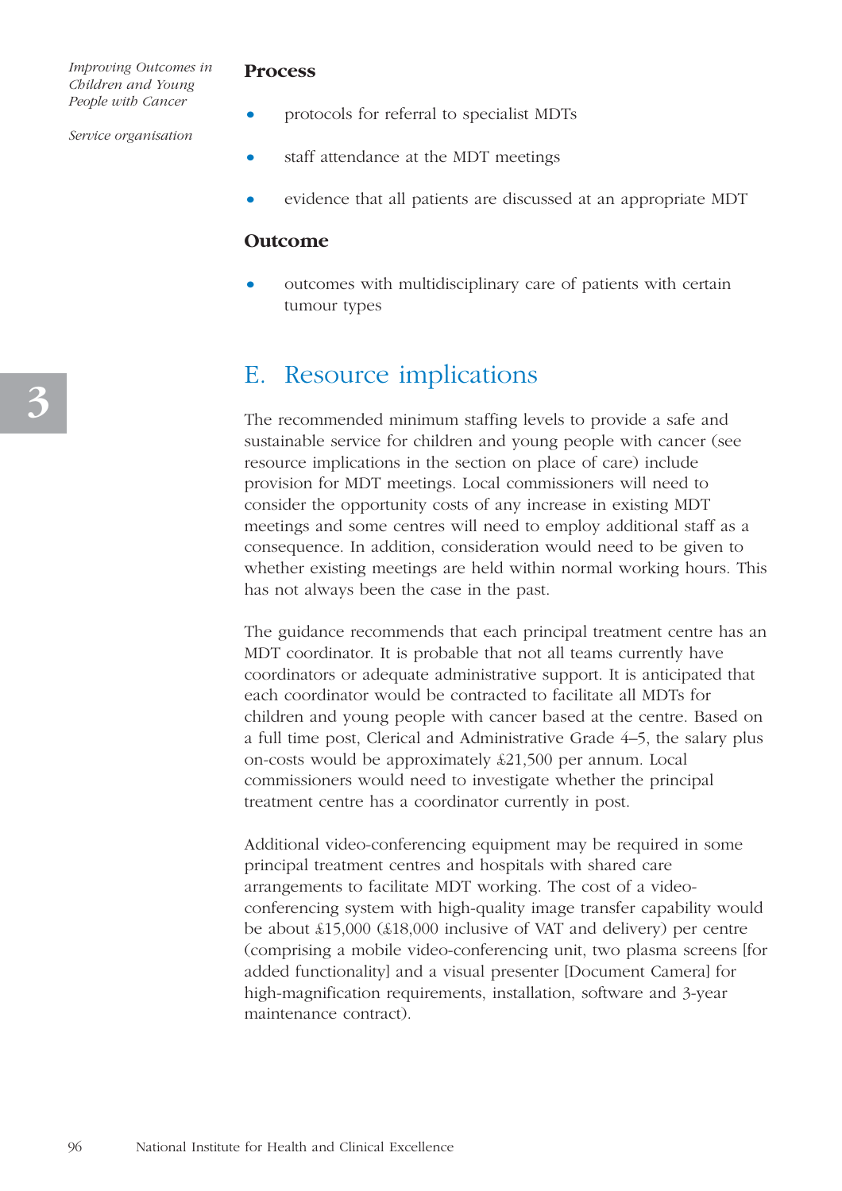### Process

- protocols for referral to specialist MDTs
- staff attendance at the MDT meetings
- evidence that all patients are discussed at an appropriate MDT

### Outcome

- outcomes with multidisciplinary care of patients with certain tumour types

## E. Resource implications

The recommended minimum staffing levels to provide a safe and sustainable service for children and young people with cancer (see resource implications in the section on place of care) include provision for MDT meetings. Local commissioners will need to consider the opportunity costs of any increase in existing MDT meetings and some centres will need to employ additional staff as a consequence. In addition, consideration would need to be given to whether existing meetings are held within normal working hours. This has not always been the case in the past.

The guidance recommends that each principal treatment centre has an MDT coordinator. It is probable that not all teams currently have coordinators or adequate administrative support. It is anticipated that each coordinator would be contracted to facilitate all MDTs for children and young people with cancer based at the centre. Based on a full time post, Clerical and Administrative Grade 4–5, the salary plus on-costs would be approximately £21,500 per annum. Local commissioners would need to investigate whether the principal treatment centre has a coordinator currently in post.

Additional video-conferencing equipment may be required in some principal treatment centres and hospitals with shared care arrangements to facilitate MDT working. The cost of a video-conferencing system with high-quality image transfer capability would be about £15,000 (£18,000 inclusive of VAT and delivery) per centre (comprising a mobile video-conferencing unit, two plasma screens [for added functionality] and a visual presenter [Document Camera] for high-magnification requirements, installation, software and 3-year maintenance contract).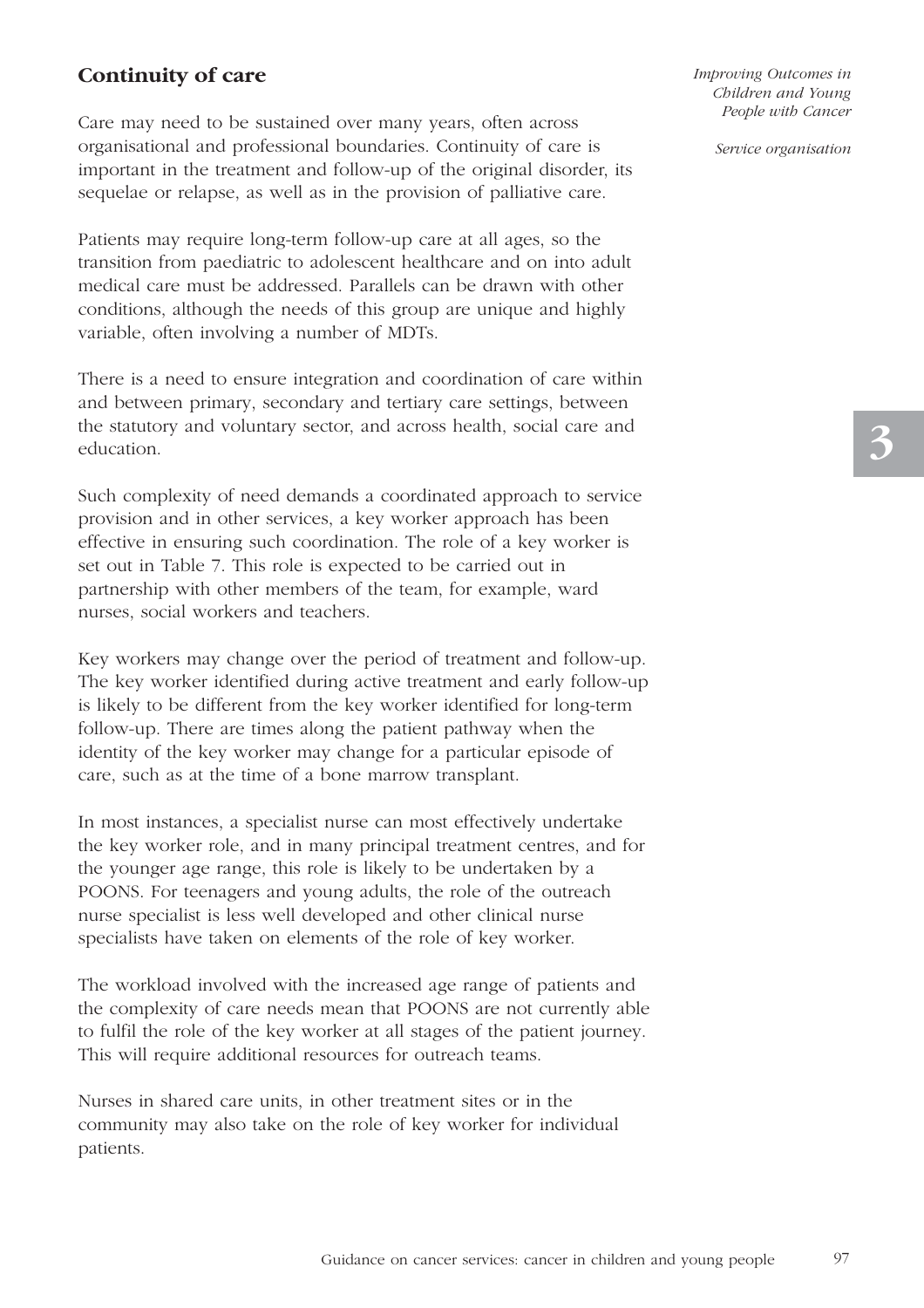## Continuity of care

Care may need to be sustained over many years, often across organisational and professional boundaries. Continuity of care is important in the treatment and follow-up of the original disorder, its sequelae or relapse, as well as in the provision of palliative care.

Patients may require long-term follow-up care at all ages, so the transition from paediatric to adolescent healthcare and on into adult medical care must be addressed. Parallels can be drawn with other conditions, although the needs of this group are unique and highly variable, often involving a number of MDTs.

There is a need to ensure integration and coordination of care within and between primary, secondary and tertiary care settings, between the statutory and voluntary sector, and across health, social care and education.

Such complexity of need demands a coordinated approach to service provision and in other services, a key worker approach has been effective in ensuring such coordination. The role of a key worker is set out in Table 7. This role is expected to be carried out in partnership with other members of the team, for example, ward nurses, social workers and teachers.

Key workers may change over the period of treatment and follow-up. The key worker identified during active treatment and early follow-up is likely to be different from the key worker identified for long-term follow-up. There are times along the patient pathway when the identity of the key worker may change for a particular episode of care, such as at the time of a bone marrow transplant.

In most instances, a specialist nurse can most effectively undertake the key worker role, and in many principal treatment centres, and for the younger age range, this role is likely to be undertaken by a POONS. For teenagers and young adults, the role of the outreach nurse specialist is less well developed and other clinical nurse specialists have taken on elements of the role of key worker.

The workload involved with the increased age range of patients and the complexity of care needs mean that POONS are not currently able to fulfil the role of the key worker at all stages of the patient journey. This will require additional resources for outreach teams.

Nurses in shared care units, in other treatment sites or in the community may also take on the role of key worker for individual patients.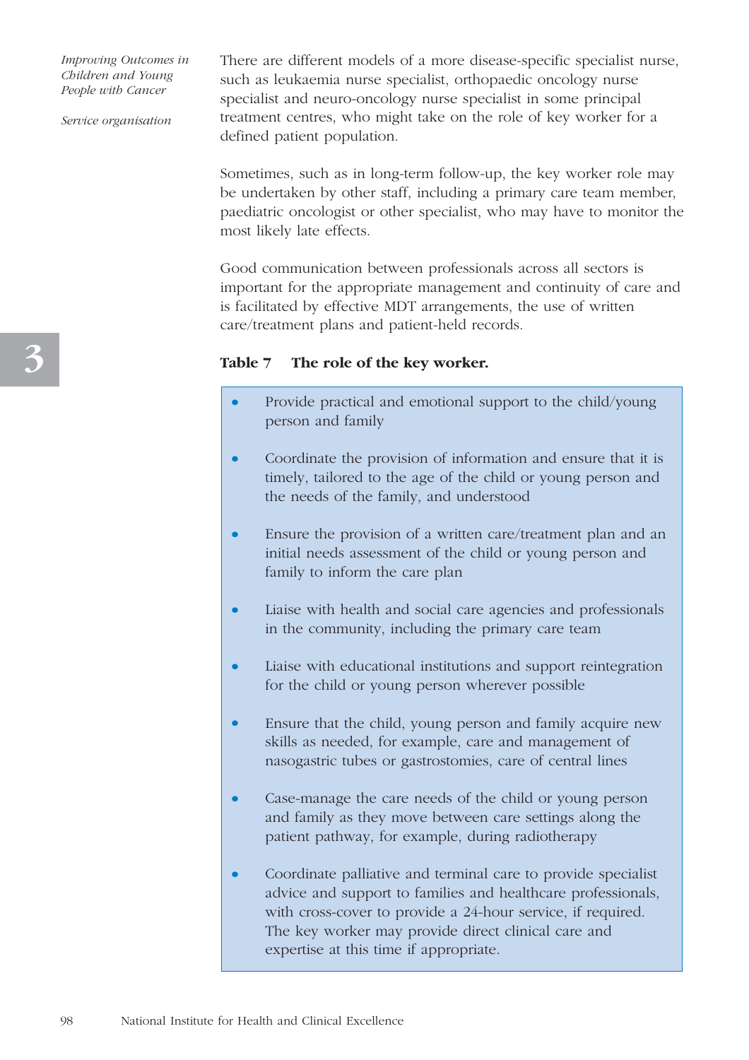There are different models of a more disease-specific specialist nurse, such as leukaemia nurse specialist, orthopaedic oncology nurse specialist and neuro-oncology nurse specialist in some principal treatment centres, who might take on the role of key worker for a defined patient population.

Sometimes, such as in long-term follow-up, the key worker role may be undertaken by other staff, including a primary care team member, paediatric oncologist or other specialist, who may have to monitor the most likely late effects.

Good communication between professionals across all sectors is important for the appropriate management and continuity of care and is facilitated by effective MDT arrangements, the use of written care/treatment plans and patient-held records.

**Table 7 The role of the key worker.**

- Provide practical and emotional support to the child/young person and family
- Coordinate the provision of information and ensure that it is timely, tailored to the age of the child or young person and the needs of the family, and understood
- Ensure the provision of a written care/treatment plan and an initial needs assessment of the child or young person and family to inform the care plan
- Liaise with health and social care agencies and professionals in the community, including the primary care team
- Liaise with educational institutions and support reintegration for the child or young person wherever possible
- Ensure that the child, young person and family acquire new skills as needed, for example, care and management of nasogastric tubes or gastrostomies, care of central lines
- Case-manage the care needs of the child or young person and family as they move between care settings along the patient pathway, for example, during radiotherapy
- Coordinate palliative and terminal care to provide specialist advice and support to families and healthcare professionals, with cross-cover to provide a 24-hour service, if required. The key worker may provide direct clinical care and expertise at this time if appropriate.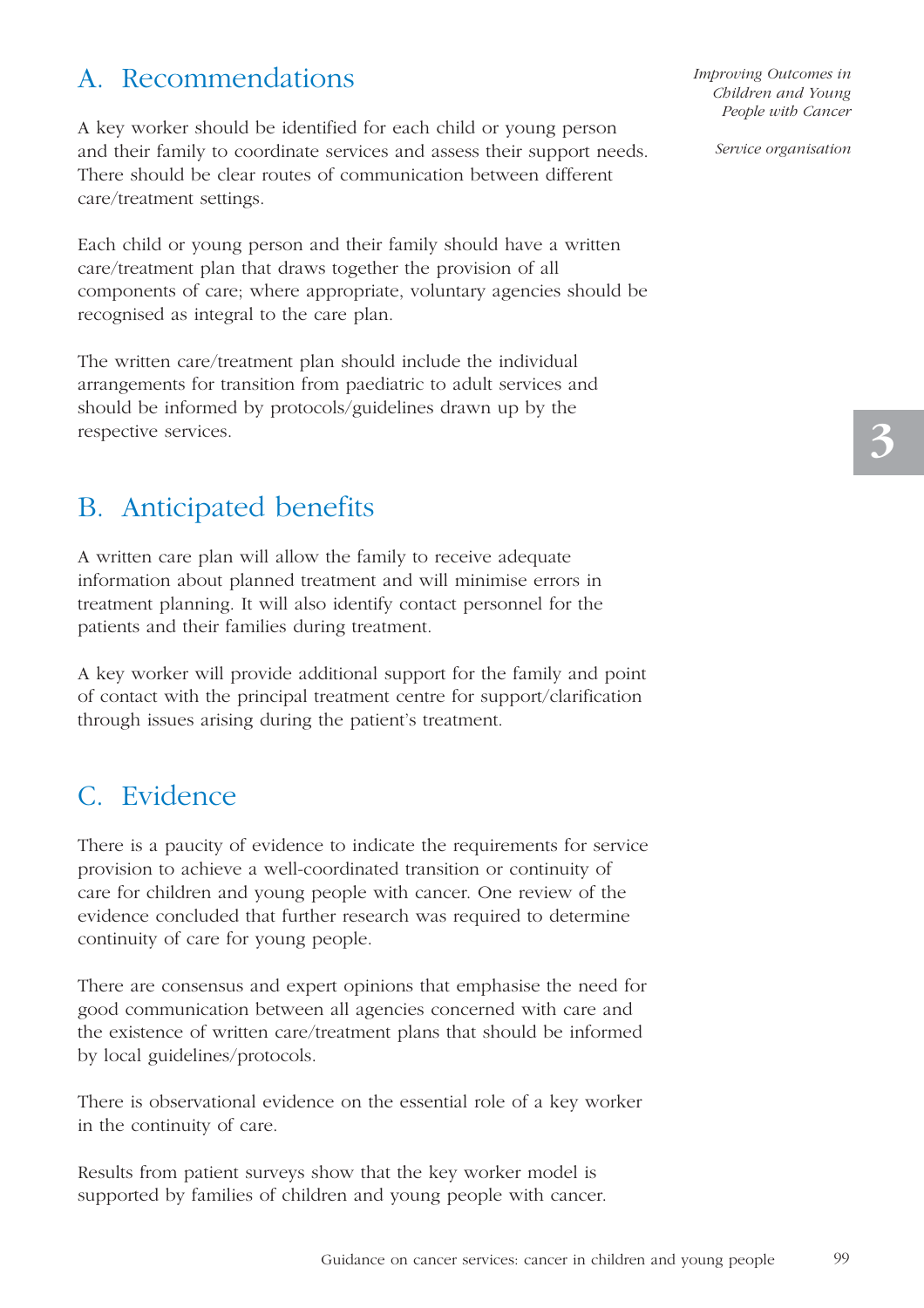## A. Recommendations

A key worker should be identified for each child or young person and their family to coordinate services and assess their support needs. There should be clear routes of communication between different care/treatment settings.

Each child or young person and their family should have a written care/treatment plan that draws together the provision of all components of care; where appropriate, voluntary agencies should be recognised as integral to the care plan.

The written care/treatment plan should include the individual arrangements for transition from paediatric to adult services and should be informed by protocols/guidelines drawn up by the respective services.

## B. Anticipated benefits

A written care plan will allow the family to receive adequate information about planned treatment and will minimise errors in treatment planning. It will also identify contact personnel for the patients and their families during treatment.

A key worker will provide additional support for the family and point of contact with the principal treatment centre for support/clarification through issues arising during the patient's treatment.

## C. Evidence

There is a paucity of evidence to indicate the requirements for service provision to achieve a well-coordinated transition or continuity of care for children and young people with cancer. One review of the evidence concluded that further research was required to determine continuity of care for young people.

There are consensus and expert opinions that emphasise the need for good communication between all agencies concerned with care and the existence of written care/treatment plans that should be informed by local guidelines/protocols.

There is observational evidence on the essential role of a key worker in the continuity of care.

Results from patient surveys show that the key worker model is supported by families of children and young people with cancer.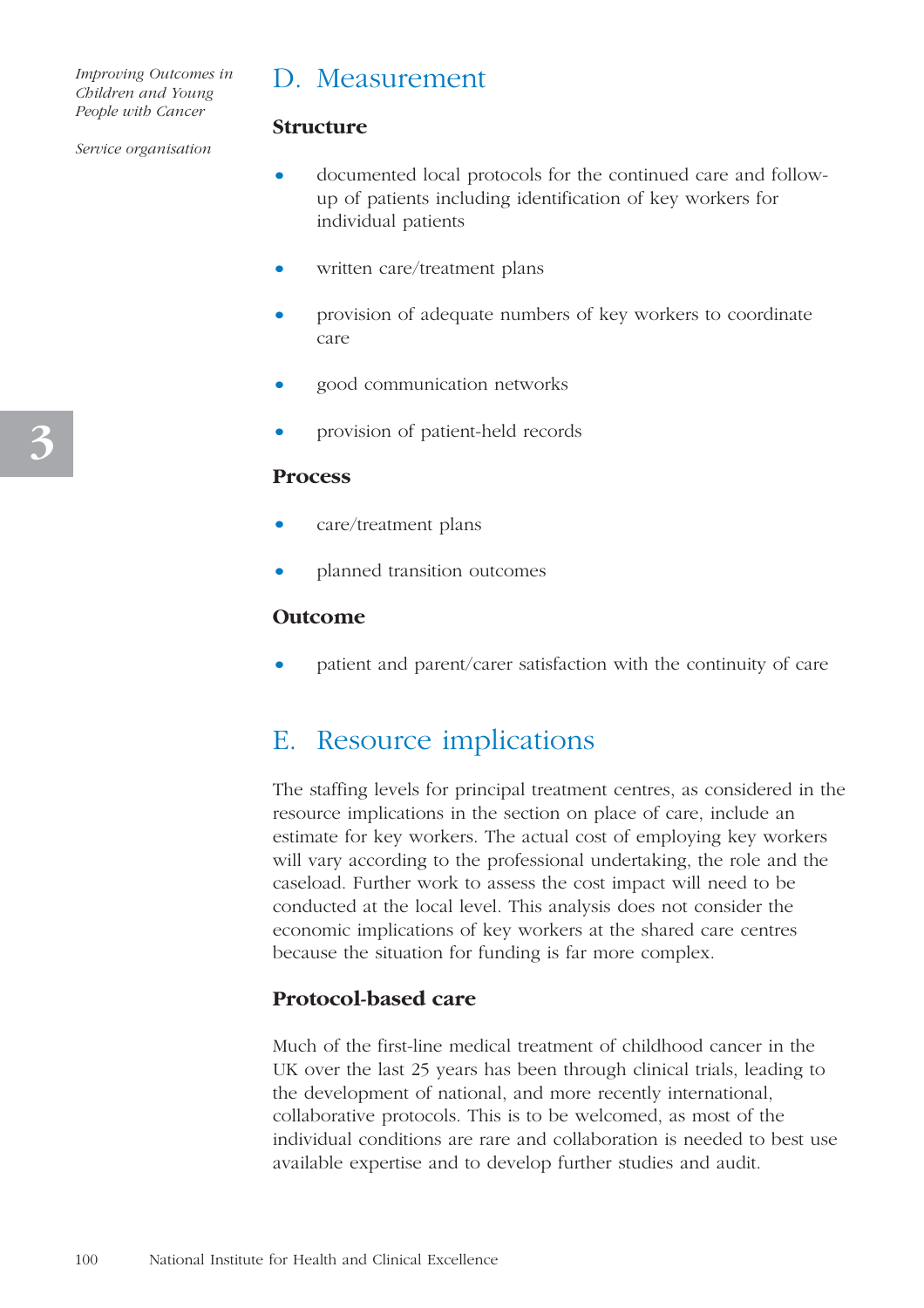## D. Measurement

### Structure

- documented local protocols for the continued care and follow-up of patients including identification of key workers for individual patients
- written care/treatment plans
- provision of adequate numbers of key workers to coordinate care
- good communication networks
- provision of patient-held records

### Process

- care/treatment plans
- planned transition outcomes

### Outcome

- patient and parent/carer satisfaction with the continuity of care

## E. Resource implications

The staffing levels for principal treatment centres, as considered in the resource implications in the section on place of care, include an estimate for key workers. The actual cost of employing key workers will vary according to the professional undertaking, the role and the caseload. Further work to assess the cost impact will need to be conducted at the local level. This analysis does not consider the economic implications of key workers at the shared care centres because the situation for funding is far more complex.

### Protocol-based care

Much of the first-line medical treatment of childhood cancer in the UK over the last 25 years has been through clinical trials, leading to the development of national, and more recently international, collaborative protocols. This is to be welcomed, as most of the individual conditions are rare and collaboration is needed to best use available expertise and to develop further studies and audit.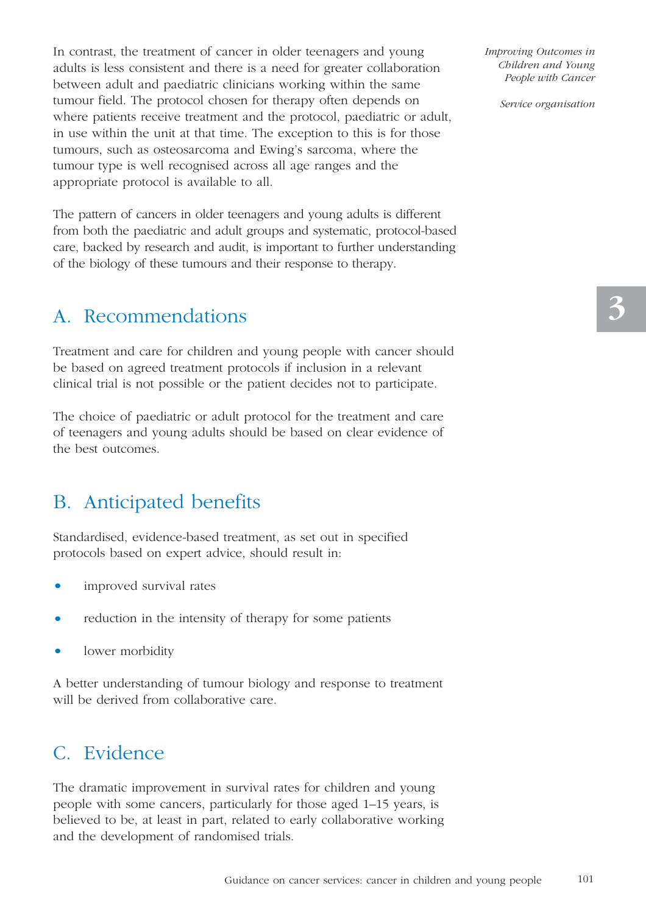In contrast, the treatment of cancer in older teenagers and young adults is less consistent and there is a need for greater collaboration between adult and paediatric clinicians working within the same tumour field. The protocol chosen for therapy often depends on where patients receive treatment and the protocol, paediatric or adult, in use within the unit at that time. The exception to this is for those tumours, such as osteosarcoma and Ewing's sarcoma, where the tumour type is well recognised across all age ranges and the appropriate protocol is available to all.

The pattern of cancers in older teenagers and young adults is different from both the paediatric and adult groups and systematic, protocol-based care, backed by research and audit, is important to further understanding of the biology of these tumours and their response to therapy.

## A. Recommendations

Treatment and care for children and young people with cancer should be based on agreed treatment protocols if inclusion in a relevant clinical trial is not possible or the patient decides not to participate.

The choice of paediatric or adult protocol for the treatment and care of teenagers and young adults should be based on clear evidence of the best outcomes.

## B. Anticipated benefits

Standardised, evidence-based treatment, as set out in specified protocols based on expert advice, should result in:

- improved survival rates
- reduction in the intensity of therapy for some patients
- lower morbidity

A better understanding of tumour biology and response to treatment will be derived from collaborative care.

## C. Evidence

The dramatic improvement in survival rates for children and young people with some cancers, particularly for those aged 1–15 years, is believed to be, at least in part, related to early collaborative working and the development of randomised trials.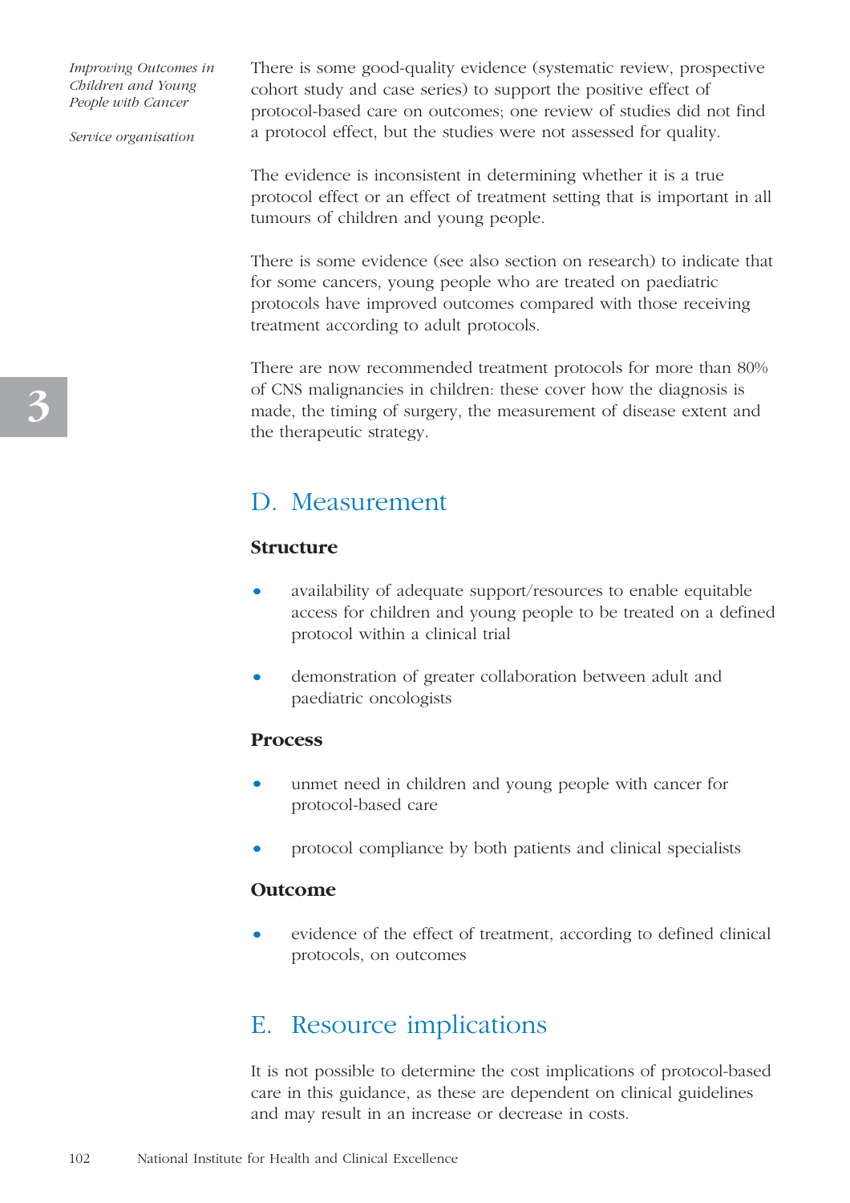There is some good-quality evidence (systematic review, prospective cohort study and case series) to support the positive effect of protocol-based care on outcomes; one review of studies did not find a protocol effect, but the studies were not assessed for quality.

The evidence is inconsistent in determining whether it is a true protocol effect or an effect of treatment setting that is important in all tumours of children and young people.

There is some evidence (see also section on research) to indicate that for some cancers, young people who are treated on paediatric protocols have improved outcomes compared with those receiving treatment according to adult protocols.

There are now recommended treatment protocols for more than 80% of CNS malignancies in children: these cover how the diagnosis is made, the timing of surgery, the measurement of disease extent and the therapeutic strategy.

## D. Measurement

**Structure**

- availability of adequate support/resources to enable equitable access for children and young people to be treated on a defined protocol within a clinical trial
- demonstration of greater collaboration between adult and paediatric oncologists

**Process**

- unmet need in children and young people with cancer for protocol-based care
- protocol compliance by both patients and clinical specialists

**Outcome**

- evidence of the effect of treatment, according to defined clinical protocols, on outcomes

## E. Resource implications

It is not possible to determine the cost implications of protocol-based care in this guidance, as these are dependent on clinical guidelines and may result in an increase or decrease in costs.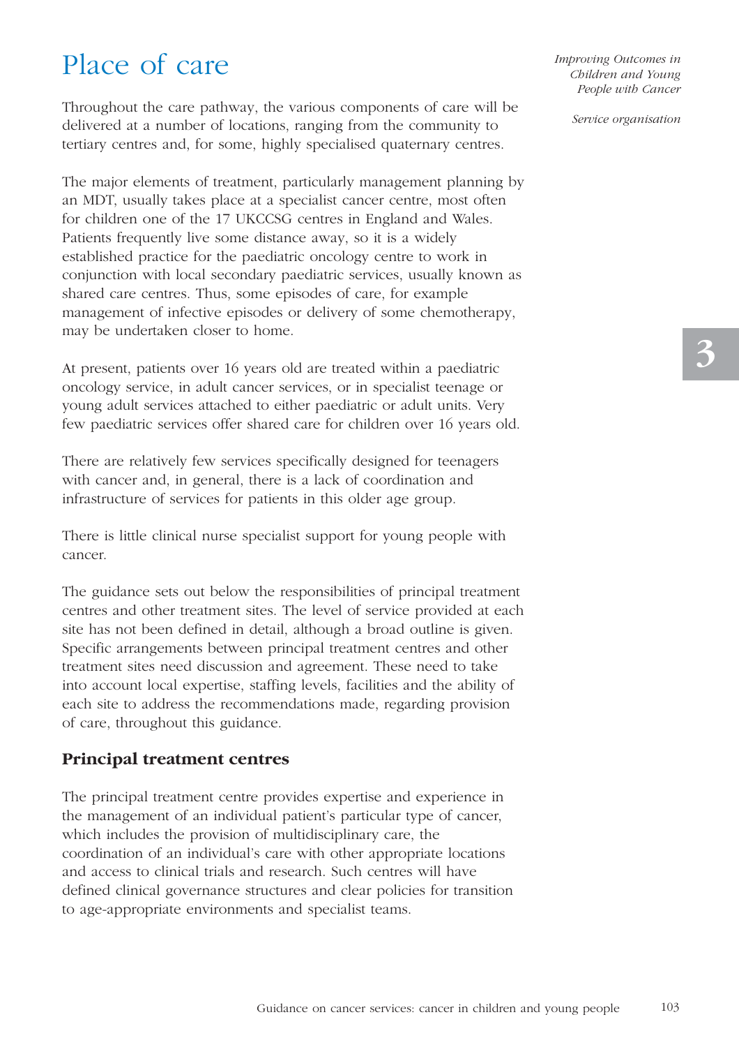# Place of care

Throughout the care pathway, the various components of care will be delivered at a number of locations, ranging from the community to tertiary centres and, for some, highly specialised quaternary centres.

The major elements of treatment, particularly management planning by an MDT, usually takes place at a specialist cancer centre, most often for children one of the 17 UKCCSG centres in England and Wales. Patients frequently live some distance away, so it is a widely established practice for the paediatric oncology centre to work in conjunction with local secondary paediatric services, usually known as shared care centres. Thus, some episodes of care, for example management of infective episodes or delivery of some chemotherapy, may be undertaken closer to home.

At present, patients over 16 years old are treated within a paediatric oncology service, in adult cancer services, or in specialist teenage or young adult services attached to either paediatric or adult units. Very few paediatric services offer shared care for children over 16 years old.

There are relatively few services specifically designed for teenagers with cancer and, in general, there is a lack of coordination and infrastructure of services for patients in this older age group.

There is little clinical nurse specialist support for young people with cancer.

The guidance sets out below the responsibilities of principal treatment centres and other treatment sites. The level of service provided at each site has not been defined in detail, although a broad outline is given. Specific arrangements between principal treatment centres and other treatment sites need discussion and agreement. These need to take into account local expertise, staffing levels, facilities and the ability of each site to address the recommendations made, regarding provision of care, throughout this guidance.

## Principal treatment centres

The principal treatment centre provides expertise and experience in the management of an individual patient's particular type of cancer, which includes the provision of multidisciplinary care, the coordination of an individual's care with other appropriate locations and access to clinical trials and research. Such centres will have defined clinical governance structures and clear policies for transition to age-appropriate environments and specialist teams.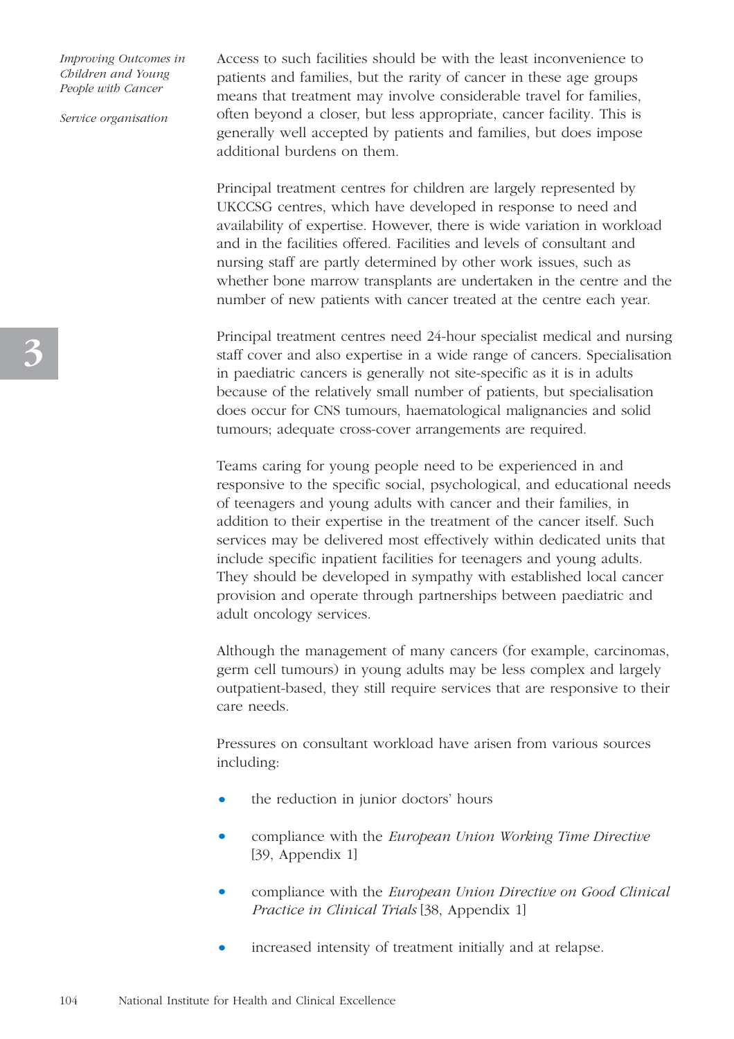Access to such facilities should be with the least inconvenience to patients and families, but the rarity of cancer in these age groups means that treatment may involve considerable travel for families, often beyond a closer, but less appropriate, cancer facility. This is generally well accepted by patients and families, but does impose additional burdens on them.

Principal treatment centres for children are largely represented by UKCCSG centres, which have developed in response to need and availability of expertise. However, there is wide variation in workload and in the facilities offered. Facilities and levels of consultant and nursing staff are partly determined by other work issues, such as whether bone marrow transplants are undertaken in the centre and the number of new patients with cancer treated at the centre each year.

Principal treatment centres need 24-hour specialist medical and nursing staff cover and also expertise in a wide range of cancers. Specialisation in paediatric cancers is generally not site-specific as it is in adults because of the relatively small number of patients, but specialisation does occur for CNS tumours, haematological malignancies and solid tumours; adequate cross-cover arrangements are required.

Teams caring for young people need to be experienced in and responsive to the specific social, psychological, and educational needs of teenagers and young adults with cancer and their families, in addition to their expertise in the treatment of the cancer itself. Such services may be delivered most effectively within dedicated units that include specific inpatient facilities for teenagers and young adults. They should be developed in sympathy with established local cancer provision and operate through partnerships between paediatric and adult oncology services.

Although the management of many cancers (for example, carcinomas, germ cell tumours) in young adults may be less complex and largely outpatient-based, they still require services that are responsive to their care needs.

Pressures on consultant workload have arisen from various sources including:

- the reduction in junior doctors' hours
- compliance with the *European Union Working Time Directive* [39, Appendix 1]
- compliance with the *European Union Directive on Good Clinical Practice in Clinical Trials* [38, Appendix 1]
- increased intensity of treatment initially and at relapse.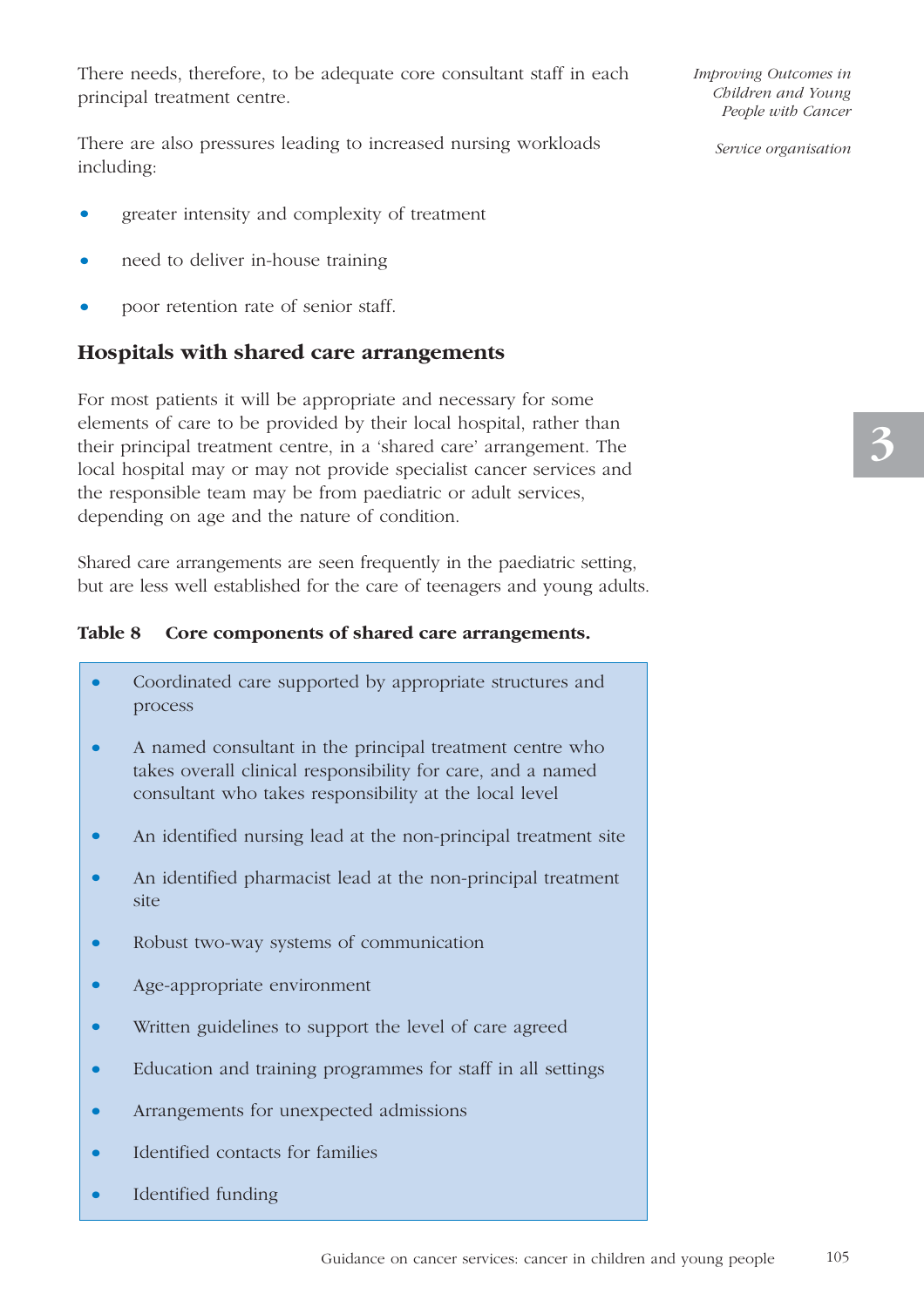There needs, therefore, to be adequate core consultant staff in each principal treatment centre.

There are also pressures leading to increased nursing workloads including:

- greater intensity and complexity of treatment
- need to deliver in-house training
- poor retention rate of senior staff.

## Hospitals with shared care arrangements

For most patients it will be appropriate and necessary for some elements of care to be provided by their local hospital, rather than their principal treatment centre, in a 'shared care' arrangement. The local hospital may or may not provide specialist cancer services and the responsible team may be from paediatric or adult services, depending on age and the nature of condition.

Shared care arrangements are seen frequently in the paediatric setting, but are less well established for the care of teenagers and young adults.

**Table 8 Core components of shared care arrangements.**

- Coordinated care supported by appropriate structures and process
- A named consultant in the principal treatment centre who takes overall clinical responsibility for care, and a named consultant who takes responsibility at the local level
- An identified nursing lead at the non-principal treatment site
- An identified pharmacist lead at the non-principal treatment site
- Robust two-way systems of communication
- Age-appropriate environment
- Written guidelines to support the level of care agreed
- Education and training programmes for staff in all settings
- Arrangements for unexpected admissions
- Identified contacts for families
- Identified funding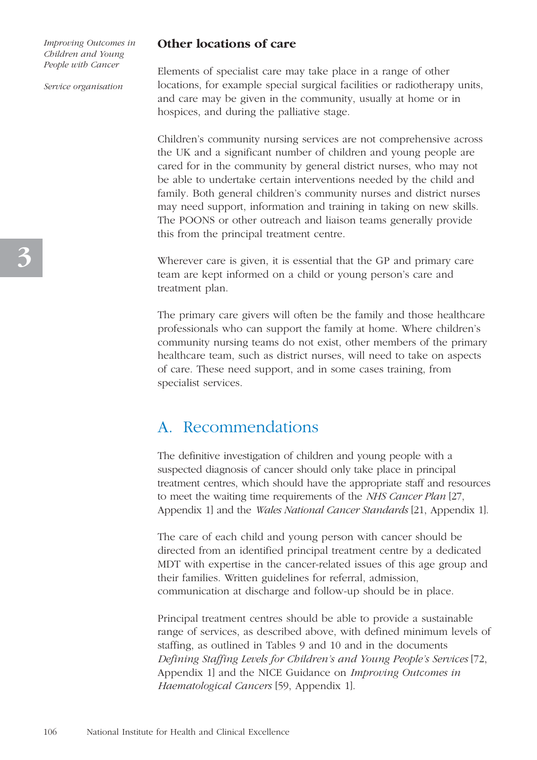## Other locations of care

Elements of specialist care may take place in a range of other locations, for example special surgical facilities or radiotherapy units, and care may be given in the community, usually at home or in hospices, and during the palliative stage.

Children's community nursing services are not comprehensive across the UK and a significant number of children and young people are cared for in the community by general district nurses, who may not be able to undertake certain interventions needed by the child and family. Both general children's community nurses and district nurses may need support, information and training in taking on new skills. The POONS or other outreach and liaison teams generally provide this from the principal treatment centre.

Wherever care is given, it is essential that the GP and primary care team are kept informed on a child or young person's care and treatment plan.

The primary care givers will often be the family and those healthcare professionals who can support the family at home. Where children's community nursing teams do not exist, other members of the primary healthcare team, such as district nurses, will need to take on aspects of care. These need support, and in some cases training, from specialist services.

# A. Recommendations

The definitive investigation of children and young people with a suspected diagnosis of cancer should only take place in principal treatment centres, which should have the appropriate staff and resources to meet the waiting time requirements of the *NHS Cancer Plan* [27, Appendix 1] and the *Wales National Cancer Standards* [21, Appendix 1].

The care of each child and young person with cancer should be directed from an identified principal treatment centre by a dedicated MDT with expertise in the cancer-related issues of this age group and their families. Written guidelines for referral, admission, communication at discharge and follow-up should be in place.

Principal treatment centres should be able to provide a sustainable range of services, as described above, with defined minimum levels of staffing, as outlined in Tables 9 and 10 and in the documents *Defining Staffing Levels for Children's and Young People's Services* [72, Appendix 1] and the NICE Guidance on *Improving Outcomes in Haematological Cancers* [59, Appendix 1].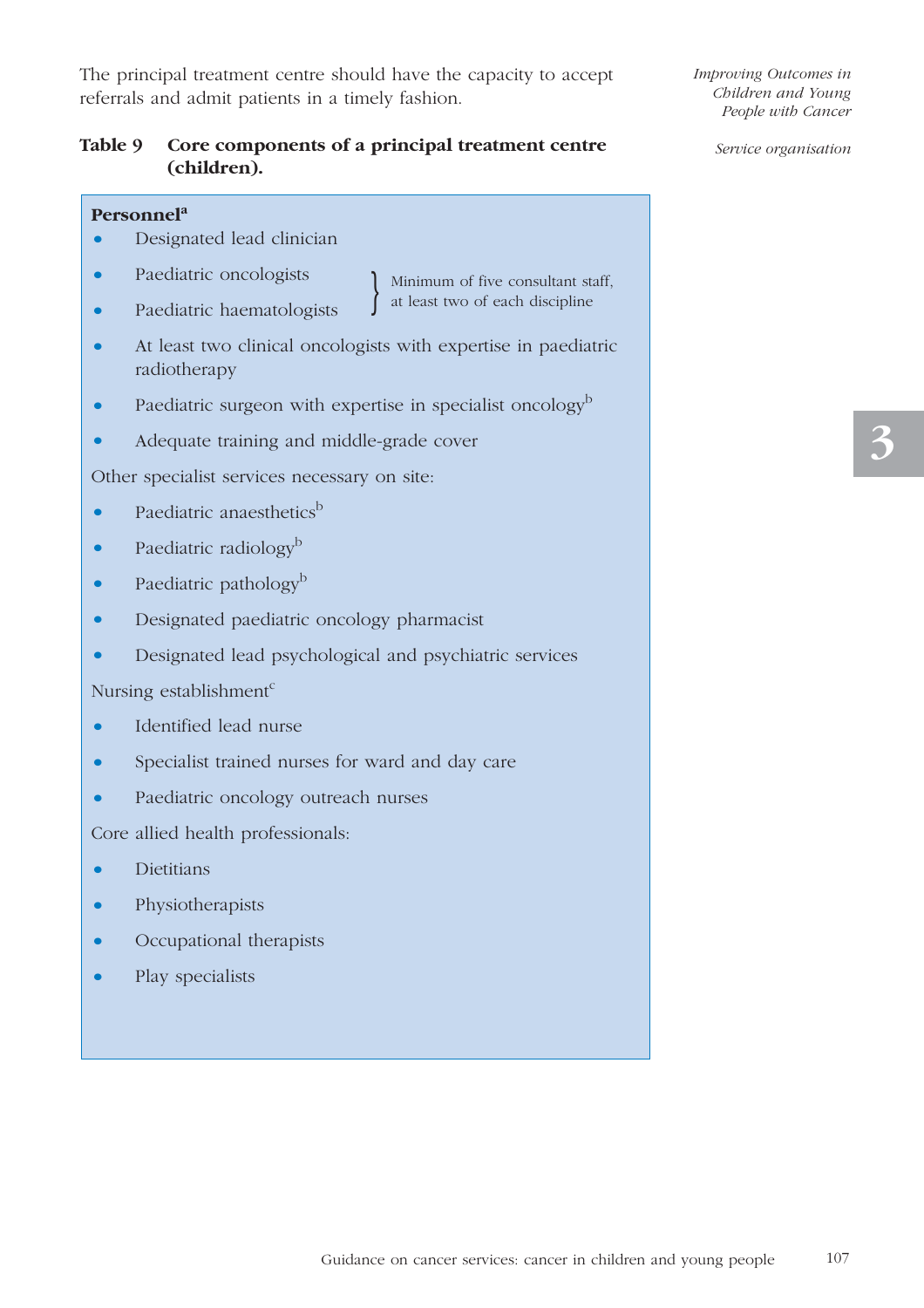The principal treatment centre should have the capacity to accept referrals and admit patients in a timely fashion.

**Table 9 Core components of a principal treatment centre (children).**

**Personnel**[a]

- Designated lead clinician
- Paediatric oncologists
- Paediatric haematologists

(Paediatric oncologists and paediatric haematologists: Minimum of five consultant staff, at least two of each discipline)

- At least two clinical oncologists with expertise in paediatric radiotherapy
- Paediatric surgeon with expertise in specialist oncology[b]
- Adequate training and middle-grade cover

Other specialist services necessary on site:

- Paediatric anaesthetics[b]
- Paediatric radiology[b]
- Paediatric pathology[b]
- Designated paediatric oncology pharmacist
- Designated lead psychological and psychiatric services

Nursing establishment[c]

- Identified lead nurse
- Specialist trained nurses for ward and day care
- Paediatric oncology outreach nurses

Core allied health professionals:

- Dietitians
- Physiotherapists
- Occupational therapists
- Play specialists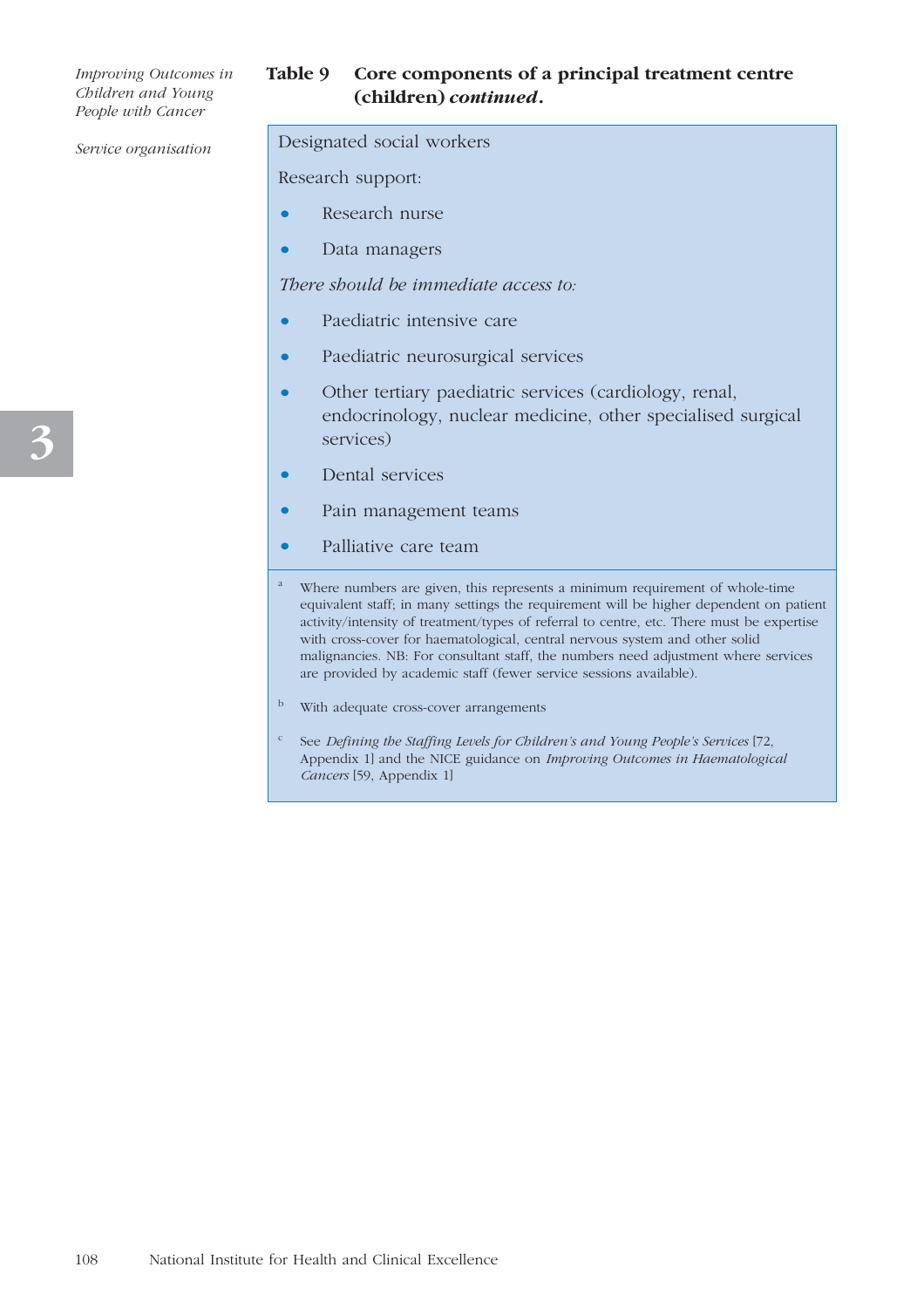**Table 9 Core components of a principal treatment centre (children) *continued*.**

Designated social workers

Research support:

- Research nurse
- Data managers

*There should be immediate access to:*

- Paediatric intensive care
- Paediatric neurosurgical services
- Other tertiary paediatric services (cardiology, renal, endocrinology, nuclear medicine, other specialised surgical services)
- Dental services
- Pain management teams
- Palliative care team

[a] Where numbers are given, this represents a minimum requirement of whole-time equivalent staff; in many settings the requirement will be higher dependent on patient activity/intensity of treatment/types of referral to centre, etc. There must be expertise with cross-cover for haematological, central nervous system and other solid malignancies. NB: For consultant staff, the numbers need adjustment where services are provided by academic staff (fewer service sessions available).

[b] With adequate cross-cover arrangements

[c] See *Defining the Staffing Levels for Children's and Young People's Services* [72, Appendix 1] and the NICE guidance on *Improving Outcomes in Haematological Cancers* [59, Appendix 1]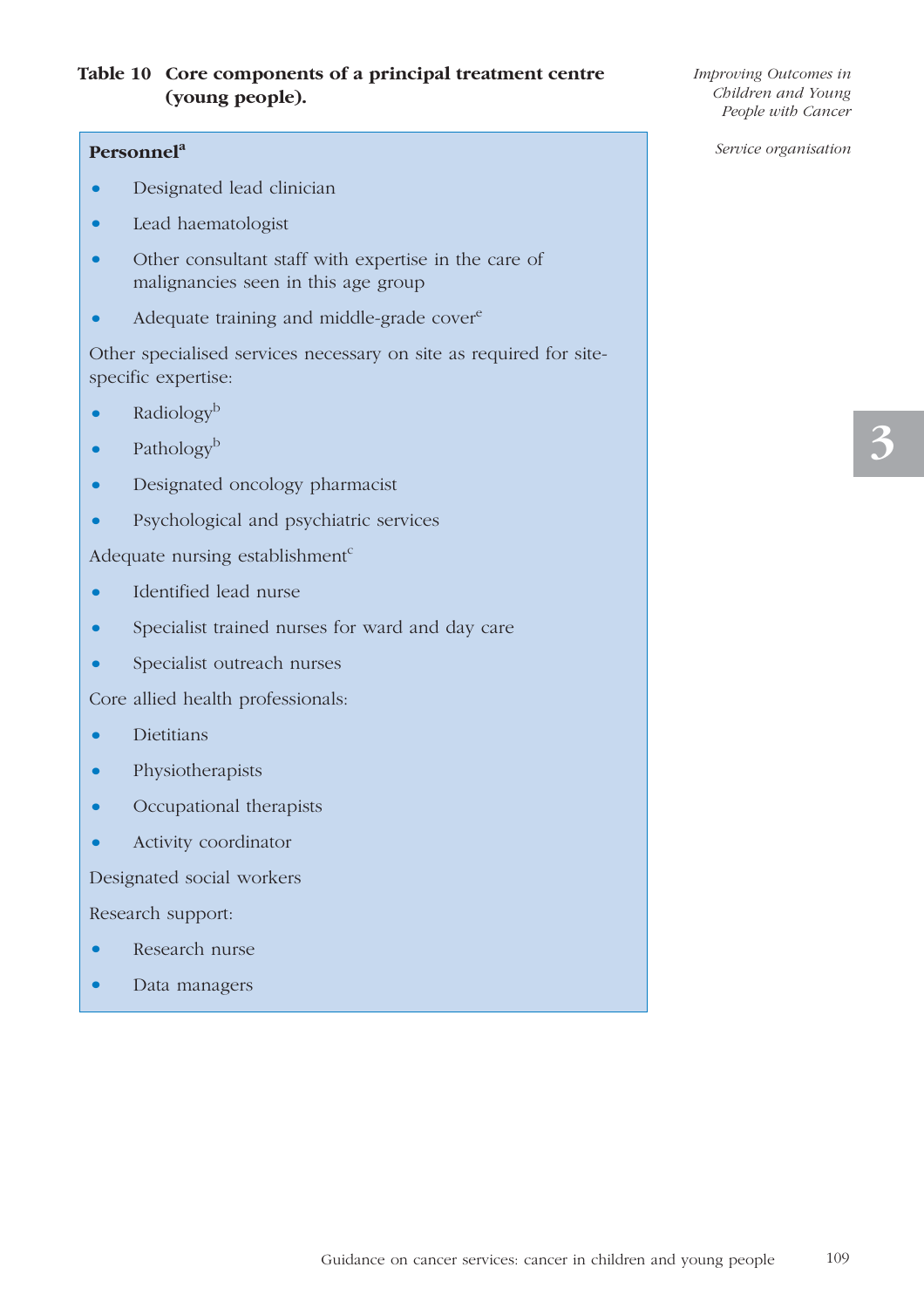**Table 10 Core components of a principal treatment centre (young people).**

**Personnel**[a]

- Designated lead clinician
- Lead haematologist
- Other consultant staff with expertise in the care of malignancies seen in this age group
- Adequate training and middle-grade cover[e]

Other specialised services necessary on site as required for site-specific expertise:

- Radiology[b]
- Pathology[b]
- Designated oncology pharmacist
- Psychological and psychiatric services

Adequate nursing establishment[c]

- Identified lead nurse
- Specialist trained nurses for ward and day care
- Specialist outreach nurses

Core allied health professionals:

- Dietitians
- Physiotherapists
- Occupational therapists
- Activity coordinator

Designated social workers

Research support:

- Research nurse
- Data managers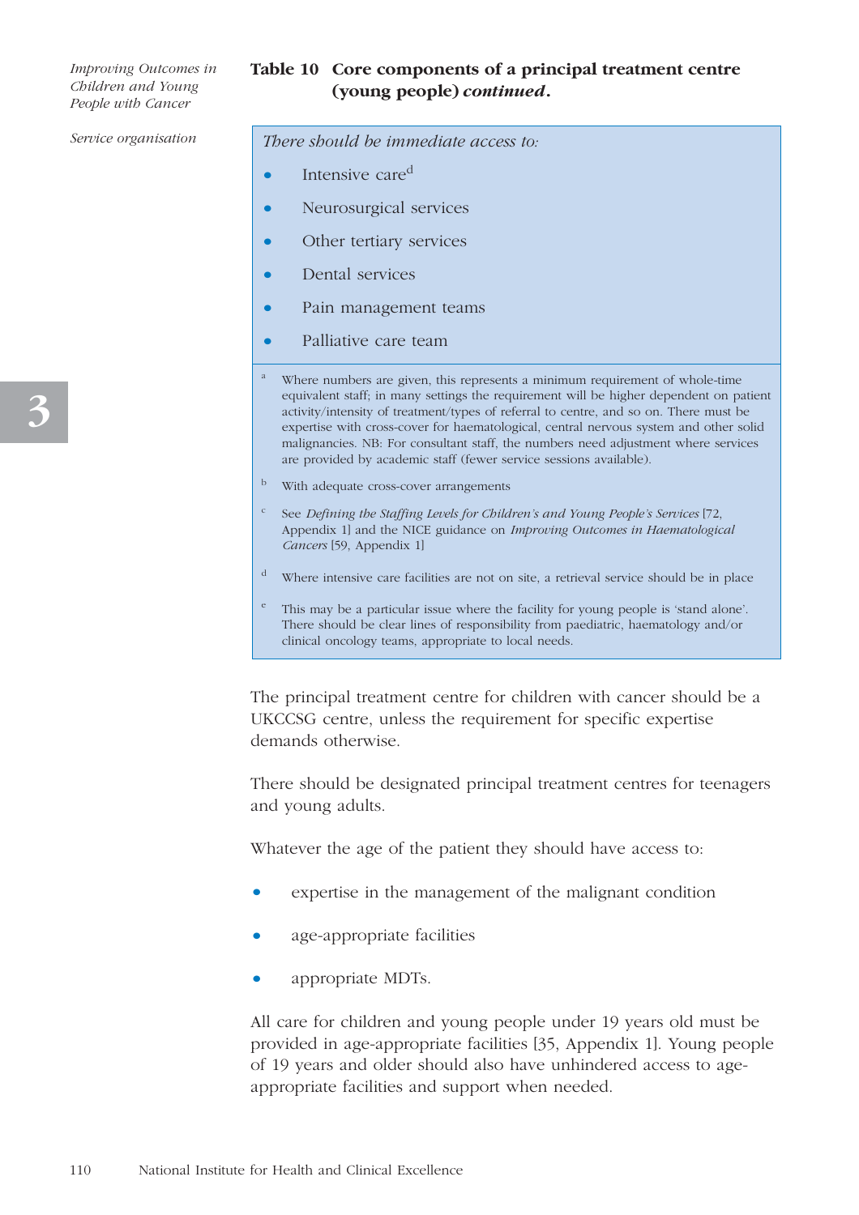**Table 10 Core components of a principal treatment centre (young people) *continued*.**

*There should be immediate access to:*

- Intensive care[d]
- Neurosurgical services
- Other tertiary services
- Dental services
- Pain management teams
- Palliative care team

[a] Where numbers are given, this represents a minimum requirement of whole-time equivalent staff; in many settings the requirement will be higher dependent on patient activity/intensity of treatment/types of referral to centre, and so on. There must be expertise with cross-cover for haematological, central nervous system and other solid malignancies. NB: For consultant staff, the numbers need adjustment where services are provided by academic staff (fewer service sessions available).

[b] With adequate cross-cover arrangements

[c] See *Defining the Staffing Levels for Children's and Young People's Services* [72, Appendix 1] and the NICE guidance on *Improving Outcomes in Haematological Cancers* [59, Appendix 1]

[d] Where intensive care facilities are not on site, a retrieval service should be in place

[e] This may be a particular issue where the facility for young people is 'stand alone'. There should be clear lines of responsibility from paediatric, haematology and/or clinical oncology teams, appropriate to local needs.

The principal treatment centre for children with cancer should be a UKCCSG centre, unless the requirement for specific expertise demands otherwise.

There should be designated principal treatment centres for teenagers and young adults.

Whatever the age of the patient they should have access to:

- expertise in the management of the malignant condition
- age-appropriate facilities
- appropriate MDTs.

All care for children and young people under 19 years old must be provided in age-appropriate facilities [35, Appendix 1]. Young people of 19 years and older should also have unhindered access to age-appropriate facilities and support when needed.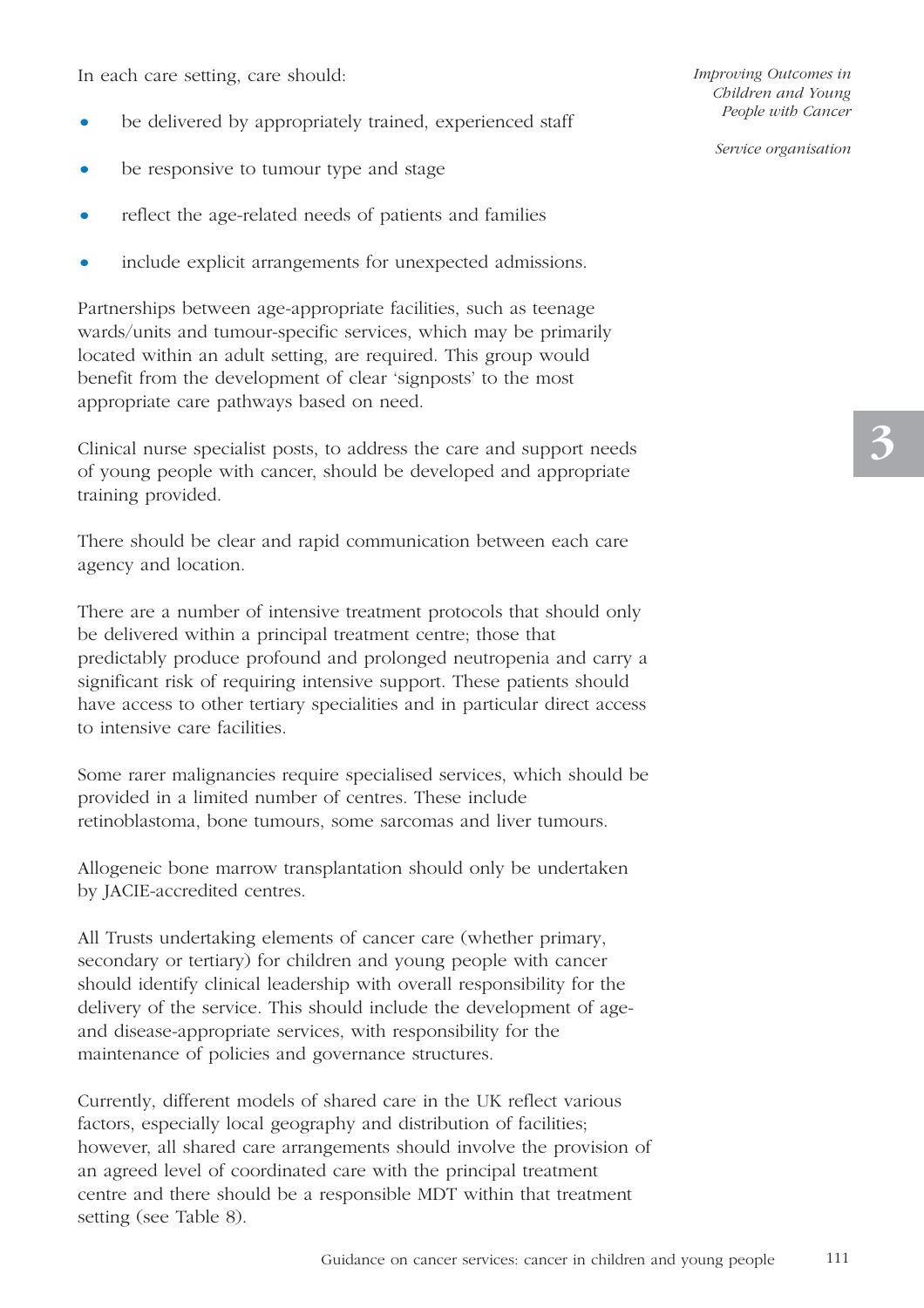In each care setting, care should:

- be delivered by appropriately trained, experienced staff
- be responsive to tumour type and stage
- reflect the age-related needs of patients and families
- include explicit arrangements for unexpected admissions.

Partnerships between age-appropriate facilities, such as teenage wards/units and tumour-specific services, which may be primarily located within an adult setting, are required. This group would benefit from the development of clear 'signposts' to the most appropriate care pathways based on need.

Clinical nurse specialist posts, to address the care and support needs of young people with cancer, should be developed and appropriate training provided.

There should be clear and rapid communication between each care agency and location.

There are a number of intensive treatment protocols that should only be delivered within a principal treatment centre; those that predictably produce profound and prolonged neutropenia and carry a significant risk of requiring intensive support. These patients should have access to other tertiary specialities and in particular direct access to intensive care facilities.

Some rarer malignancies require specialised services, which should be provided in a limited number of centres. These include retinoblastoma, bone tumours, some sarcomas and liver tumours.

Allogeneic bone marrow transplantation should only be undertaken by JACIE-accredited centres.

All Trusts undertaking elements of cancer care (whether primary, secondary or tertiary) for children and young people with cancer should identify clinical leadership with overall responsibility for the delivery of the service. This should include the development of age- and disease-appropriate services, with responsibility for the maintenance of policies and governance structures.

Currently, different models of shared care in the UK reflect various factors, especially local geography and distribution of facilities; however, all shared care arrangements should involve the provision of an agreed level of coordinated care with the principal treatment centre and there should be a responsible MDT within that treatment setting (see Table 8).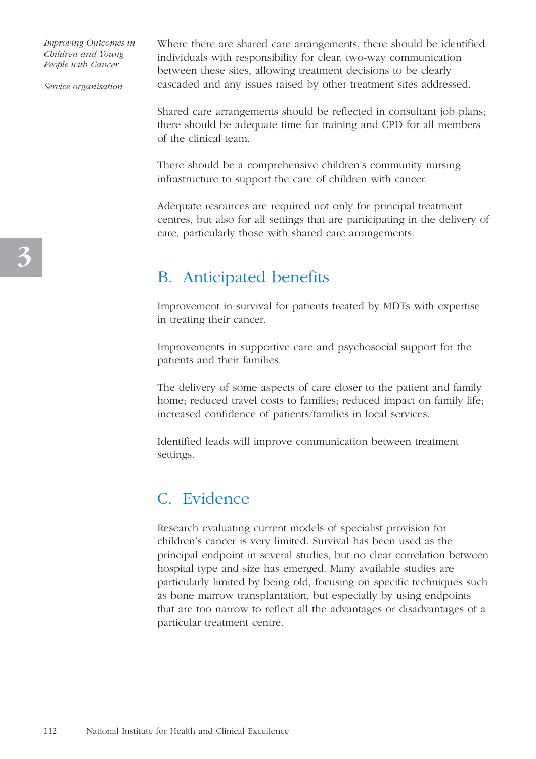Where there are shared care arrangements, there should be identified individuals with responsibility for clear, two-way communication between these sites, allowing treatment decisions to be clearly cascaded and any issues raised by other treatment sites addressed.

Shared care arrangements should be reflected in consultant job plans; there should be adequate time for training and CPD for all members of the clinical team.

There should be a comprehensive children's community nursing infrastructure to support the care of children with cancer.

Adequate resources are required not only for principal treatment centres, but also for all settings that are participating in the delivery of care, particularly those with shared care arrangements.

## B. Anticipated benefits

Improvement in survival for patients treated by MDTs with expertise in treating their cancer.

Improvements in supportive care and psychosocial support for the patients and their families.

The delivery of some aspects of care closer to the patient and family home; reduced travel costs to families; reduced impact on family life; increased confidence of patients/families in local services.

Identified leads will improve communication between treatment settings.

## C. Evidence

Research evaluating current models of specialist provision for children's cancer is very limited. Survival has been used as the principal endpoint in several studies, but no clear correlation between hospital type and size has emerged. Many available studies are particularly limited by being old, focusing on specific techniques such as bone marrow transplantation, but especially by using endpoints that are too narrow to reflect all the advantages or disadvantages of a particular treatment centre.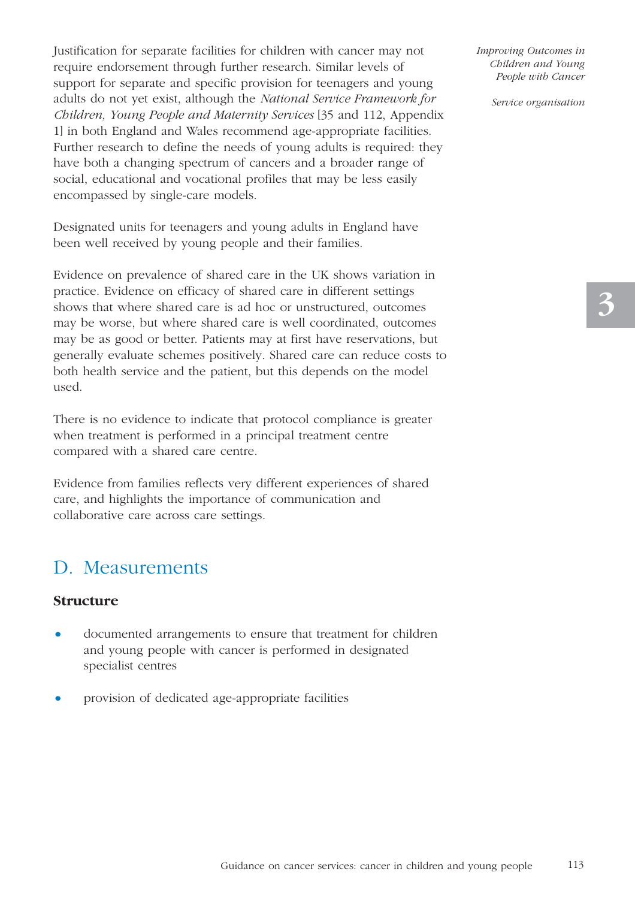Justification for separate facilities for children with cancer may not require endorsement through further research. Similar levels of support for separate and specific provision for teenagers and young adults do not yet exist, although the *National Service Framework for Children, Young People and Maternity Services* [35 and 112, Appendix 1] in both England and Wales recommend age-appropriate facilities. Further research to define the needs of young adults is required: they have both a changing spectrum of cancers and a broader range of social, educational and vocational profiles that may be less easily encompassed by single-care models.

Designated units for teenagers and young adults in England have been well received by young people and their families.

Evidence on prevalence of shared care in the UK shows variation in practice. Evidence on efficacy of shared care in different settings shows that where shared care is ad hoc or unstructured, outcomes may be worse, but where shared care is well coordinated, outcomes may be as good or better. Patients may at first have reservations, but generally evaluate schemes positively. Shared care can reduce costs to both health service and the patient, but this depends on the model used.

There is no evidence to indicate that protocol compliance is greater when treatment is performed in a principal treatment centre compared with a shared care centre.

Evidence from families reflects very different experiences of shared care, and highlights the importance of communication and collaborative care across care settings.

## D. Measurements

### Structure

- documented arrangements to ensure that treatment for children and young people with cancer is performed in designated specialist centres
- provision of dedicated age-appropriate facilities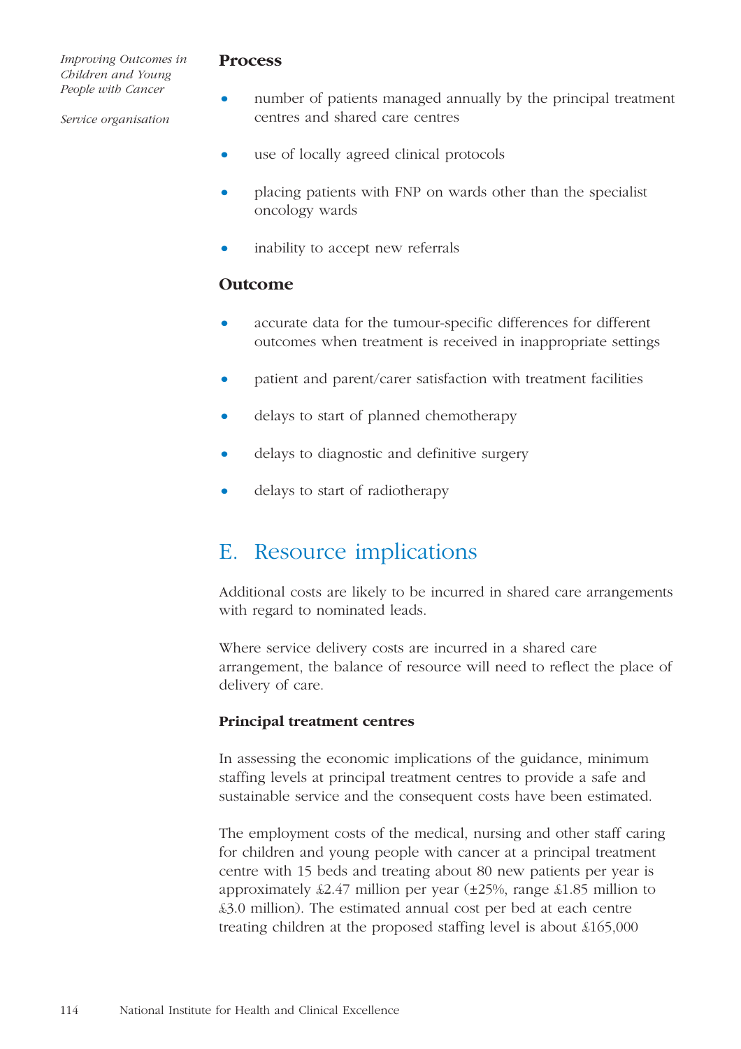### Process

- number of patients managed annually by the principal treatment centres and shared care centres
- use of locally agreed clinical protocols
- placing patients with FNP on wards other than the specialist oncology wards
- inability to accept new referrals

### Outcome

- accurate data for the tumour-specific differences for different outcomes when treatment is received in inappropriate settings
- patient and parent/carer satisfaction with treatment facilities
- delays to start of planned chemotherapy
- delays to diagnostic and definitive surgery
- delays to start of radiotherapy

## E. Resource implications

Additional costs are likely to be incurred in shared care arrangements with regard to nominated leads.

Where service delivery costs are incurred in a shared care arrangement, the balance of resource will need to reflect the place of delivery of care.

**Principal treatment centres**

In assessing the economic implications of the guidance, minimum staffing levels at principal treatment centres to provide a safe and sustainable service and the consequent costs have been estimated.

The employment costs of the medical, nursing and other staff caring for children and young people with cancer at a principal treatment centre with 15 beds and treating about 80 new patients per year is approximately £2.47 million per year (±25%, range £1.85 million to £3.0 million). The estimated annual cost per bed at each centre treating children at the proposed staffing level is about £165,000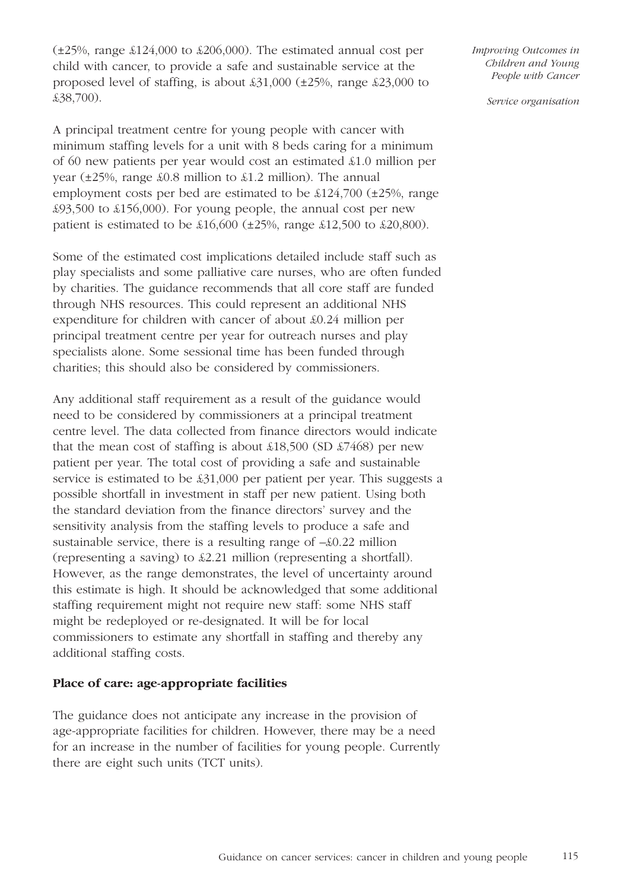(±25%, range £124,000 to £206,000). The estimated annual cost per child with cancer, to provide a safe and sustainable service at the proposed level of staffing, is about £31,000 (±25%, range £23,000 to £38,700).

A principal treatment centre for young people with cancer with minimum staffing levels for a unit with 8 beds caring for a minimum of 60 new patients per year would cost an estimated £1.0 million per year (±25%, range £0.8 million to £1.2 million). The annual employment costs per bed are estimated to be £124,700 (±25%, range £93,500 to £156,000). For young people, the annual cost per new patient is estimated to be £16,600 (±25%, range £12,500 to £20,800).

Some of the estimated cost implications detailed include staff such as play specialists and some palliative care nurses, who are often funded by charities. The guidance recommends that all core staff are funded through NHS resources. This could represent an additional NHS expenditure for children with cancer of about £0.24 million per principal treatment centre per year for outreach nurses and play specialists alone. Some sessional time has been funded through charities; this should also be considered by commissioners.

Any additional staff requirement as a result of the guidance would need to be considered by commissioners at a principal treatment centre level. The data collected from finance directors would indicate that the mean cost of staffing is about £18,500 (SD £7468) per new patient per year. The total cost of providing a safe and sustainable service is estimated to be £31,000 per patient per year. This suggests a possible shortfall in investment in staff per new patient. Using both the standard deviation from the finance directors' survey and the sensitivity analysis from the staffing levels to produce a safe and sustainable service, there is a resulting range of –£0.22 million (representing a saving) to £2.21 million (representing a shortfall). However, as the range demonstrates, the level of uncertainty around this estimate is high. It should be acknowledged that some additional staffing requirement might not require new staff: some NHS staff might be redeployed or re-designated. It will be for local commissioners to estimate any shortfall in staffing and thereby any additional staffing costs.

**Place of care: age-appropriate facilities**

The guidance does not anticipate any increase in the provision of age-appropriate facilities for children. However, there may be a need for an increase in the number of facilities for young people. Currently there are eight such units (TCT units).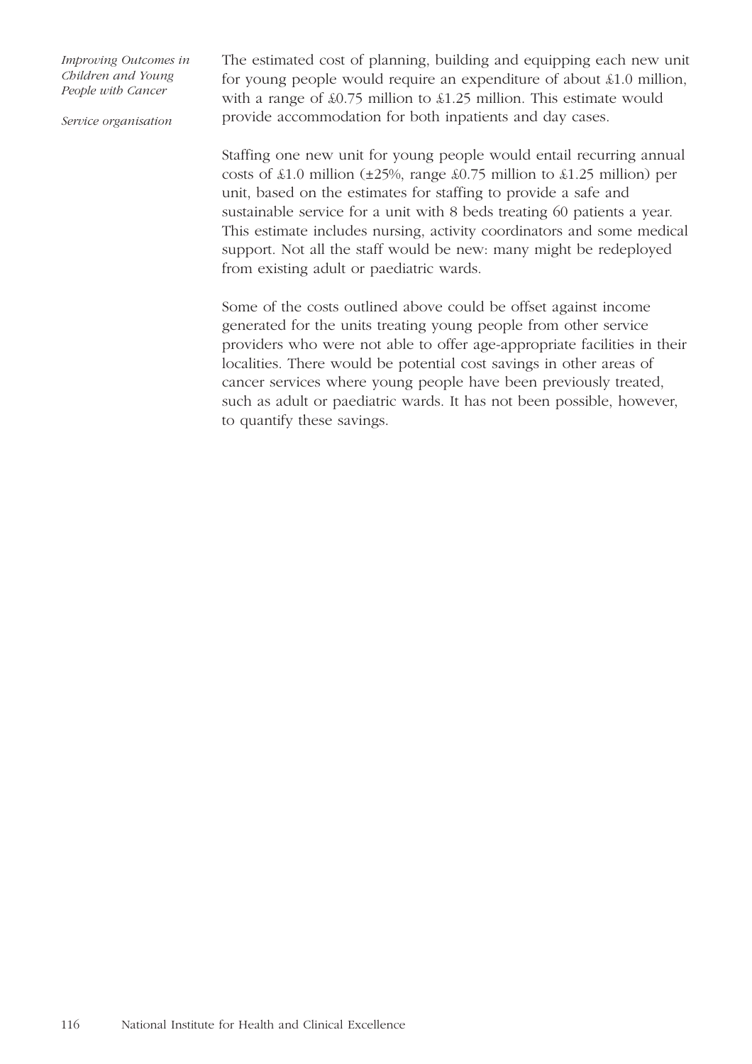The estimated cost of planning, building and equipping each new unit for young people would require an expenditure of about £1.0 million, with a range of £0.75 million to £1.25 million. This estimate would provide accommodation for both inpatients and day cases.

Staffing one new unit for young people would entail recurring annual costs of £1.0 million (±25%, range £0.75 million to £1.25 million) per unit, based on the estimates for staffing to provide a safe and sustainable service for a unit with 8 beds treating 60 patients a year. This estimate includes nursing, activity coordinators and some medical support. Not all the staff would be new: many might be redeployed from existing adult or paediatric wards.

Some of the costs outlined above could be offset against income generated for the units treating young people from other service providers who were not able to offer age-appropriate facilities in their localities. There would be potential cost savings in other areas of cancer services where young people have been previously treated, such as adult or paediatric wards. It has not been possible, however, to quantify these savings.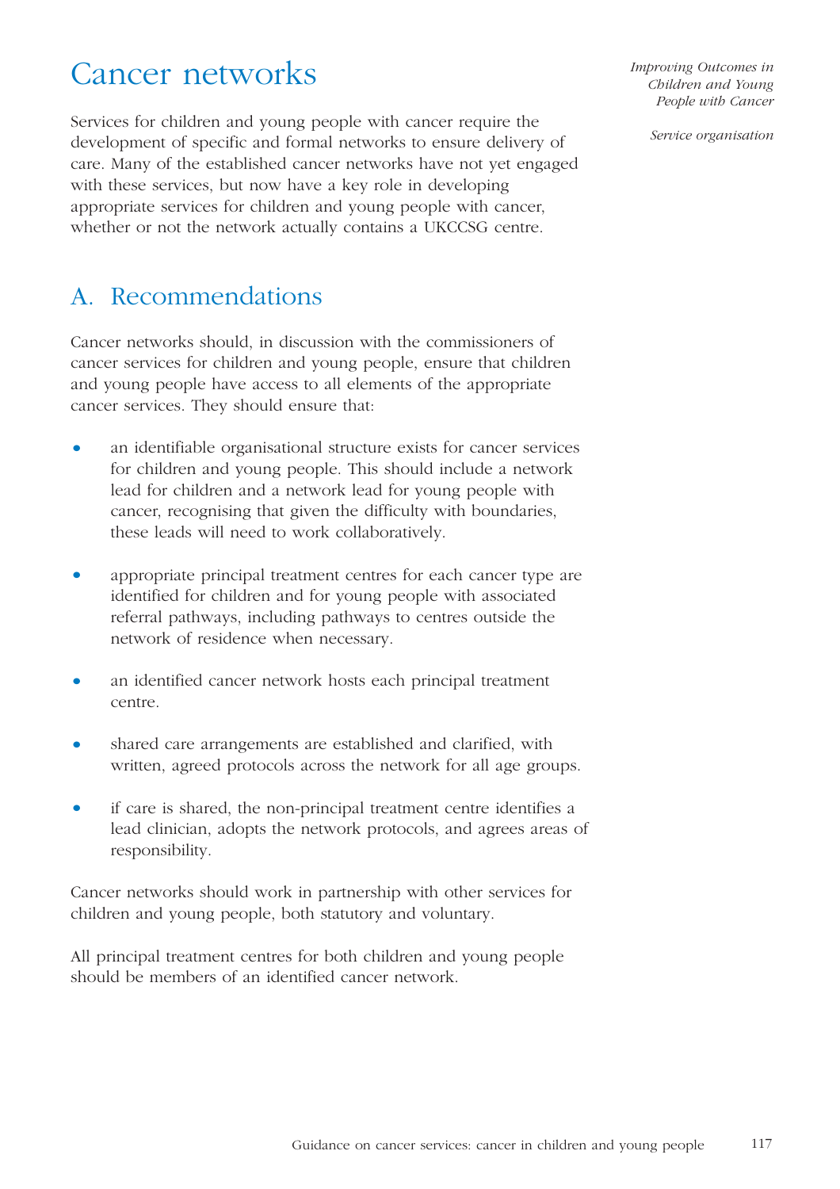# Cancer networks

Services for children and young people with cancer require the development of specific and formal networks to ensure delivery of care. Many of the established cancer networks have not yet engaged with these services, but now have a key role in developing appropriate services for children and young people with cancer, whether or not the network actually contains a UKCCSG centre.

## A. Recommendations

Cancer networks should, in discussion with the commissioners of cancer services for children and young people, ensure that children and young people have access to all elements of the appropriate cancer services. They should ensure that:

- an identifiable organisational structure exists for cancer services for children and young people. This should include a network lead for children and a network lead for young people with cancer, recognising that given the difficulty with boundaries, these leads will need to work collaboratively.
- appropriate principal treatment centres for each cancer type are identified for children and for young people with associated referral pathways, including pathways to centres outside the network of residence when necessary.
- an identified cancer network hosts each principal treatment centre.
- shared care arrangements are established and clarified, with written, agreed protocols across the network for all age groups.
- if care is shared, the non-principal treatment centre identifies a lead clinician, adopts the network protocols, and agrees areas of responsibility.

Cancer networks should work in partnership with other services for children and young people, both statutory and voluntary.

All principal treatment centres for both children and young people should be members of an identified cancer network.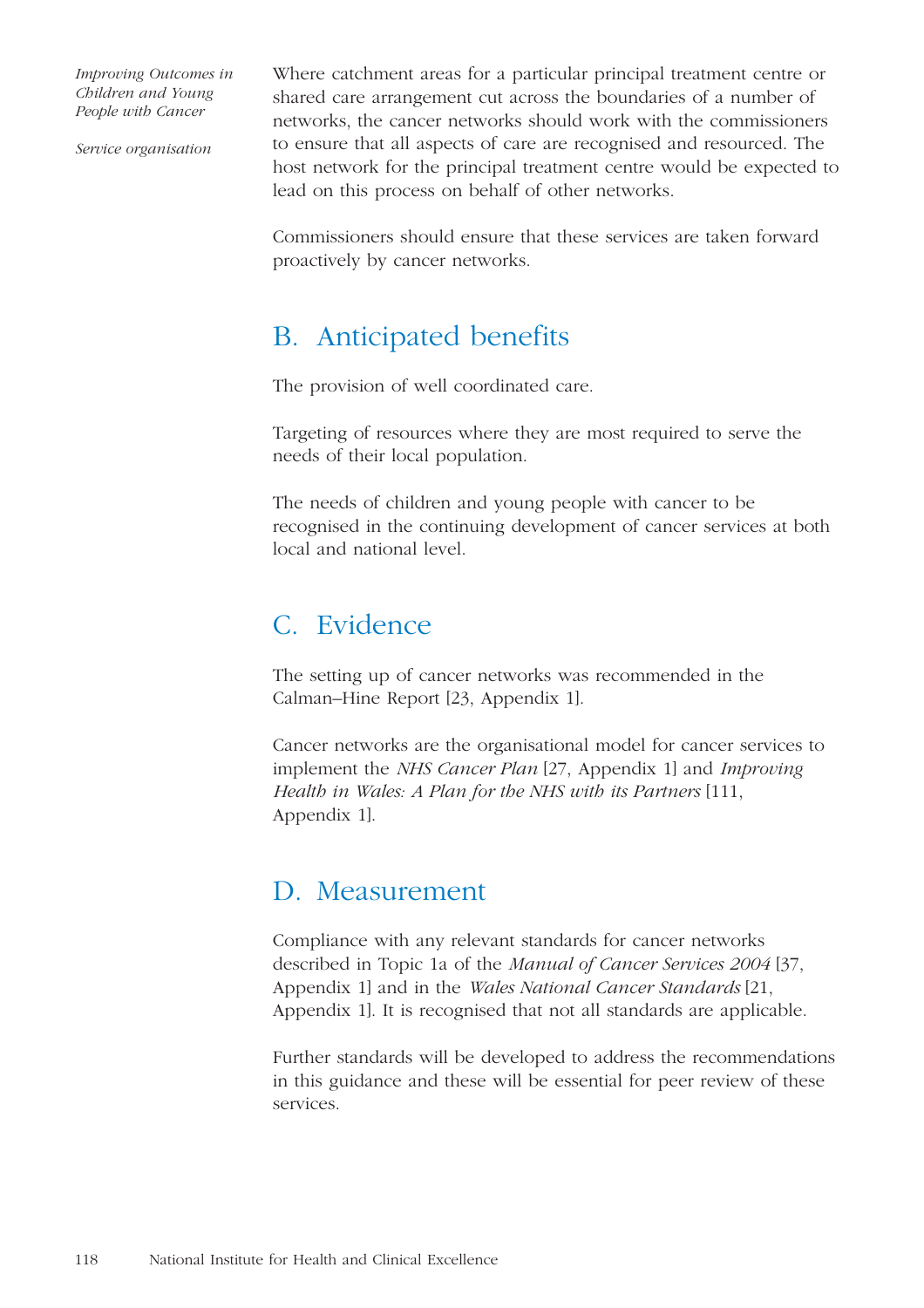Where catchment areas for a particular principal treatment centre or shared care arrangement cut across the boundaries of a number of networks, the cancer networks should work with the commissioners to ensure that all aspects of care are recognised and resourced. The host network for the principal treatment centre would be expected to lead on this process on behalf of other networks.

Commissioners should ensure that these services are taken forward proactively by cancer networks.

## B. Anticipated benefits

The provision of well coordinated care.

Targeting of resources where they are most required to serve the needs of their local population.

The needs of children and young people with cancer to be recognised in the continuing development of cancer services at both local and national level.

## C. Evidence

The setting up of cancer networks was recommended in the Calman–Hine Report [23, Appendix 1].

Cancer networks are the organisational model for cancer services to implement the *NHS Cancer Plan* [27, Appendix 1] and *Improving Health in Wales: A Plan for the NHS with its Partners* [111, Appendix 1].

## D. Measurement

Compliance with any relevant standards for cancer networks described in Topic 1a of the *Manual of Cancer Services 2004* [37, Appendix 1] and in the *Wales National Cancer Standards* [21, Appendix 1]. It is recognised that not all standards are applicable.

Further standards will be developed to address the recommendations in this guidance and these will be essential for peer review of these services.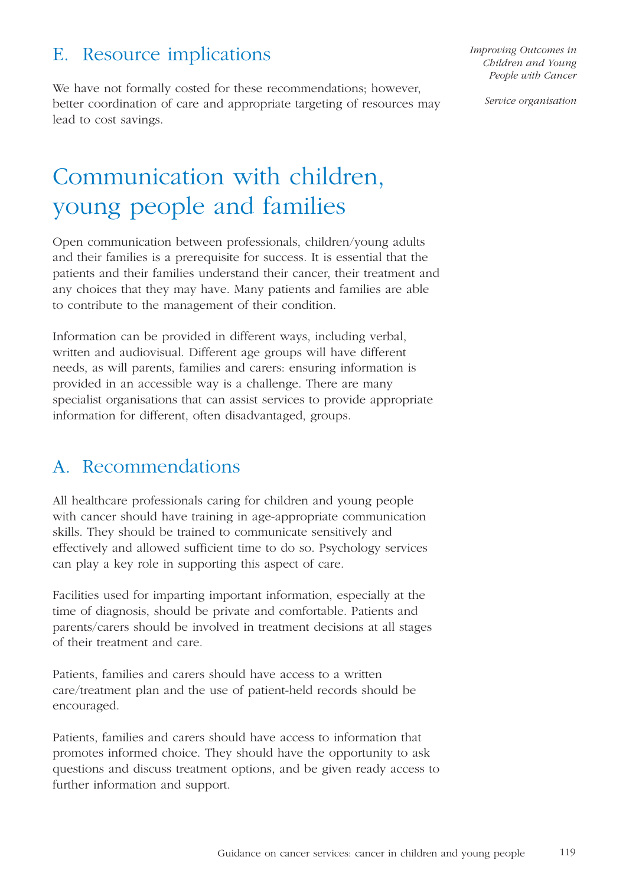## E. Resource implications

We have not formally costed for these recommendations; however, better coordination of care and appropriate targeting of resources may lead to cost savings.

# Communication with children, young people and families

Open communication between professionals, children/young adults and their families is a prerequisite for success. It is essential that the patients and their families understand their cancer, their treatment and any choices that they may have. Many patients and families are able to contribute to the management of their condition.

Information can be provided in different ways, including verbal, written and audiovisual. Different age groups will have different needs, as will parents, families and carers: ensuring information is provided in an accessible way is a challenge. There are many specialist organisations that can assist services to provide appropriate information for different, often disadvantaged, groups.

## A. Recommendations

All healthcare professionals caring for children and young people with cancer should have training in age-appropriate communication skills. They should be trained to communicate sensitively and effectively and allowed sufficient time to do so. Psychology services can play a key role in supporting this aspect of care.

Facilities used for imparting important information, especially at the time of diagnosis, should be private and comfortable. Patients and parents/carers should be involved in treatment decisions at all stages of their treatment and care.

Patients, families and carers should have access to a written care/treatment plan and the use of patient-held records should be encouraged.

Patients, families and carers should have access to information that promotes informed choice. They should have the opportunity to ask questions and discuss treatment options, and be given ready access to further information and support.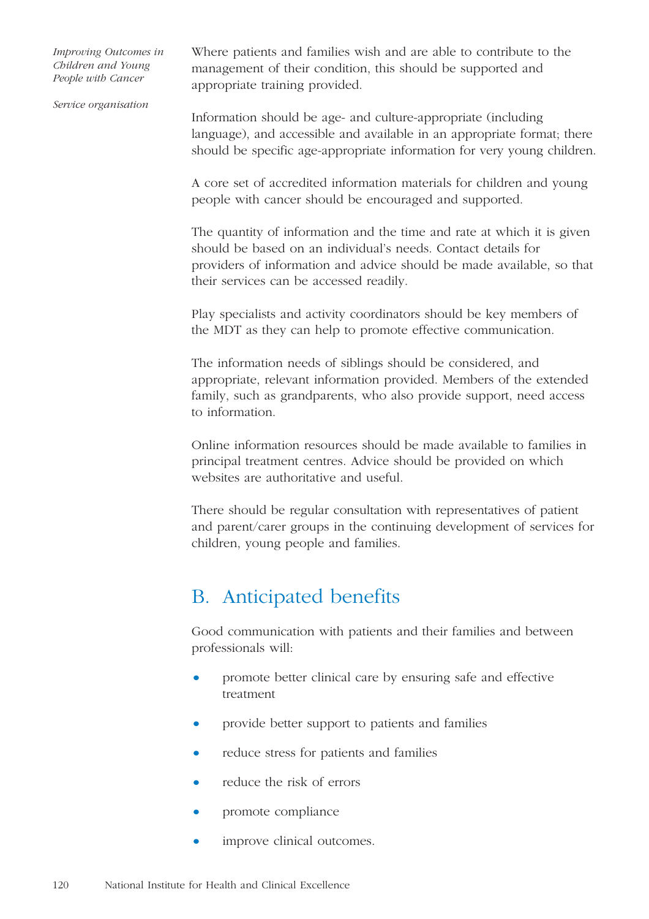Where patients and families wish and are able to contribute to the management of their condition, this should be supported and appropriate training provided.

Information should be age- and culture-appropriate (including language), and accessible and available in an appropriate format; there should be specific age-appropriate information for very young children.

A core set of accredited information materials for children and young people with cancer should be encouraged and supported.

The quantity of information and the time and rate at which it is given should be based on an individual's needs. Contact details for providers of information and advice should be made available, so that their services can be accessed readily.

Play specialists and activity coordinators should be key members of the MDT as they can help to promote effective communication.

The information needs of siblings should be considered, and appropriate, relevant information provided. Members of the extended family, such as grandparents, who also provide support, need access to information.

Online information resources should be made available to families in principal treatment centres. Advice should be provided on which websites are authoritative and useful.

There should be regular consultation with representatives of patient and parent/carer groups in the continuing development of services for children, young people and families.

## B. Anticipated benefits

Good communication with patients and their families and between professionals will:

- promote better clinical care by ensuring safe and effective treatment
- provide better support to patients and families
- reduce stress for patients and families
- reduce the risk of errors
- promote compliance
- improve clinical outcomes.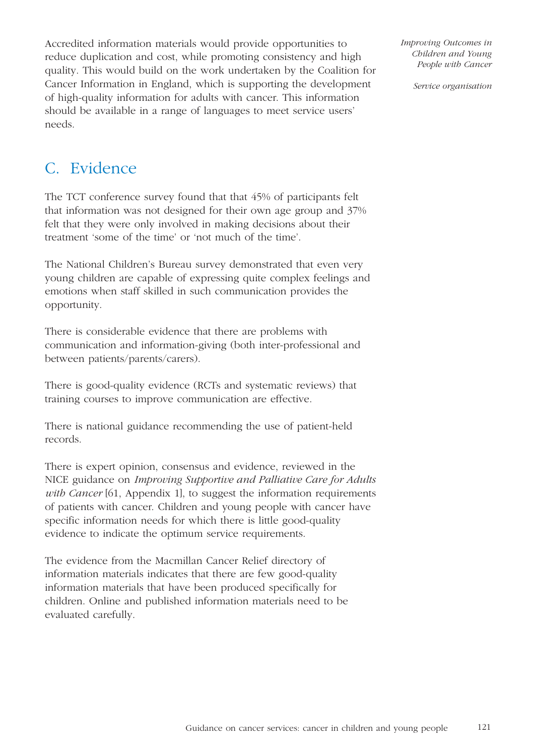Accredited information materials would provide opportunities to reduce duplication and cost, while promoting consistency and high quality. This would build on the work undertaken by the Coalition for Cancer Information in England, which is supporting the development of high-quality information for adults with cancer. This information should be available in a range of languages to meet service users' needs.

## C. Evidence

The TCT conference survey found that that 45% of participants felt that information was not designed for their own age group and 37% felt that they were only involved in making decisions about their treatment 'some of the time' or 'not much of the time'.

The National Children's Bureau survey demonstrated that even very young children are capable of expressing quite complex feelings and emotions when staff skilled in such communication provides the opportunity.

There is considerable evidence that there are problems with communication and information-giving (both inter-professional and between patients/parents/carers).

There is good-quality evidence (RCTs and systematic reviews) that training courses to improve communication are effective.

There is national guidance recommending the use of patient-held records.

There is expert opinion, consensus and evidence, reviewed in the NICE guidance on *Improving Supportive and Palliative Care for Adults with Cancer* [61, Appendix 1], to suggest the information requirements of patients with cancer. Children and young people with cancer have specific information needs for which there is little good-quality evidence to indicate the optimum service requirements.

The evidence from the Macmillan Cancer Relief directory of information materials indicates that there are few good-quality information materials that have been produced specifically for children. Online and published information materials need to be evaluated carefully.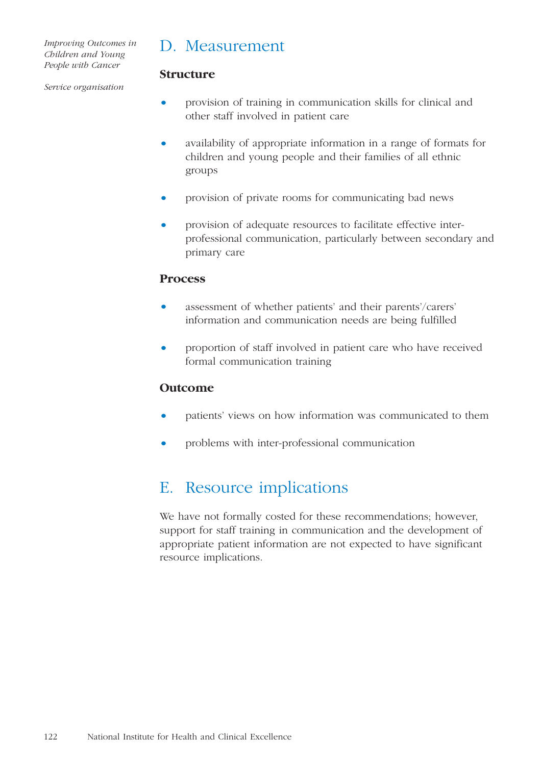## D. Measurement

### Structure

- provision of training in communication skills for clinical and other staff involved in patient care
- availability of appropriate information in a range of formats for children and young people and their families of all ethnic groups
- provision of private rooms for communicating bad news
- provision of adequate resources to facilitate effective inter-professional communication, particularly between secondary and primary care

### Process

- assessment of whether patients' and their parents'/carers' information and communication needs are being fulfilled
- proportion of staff involved in patient care who have received formal communication training

### Outcome

- patients' views on how information was communicated to them
- problems with inter-professional communication

## E. Resource implications

We have not formally costed for these recommendations; however, support for staff training in communication and the development of appropriate patient information are not expected to have significant resource implications.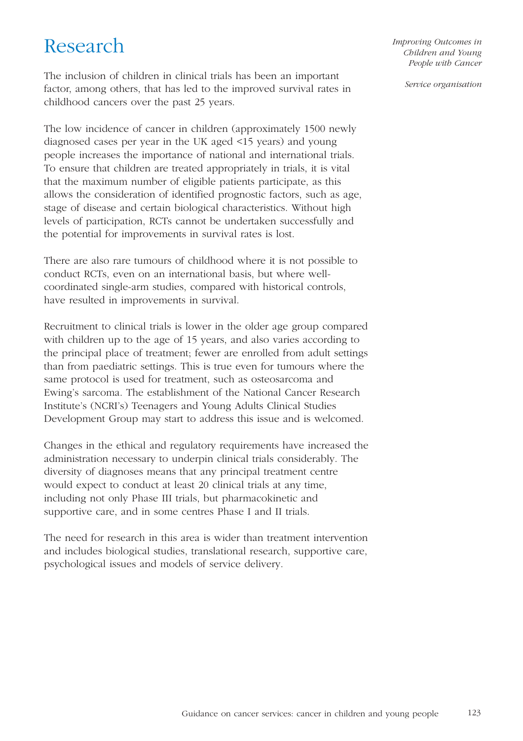# Research

The inclusion of children in clinical trials has been an important factor, among others, that has led to the improved survival rates in childhood cancers over the past 25 years.

The low incidence of cancer in children (approximately 1500 newly diagnosed cases per year in the UK aged <15 years) and young people increases the importance of national and international trials. To ensure that children are treated appropriately in trials, it is vital that the maximum number of eligible patients participate, as this allows the consideration of identified prognostic factors, such as age, stage of disease and certain biological characteristics. Without high levels of participation, RCTs cannot be undertaken successfully and the potential for improvements in survival rates is lost.

There are also rare tumours of childhood where it is not possible to conduct RCTs, even on an international basis, but where well-coordinated single-arm studies, compared with historical controls, have resulted in improvements in survival.

Recruitment to clinical trials is lower in the older age group compared with children up to the age of 15 years, and also varies according to the principal place of treatment; fewer are enrolled from adult settings than from paediatric settings. This is true even for tumours where the same protocol is used for treatment, such as osteosarcoma and Ewing's sarcoma. The establishment of the National Cancer Research Institute's (NCRI's) Teenagers and Young Adults Clinical Studies Development Group may start to address this issue and is welcomed.

Changes in the ethical and regulatory requirements have increased the administration necessary to underpin clinical trials considerably. The diversity of diagnoses means that any principal treatment centre would expect to conduct at least 20 clinical trials at any time, including not only Phase III trials, but pharmacokinetic and supportive care, and in some centres Phase I and II trials.

The need for research in this area is wider than treatment intervention and includes biological studies, translational research, supportive care, psychological issues and models of service delivery.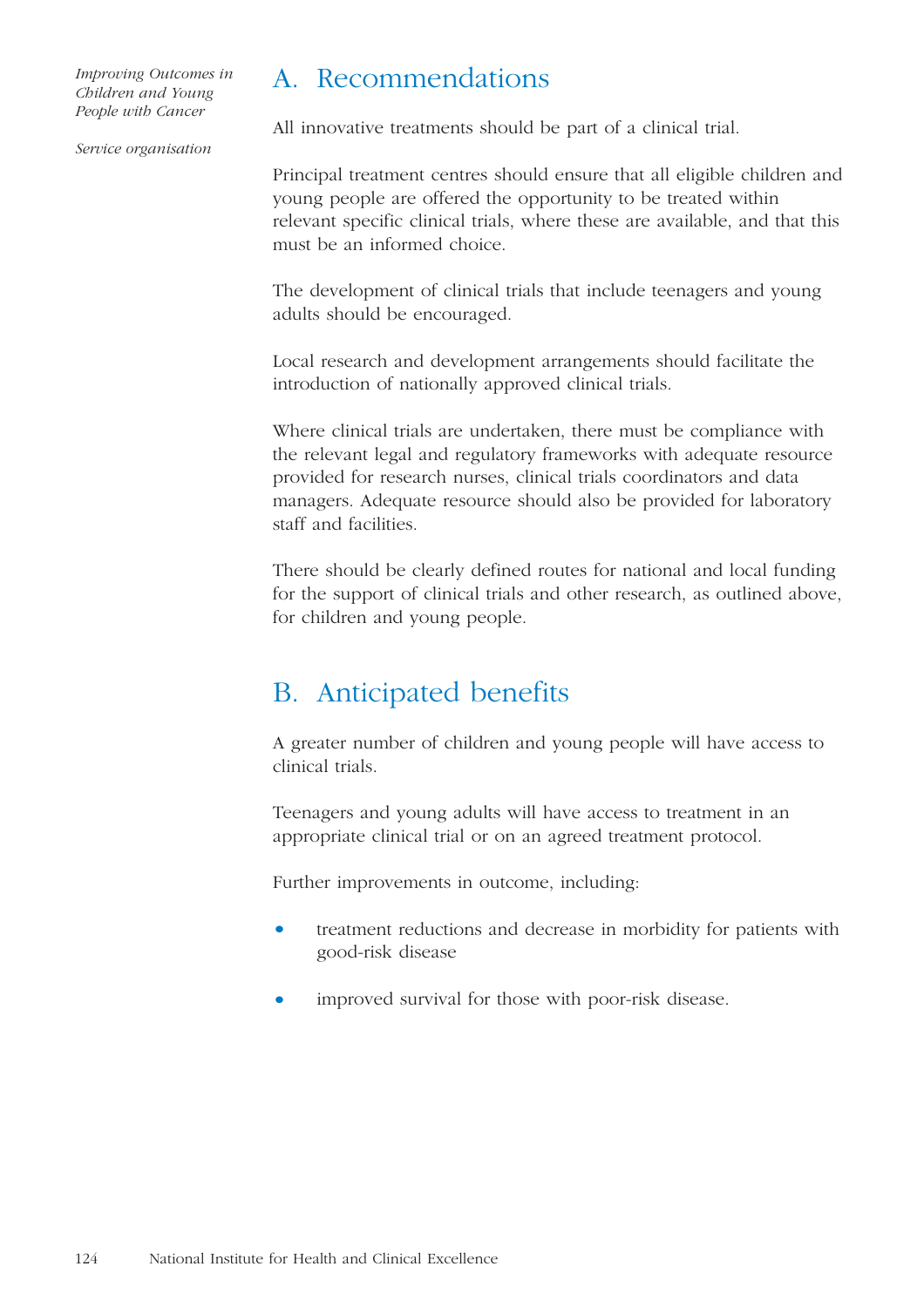## A. Recommendations

All innovative treatments should be part of a clinical trial.

Principal treatment centres should ensure that all eligible children and young people are offered the opportunity to be treated within relevant specific clinical trials, where these are available, and that this must be an informed choice.

The development of clinical trials that include teenagers and young adults should be encouraged.

Local research and development arrangements should facilitate the introduction of nationally approved clinical trials.

Where clinical trials are undertaken, there must be compliance with the relevant legal and regulatory frameworks with adequate resource provided for research nurses, clinical trials coordinators and data managers. Adequate resource should also be provided for laboratory staff and facilities.

There should be clearly defined routes for national and local funding for the support of clinical trials and other research, as outlined above, for children and young people.

## B. Anticipated benefits

A greater number of children and young people will have access to clinical trials.

Teenagers and young adults will have access to treatment in an appropriate clinical trial or on an agreed treatment protocol.

Further improvements in outcome, including:

- treatment reductions and decrease in morbidity for patients with good-risk disease
- improved survival for those with poor-risk disease.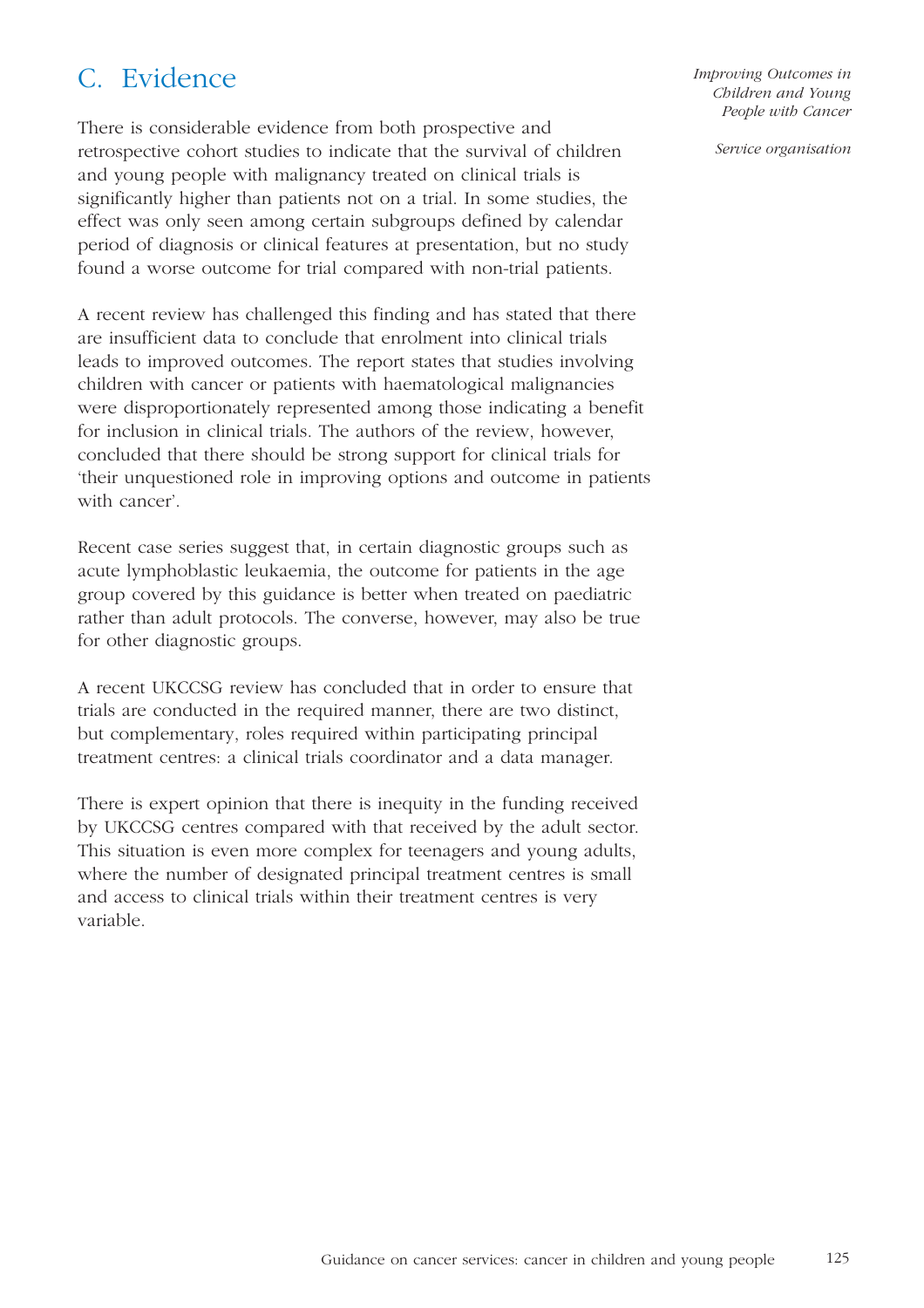## C. Evidence

There is considerable evidence from both prospective and retrospective cohort studies to indicate that the survival of children and young people with malignancy treated on clinical trials is significantly higher than patients not on a trial. In some studies, the effect was only seen among certain subgroups defined by calendar period of diagnosis or clinical features at presentation, but no study found a worse outcome for trial compared with non-trial patients.

A recent review has challenged this finding and has stated that there are insufficient data to conclude that enrolment into clinical trials leads to improved outcomes. The report states that studies involving children with cancer or patients with haematological malignancies were disproportionately represented among those indicating a benefit for inclusion in clinical trials. The authors of the review, however, concluded that there should be strong support for clinical trials for 'their unquestioned role in improving options and outcome in patients with cancer'.

Recent case series suggest that, in certain diagnostic groups such as acute lymphoblastic leukaemia, the outcome for patients in the age group covered by this guidance is better when treated on paediatric rather than adult protocols. The converse, however, may also be true for other diagnostic groups.

A recent UKCCSG review has concluded that in order to ensure that trials are conducted in the required manner, there are two distinct, but complementary, roles required within participating principal treatment centres: a clinical trials coordinator and a data manager.

There is expert opinion that there is inequity in the funding received by UKCCSG centres compared with that received by the adult sector. This situation is even more complex for teenagers and young adults, where the number of designated principal treatment centres is small and access to clinical trials within their treatment centres is very variable.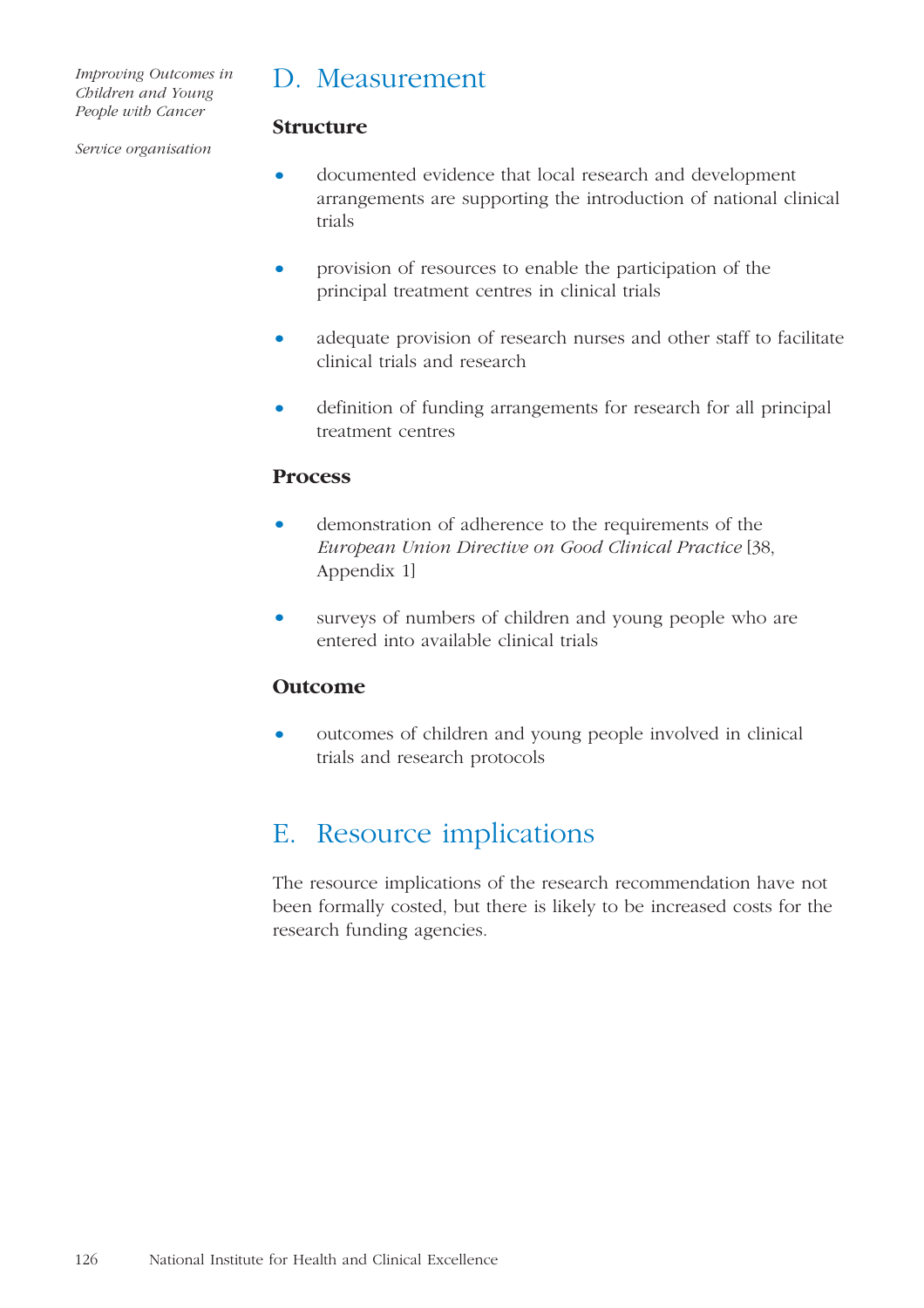## D. Measurement

### Structure

- documented evidence that local research and development arrangements are supporting the introduction of national clinical trials
- provision of resources to enable the participation of the principal treatment centres in clinical trials
- adequate provision of research nurses and other staff to facilitate clinical trials and research
- definition of funding arrangements for research for all principal treatment centres

### Process

- demonstration of adherence to the requirements of the *European Union Directive on Good Clinical Practice* [38, Appendix 1]
- surveys of numbers of children and young people who are entered into available clinical trials

### Outcome

- outcomes of children and young people involved in clinical trials and research protocols

## E. Resource implications

The resource implications of the research recommendation have not been formally costed, but there is likely to be increased costs for the research funding agencies.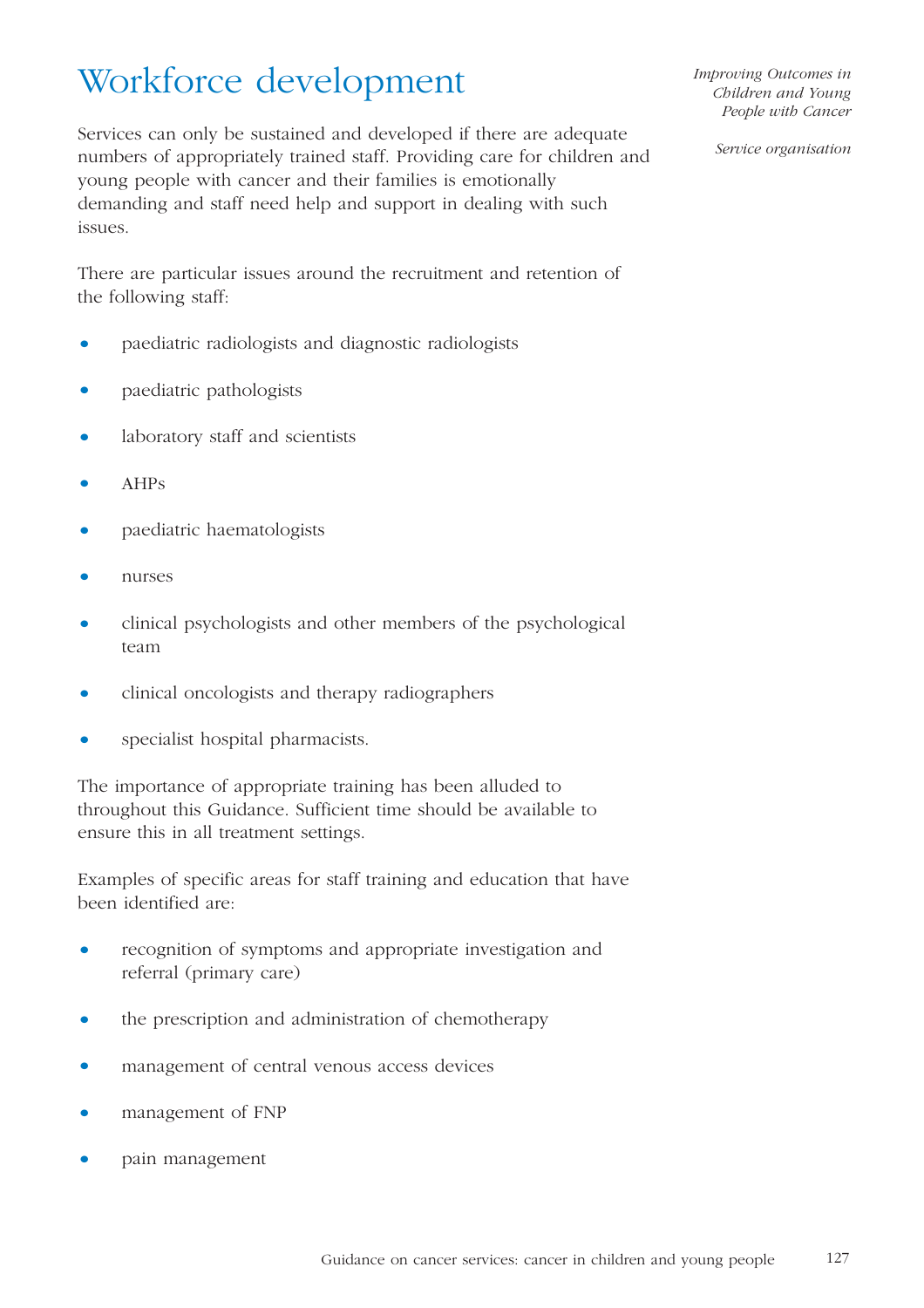# Workforce development

Services can only be sustained and developed if there are adequate numbers of appropriately trained staff. Providing care for children and young people with cancer and their families is emotionally demanding and staff need help and support in dealing with such issues.

There are particular issues around the recruitment and retention of the following staff:

- paediatric radiologists and diagnostic radiologists
- paediatric pathologists
- laboratory staff and scientists
- AHPs
- paediatric haematologists
- nurses
- clinical psychologists and other members of the psychological team
- clinical oncologists and therapy radiographers
- specialist hospital pharmacists.

The importance of appropriate training has been alluded to throughout this Guidance. Sufficient time should be available to ensure this in all treatment settings.

Examples of specific areas for staff training and education that have been identified are:

- recognition of symptoms and appropriate investigation and referral (primary care)
- the prescription and administration of chemotherapy
- management of central venous access devices
- management of FNP
- pain management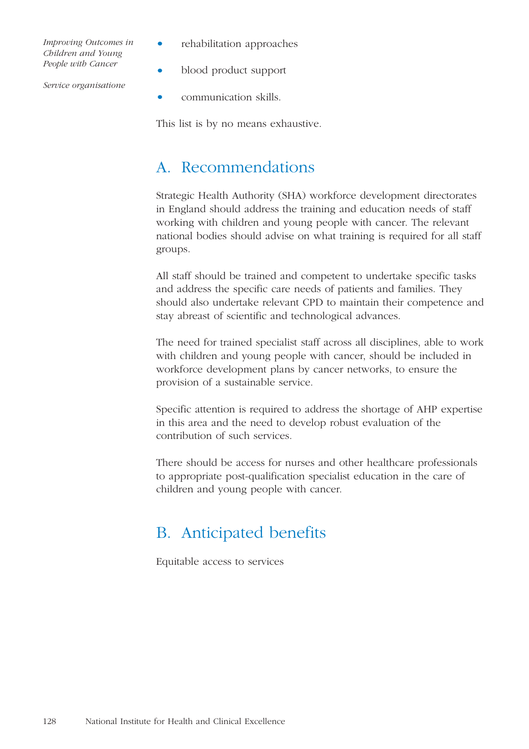- rehabilitation approaches
- blood product support
- communication skills.

This list is by no means exhaustive.

## A. Recommendations

Strategic Health Authority (SHA) workforce development directorates in England should address the training and education needs of staff working with children and young people with cancer. The relevant national bodies should advise on what training is required for all staff groups.

All staff should be trained and competent to undertake specific tasks and address the specific care needs of patients and families. They should also undertake relevant CPD to maintain their competence and stay abreast of scientific and technological advances.

The need for trained specialist staff across all disciplines, able to work with children and young people with cancer, should be included in workforce development plans by cancer networks, to ensure the provision of a sustainable service.

Specific attention is required to address the shortage of AHP expertise in this area and the need to develop robust evaluation of the contribution of such services.

There should be access for nurses and other healthcare professionals to appropriate post-qualification specialist education in the care of children and young people with cancer.

## B. Anticipated benefits

Equitable access to services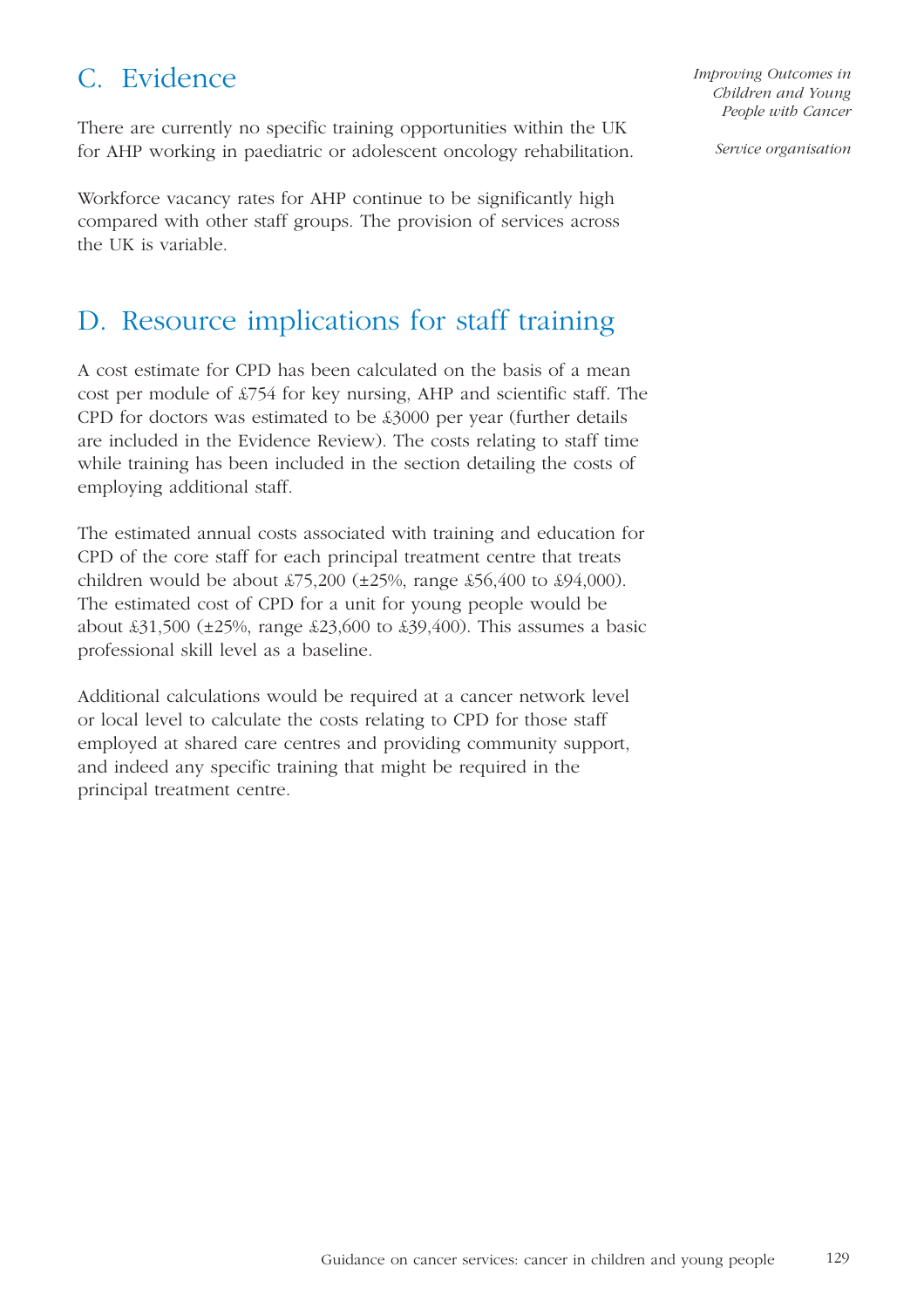## C. Evidence

There are currently no specific training opportunities within the UK for AHP working in paediatric or adolescent oncology rehabilitation.

Workforce vacancy rates for AHP continue to be significantly high compared with other staff groups. The provision of services across the UK is variable.

## D. Resource implications for staff training

A cost estimate for CPD has been calculated on the basis of a mean cost per module of £754 for key nursing, AHP and scientific staff. The CPD for doctors was estimated to be £3000 per year (further details are included in the Evidence Review). The costs relating to staff time while training has been included in the section detailing the costs of employing additional staff.

The estimated annual costs associated with training and education for CPD of the core staff for each principal treatment centre that treats children would be about £75,200 (±25%, range £56,400 to £94,000). The estimated cost of CPD for a unit for young people would be about £31,500 (±25%, range £23,600 to £39,400). This assumes a basic professional skill level as a baseline.

Additional calculations would be required at a cancer network level or local level to calculate the costs relating to CPD for those staff employed at shared care centres and providing community support, and indeed any specific training that might be required in the principal treatment centre.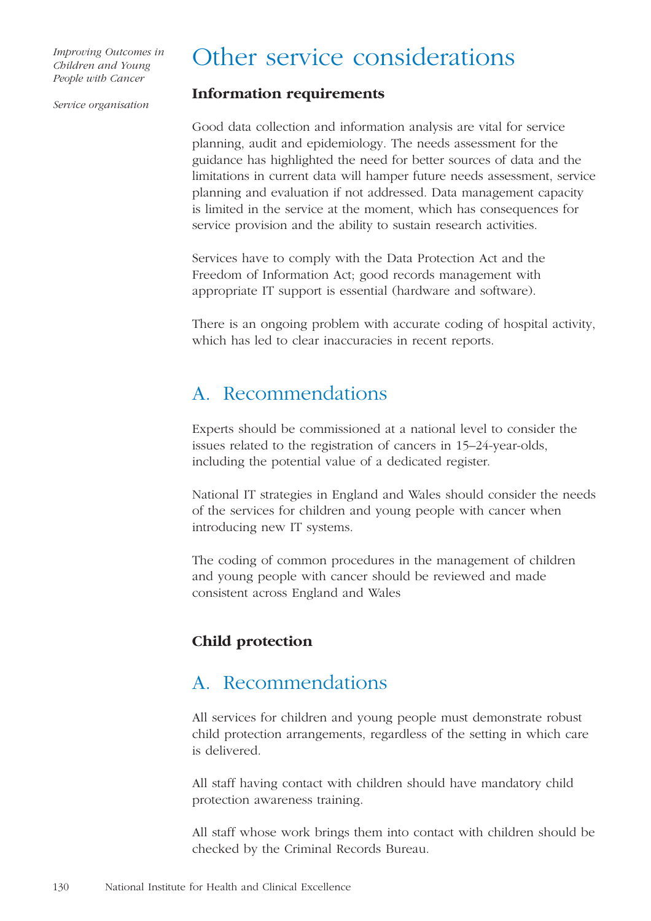# Other service considerations

### Information requirements

Good data collection and information analysis are vital for service planning, audit and epidemiology. The needs assessment for the guidance has highlighted the need for better sources of data and the limitations in current data will hamper future needs assessment, service planning and evaluation if not addressed. Data management capacity is limited in the service at the moment, which has consequences for service provision and the ability to sustain research activities.

Services have to comply with the Data Protection Act and the Freedom of Information Act; good records management with appropriate IT support is essential (hardware and software).

There is an ongoing problem with accurate coding of hospital activity, which has led to clear inaccuracies in recent reports.

## A. Recommendations

Experts should be commissioned at a national level to consider the issues related to the registration of cancers in 15–24-year-olds, including the potential value of a dedicated register.

National IT strategies in England and Wales should consider the needs of the services for children and young people with cancer when introducing new IT systems.

The coding of common procedures in the management of children and young people with cancer should be reviewed and made consistent across England and Wales

### Child protection

## A. Recommendations

All services for children and young people must demonstrate robust child protection arrangements, regardless of the setting in which care is delivered.

All staff having contact with children should have mandatory child protection awareness training.

All staff whose work brings them into contact with children should be checked by the Criminal Records Bureau.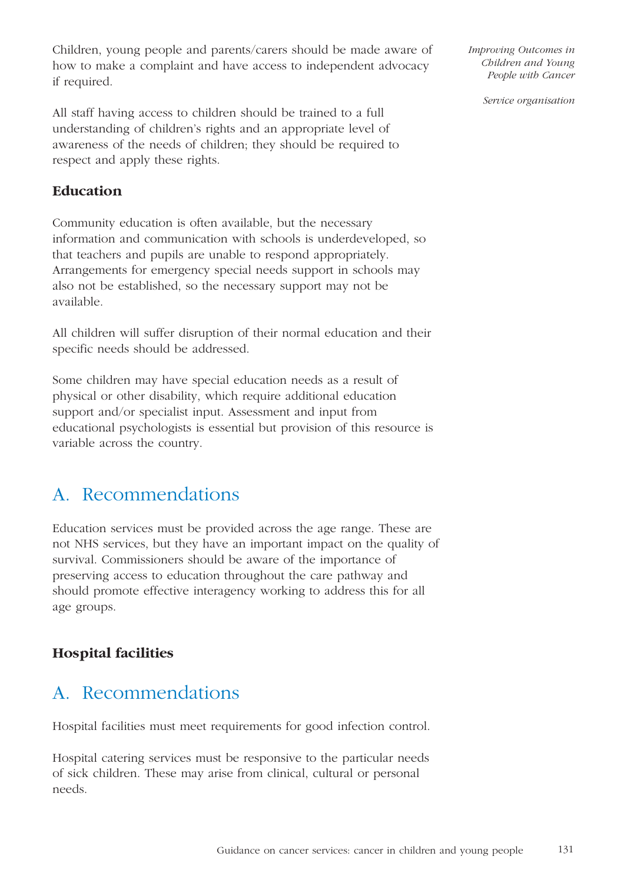Children, young people and parents/carers should be made aware of how to make a complaint and have access to independent advocacy if required.

All staff having access to children should be trained to a full understanding of children's rights and an appropriate level of awareness of the needs of children; they should be required to respect and apply these rights.

### Education

Community education is often available, but the necessary information and communication with schools is underdeveloped, so that teachers and pupils are unable to respond appropriately. Arrangements for emergency special needs support in schools may also not be established, so the necessary support may not be available.

All children will suffer disruption of their normal education and their specific needs should be addressed.

Some children may have special education needs as a result of physical or other disability, which require additional education support and/or specialist input. Assessment and input from educational psychologists is essential but provision of this resource is variable across the country.

## A. Recommendations

Education services must be provided across the age range. These are not NHS services, but they have an important impact on the quality of survival. Commissioners should be aware of the importance of preserving access to education throughout the care pathway and should promote effective interagency working to address this for all age groups.

### Hospital facilities

## A. Recommendations

Hospital facilities must meet requirements for good infection control.

Hospital catering services must be responsive to the particular needs of sick children. These may arise from clinical, cultural or personal needs.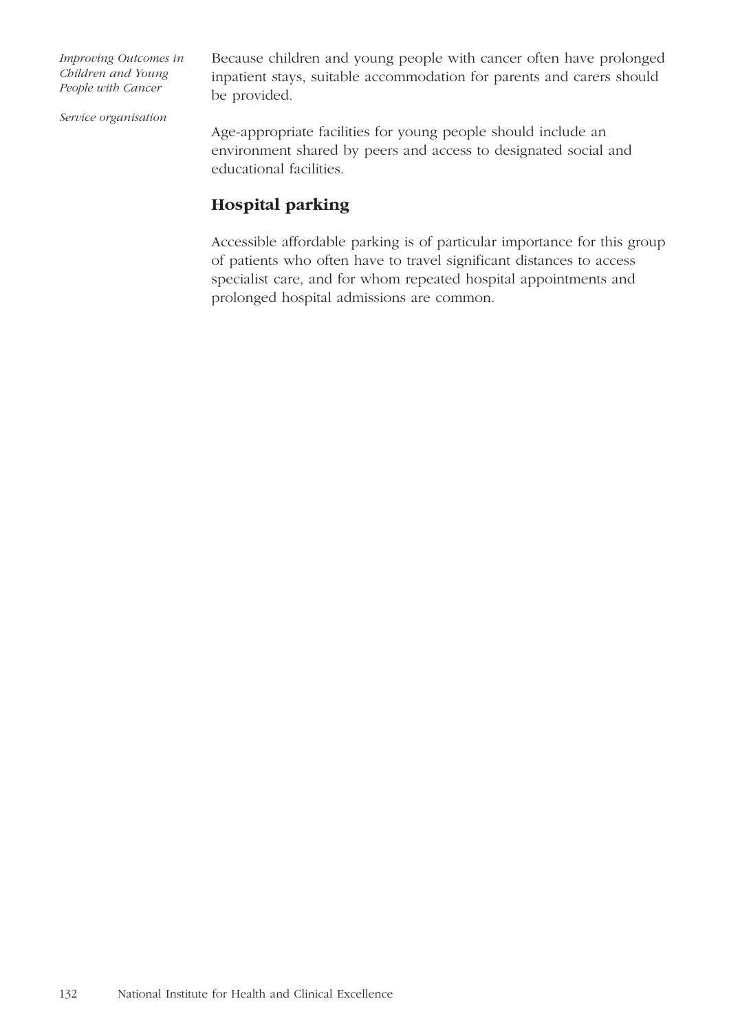Because children and young people with cancer often have prolonged inpatient stays, suitable accommodation for parents and carers should be provided.

Age-appropriate facilities for young people should include an environment shared by peers and access to designated social and educational facilities.

## Hospital parking

Accessible affordable parking is of particular importance for this group of patients who often have to travel significant distances to access specialist care, and for whom repeated hospital appointments and prolonged hospital admissions are common.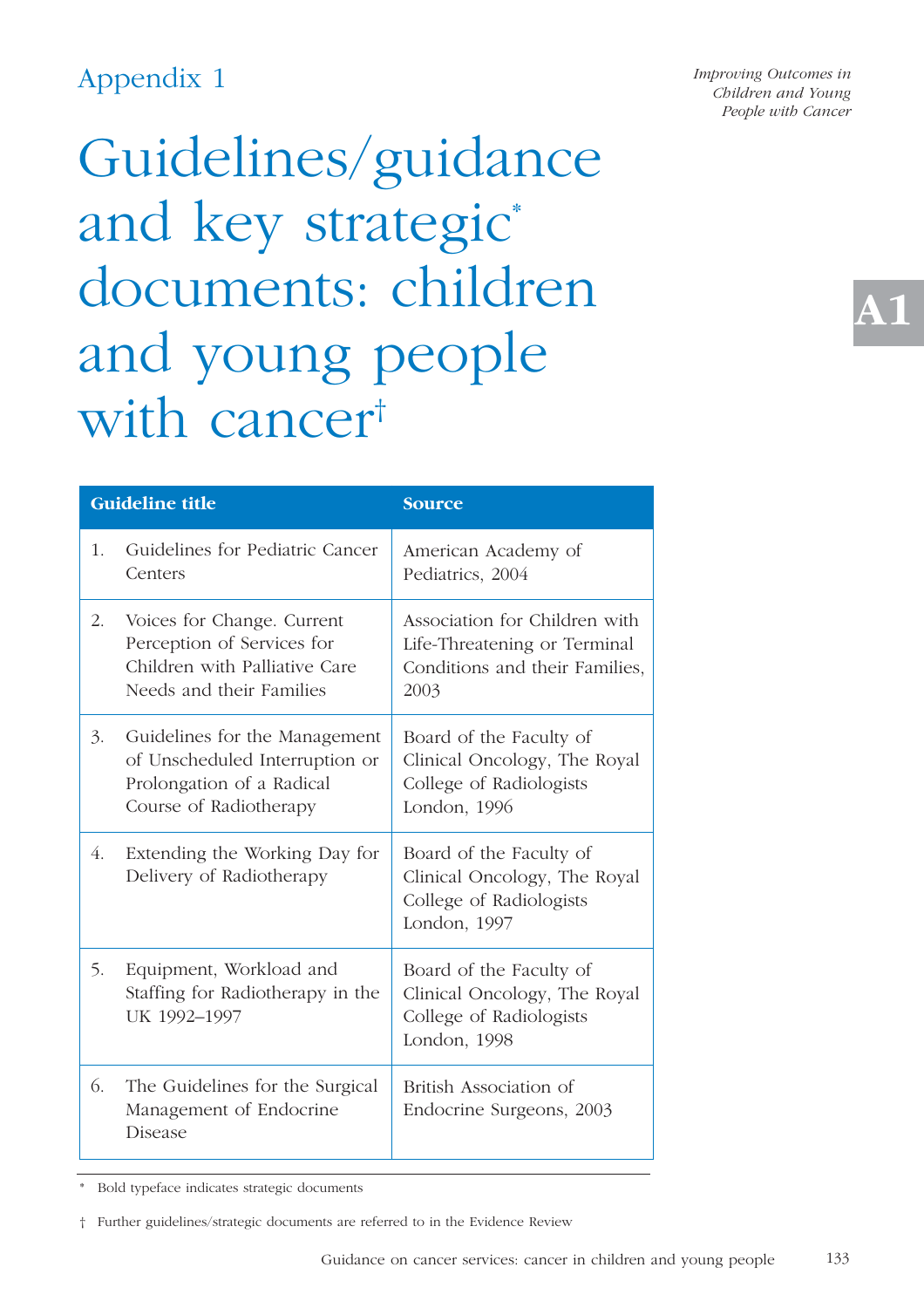Appendix 1

# Guidelines/guidance and key strategic* documents: children and young people with cancer†

| Guideline title | Source |
|---|---|
| 1. Guidelines for Pediatric Cancer Centers | American Academy of Pediatrics, 2004 |
| 2. Voices for Change. Current Perception of Services for Children with Palliative Care Needs and their Families | Association for Children with Life-Threatening or Terminal Conditions and their Families, 2003 |
| 3. Guidelines for the Management of Unscheduled Interruption or Prolongation of a Radical Course of Radiotherapy | Board of the Faculty of Clinical Oncology, The Royal College of Radiologists London, 1996 |
| 4. Extending the Working Day for Delivery of Radiotherapy | Board of the Faculty of Clinical Oncology, The Royal College of Radiologists London, 1997 |
| 5. Equipment, Workload and Staffing for Radiotherapy in the UK 1992–1997 | Board of the Faculty of Clinical Oncology, The Royal College of Radiologists London, 1998 |
| 6. The Guidelines for the Surgical Management of Endocrine Disease | British Association of Endocrine Surgeons, 2003 |

\* Bold typeface indicates strategic documents

† Further guidelines/strategic documents are referred to in the Evidence Review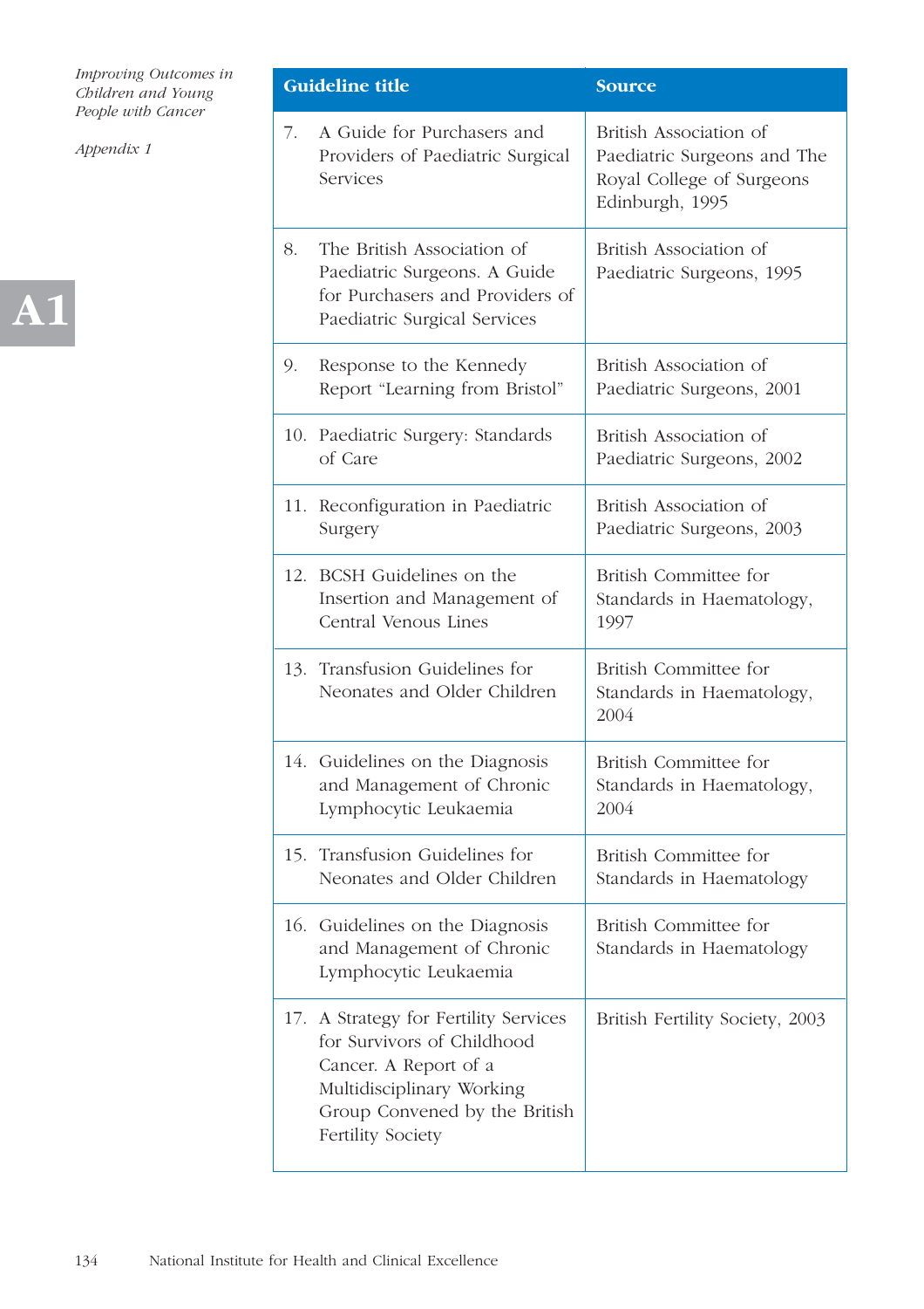| Guideline title | Source |
|---|---|
| 7. A Guide for Purchasers and Providers of Paediatric Surgical Services | British Association of Paediatric Surgeons and The Royal College of Surgeons Edinburgh, 1995 |
| 8. The British Association of Paediatric Surgeons. A Guide for Purchasers and Providers of Paediatric Surgical Services | British Association of Paediatric Surgeons, 1995 |
| 9. Response to the Kennedy Report "Learning from Bristol" | British Association of Paediatric Surgeons, 2001 |
| 10. Paediatric Surgery: Standards of Care | British Association of Paediatric Surgeons, 2002 |
| 11. Reconfiguration in Paediatric Surgery | British Association of Paediatric Surgeons, 2003 |
| 12. BCSH Guidelines on the Insertion and Management of Central Venous Lines | British Committee for Standards in Haematology, 1997 |
| 13. Transfusion Guidelines for Neonates and Older Children | British Committee for Standards in Haematology, 2004 |
| 14. Guidelines on the Diagnosis and Management of Chronic Lymphocytic Leukaemia | British Committee for Standards in Haematology, 2004 |
| 15. Transfusion Guidelines for Neonates and Older Children | British Committee for Standards in Haematology |
| 16. Guidelines on the Diagnosis and Management of Chronic Lymphocytic Leukaemia | British Committee for Standards in Haematology |
| 17. A Strategy for Fertility Services for Survivors of Childhood Cancer. A Report of a Multidisciplinary Working Group Convened by the British Fertility Society | British Fertility Society, 2003 |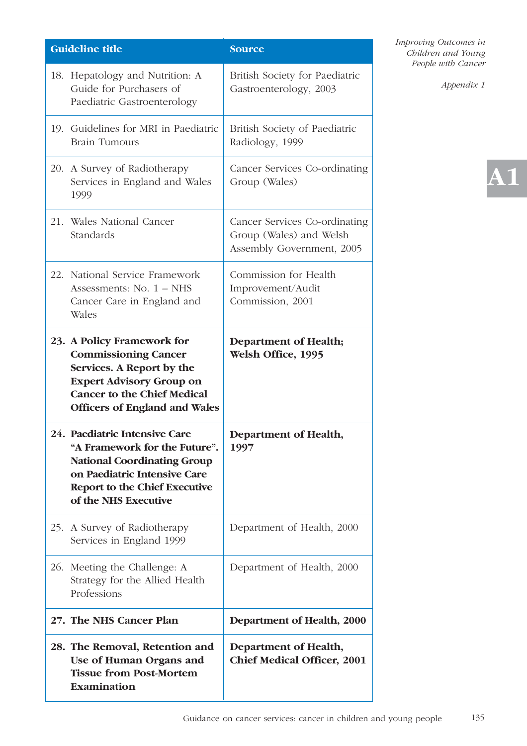| Guideline title | Source |
|---|---|
| 18. Hepatology and Nutrition: A Guide for Purchasers of Paediatric Gastroenterology | British Society for Paediatric Gastroenterology, 2003 |
| 19. Guidelines for MRI in Paediatric Brain Tumours | British Society of Paediatric Radiology, 1999 |
| 20. A Survey of Radiotherapy Services in England and Wales 1999 | Cancer Services Co-ordinating Group (Wales) |
| 21. Wales National Cancer Standards | Cancer Services Co-ordinating Group (Wales) and Welsh Assembly Government, 2005 |
| 22. National Service Framework Assessments: No. 1 – NHS Cancer Care in England and Wales | Commission for Health Improvement/Audit Commission, 2001 |
| **23. A Policy Framework for Commissioning Cancer Services. A Report by the Expert Advisory Group on Cancer to the Chief Medical Officers of England and Wales** | **Department of Health; Welsh Office, 1995** |
| **24. Paediatric Intensive Care "A Framework for the Future". National Coordinating Group on Paediatric Intensive Care Report to the Chief Executive of the NHS Executive** | **Department of Health, 1997** |
| 25. A Survey of Radiotherapy Services in England 1999 | Department of Health, 2000 |
| 26. Meeting the Challenge: A Strategy for the Allied Health Professions | Department of Health, 2000 |
| **27. The NHS Cancer Plan** | **Department of Health, 2000** |
| **28. The Removal, Retention and Use of Human Organs and Tissue from Post-Mortem Examination** | **Department of Health, Chief Medical Officer, 2001** |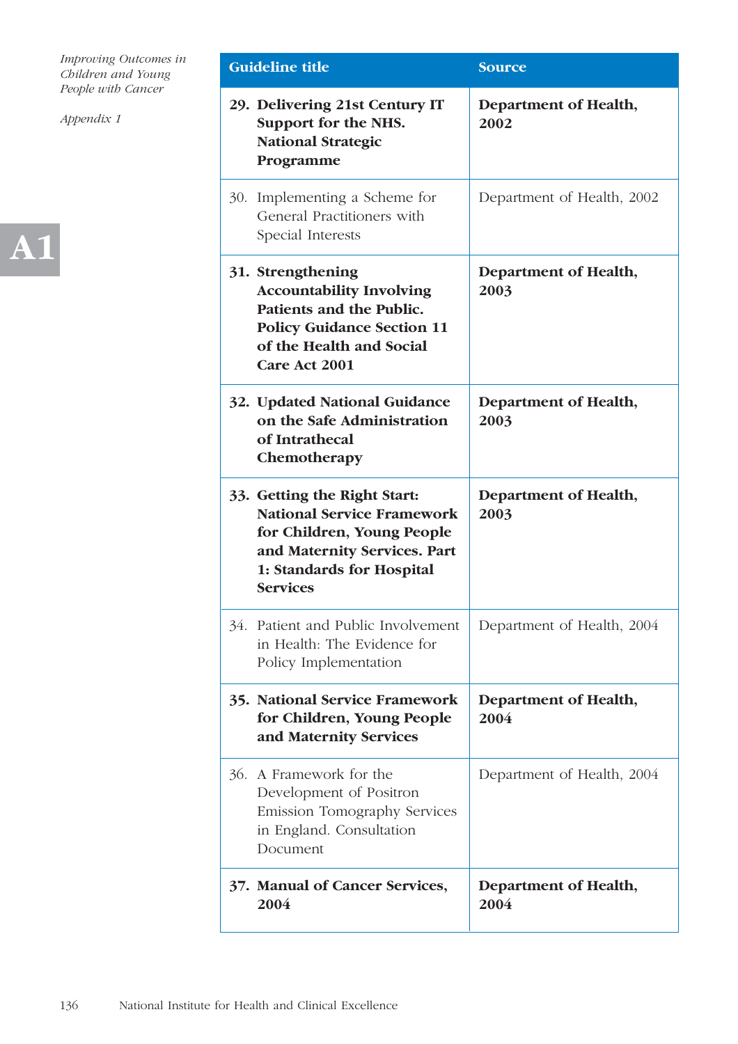| Guideline title | Source |
|---|---|
| **29. Delivering 21st Century IT Support for the NHS. National Strategic Programme** | **Department of Health, 2002** |
| 30. Implementing a Scheme for General Practitioners with Special Interests | Department of Health, 2002 |
| **31. Strengthening Accountability Involving Patients and the Public. Policy Guidance Section 11 of the Health and Social Care Act 2001** | **Department of Health, 2003** |
| **32. Updated National Guidance on the Safe Administration of Intrathecal Chemotherapy** | **Department of Health, 2003** |
| **33. Getting the Right Start: National Service Framework for Children, Young People and Maternity Services. Part 1: Standards for Hospital Services** | **Department of Health, 2003** |
| 34. Patient and Public Involvement in Health: The Evidence for Policy Implementation | Department of Health, 2004 |
| **35. National Service Framework for Children, Young People and Maternity Services** | **Department of Health, 2004** |
| 36. A Framework for the Development of Positron Emission Tomography Services in England. Consultation Document | Department of Health, 2004 |
| **37. Manual of Cancer Services, 2004** | **Department of Health, 2004** |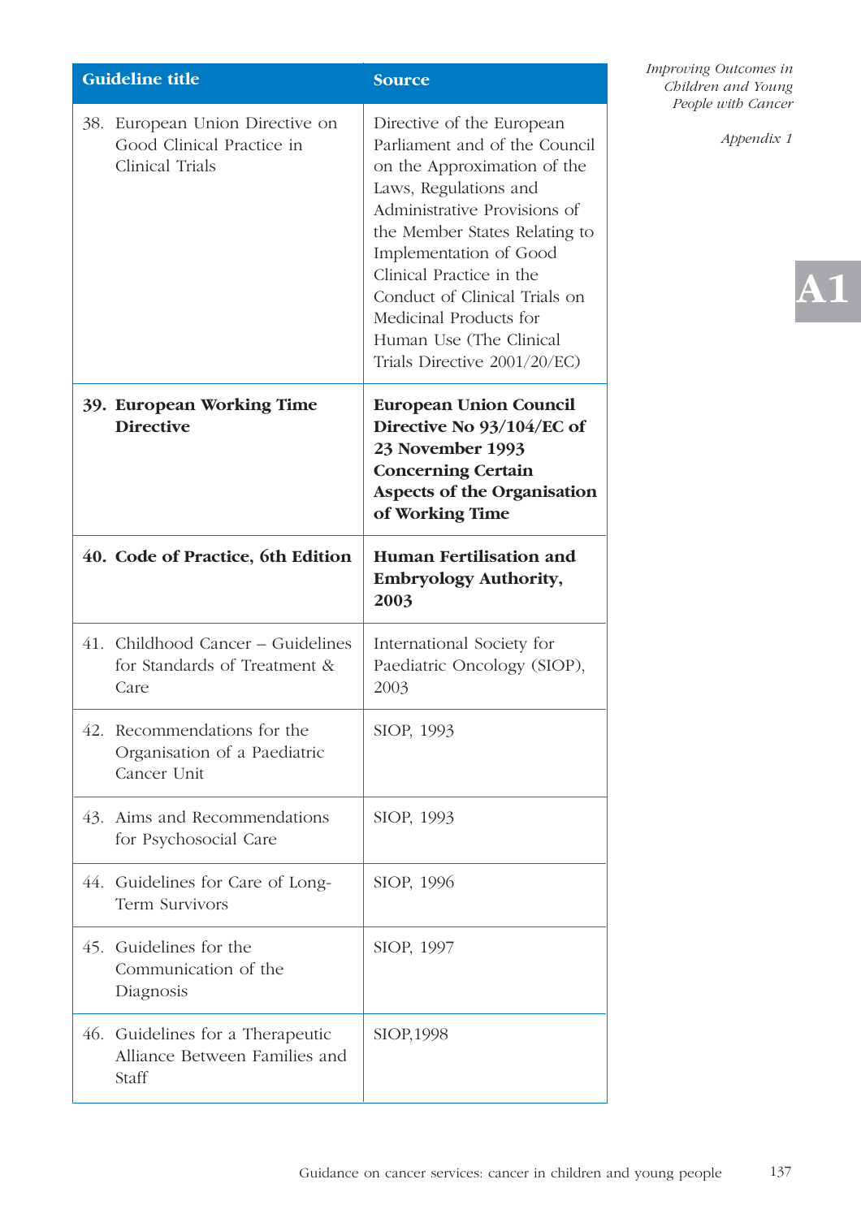| Guideline title | Source |
|---|---|
| 38. European Union Directive on Good Clinical Practice in Clinical Trials | Directive of the European Parliament and of the Council on the Approximation of the Laws, Regulations and Administrative Provisions of the Member States Relating to Implementation of Good Clinical Practice in the Conduct of Clinical Trials on Medicinal Products for Human Use (The Clinical Trials Directive 2001/20/EC) |
| **39. European Working Time Directive** | **European Union Council Directive No 93/104/EC of 23 November 1993 Concerning Certain Aspects of the Organisation of Working Time** |
| **40. Code of Practice, 6th Edition** | **Human Fertilisation and Embryology Authority, 2003** |
| 41. Childhood Cancer – Guidelines for Standards of Treatment & Care | International Society for Paediatric Oncology (SIOP), 2003 |
| 42. Recommendations for the Organisation of a Paediatric Cancer Unit | SIOP, 1993 |
| 43. Aims and Recommendations for Psychosocial Care | SIOP, 1993 |
| 44. Guidelines for Care of Long-Term Survivors | SIOP, 1996 |
| 45. Guidelines for the Communication of the Diagnosis | SIOP, 1997 |
| 46. Guidelines for a Therapeutic Alliance Between Families and Staff | SIOP,1998 |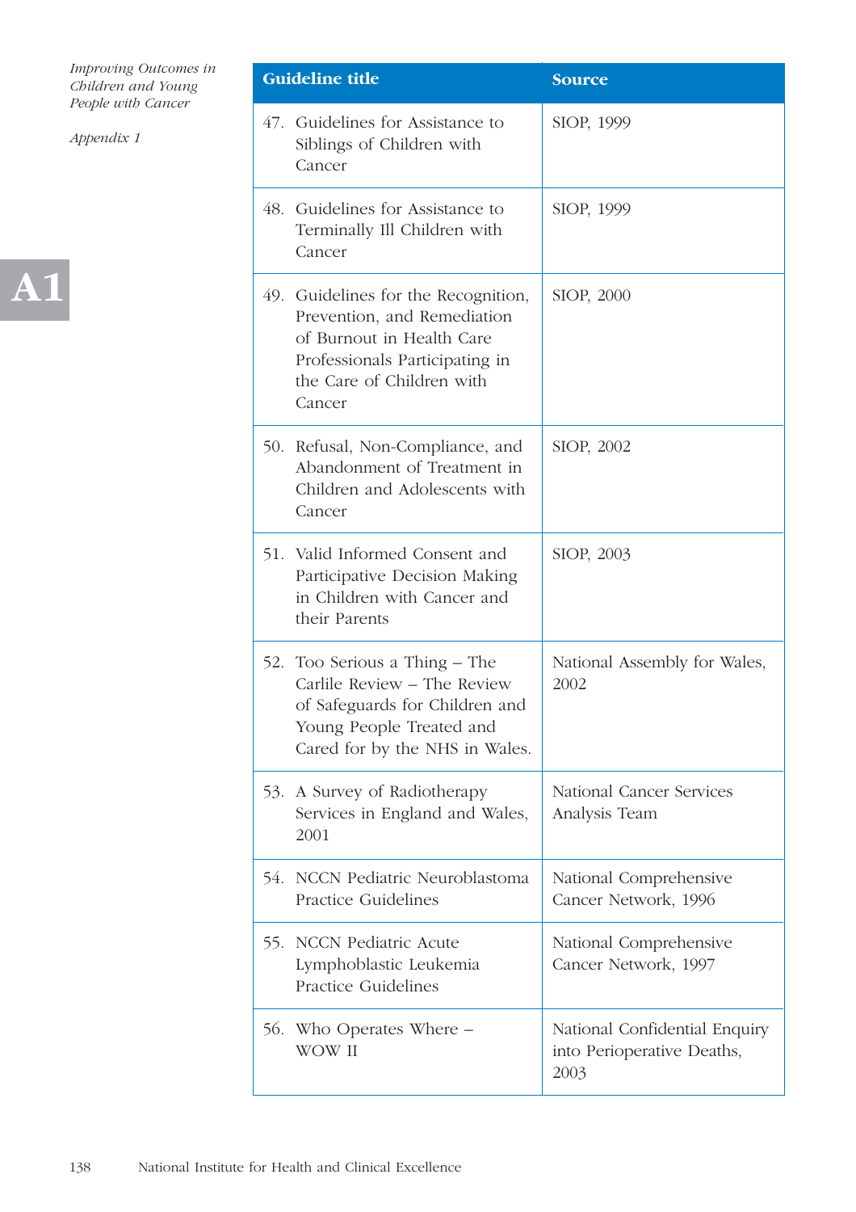| Guideline title | Source |
|---|---|
| 47. Guidelines for Assistance to Siblings of Children with Cancer | SIOP, 1999 |
| 48. Guidelines for Assistance to Terminally Ill Children with Cancer | SIOP, 1999 |
| 49. Guidelines for the Recognition, Prevention, and Remediation of Burnout in Health Care Professionals Participating in the Care of Children with Cancer | SIOP, 2000 |
| 50. Refusal, Non-Compliance, and Abandonment of Treatment in Children and Adolescents with Cancer | SIOP, 2002 |
| 51. Valid Informed Consent and Participative Decision Making in Children with Cancer and their Parents | SIOP, 2003 |
| 52. Too Serious a Thing – The Carlile Review – The Review of Safeguards for Children and Young People Treated and Cared for by the NHS in Wales. | National Assembly for Wales, 2002 |
| 53. A Survey of Radiotherapy Services in England and Wales, 2001 | National Cancer Services Analysis Team |
| 54. NCCN Pediatric Neuroblastoma Practice Guidelines | National Comprehensive Cancer Network, 1996 |
| 55. NCCN Pediatric Acute Lymphoblastic Leukemia Practice Guidelines | National Comprehensive Cancer Network, 1997 |
| 56. Who Operates Where – WOW II | National Confidential Enquiry into Perioperative Deaths, 2003 |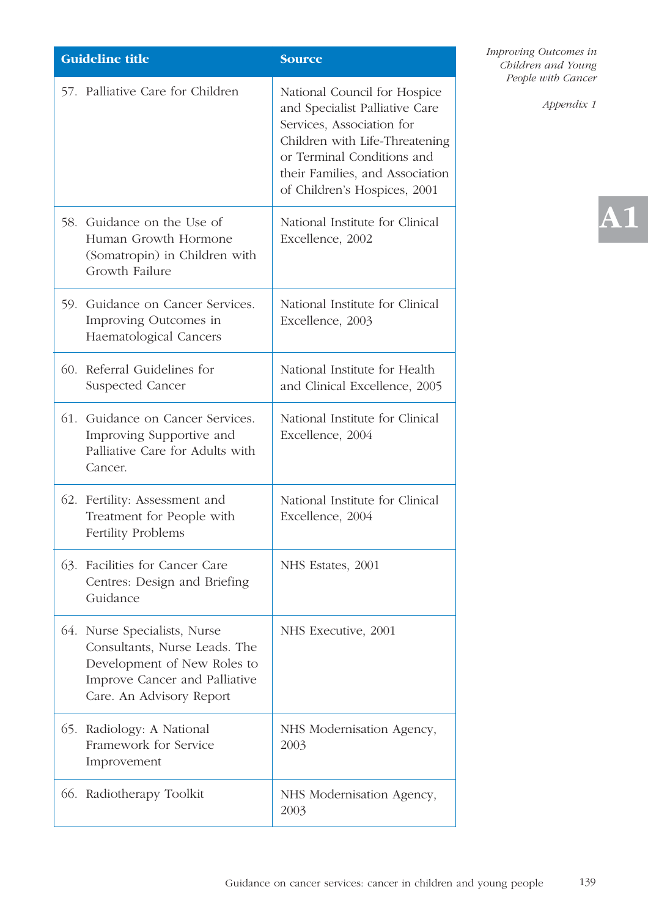| Guideline title | Source |
|---|---|
| 57. Palliative Care for Children | National Council for Hospice and Specialist Palliative Care Services, Association for Children with Life-Threatening or Terminal Conditions and their Families, and Association of Children's Hospices, 2001 |
| 58. Guidance on the Use of Human Growth Hormone (Somatropin) in Children with Growth Failure | National Institute for Clinical Excellence, 2002 |
| 59. Guidance on Cancer Services. Improving Outcomes in Haematological Cancers | National Institute for Clinical Excellence, 2003 |
| 60. Referral Guidelines for Suspected Cancer | National Institute for Health and Clinical Excellence, 2005 |
| 61. Guidance on Cancer Services. Improving Supportive and Palliative Care for Adults with Cancer. | National Institute for Clinical Excellence, 2004 |
| 62. Fertility: Assessment and Treatment for People with Fertility Problems | National Institute for Clinical Excellence, 2004 |
| 63. Facilities for Cancer Care Centres: Design and Briefing Guidance | NHS Estates, 2001 |
| 64. Nurse Specialists, Nurse Consultants, Nurse Leads. The Development of New Roles to Improve Cancer and Palliative Care. An Advisory Report | NHS Executive, 2001 |
| 65. Radiology: A National Framework for Service Improvement | NHS Modernisation Agency, 2003 |
| 66. Radiotherapy Toolkit | NHS Modernisation Agency, 2003 |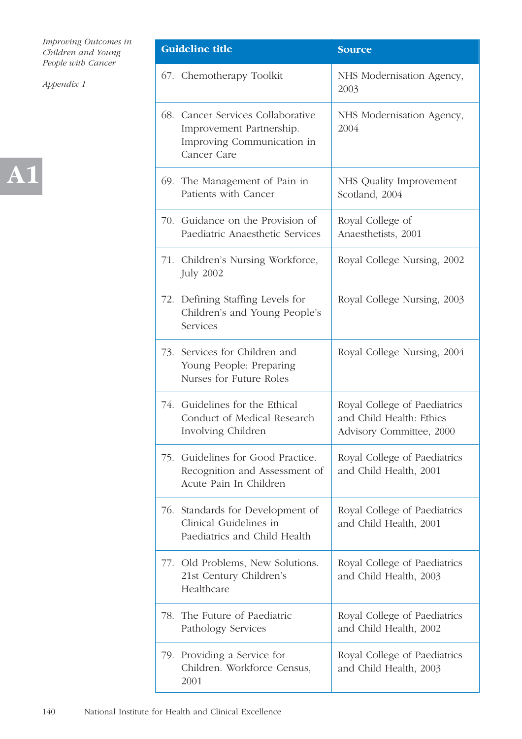| Guideline title | Source |
|---|---|
| 67. Chemotherapy Toolkit | NHS Modernisation Agency, 2003 |
| 68. Cancer Services Collaborative Improvement Partnership. Improving Communication in Cancer Care | NHS Modernisation Agency, 2004 |
| 69. The Management of Pain in Patients with Cancer | NHS Quality Improvement Scotland, 2004 |
| 70. Guidance on the Provision of Paediatric Anaesthetic Services | Royal College of Anaesthetists, 2001 |
| 71. Children's Nursing Workforce, July 2002 | Royal College Nursing, 2002 |
| 72. Defining Staffing Levels for Children's and Young People's Services | Royal College Nursing, 2003 |
| 73. Services for Children and Young People: Preparing Nurses for Future Roles | Royal College Nursing, 2004 |
| 74. Guidelines for the Ethical Conduct of Medical Research Involving Children | Royal College of Paediatrics and Child Health: Ethics Advisory Committee, 2000 |
| 75. Guidelines for Good Practice. Recognition and Assessment of Acute Pain In Children | Royal College of Paediatrics and Child Health, 2001 |
| 76. Standards for Development of Clinical Guidelines in Paediatrics and Child Health | Royal College of Paediatrics and Child Health, 2001 |
| 77. Old Problems, New Solutions. 21st Century Children's Healthcare | Royal College of Paediatrics and Child Health, 2003 |
| 78. The Future of Paediatric Pathology Services | Royal College of Paediatrics and Child Health, 2002 |
| 79. Providing a Service for Children. Workforce Census, 2001 | Royal College of Paediatrics and Child Health, 2003 |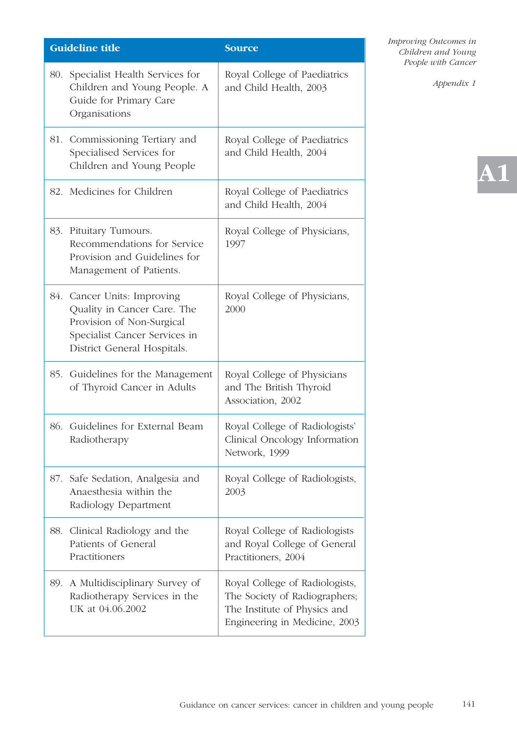| Guideline title | Source |
|---|---|
| 80. Specialist Health Services for Children and Young People. A Guide for Primary Care Organisations | Royal College of Paediatrics and Child Health, 2003 |
| 81. Commissioning Tertiary and Specialised Services for Children and Young People | Royal College of Paediatrics and Child Health, 2004 |
| 82. Medicines for Children | Royal College of Paediatrics and Child Health, 2004 |
| 83. Pituitary Tumours. Recommendations for Service Provision and Guidelines for Management of Patients. | Royal College of Physicians, 1997 |
| 84. Cancer Units: Improving Quality in Cancer Care. The Provision of Non-Surgical Specialist Cancer Services in District General Hospitals. | Royal College of Physicians, 2000 |
| 85. Guidelines for the Management of Thyroid Cancer in Adults | Royal College of Physicians and The British Thyroid Association, 2002 |
| 86. Guidelines for External Beam Radiotherapy | Royal College of Radiologists' Clinical Oncology Information Network, 1999 |
| 87. Safe Sedation, Analgesia and Anaesthesia within the Radiology Department | Royal College of Radiologists, 2003 |
| 88. Clinical Radiology and the Patients of General Practitioners | Royal College of Radiologists and Royal College of General Practitioners, 2004 |
| 89. A Multidisciplinary Survey of Radiotherapy Services in the UK at 04.06.2002 | Royal College of Radiologists, The Society of Radiographers; The Institute of Physics and Engineering in Medicine, 2003 |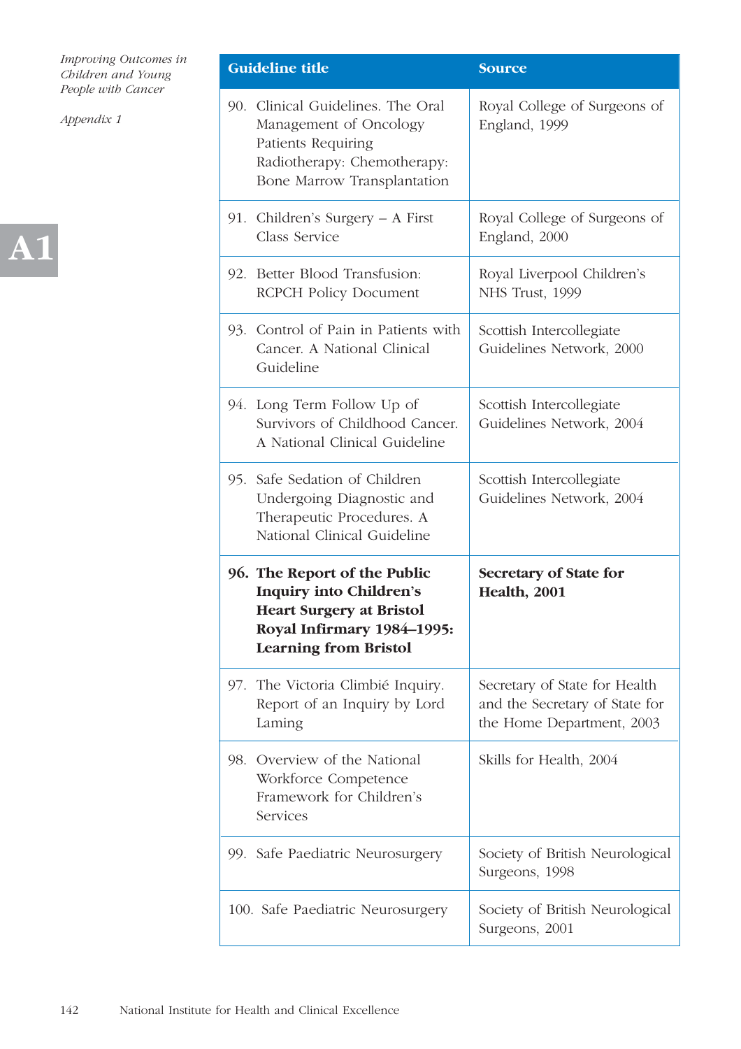| Guideline title | Source |
|---|---|
| 90. Clinical Guidelines. The Oral Management of Oncology Patients Requiring Radiotherapy: Chemotherapy: Bone Marrow Transplantation | Royal College of Surgeons of England, 1999 |
| 91. Children's Surgery – A First Class Service | Royal College of Surgeons of England, 2000 |
| 92. Better Blood Transfusion: RCPCH Policy Document | Royal Liverpool Children's NHS Trust, 1999 |
| 93. Control of Pain in Patients with Cancer. A National Clinical Guideline | Scottish Intercollegiate Guidelines Network, 2000 |
| 94. Long Term Follow Up of Survivors of Childhood Cancer. A National Clinical Guideline | Scottish Intercollegiate Guidelines Network, 2004 |
| 95. Safe Sedation of Children Undergoing Diagnostic and Therapeutic Procedures. A National Clinical Guideline | Scottish Intercollegiate Guidelines Network, 2004 |
| **96. The Report of the Public Inquiry into Children's Heart Surgery at Bristol Royal Infirmary 1984–1995: Learning from Bristol** | **Secretary of State for Health, 2001** |
| 97. The Victoria Climbié Inquiry. Report of an Inquiry by Lord Laming | Secretary of State for Health and the Secretary of State for the Home Department, 2003 |
| 98. Overview of the National Workforce Competence Framework for Children's Services | Skills for Health, 2004 |
| 99. Safe Paediatric Neurosurgery | Society of British Neurological Surgeons, 1998 |
| 100. Safe Paediatric Neurosurgery | Society of British Neurological Surgeons, 2001 |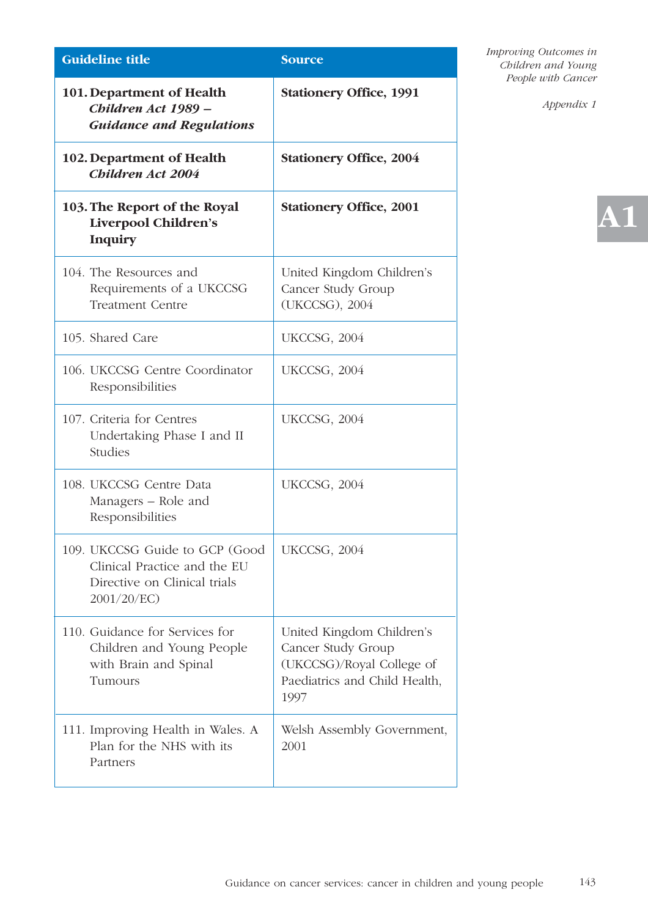| Guideline title | Source |
|---|---|
| **101. Department of Health *Children Act 1989 – Guidance and Regulations*** | **Stationery Office, 1991** |
| **102. Department of Health *Children Act 2004*** | **Stationery Office, 2004** |
| **103. The Report of the Royal Liverpool Children's Inquiry** | **Stationery Office, 2001** |
| 104. The Resources and Requirements of a UKCCSG Treatment Centre | United Kingdom Children's Cancer Study Group (UKCCSG), 2004 |
| 105. Shared Care | UKCCSG, 2004 |
| 106. UKCCSG Centre Coordinator Responsibilities | UKCCSG, 2004 |
| 107. Criteria for Centres Undertaking Phase I and II Studies | UKCCSG, 2004 |
| 108. UKCCSG Centre Data Managers – Role and Responsibilities | UKCCSG, 2004 |
| 109. UKCCSG Guide to GCP (Good Clinical Practice and the EU Directive on Clinical trials 2001/20/EC) | UKCCSG, 2004 |
| 110. Guidance for Services for Children and Young People with Brain and Spinal Tumours | United Kingdom Children's Cancer Study Group (UKCCSG)/Royal College of Paediatrics and Child Health, 1997 |
| 111. Improving Health in Wales. A Plan for the NHS with its Partners | Welsh Assembly Government, 2001 |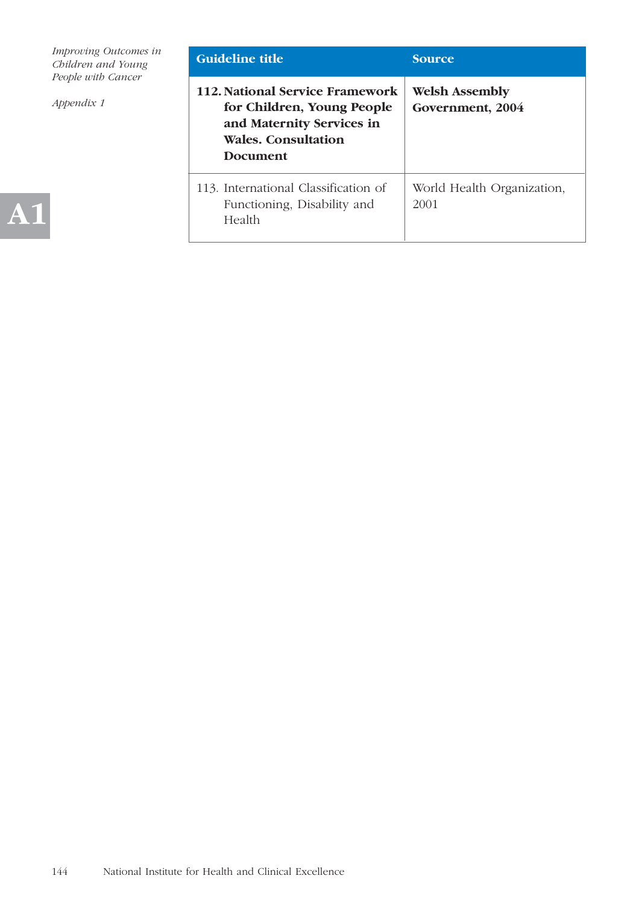| Guideline title | Source |
|---|---|
| **112. National Service Framework for Children, Young People and Maternity Services in Wales. Consultation Document** | **Welsh Assembly Government, 2004** |
| 113. International Classification of Functioning, Disability and Health | World Health Organization, 2001 |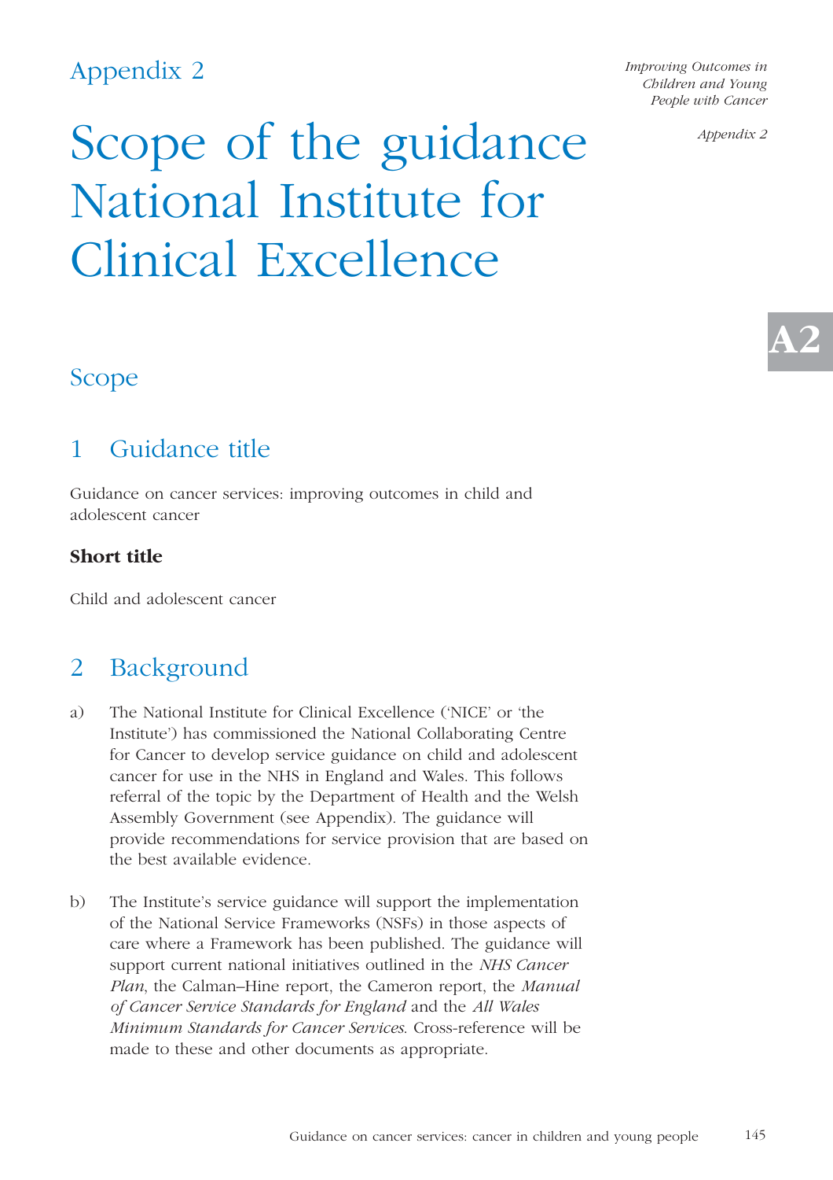# Appendix 2

# Scope of the guidance National Institute for Clinical Excellence

## Scope

## 1 Guidance title

Guidance on cancer services: improving outcomes in child and adolescent cancer

**Short title**

Child and adolescent cancer

## 2 Background

a) The National Institute for Clinical Excellence ('NICE' or 'the Institute') has commissioned the National Collaborating Centre for Cancer to develop service guidance on child and adolescent cancer for use in the NHS in England and Wales. This follows referral of the topic by the Department of Health and the Welsh Assembly Government (see Appendix). The guidance will provide recommendations for service provision that are based on the best available evidence.

b) The Institute's service guidance will support the implementation of the National Service Frameworks (NSFs) in those aspects of care where a Framework has been published. The guidance will support current national initiatives outlined in the *NHS Cancer Plan*, the Calman–Hine report, the Cameron report, the *Manual of Cancer Service Standards for England* and the *All Wales Minimum Standards for Cancer Services*. Cross-reference will be made to these and other documents as appropriate.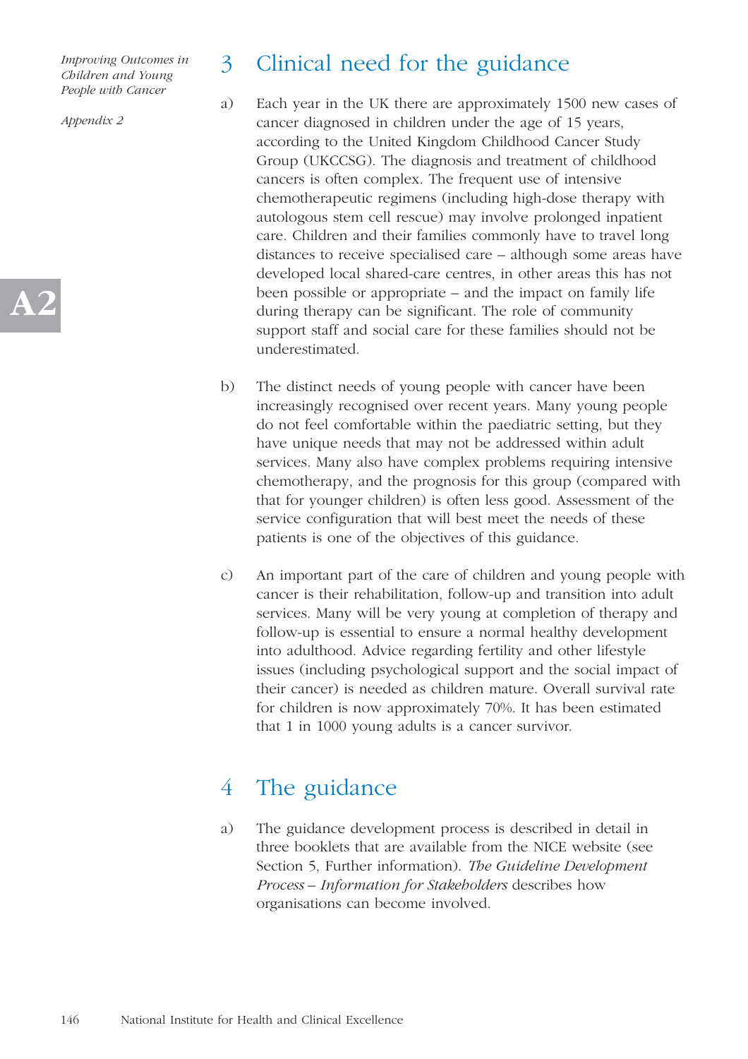## 3 Clinical need for the guidance

a) Each year in the UK there are approximately 1500 new cases of cancer diagnosed in children under the age of 15 years, according to the United Kingdom Childhood Cancer Study Group (UKCCSG). The diagnosis and treatment of childhood cancers is often complex. The frequent use of intensive chemotherapeutic regimens (including high-dose therapy with autologous stem cell rescue) may involve prolonged inpatient care. Children and their families commonly have to travel long distances to receive specialised care – although some areas have developed local shared-care centres, in other areas this has not been possible or appropriate – and the impact on family life during therapy can be significant. The role of community support staff and social care for these families should not be underestimated.

b) The distinct needs of young people with cancer have been increasingly recognised over recent years. Many young people do not feel comfortable within the paediatric setting, but they have unique needs that may not be addressed within adult services. Many also have complex problems requiring intensive chemotherapy, and the prognosis for this group (compared with that for younger children) is often less good. Assessment of the service configuration that will best meet the needs of these patients is one of the objectives of this guidance.

c) An important part of the care of children and young people with cancer is their rehabilitation, follow-up and transition into adult services. Many will be very young at completion of therapy and follow-up is essential to ensure a normal healthy development into adulthood. Advice regarding fertility and other lifestyle issues (including psychological support and the social impact of their cancer) is needed as children mature. Overall survival rate for children is now approximately 70%. It has been estimated that 1 in 1000 young adults is a cancer survivor.

## 4 The guidance

a) The guidance development process is described in detail in three booklets that are available from the NICE website (see Section 5, Further information). *The Guideline Development Process – Information for Stakeholders* describes how organisations can become involved.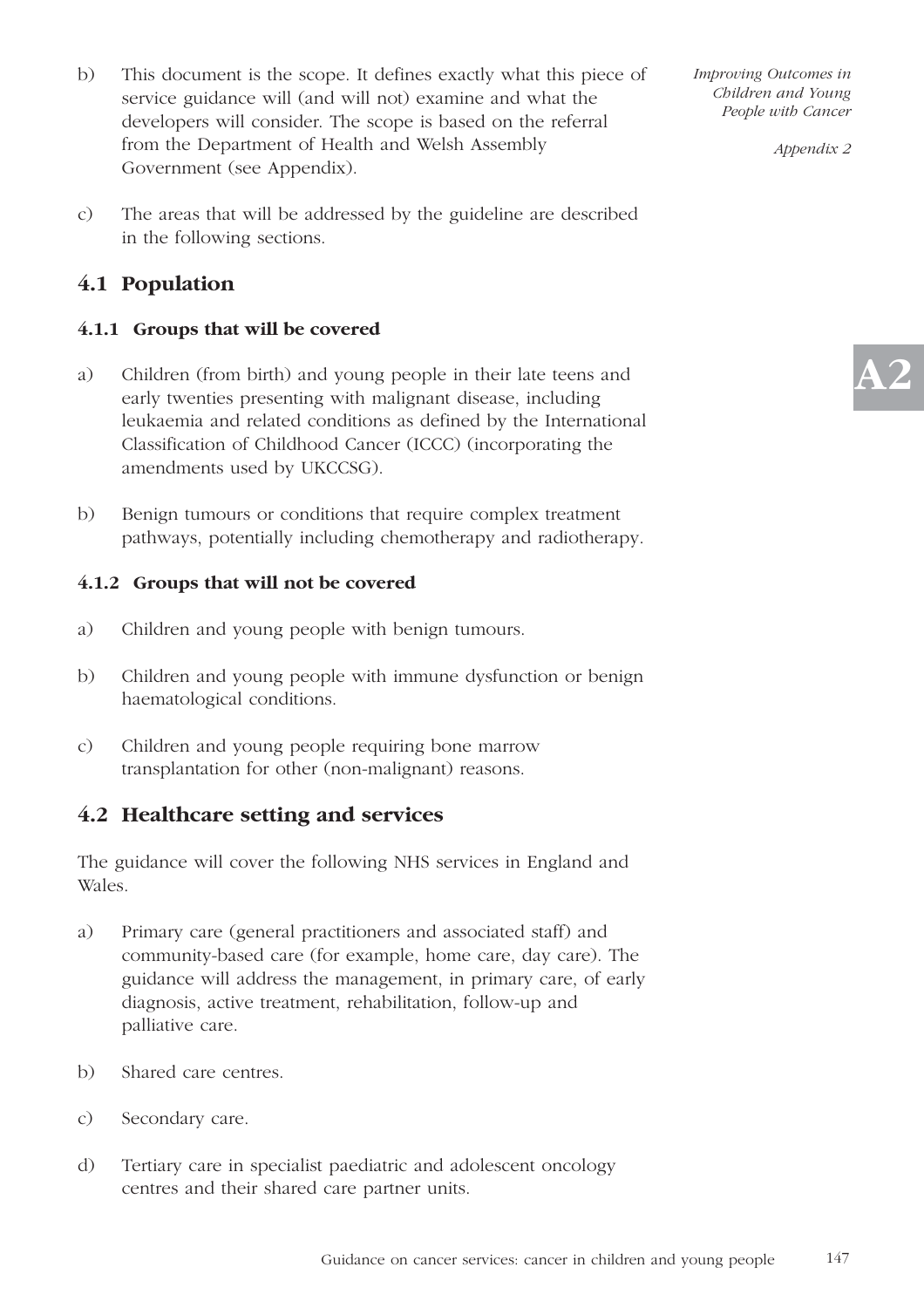b) This document is the scope. It defines exactly what this piece of service guidance will (and will not) examine and what the developers will consider. The scope is based on the referral from the Department of Health and Welsh Assembly Government (see Appendix).

c) The areas that will be addressed by the guideline are described in the following sections.

## 4.1 Population

### 4.1.1 Groups that will be covered

a) Children (from birth) and young people in their late teens and early twenties presenting with malignant disease, including leukaemia and related conditions as defined by the International Classification of Childhood Cancer (ICCC) (incorporating the amendments used by UKCCSG).

b) Benign tumours or conditions that require complex treatment pathways, potentially including chemotherapy and radiotherapy.

### 4.1.2 Groups that will not be covered

a) Children and young people with benign tumours.

b) Children and young people with immune dysfunction or benign haematological conditions.

c) Children and young people requiring bone marrow transplantation for other (non-malignant) reasons.

## 4.2 Healthcare setting and services

The guidance will cover the following NHS services in England and Wales.

a) Primary care (general practitioners and associated staff) and community-based care (for example, home care, day care). The guidance will address the management, in primary care, of early diagnosis, active treatment, rehabilitation, follow-up and palliative care.

b) Shared care centres.

c) Secondary care.

d) Tertiary care in specialist paediatric and adolescent oncology centres and their shared care partner units.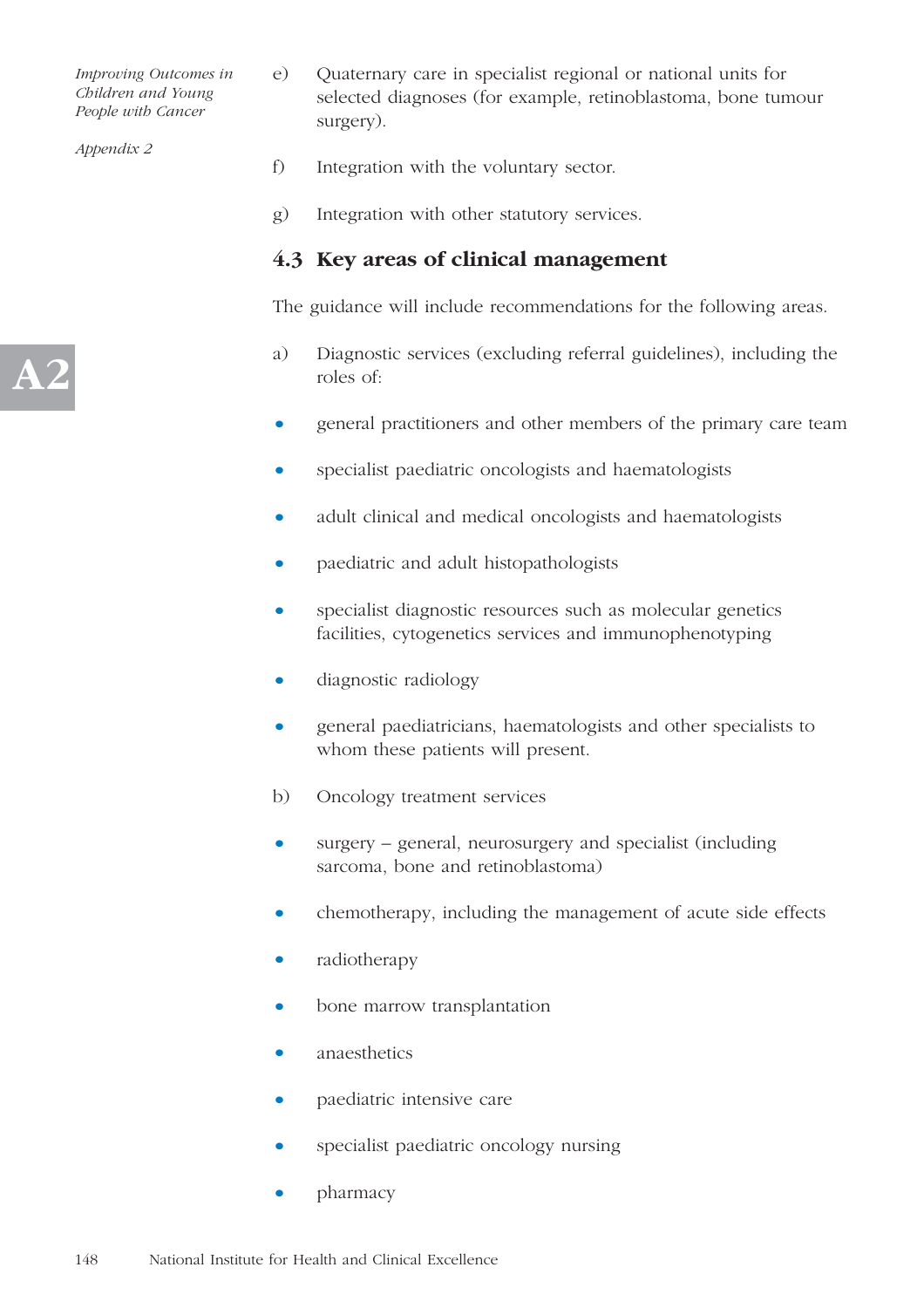e) Quaternary care in specialist regional or national units for selected diagnoses (for example, retinoblastoma, bone tumour surgery).

f) Integration with the voluntary sector.

g) Integration with other statutory services.

## 4.3 Key areas of clinical management

The guidance will include recommendations for the following areas.

a) Diagnostic services (excluding referral guidelines), including the roles of:

- general practitioners and other members of the primary care team
- specialist paediatric oncologists and haematologists
- adult clinical and medical oncologists and haematologists
- paediatric and adult histopathologists
- specialist diagnostic resources such as molecular genetics facilities, cytogenetics services and immunophenotyping
- diagnostic radiology
- general paediatricians, haematologists and other specialists to whom these patients will present.

b) Oncology treatment services

- surgery – general, neurosurgery and specialist (including sarcoma, bone and retinoblastoma)
- chemotherapy, including the management of acute side effects
- radiotherapy
- bone marrow transplantation
- anaesthetics
- paediatric intensive care
- specialist paediatric oncology nursing
- pharmacy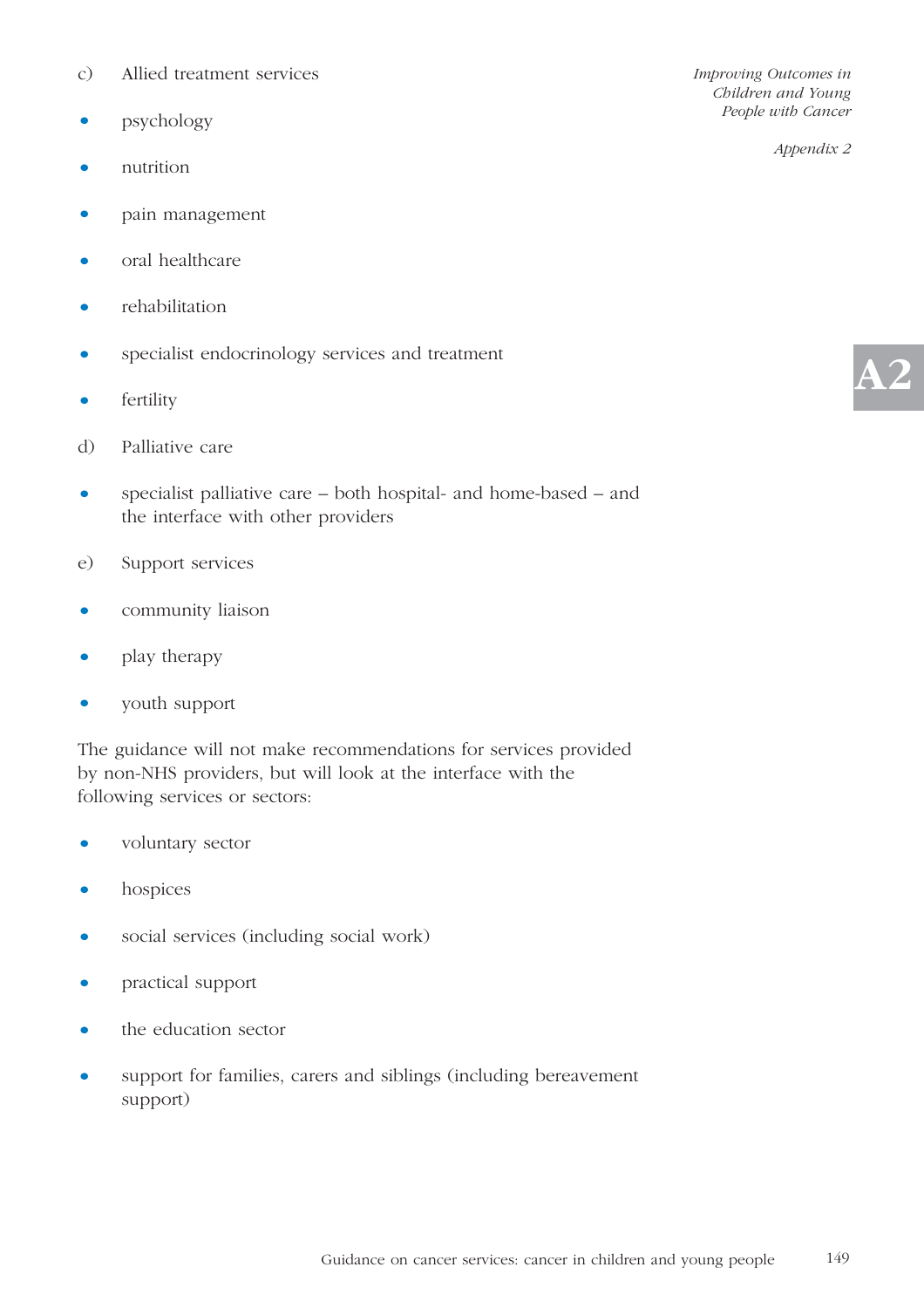c) Allied treatment services

- psychology
- nutrition
- pain management
- oral healthcare
- rehabilitation
- specialist endocrinology services and treatment
- fertility

d) Palliative care

- specialist palliative care – both hospital- and home-based – and the interface with other providers

e) Support services

- community liaison
- play therapy
- youth support

The guidance will not make recommendations for services provided by non-NHS providers, but will look at the interface with the following services or sectors:

- voluntary sector
- hospices
- social services (including social work)
- practical support
- the education sector
- support for families, carers and siblings (including bereavement support)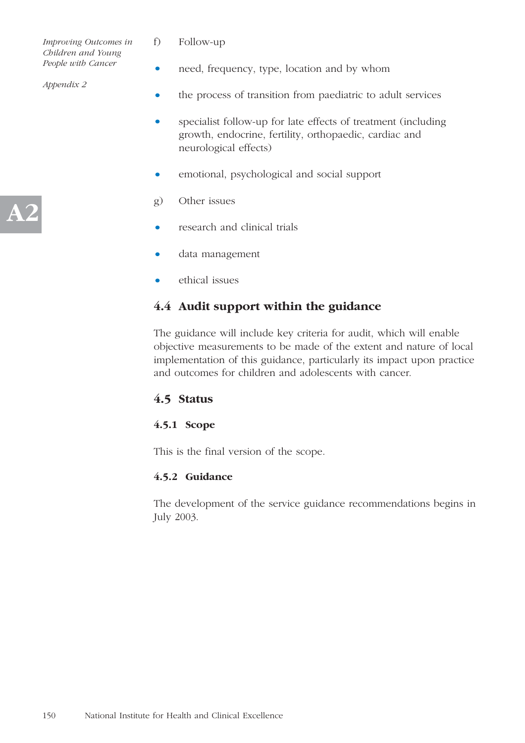f) Follow-up

- need, frequency, type, location and by whom
- the process of transition from paediatric to adult services
- specialist follow-up for late effects of treatment (including growth, endocrine, fertility, orthopaedic, cardiac and neurological effects)
- emotional, psychological and social support

g) Other issues

- research and clinical trials
- data management
- ethical issues

## 4.4 Audit support within the guidance

The guidance will include key criteria for audit, which will enable objective measurements to be made of the extent and nature of local implementation of this guidance, particularly its impact upon practice and outcomes for children and adolescents with cancer.

## 4.5 Status

### 4.5.1 Scope

This is the final version of the scope.

### 4.5.2 Guidance

The development of the service guidance recommendations begins in July 2003.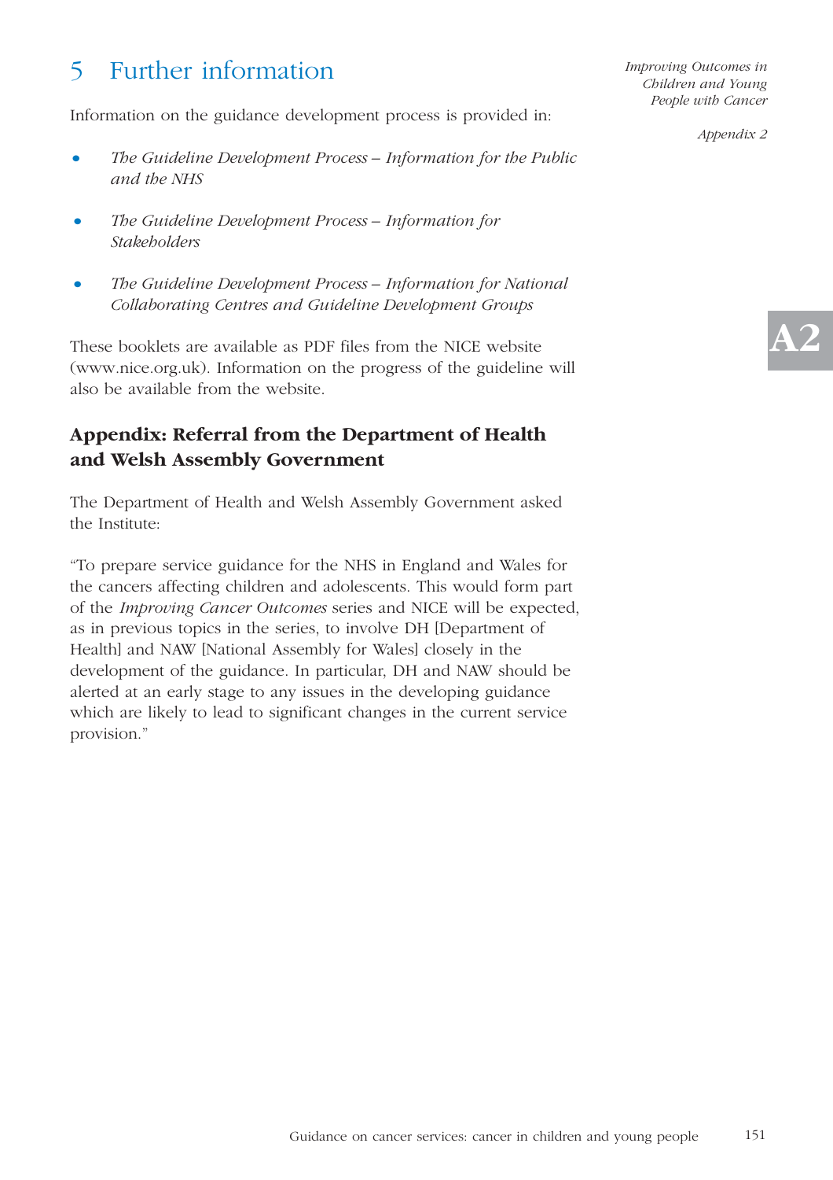## 5 Further information

Information on the guidance development process is provided in:

- *The Guideline Development Process – Information for the Public and the NHS*
- *The Guideline Development Process – Information for Stakeholders*
- *The Guideline Development Process – Information for National Collaborating Centres and Guideline Development Groups*

These booklets are available as PDF files from the NICE website (www.nice.org.uk). Information on the progress of the guideline will also be available from the website.

### Appendix: Referral from the Department of Health and Welsh Assembly Government

The Department of Health and Welsh Assembly Government asked the Institute:

"To prepare service guidance for the NHS in England and Wales for the cancers affecting children and adolescents. This would form part of the *Improving Cancer Outcomes* series and NICE will be expected, as in previous topics in the series, to involve DH [Department of Health] and NAW [National Assembly for Wales] closely in the development of the guidance. In particular, DH and NAW should be alerted at an early stage to any issues in the developing guidance which are likely to lead to significant changes in the current service provision."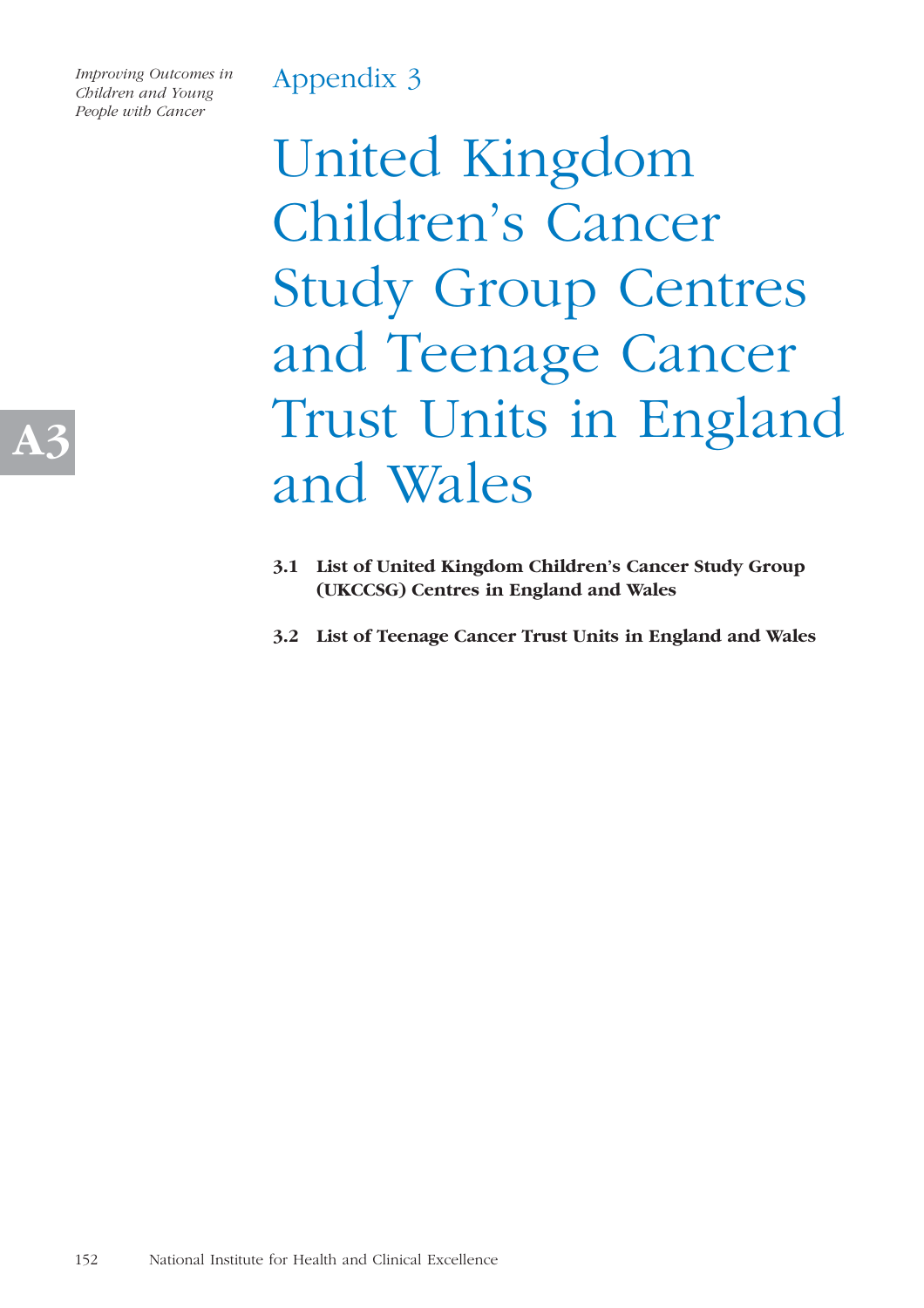Appendix 3

# United Kingdom Children's Cancer Study Group Centres and Teenage Cancer Trust Units in England and Wales

**3.1 List of United Kingdom Children's Cancer Study Group (UKCCSG) Centres in England and Wales**

**3.2 List of Teenage Cancer Trust Units in England and Wales**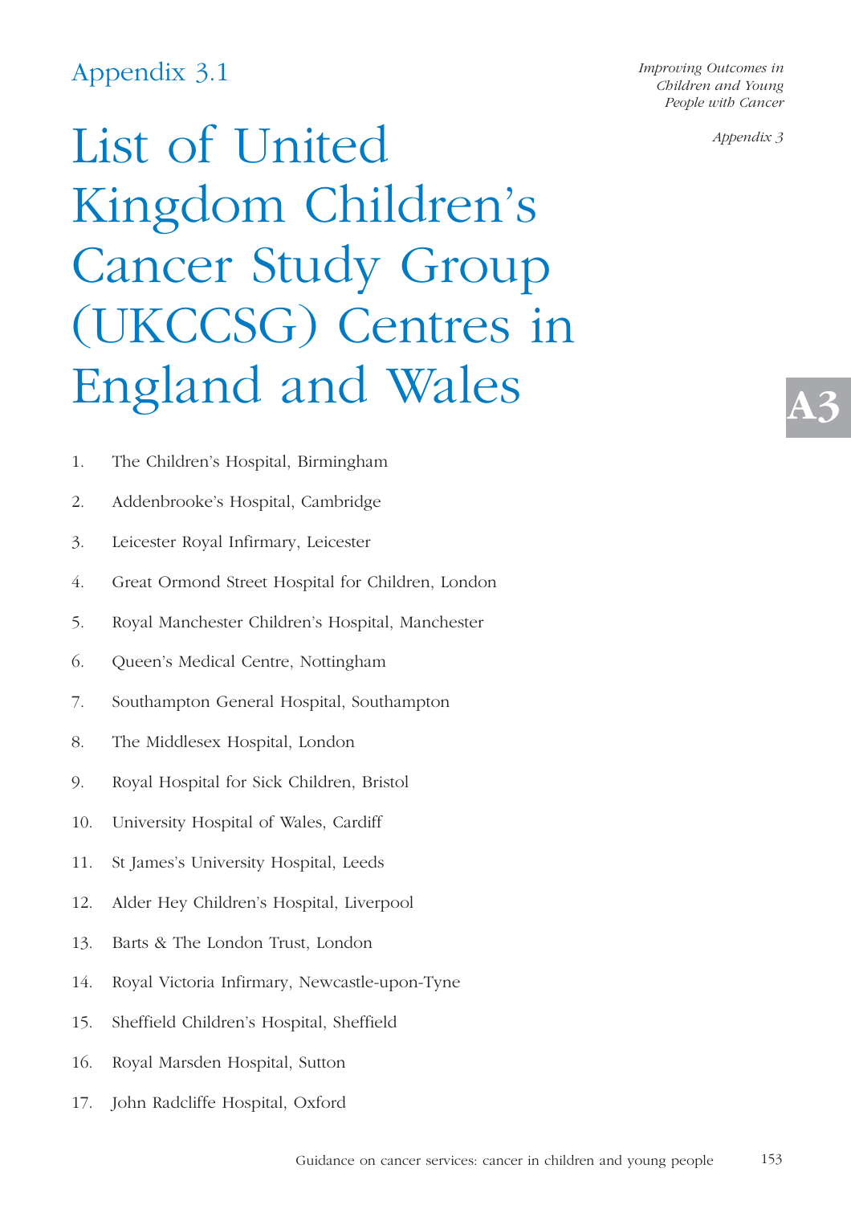Appendix 3.1

# List of United Kingdom Children's Cancer Study Group (UKCCSG) Centres in England and Wales

1. The Children's Hospital, Birmingham
2. Addenbrooke's Hospital, Cambridge
3. Leicester Royal Infirmary, Leicester
4. Great Ormond Street Hospital for Children, London
5. Royal Manchester Children's Hospital, Manchester
6. Queen's Medical Centre, Nottingham
7. Southampton General Hospital, Southampton
8. The Middlesex Hospital, London
9. Royal Hospital for Sick Children, Bristol
10. University Hospital of Wales, Cardiff
11. St James's University Hospital, Leeds
12. Alder Hey Children's Hospital, Liverpool
13. Barts & The London Trust, London
14. Royal Victoria Infirmary, Newcastle-upon-Tyne
15. Sheffield Children's Hospital, Sheffield
16. Royal Marsden Hospital, Sutton
17. John Radcliffe Hospital, Oxford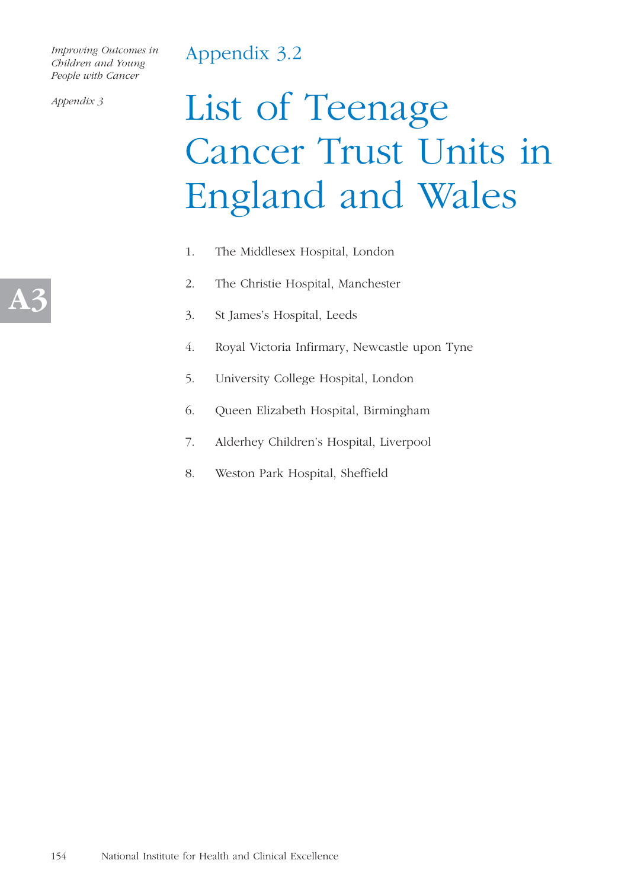Appendix 3.2

# List of Teenage Cancer Trust Units in England and Wales

1. The Middlesex Hospital, London
2. The Christie Hospital, Manchester
3. St James's Hospital, Leeds
4. Royal Victoria Infirmary, Newcastle upon Tyne
5. University College Hospital, London
6. Queen Elizabeth Hospital, Birmingham
7. Alderhey Children's Hospital, Liverpool
8. Weston Park Hospital, Sheffield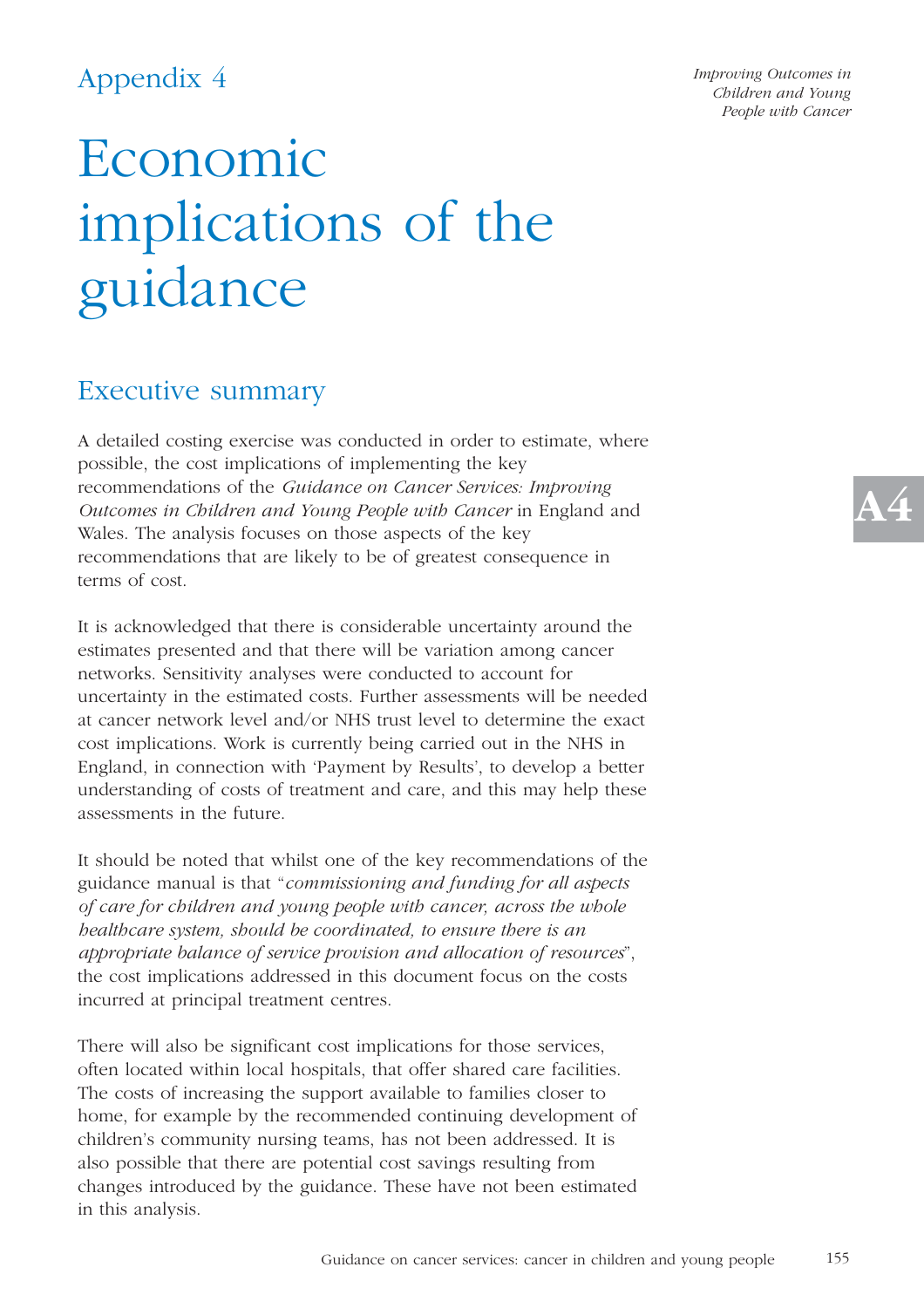# Appendix 4

# Economic implications of the guidance

## Executive summary

A detailed costing exercise was conducted in order to estimate, where possible, the cost implications of implementing the key recommendations of the *Guidance on Cancer Services: Improving Outcomes in Children and Young People with Cancer* in England and Wales. The analysis focuses on those aspects of the key recommendations that are likely to be of greatest consequence in terms of cost.

It is acknowledged that there is considerable uncertainty around the estimates presented and that there will be variation among cancer networks. Sensitivity analyses were conducted to account for uncertainty in the estimated costs. Further assessments will be needed at cancer network level and/or NHS trust level to determine the exact cost implications. Work is currently being carried out in the NHS in England, in connection with 'Payment by Results', to develop a better understanding of costs of treatment and care, and this may help these assessments in the future.

It should be noted that whilst one of the key recommendations of the guidance manual is that "*commissioning and funding for all aspects of care for children and young people with cancer, across the whole healthcare system, should be coordinated, to ensure there is an appropriate balance of service provision and allocation of resources*", the cost implications addressed in this document focus on the costs incurred at principal treatment centres.

There will also be significant cost implications for those services, often located within local hospitals, that offer shared care facilities. The costs of increasing the support available to families closer to home, for example by the recommended continuing development of children's community nursing teams, has not been addressed. It is also possible that there are potential cost savings resulting from changes introduced by the guidance. These have not been estimated in this analysis.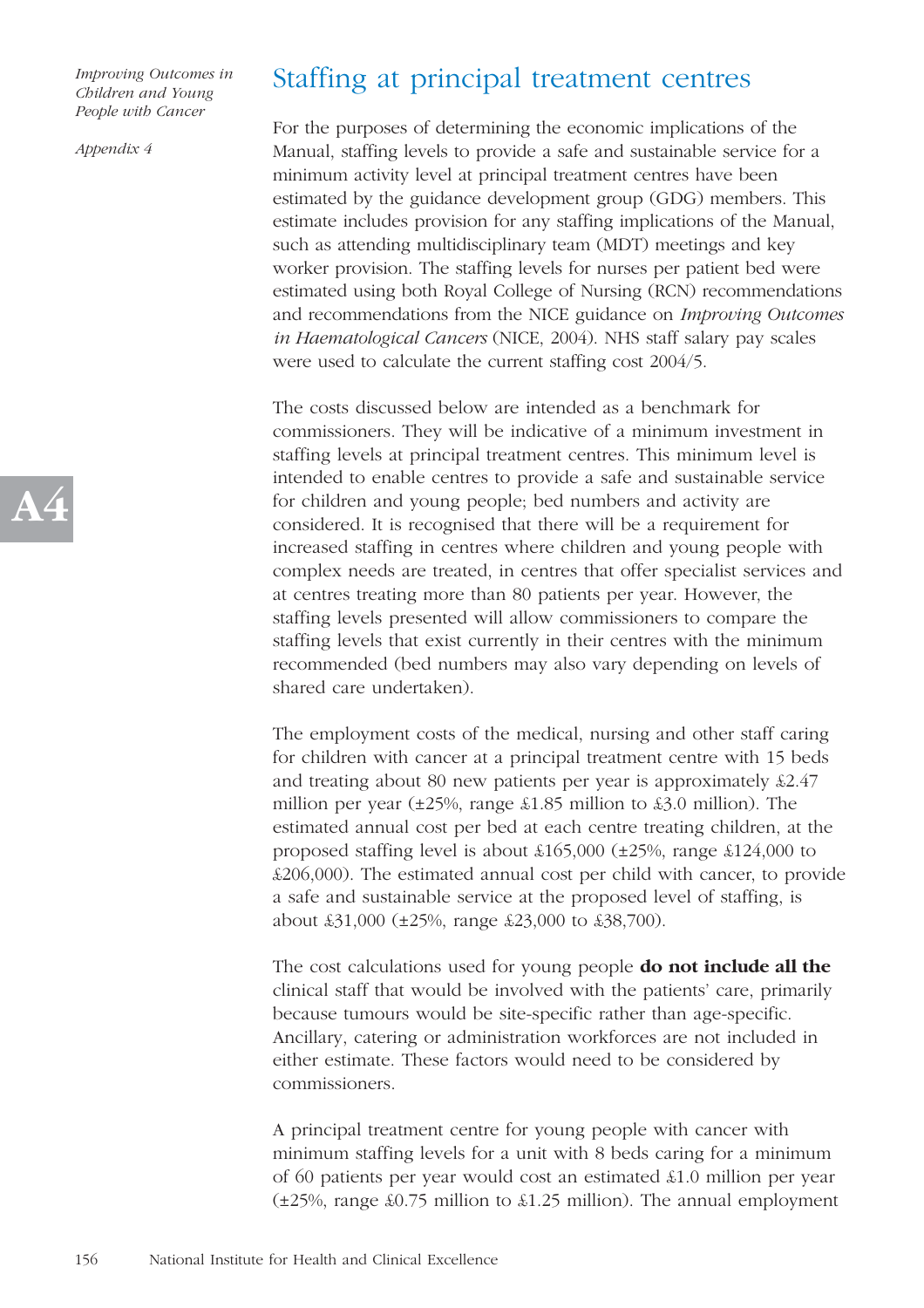## Staffing at principal treatment centres

For the purposes of determining the economic implications of the Manual, staffing levels to provide a safe and sustainable service for a minimum activity level at principal treatment centres have been estimated by the guidance development group (GDG) members. This estimate includes provision for any staffing implications of the Manual, such as attending multidisciplinary team (MDT) meetings and key worker provision. The staffing levels for nurses per patient bed were estimated using both Royal College of Nursing (RCN) recommendations and recommendations from the NICE guidance on *Improving Outcomes in Haematological Cancers* (NICE, 2004). NHS staff salary pay scales were used to calculate the current staffing cost 2004/5.

The costs discussed below are intended as a benchmark for commissioners. They will be indicative of a minimum investment in staffing levels at principal treatment centres. This minimum level is intended to enable centres to provide a safe and sustainable service for children and young people; bed numbers and activity are considered. It is recognised that there will be a requirement for increased staffing in centres where children and young people with complex needs are treated, in centres that offer specialist services and at centres treating more than 80 patients per year. However, the staffing levels presented will allow commissioners to compare the staffing levels that exist currently in their centres with the minimum recommended (bed numbers may also vary depending on levels of shared care undertaken).

The employment costs of the medical, nursing and other staff caring for children with cancer at a principal treatment centre with 15 beds and treating about 80 new patients per year is approximately £2.47 million per year (±25%, range £1.85 million to £3.0 million). The estimated annual cost per bed at each centre treating children, at the proposed staffing level is about £165,000 (±25%, range £124,000 to £206,000). The estimated annual cost per child with cancer, to provide a safe and sustainable service at the proposed level of staffing, is about £31,000 (±25%, range £23,000 to £38,700).

The cost calculations used for young people **do not include all the** clinical staff that would be involved with the patients' care, primarily because tumours would be site-specific rather than age-specific. Ancillary, catering or administration workforces are not included in either estimate. These factors would need to be considered by commissioners.

A principal treatment centre for young people with cancer with minimum staffing levels for a unit with 8 beds caring for a minimum of 60 patients per year would cost an estimated £1.0 million per year (±25%, range £0.75 million to £1.25 million). The annual employment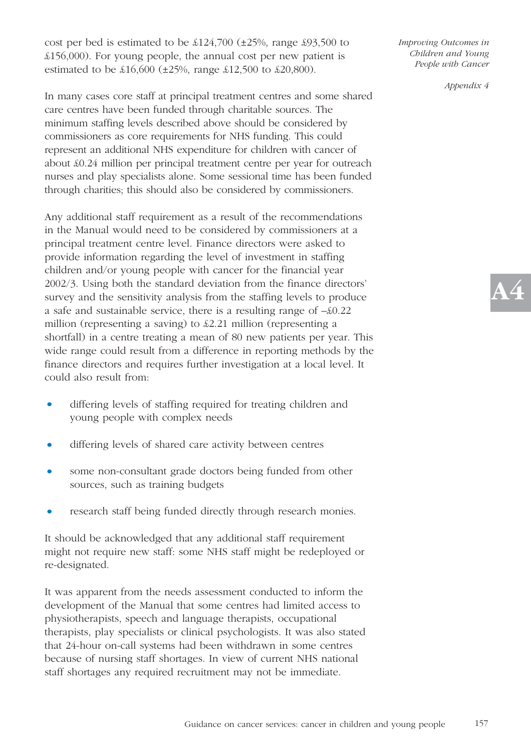cost per bed is estimated to be £124,700 (±25%, range £93,500 to £156,000). For young people, the annual cost per new patient is estimated to be £16,600 (±25%, range £12,500 to £20,800).

In many cases core staff at principal treatment centres and some shared care centres have been funded through charitable sources. The minimum staffing levels described above should be considered by commissioners as core requirements for NHS funding. This could represent an additional NHS expenditure for children with cancer of about £0.24 million per principal treatment centre per year for outreach nurses and play specialists alone. Some sessional time has been funded through charities; this should also be considered by commissioners.

Any additional staff requirement as a result of the recommendations in the Manual would need to be considered by commissioners at a principal treatment centre level. Finance directors were asked to provide information regarding the level of investment in staffing children and/or young people with cancer for the financial year 2002/3. Using both the standard deviation from the finance directors' survey and the sensitivity analysis from the staffing levels to produce a safe and sustainable service, there is a resulting range of –£0.22 million (representing a saving) to £2.21 million (representing a shortfall) in a centre treating a mean of 80 new patients per year. This wide range could result from a difference in reporting methods by the finance directors and requires further investigation at a local level. It could also result from:

- differing levels of staffing required for treating children and young people with complex needs
- differing levels of shared care activity between centres
- some non-consultant grade doctors being funded from other sources, such as training budgets
- research staff being funded directly through research monies.

It should be acknowledged that any additional staff requirement might not require new staff: some NHS staff might be redeployed or re-designated.

It was apparent from the needs assessment conducted to inform the development of the Manual that some centres had limited access to physiotherapists, speech and language therapists, occupational therapists, play specialists or clinical psychologists. It was also stated that 24-hour on-call systems had been withdrawn in some centres because of nursing staff shortages. In view of current NHS national staff shortages any required recruitment may not be immediate.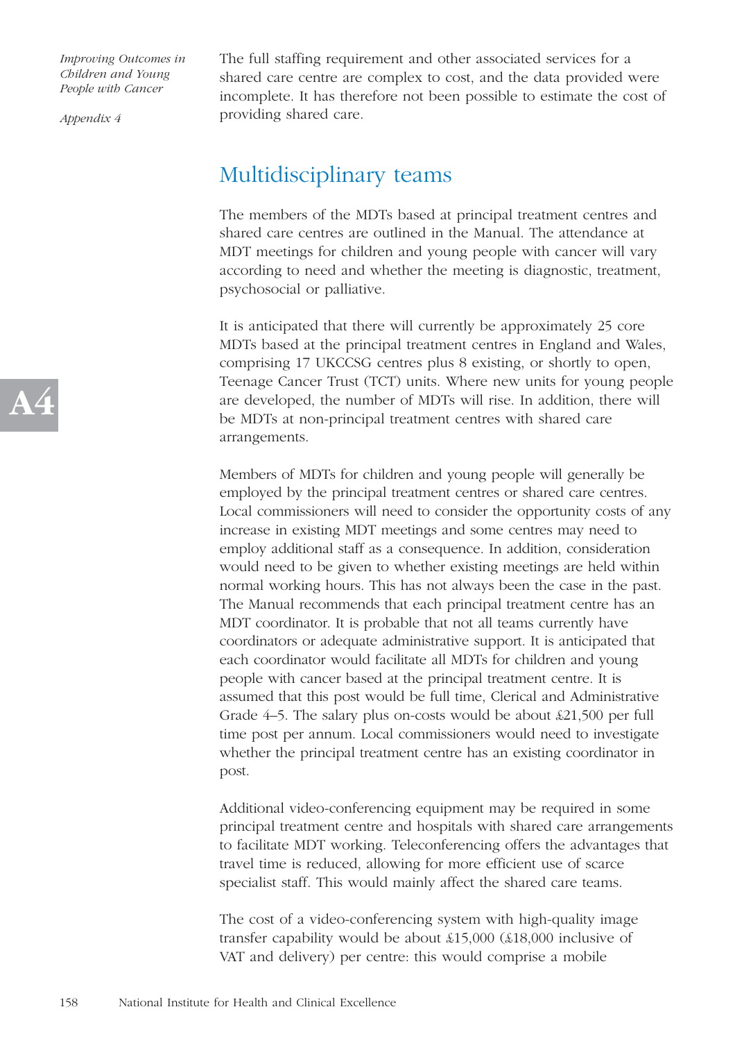The full staffing requirement and other associated services for a shared care centre are complex to cost, and the data provided were incomplete. It has therefore not been possible to estimate the cost of providing shared care.

## Multidisciplinary teams

The members of the MDTs based at principal treatment centres and shared care centres are outlined in the Manual. The attendance at MDT meetings for children and young people with cancer will vary according to need and whether the meeting is diagnostic, treatment, psychosocial or palliative.

It is anticipated that there will currently be approximately 25 core MDTs based at the principal treatment centres in England and Wales, comprising 17 UKCCSG centres plus 8 existing, or shortly to open, Teenage Cancer Trust (TCT) units. Where new units for young people are developed, the number of MDTs will rise. In addition, there will be MDTs at non-principal treatment centres with shared care arrangements.

Members of MDTs for children and young people will generally be employed by the principal treatment centres or shared care centres. Local commissioners will need to consider the opportunity costs of any increase in existing MDT meetings and some centres may need to employ additional staff as a consequence. In addition, consideration would need to be given to whether existing meetings are held within normal working hours. This has not always been the case in the past. The Manual recommends that each principal treatment centre has an MDT coordinator. It is probable that not all teams currently have coordinators or adequate administrative support. It is anticipated that each coordinator would facilitate all MDTs for children and young people with cancer based at the principal treatment centre. It is assumed that this post would be full time, Clerical and Administrative Grade 4–5. The salary plus on-costs would be about £21,500 per full time post per annum. Local commissioners would need to investigate whether the principal treatment centre has an existing coordinator in post.

Additional video-conferencing equipment may be required in some principal treatment centre and hospitals with shared care arrangements to facilitate MDT working. Teleconferencing offers the advantages that travel time is reduced, allowing for more efficient use of scarce specialist staff. This would mainly affect the shared care teams.

The cost of a video-conferencing system with high-quality image transfer capability would be about £15,000 (£18,000 inclusive of VAT and delivery) per centre: this would comprise a mobile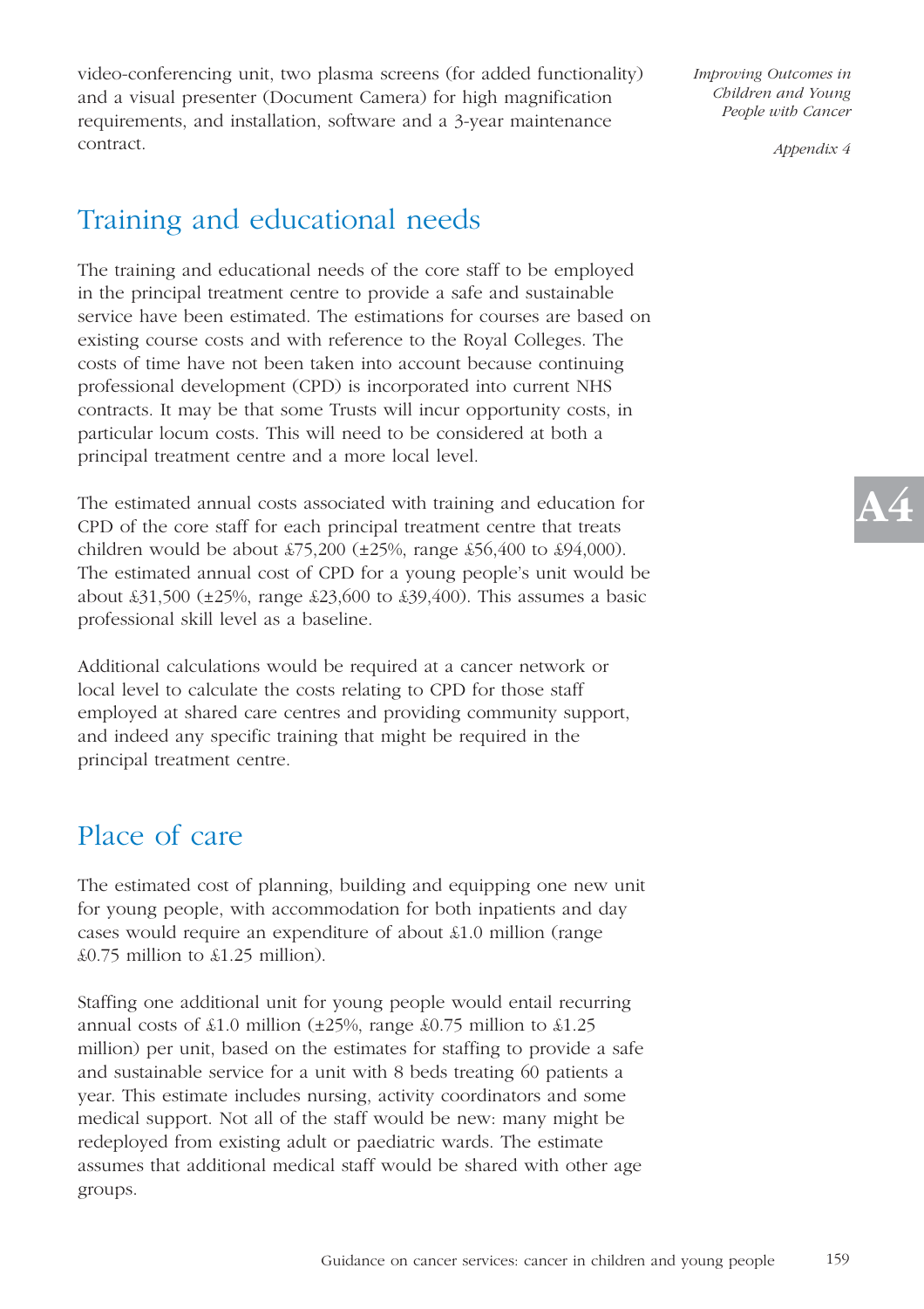video-conferencing unit, two plasma screens (for added functionality) and a visual presenter (Document Camera) for high magnification requirements, and installation, software and a 3-year maintenance contract.

## Training and educational needs

The training and educational needs of the core staff to be employed in the principal treatment centre to provide a safe and sustainable service have been estimated. The estimations for courses are based on existing course costs and with reference to the Royal Colleges. The costs of time have not been taken into account because continuing professional development (CPD) is incorporated into current NHS contracts. It may be that some Trusts will incur opportunity costs, in particular locum costs. This will need to be considered at both a principal treatment centre and a more local level.

The estimated annual costs associated with training and education for CPD of the core staff for each principal treatment centre that treats children would be about £75,200 (±25%, range £56,400 to £94,000). The estimated annual cost of CPD for a young people's unit would be about £31,500 (±25%, range £23,600 to £39,400). This assumes a basic professional skill level as a baseline.

Additional calculations would be required at a cancer network or local level to calculate the costs relating to CPD for those staff employed at shared care centres and providing community support, and indeed any specific training that might be required in the principal treatment centre.

## Place of care

The estimated cost of planning, building and equipping one new unit for young people, with accommodation for both inpatients and day cases would require an expenditure of about £1.0 million (range £0.75 million to £1.25 million).

Staffing one additional unit for young people would entail recurring annual costs of £1.0 million (±25%, range £0.75 million to £1.25 million) per unit, based on the estimates for staffing to provide a safe and sustainable service for a unit with 8 beds treating 60 patients a year. This estimate includes nursing, activity coordinators and some medical support. Not all of the staff would be new: many might be redeployed from existing adult or paediatric wards. The estimate assumes that additional medical staff would be shared with other age groups.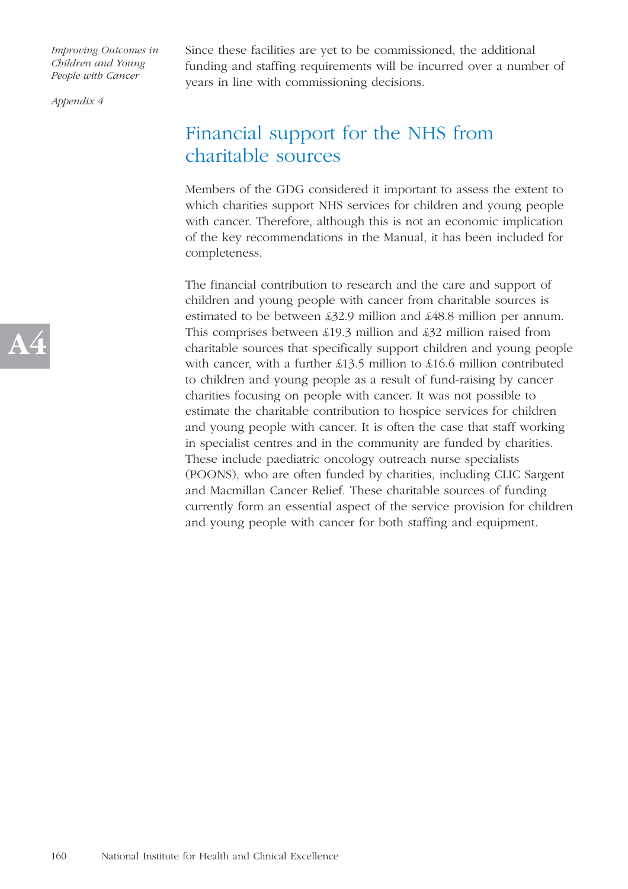Since these facilities are yet to be commissioned, the additional funding and staffing requirements will be incurred over a number of years in line with commissioning decisions.

## Financial support for the NHS from charitable sources

Members of the GDG considered it important to assess the extent to which charities support NHS services for children and young people with cancer. Therefore, although this is not an economic implication of the key recommendations in the Manual, it has been included for completeness.

The financial contribution to research and the care and support of children and young people with cancer from charitable sources is estimated to be between £32.9 million and £48.8 million per annum. This comprises between £19.3 million and £32 million raised from charitable sources that specifically support children and young people with cancer, with a further £13.5 million to £16.6 million contributed to children and young people as a result of fund-raising by cancer charities focusing on people with cancer. It was not possible to estimate the charitable contribution to hospice services for children and young people with cancer. It is often the case that staff working in specialist centres and in the community are funded by charities. These include paediatric oncology outreach nurse specialists (POONS), who are often funded by charities, including CLIC Sargent and Macmillan Cancer Relief. These charitable sources of funding currently form an essential aspect of the service provision for children and young people with cancer for both staffing and equipment.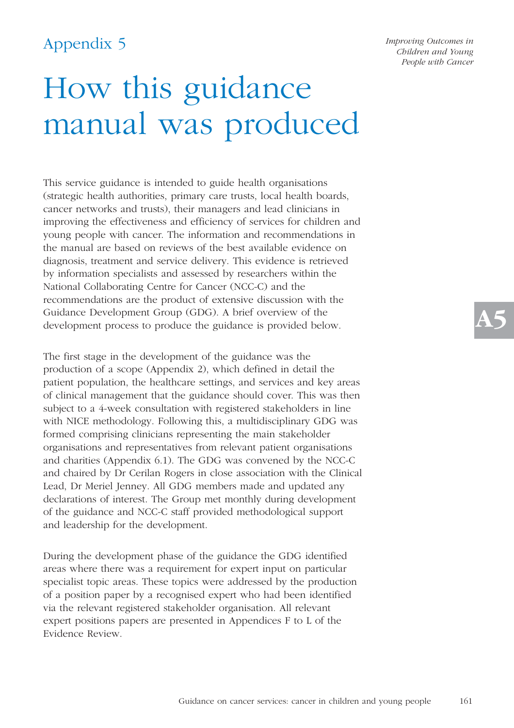# Appendix 5

# How this guidance manual was produced

This service guidance is intended to guide health organisations (strategic health authorities, primary care trusts, local health boards, cancer networks and trusts), their managers and lead clinicians in improving the effectiveness and efficiency of services for children and young people with cancer. The information and recommendations in the manual are based on reviews of the best available evidence on diagnosis, treatment and service delivery. This evidence is retrieved by information specialists and assessed by researchers within the National Collaborating Centre for Cancer (NCC-C) and the recommendations are the product of extensive discussion with the Guidance Development Group (GDG). A brief overview of the development process to produce the guidance is provided below.

The first stage in the development of the guidance was the production of a scope (Appendix 2), which defined in detail the patient population, the healthcare settings, and services and key areas of clinical management that the guidance should cover. This was then subject to a 4-week consultation with registered stakeholders in line with NICE methodology. Following this, a multidisciplinary GDG was formed comprising clinicians representing the main stakeholder organisations and representatives from relevant patient organisations and charities (Appendix 6.1). The GDG was convened by the NCC-C and chaired by Dr Cerilan Rogers in close association with the Clinical Lead, Dr Meriel Jenney. All GDG members made and updated any declarations of interest. The Group met monthly during development of the guidance and NCC-C staff provided methodological support and leadership for the development.

During the development phase of the guidance the GDG identified areas where there was a requirement for expert input on particular specialist topic areas. These topics were addressed by the production of a position paper by a recognised expert who had been identified via the relevant registered stakeholder organisation. All relevant expert positions papers are presented in Appendices F to L of the Evidence Review.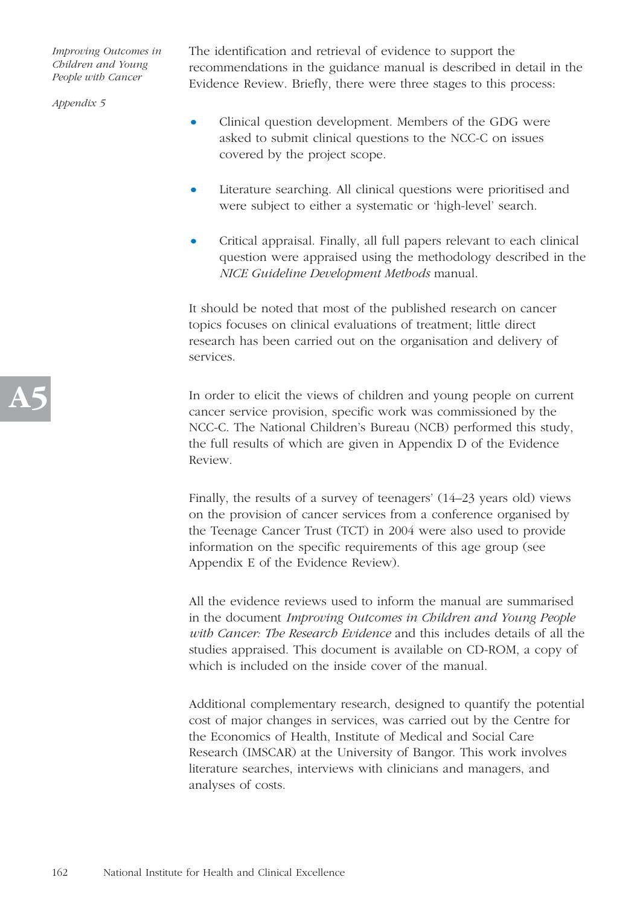The identification and retrieval of evidence to support the recommendations in the guidance manual is described in detail in the Evidence Review. Briefly, there were three stages to this process:

- Clinical question development. Members of the GDG were asked to submit clinical questions to the NCC-C on issues covered by the project scope.
- Literature searching. All clinical questions were prioritised and were subject to either a systematic or 'high-level' search.
- Critical appraisal. Finally, all full papers relevant to each clinical question were appraised using the methodology described in the *NICE Guideline Development Methods* manual.

It should be noted that most of the published research on cancer topics focuses on clinical evaluations of treatment; little direct research has been carried out on the organisation and delivery of services.

In order to elicit the views of children and young people on current cancer service provision, specific work was commissioned by the NCC-C. The National Children's Bureau (NCB) performed this study, the full results of which are given in Appendix D of the Evidence Review.

Finally, the results of a survey of teenagers' (14–23 years old) views on the provision of cancer services from a conference organised by the Teenage Cancer Trust (TCT) in 2004 were also used to provide information on the specific requirements of this age group (see Appendix E of the Evidence Review).

All the evidence reviews used to inform the manual are summarised in the document *Improving Outcomes in Children and Young People with Cancer: The Research Evidence* and this includes details of all the studies appraised. This document is available on CD-ROM, a copy of which is included on the inside cover of the manual.

Additional complementary research, designed to quantify the potential cost of major changes in services, was carried out by the Centre for the Economics of Health, Institute of Medical and Social Care Research (IMSCAR) at the University of Bangor. This work involves literature searches, interviews with clinicians and managers, and analyses of costs.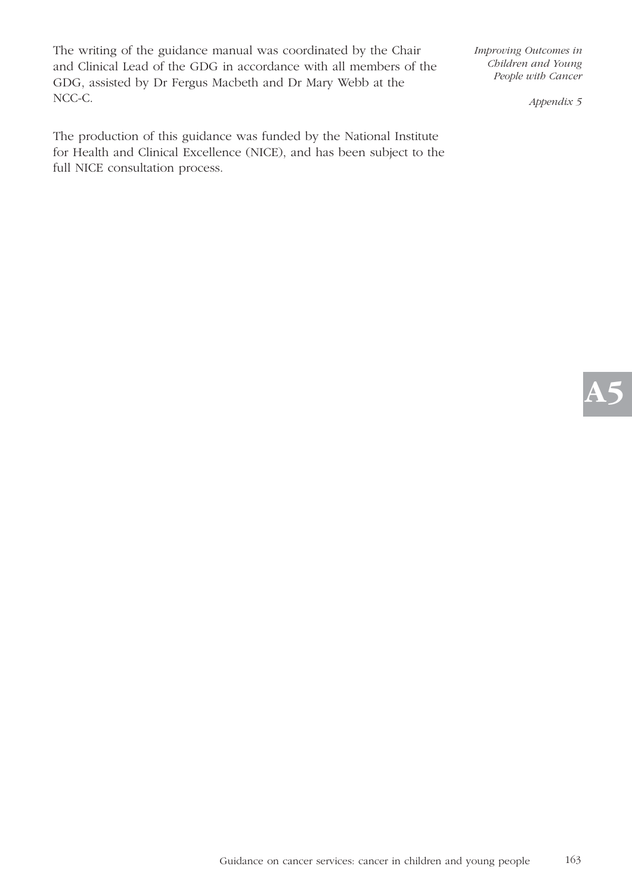The writing of the guidance manual was coordinated by the Chair and Clinical Lead of the GDG in accordance with all members of the GDG, assisted by Dr Fergus Macbeth and Dr Mary Webb at the NCC-C.

The production of this guidance was funded by the National Institute for Health and Clinical Excellence (NICE), and has been subject to the full NICE consultation process.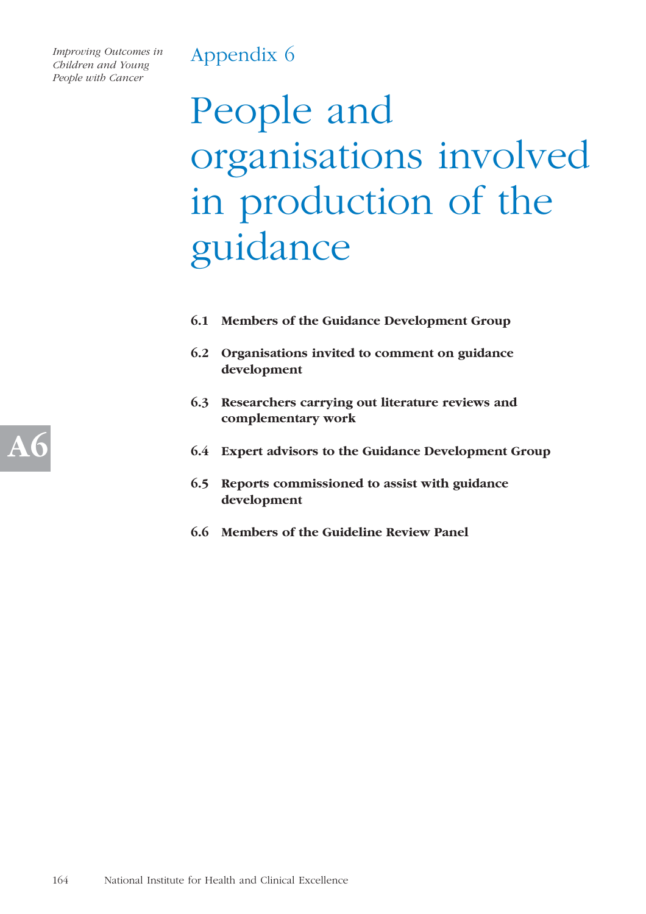# Appendix 6

# People and organisations involved in production of the guidance

**6.1 Members of the Guidance Development Group**

**6.2 Organisations invited to comment on guidance development**

**6.3 Researchers carrying out literature reviews and complementary work**

**6.4 Expert advisors to the Guidance Development Group**

**6.5 Reports commissioned to assist with guidance development**

**6.6 Members of the Guideline Review Panel**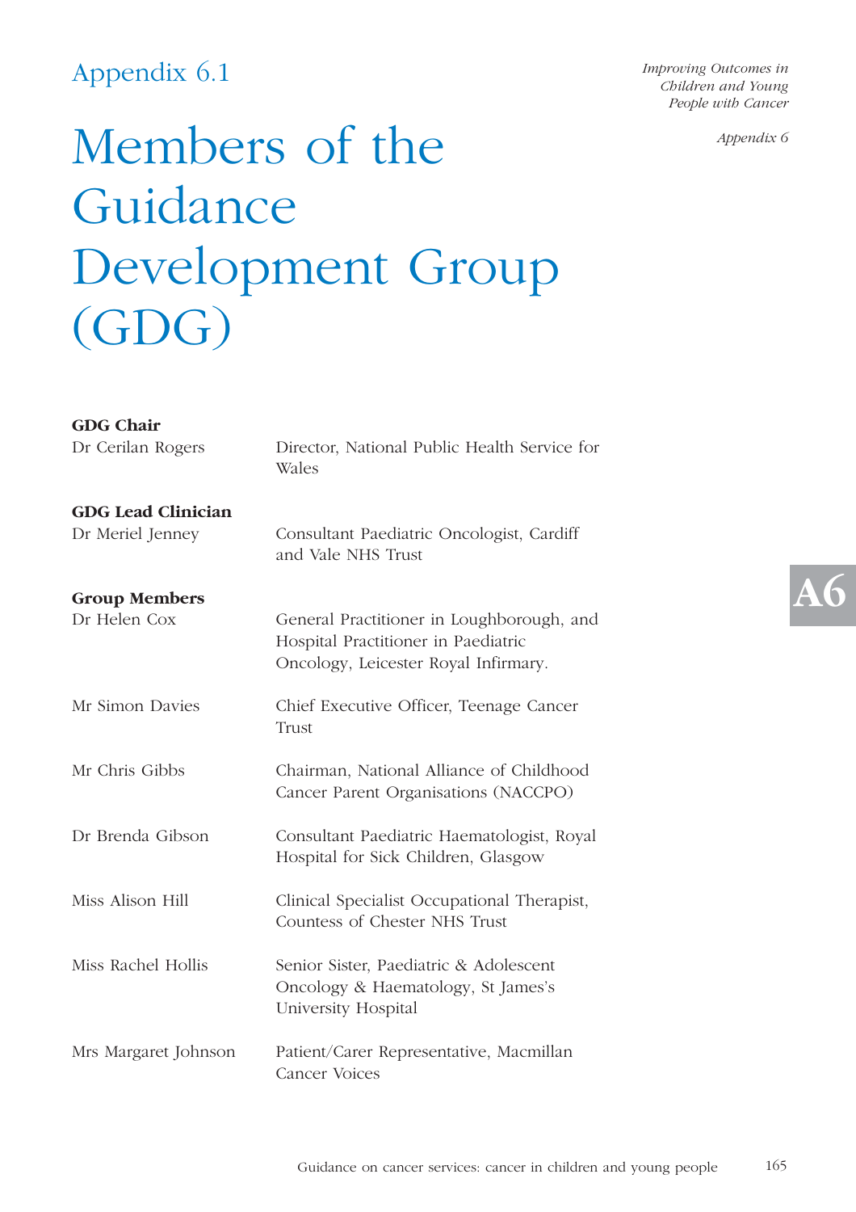Appendix 6.1

# Members of the Guidance Development Group (GDG)

**GDG Chair**

Dr Cerilan Rogers — Director, National Public Health Service for Wales

**GDG Lead Clinician**

Dr Meriel Jenney — Consultant Paediatric Oncologist, Cardiff and Vale NHS Trust

**Group Members**

Dr Helen Cox — General Practitioner in Loughborough, and Hospital Practitioner in Paediatric Oncology, Leicester Royal Infirmary.

Mr Simon Davies — Chief Executive Officer, Teenage Cancer Trust

Mr Chris Gibbs — Chairman, National Alliance of Childhood Cancer Parent Organisations (NACCPO)

Dr Brenda Gibson — Consultant Paediatric Haematologist, Royal Hospital for Sick Children, Glasgow

Miss Alison Hill — Clinical Specialist Occupational Therapist, Countess of Chester NHS Trust

Miss Rachel Hollis — Senior Sister, Paediatric & Adolescent Oncology & Haematology, St James's University Hospital

Mrs Margaret Johnson — Patient/Carer Representative, Macmillan Cancer Voices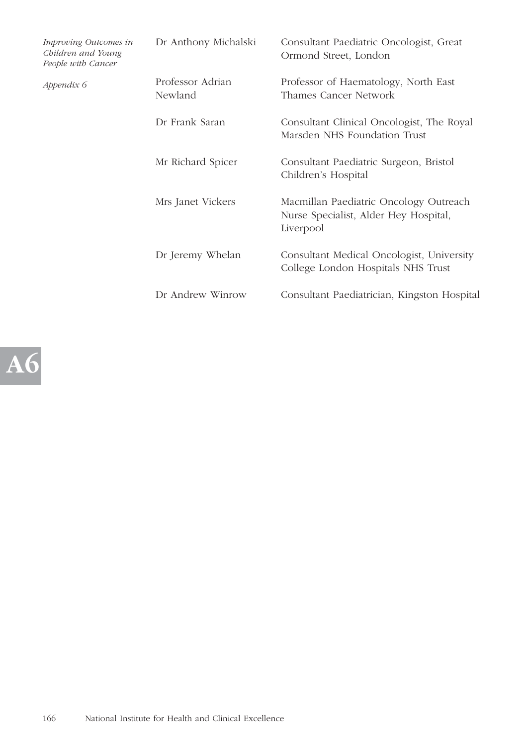| | |
|---|---|
| Dr Anthony Michalski | Consultant Paediatric Oncologist, Great Ormond Street, London |
| Professor Adrian Newland | Professor of Haematology, North East Thames Cancer Network |
| Dr Frank Saran | Consultant Clinical Oncologist, The Royal Marsden NHS Foundation Trust |
| Mr Richard Spicer | Consultant Paediatric Surgeon, Bristol Children's Hospital |
| Mrs Janet Vickers | Macmillan Paediatric Oncology Outreach Nurse Specialist, Alder Hey Hospital, Liverpool |
| Dr Jeremy Whelan | Consultant Medical Oncologist, University College London Hospitals NHS Trust |
| Dr Andrew Winrow | Consultant Paediatrician, Kingston Hospital |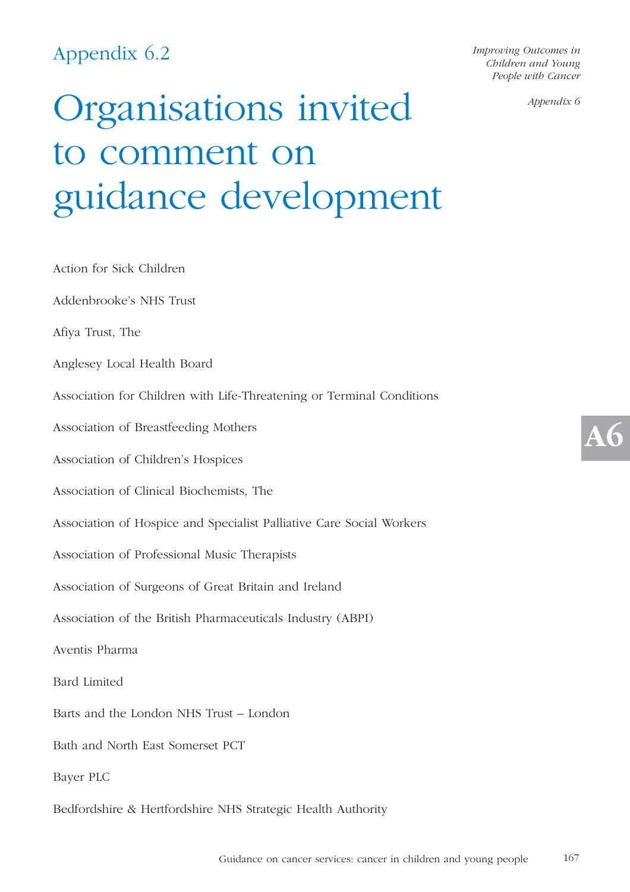Appendix 6.2

# Organisations invited to comment on guidance development

Action for Sick Children

Addenbrooke's NHS Trust

Afiya Trust, The

Anglesey Local Health Board

Association for Children with Life-Threatening or Terminal Conditions

Association of Breastfeeding Mothers

Association of Children's Hospices

Association of Clinical Biochemists, The

Association of Hospice and Specialist Palliative Care Social Workers

Association of Professional Music Therapists

Association of Surgeons of Great Britain and Ireland

Association of the British Pharmaceuticals Industry (ABPI)

Aventis Pharma

Bard Limited

Barts and the London NHS Trust – London

Bath and North East Somerset PCT

Bayer PLC

Bedfordshire & Hertfordshire NHS Strategic Health Authority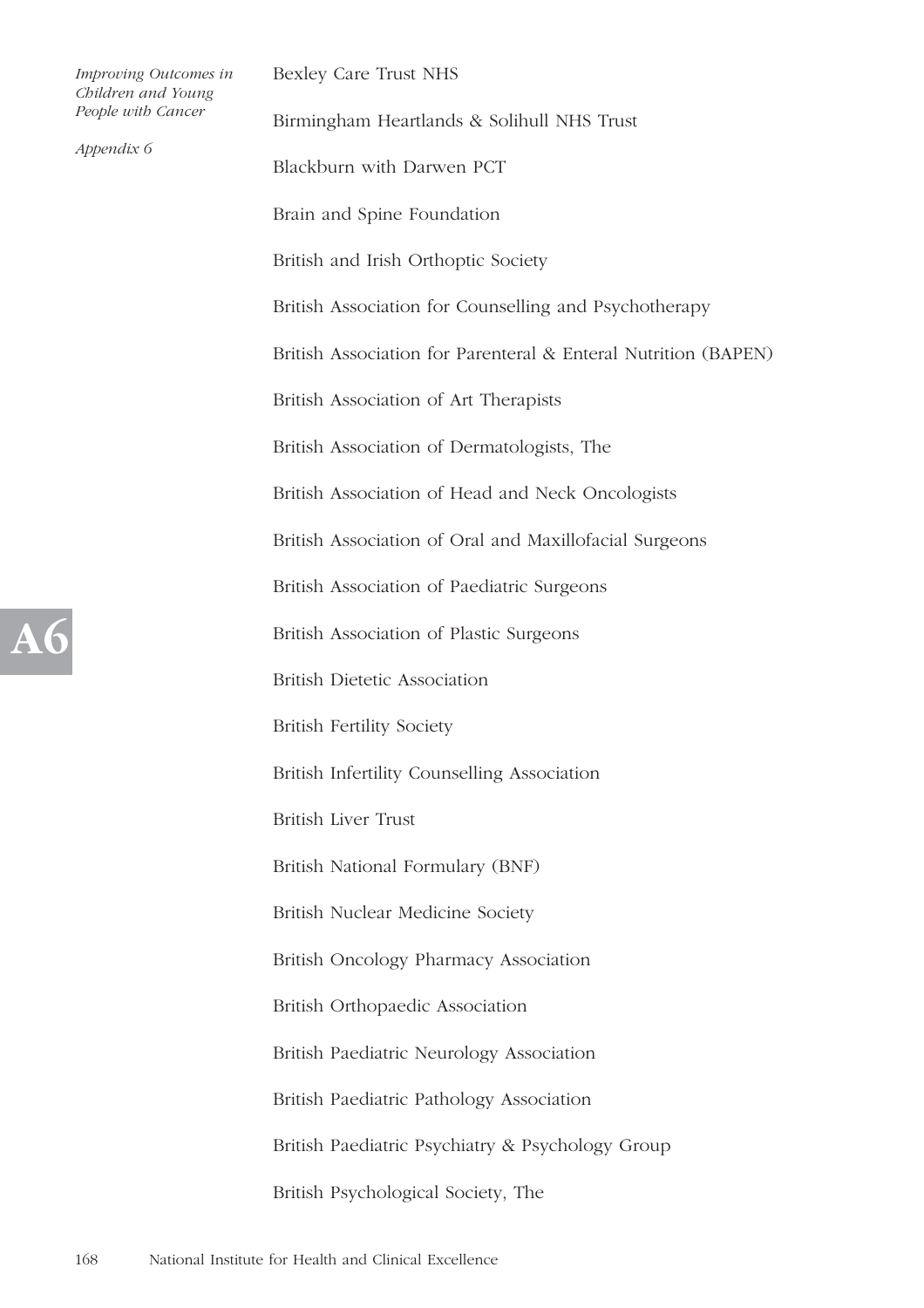Bexley Care Trust NHS

Birmingham Heartlands & Solihull NHS Trust

Blackburn with Darwen PCT

Brain and Spine Foundation

British and Irish Orthoptic Society

British Association for Counselling and Psychotherapy

British Association for Parenteral & Enteral Nutrition (BAPEN)

British Association of Art Therapists

British Association of Dermatologists, The

British Association of Head and Neck Oncologists

British Association of Oral and Maxillofacial Surgeons

British Association of Paediatric Surgeons

British Association of Plastic Surgeons

British Dietetic Association

British Fertility Society

British Infertility Counselling Association

British Liver Trust

British National Formulary (BNF)

British Nuclear Medicine Society

British Oncology Pharmacy Association

British Orthopaedic Association

British Paediatric Neurology Association

British Paediatric Pathology Association

British Paediatric Psychiatry & Psychology Group

British Psychological Society, The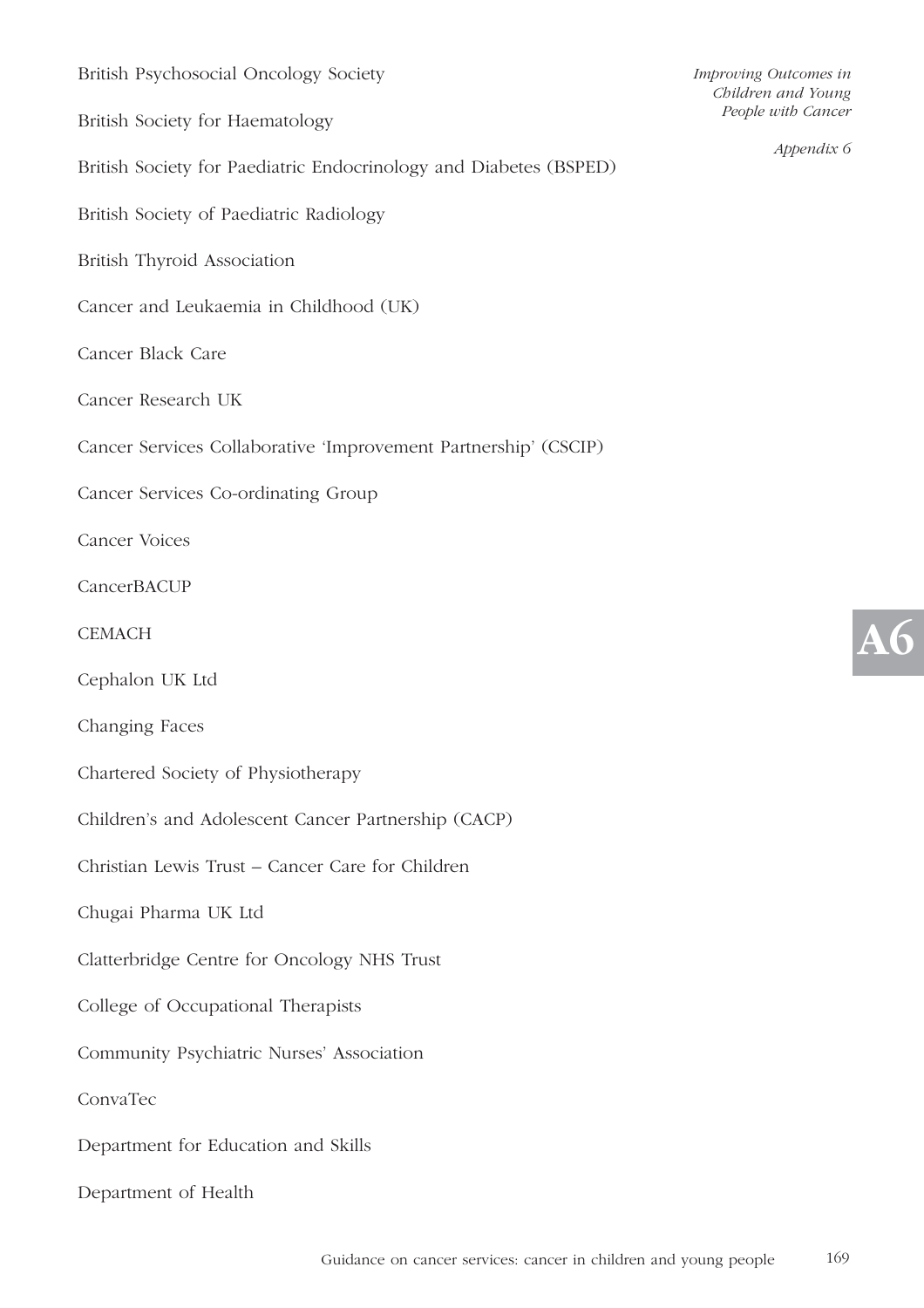British Psychosocial Oncology Society

British Society for Haematology

British Society for Paediatric Endocrinology and Diabetes (BSPED)

British Society of Paediatric Radiology

British Thyroid Association

Cancer and Leukaemia in Childhood (UK)

Cancer Black Care

Cancer Research UK

Cancer Services Collaborative 'Improvement Partnership' (CSCIP)

Cancer Services Co-ordinating Group

Cancer Voices

CancerBACUP

CEMACH

Cephalon UK Ltd

Changing Faces

Chartered Society of Physiotherapy

Children's and Adolescent Cancer Partnership (CACP)

Christian Lewis Trust – Cancer Care for Children

Chugai Pharma UK Ltd

Clatterbridge Centre for Oncology NHS Trust

College of Occupational Therapists

Community Psychiatric Nurses' Association

ConvaTec

Department for Education and Skills

Department of Health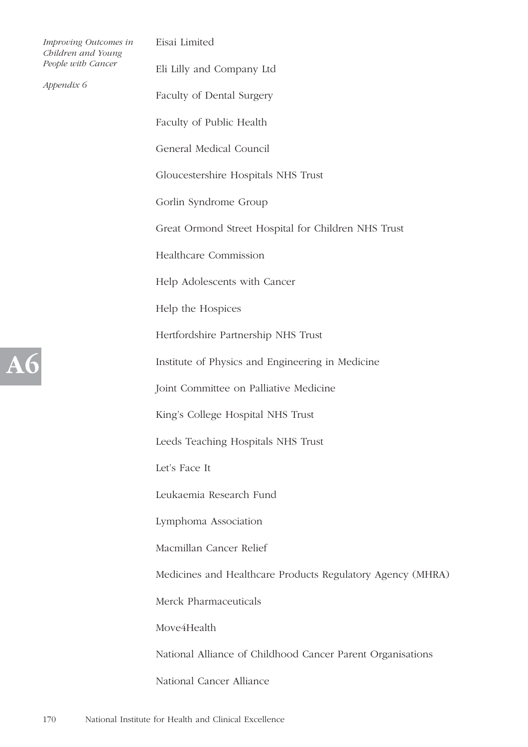Eisai Limited

Eli Lilly and Company Ltd

Faculty of Dental Surgery

Faculty of Public Health

General Medical Council

Gloucestershire Hospitals NHS Trust

Gorlin Syndrome Group

Great Ormond Street Hospital for Children NHS Trust

Healthcare Commission

Help Adolescents with Cancer

Help the Hospices

Hertfordshire Partnership NHS Trust

Institute of Physics and Engineering in Medicine

Joint Committee on Palliative Medicine

King's College Hospital NHS Trust

Leeds Teaching Hospitals NHS Trust

Let's Face It

Leukaemia Research Fund

Lymphoma Association

Macmillan Cancer Relief

Medicines and Healthcare Products Regulatory Agency (MHRA)

Merck Pharmaceuticals

Move4Health

National Alliance of Childhood Cancer Parent Organisations

National Cancer Alliance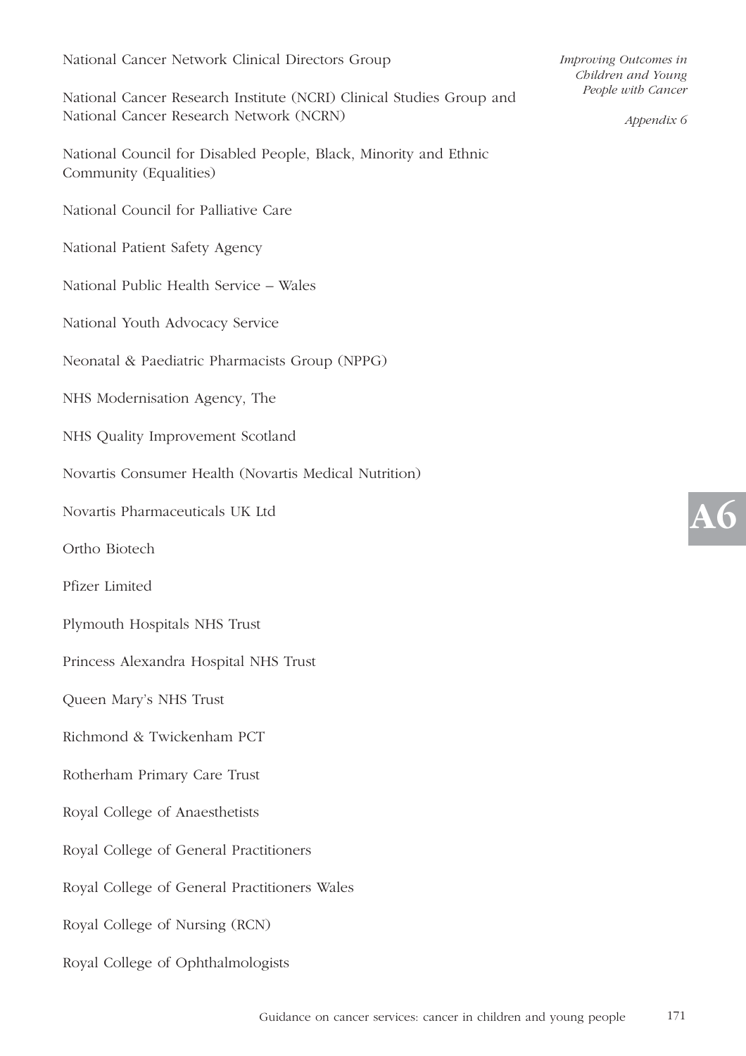National Cancer Network Clinical Directors Group

National Cancer Research Institute (NCRI) Clinical Studies Group and National Cancer Research Network (NCRN)

National Council for Disabled People, Black, Minority and Ethnic Community (Equalities)

National Council for Palliative Care

National Patient Safety Agency

National Public Health Service – Wales

National Youth Advocacy Service

Neonatal & Paediatric Pharmacists Group (NPPG)

NHS Modernisation Agency, The

NHS Quality Improvement Scotland

Novartis Consumer Health (Novartis Medical Nutrition)

Novartis Pharmaceuticals UK Ltd

Ortho Biotech

Pfizer Limited

Plymouth Hospitals NHS Trust

Princess Alexandra Hospital NHS Trust

Queen Mary's NHS Trust

Richmond & Twickenham PCT

Rotherham Primary Care Trust

Royal College of Anaesthetists

Royal College of General Practitioners

Royal College of General Practitioners Wales

Royal College of Nursing (RCN)

Royal College of Ophthalmologists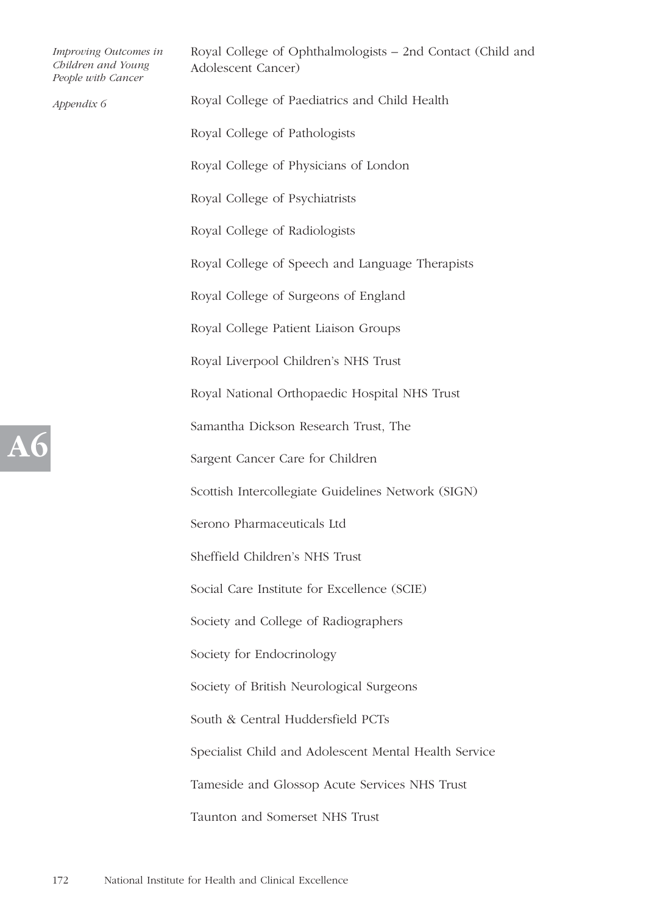Royal College of Ophthalmologists – 2nd Contact (Child and Adolescent Cancer)

Royal College of Paediatrics and Child Health

Royal College of Pathologists

Royal College of Physicians of London

Royal College of Psychiatrists

Royal College of Radiologists

Royal College of Speech and Language Therapists

Royal College of Surgeons of England

Royal College Patient Liaison Groups

Royal Liverpool Children's NHS Trust

Royal National Orthopaedic Hospital NHS Trust

Samantha Dickson Research Trust, The

Sargent Cancer Care for Children

Scottish Intercollegiate Guidelines Network (SIGN)

Serono Pharmaceuticals Ltd

Sheffield Children's NHS Trust

Social Care Institute for Excellence (SCIE)

Society and College of Radiographers

Society for Endocrinology

Society of British Neurological Surgeons

South & Central Huddersfield PCTs

Specialist Child and Adolescent Mental Health Service

Tameside and Glossop Acute Services NHS Trust

Taunton and Somerset NHS Trust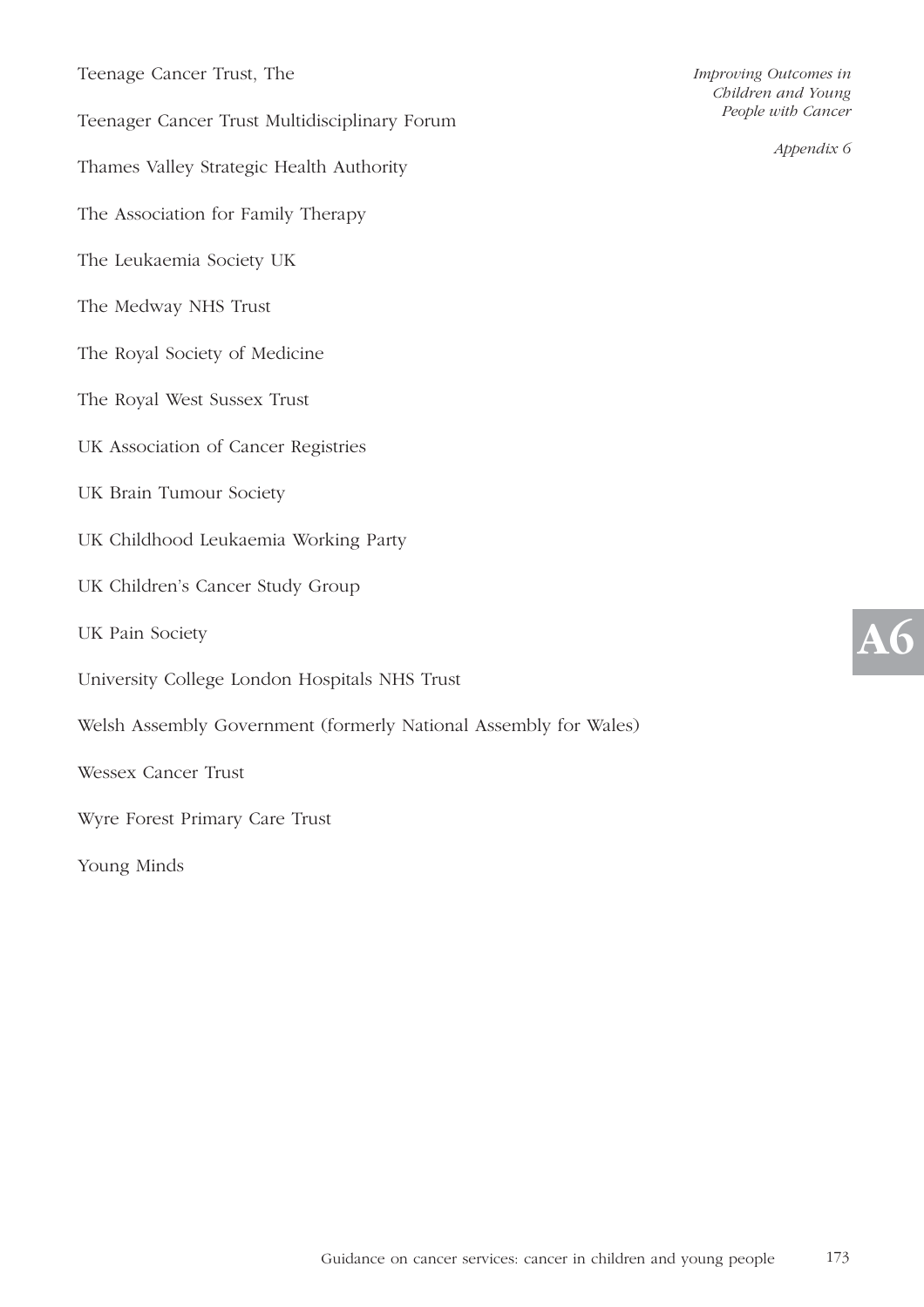Teenage Cancer Trust, The

Teenager Cancer Trust Multidisciplinary Forum

Thames Valley Strategic Health Authority

The Association for Family Therapy

The Leukaemia Society UK

The Medway NHS Trust

The Royal Society of Medicine

The Royal West Sussex Trust

UK Association of Cancer Registries

UK Brain Tumour Society

UK Childhood Leukaemia Working Party

UK Children's Cancer Study Group

UK Pain Society

University College London Hospitals NHS Trust

Welsh Assembly Government (formerly National Assembly for Wales)

Wessex Cancer Trust

Wyre Forest Primary Care Trust

Young Minds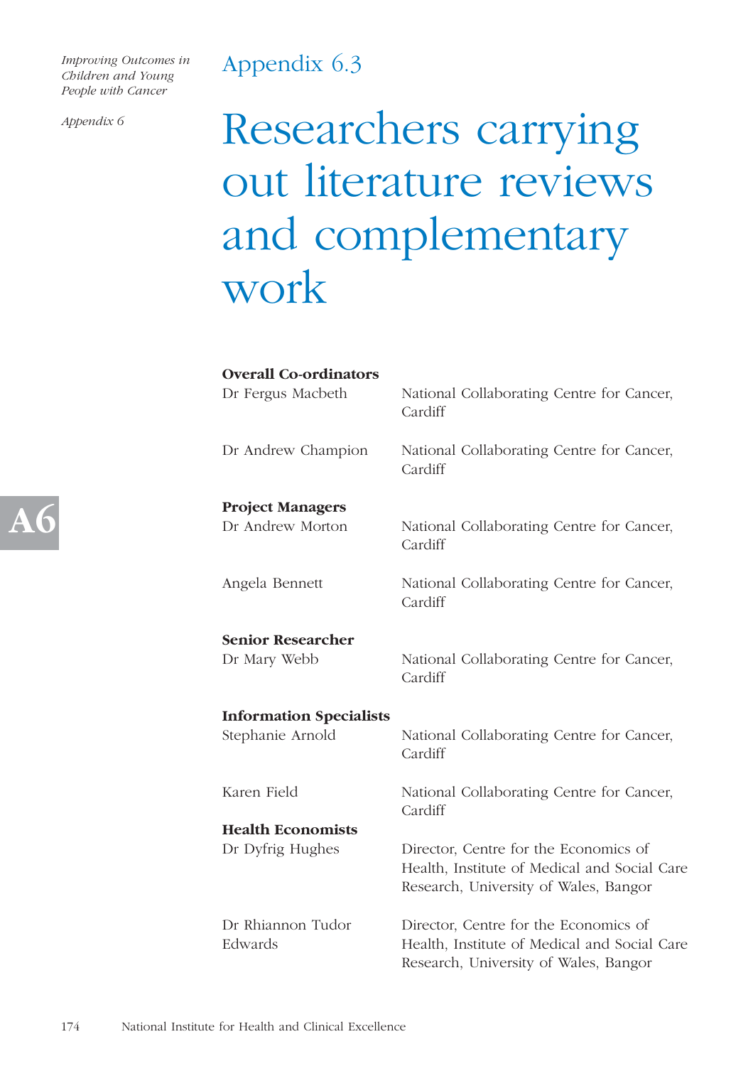## Appendix 6.3

# Researchers carrying out literature reviews and complementary work

**Overall Co-ordinators**

| | |
|---|---|
| Dr Fergus Macbeth | National Collaborating Centre for Cancer, Cardiff |
| Dr Andrew Champion | National Collaborating Centre for Cancer, Cardiff |

**Project Managers**

| | |
|---|---|
| Dr Andrew Morton | National Collaborating Centre for Cancer, Cardiff |
| Angela Bennett | National Collaborating Centre for Cancer, Cardiff |

**Senior Researcher**

| | |
|---|---|
| Dr Mary Webb | National Collaborating Centre for Cancer, Cardiff |

**Information Specialists**

| | |
|---|---|
| Stephanie Arnold | National Collaborating Centre for Cancer, Cardiff |
| Karen Field | National Collaborating Centre for Cancer, Cardiff |

**Health Economists**

| | |
|---|---|
| Dr Dyfrig Hughes | Director, Centre for the Economics of Health, Institute of Medical and Social Care Research, University of Wales, Bangor |
| Dr Rhiannon Tudor Edwards | Director, Centre for the Economics of Health, Institute of Medical and Social Care Research, University of Wales, Bangor |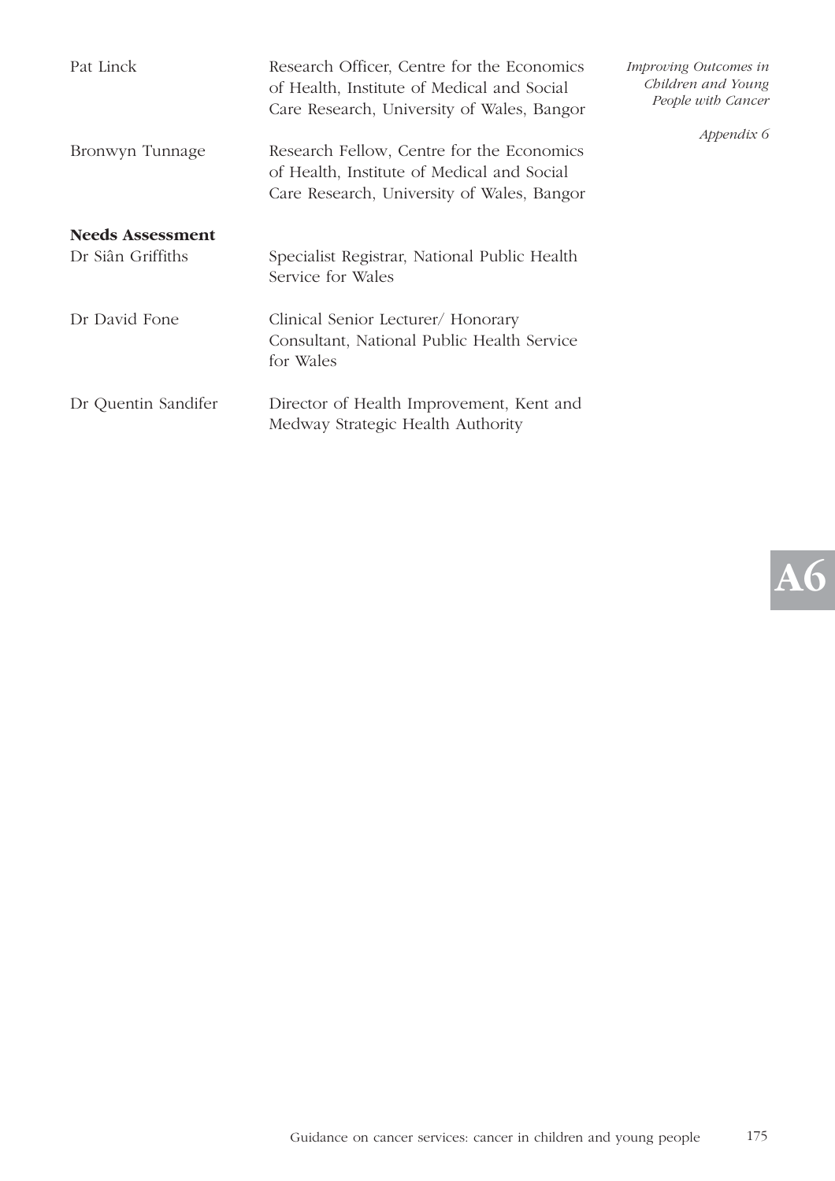| | |
|---|---|
| Pat Linck | Research Officer, Centre for the Economics of Health, Institute of Medical and Social Care Research, University of Wales, Bangor |
| Bronwyn Tunnage | Research Fellow, Centre for the Economics of Health, Institute of Medical and Social Care Research, University of Wales, Bangor |

**Needs Assessment**

| | |
|---|---|
| Dr Siân Griffiths | Specialist Registrar, National Public Health Service for Wales |
| Dr David Fone | Clinical Senior Lecturer/ Honorary Consultant, National Public Health Service for Wales |
| Dr Quentin Sandifer | Director of Health Improvement, Kent and Medway Strategic Health Authority |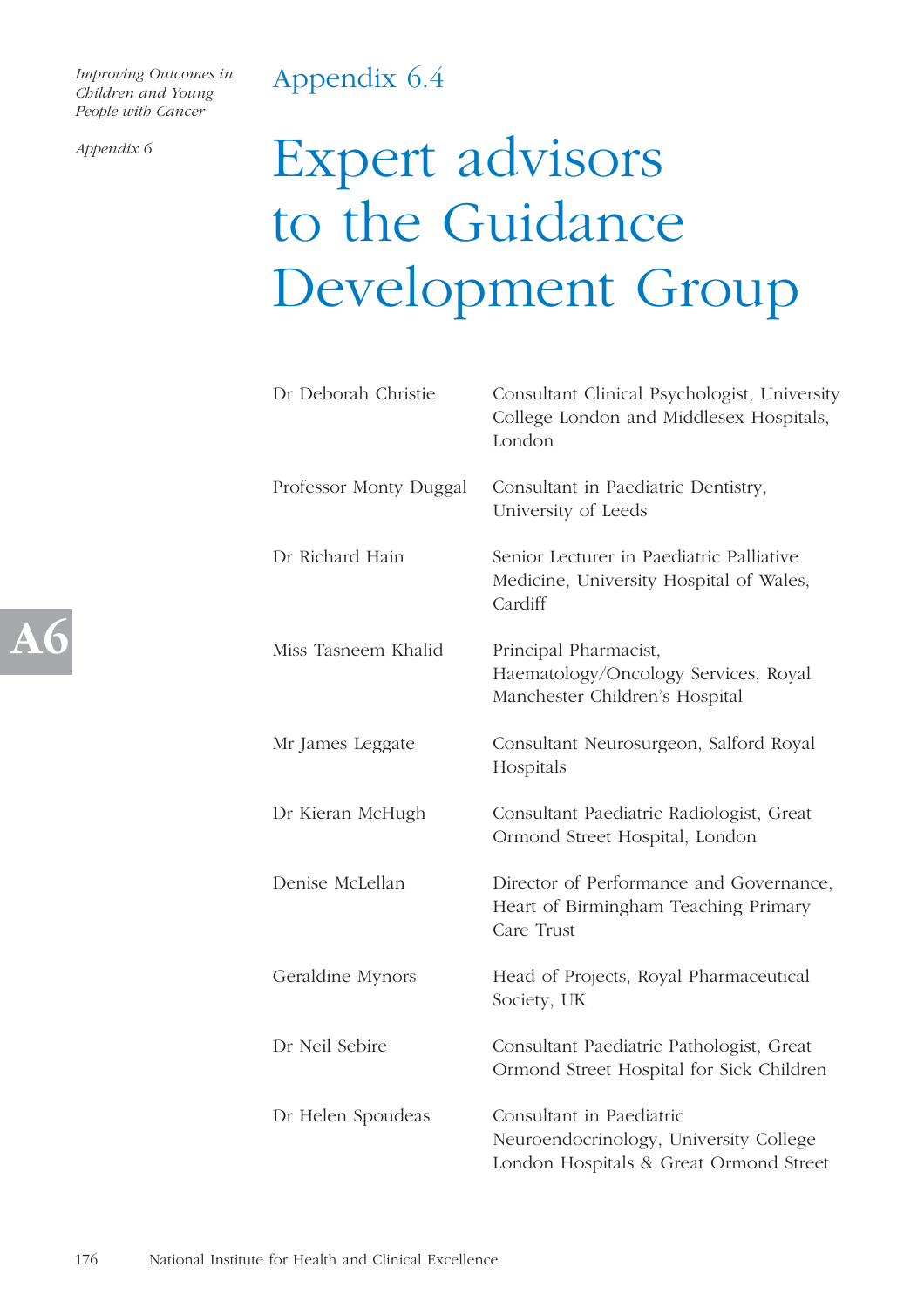## Appendix 6.4

# Expert advisors to the Guidance Development Group

| | |
|---|---|
| Dr Deborah Christie | Consultant Clinical Psychologist, University College London and Middlesex Hospitals, London |
| Professor Monty Duggal | Consultant in Paediatric Dentistry, University of Leeds |
| Dr Richard Hain | Senior Lecturer in Paediatric Palliative Medicine, University Hospital of Wales, Cardiff |
| Miss Tasneem Khalid | Principal Pharmacist, Haematology/Oncology Services, Royal Manchester Children's Hospital |
| Mr James Leggate | Consultant Neurosurgeon, Salford Royal Hospitals |
| Dr Kieran McHugh | Consultant Paediatric Radiologist, Great Ormond Street Hospital, London |
| Denise McLellan | Director of Performance and Governance, Heart of Birmingham Teaching Primary Care Trust |
| Geraldine Mynors | Head of Projects, Royal Pharmaceutical Society, UK |
| Dr Neil Sebire | Consultant Paediatric Pathologist, Great Ormond Street Hospital for Sick Children |
| Dr Helen Spoudeas | Consultant in Paediatric Neuroendocrinology, University College London Hospitals & Great Ormond Street |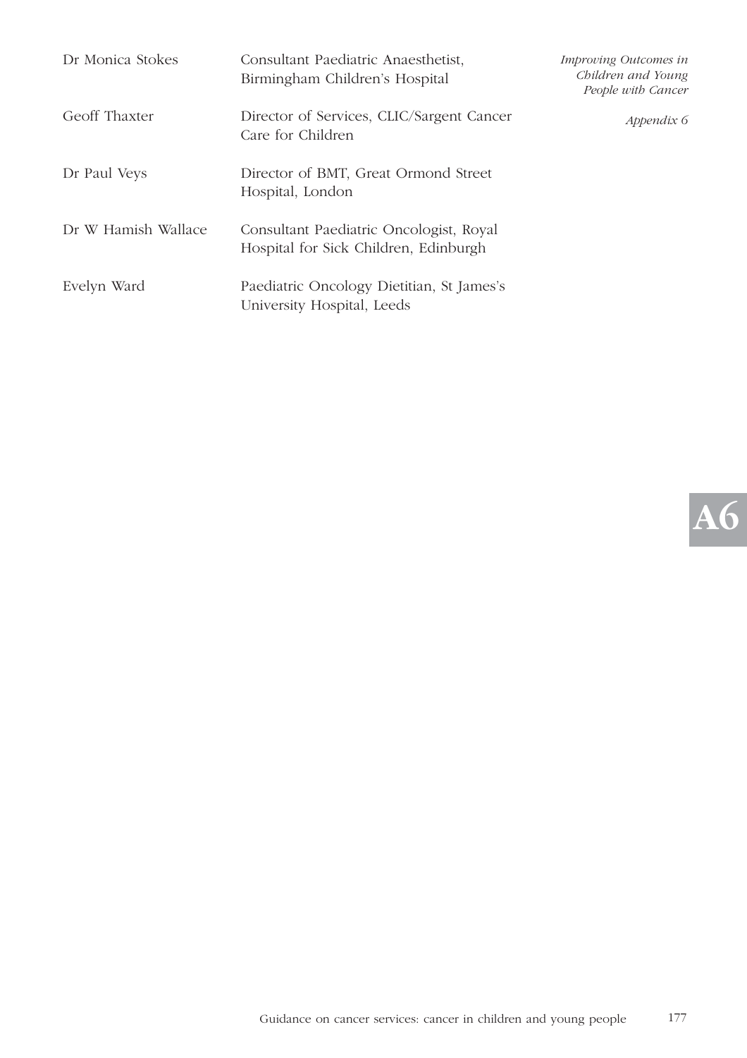| | |
|---|---|
| Dr Monica Stokes | Consultant Paediatric Anaesthetist, Birmingham Children's Hospital |
| Geoff Thaxter | Director of Services, CLIC/Sargent Cancer Care for Children |
| Dr Paul Veys | Director of BMT, Great Ormond Street Hospital, London |
| Dr W Hamish Wallace | Consultant Paediatric Oncologist, Royal Hospital for Sick Children, Edinburgh |
| Evelyn Ward | Paediatric Oncology Dietitian, St James's University Hospital, Leeds |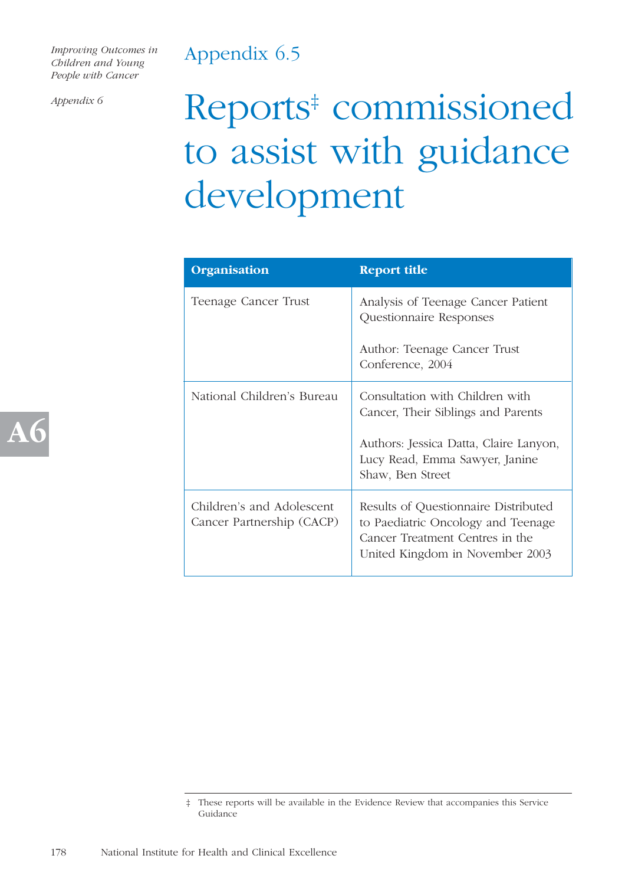# Appendix 6.5

# Reports‡ commissioned to assist with guidance development

| Organisation | Report title |
|---|---|
| Teenage Cancer Trust | Analysis of Teenage Cancer Patient Questionnaire Responses<br><br>Author: Teenage Cancer Trust Conference, 2004 |
| National Children's Bureau | Consultation with Children with Cancer, Their Siblings and Parents<br><br>Authors: Jessica Datta, Claire Lanyon, Lucy Read, Emma Sawyer, Janine Shaw, Ben Street |
| Children's and Adolescent Cancer Partnership (CACP) | Results of Questionnaire Distributed to Paediatric Oncology and Teenage Cancer Treatment Centres in the United Kingdom in November 2003 |

‡ These reports will be available in the Evidence Review that accompanies this Service Guidance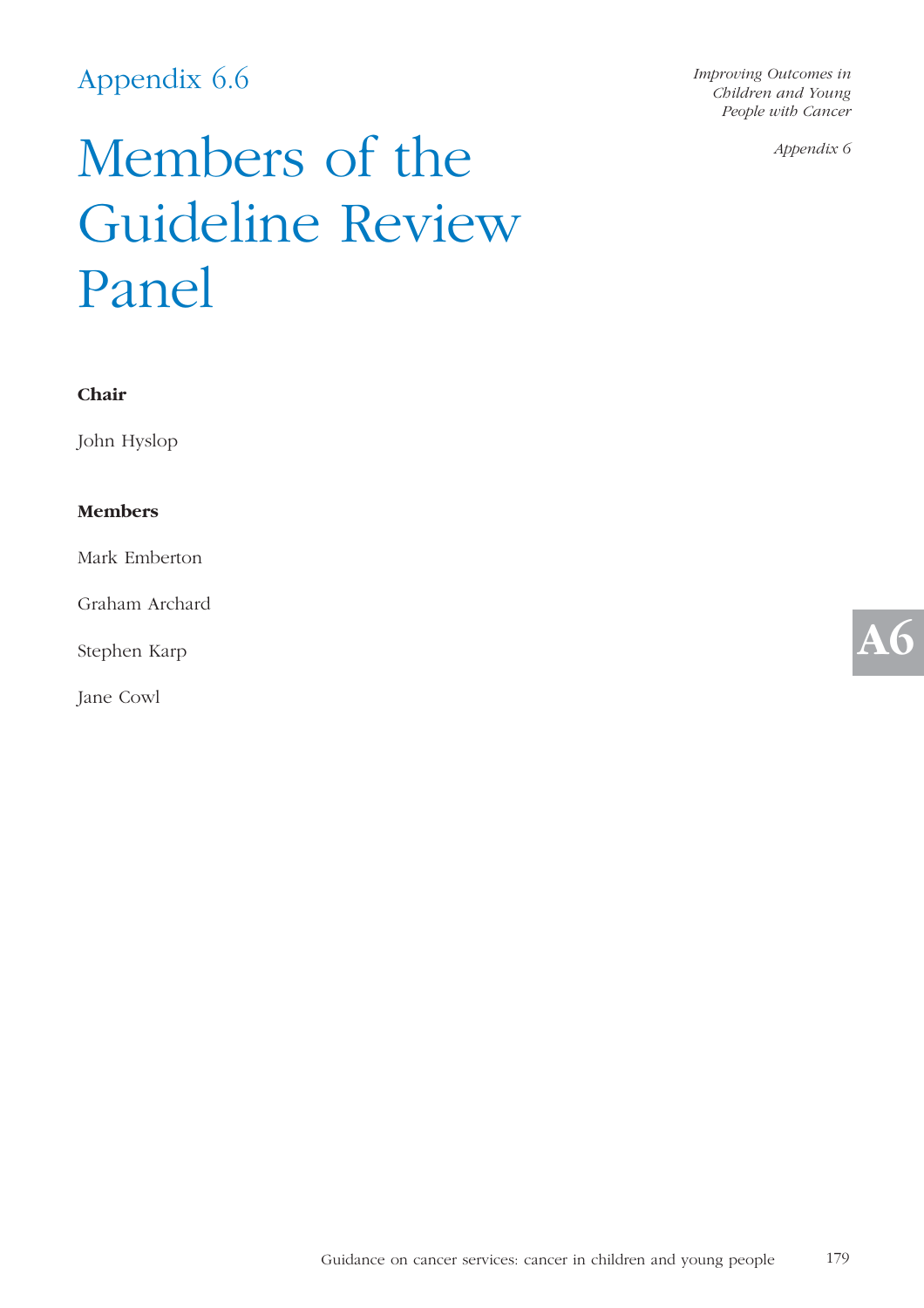Appendix 6.6

# Members of the Guideline Review Panel

**Chair**

John Hyslop

**Members**

Mark Emberton

Graham Archard

Stephen Karp

Jane Cowl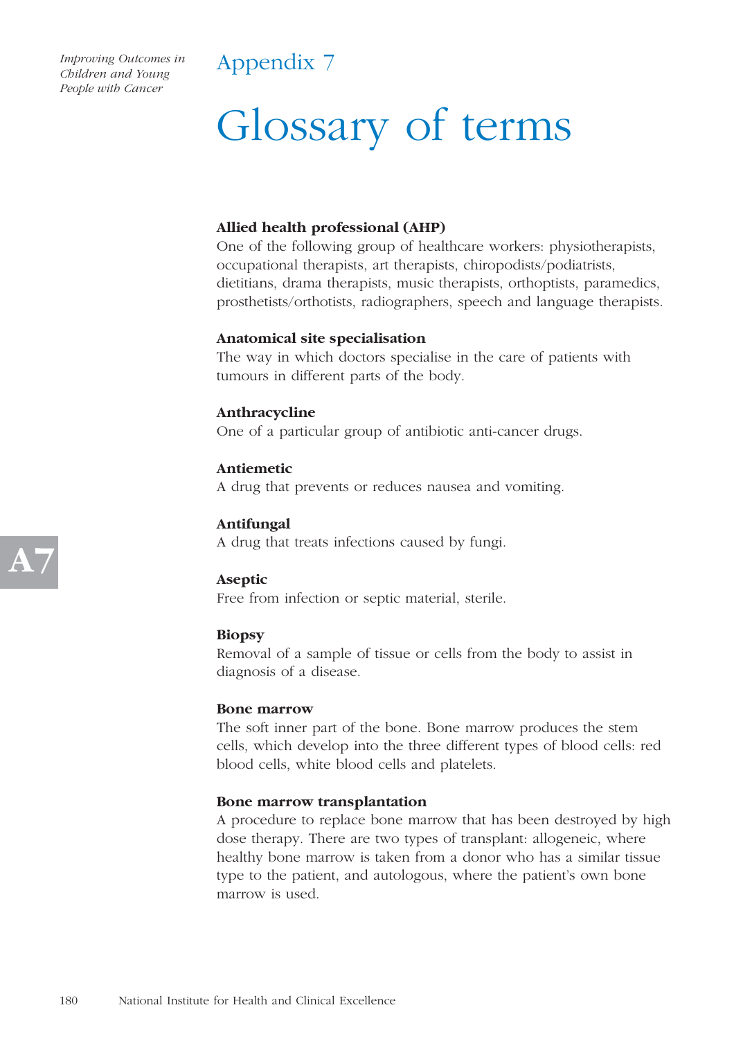# Appendix 7

# Glossary of terms

**Allied health professional (AHP)**
One of the following group of healthcare workers: physiotherapists, occupational therapists, art therapists, chiropodists/podiatrists, dietitians, drama therapists, music therapists, orthoptists, paramedics, prosthetists/orthotists, radiographers, speech and language therapists.

**Anatomical site specialisation**
The way in which doctors specialise in the care of patients with tumours in different parts of the body.

**Anthracycline**
One of a particular group of antibiotic anti-cancer drugs.

**Antiemetic**
A drug that prevents or reduces nausea and vomiting.

**Antifungal**
A drug that treats infections caused by fungi.

**Aseptic**
Free from infection or septic material, sterile.

**Biopsy**
Removal of a sample of tissue or cells from the body to assist in diagnosis of a disease.

**Bone marrow**
The soft inner part of the bone. Bone marrow produces the stem cells, which develop into the three different types of blood cells: red blood cells, white blood cells and platelets.

**Bone marrow transplantation**
A procedure to replace bone marrow that has been destroyed by high dose therapy. There are two types of transplant: allogeneic, where healthy bone marrow is taken from a donor who has a similar tissue type to the patient, and autologous, where the patient's own bone marrow is used.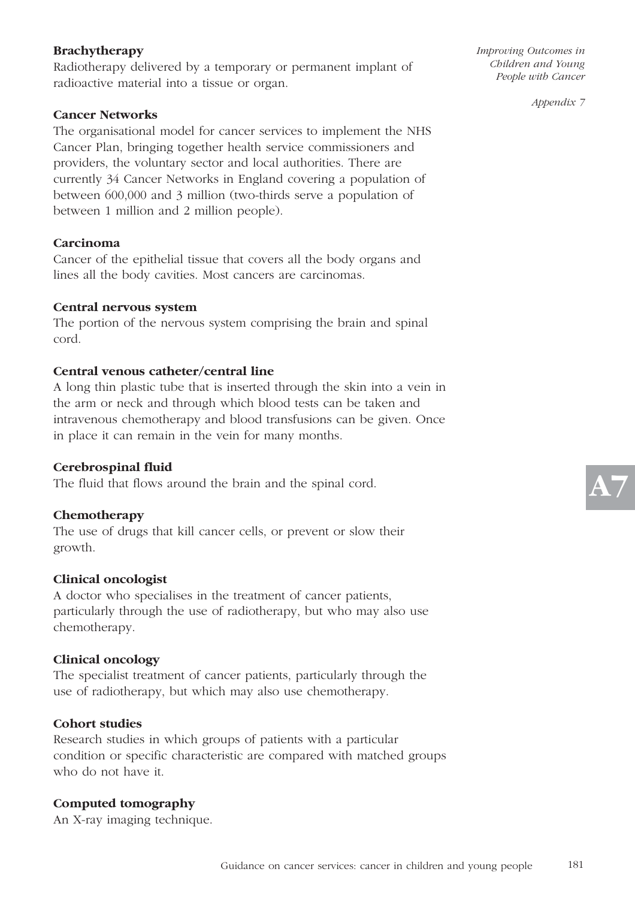**Brachytherapy**
Radiotherapy delivered by a temporary or permanent implant of radioactive material into a tissue or organ.

**Cancer Networks**
The organisational model for cancer services to implement the NHS Cancer Plan, bringing together health service commissioners and providers, the voluntary sector and local authorities. There are currently 34 Cancer Networks in England covering a population of between 600,000 and 3 million (two-thirds serve a population of between 1 million and 2 million people).

**Carcinoma**
Cancer of the epithelial tissue that covers all the body organs and lines all the body cavities. Most cancers are carcinomas.

**Central nervous system**
The portion of the nervous system comprising the brain and spinal cord.

**Central venous catheter/central line**
A long thin plastic tube that is inserted through the skin into a vein in the arm or neck and through which blood tests can be taken and intravenous chemotherapy and blood transfusions can be given. Once in place it can remain in the vein for many months.

**Cerebrospinal fluid**
The fluid that flows around the brain and the spinal cord.

**Chemotherapy**
The use of drugs that kill cancer cells, or prevent or slow their growth.

**Clinical oncologist**
A doctor who specialises in the treatment of cancer patients, particularly through the use of radiotherapy, but who may also use chemotherapy.

**Clinical oncology**
The specialist treatment of cancer patients, particularly through the use of radiotherapy, but which may also use chemotherapy.

**Cohort studies**
Research studies in which groups of patients with a particular condition or specific characteristic are compared with matched groups who do not have it.

**Computed tomography**
An X-ray imaging technique.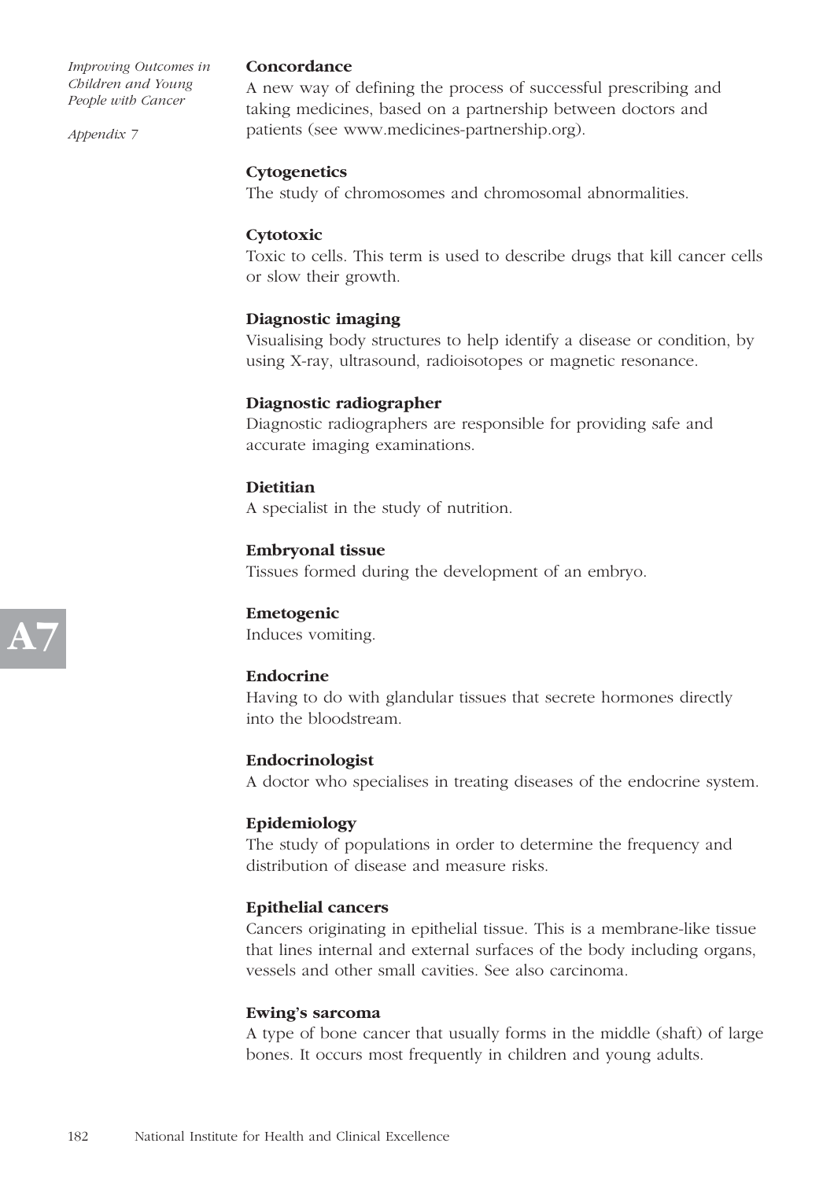**Concordance**
A new way of defining the process of successful prescribing and taking medicines, based on a partnership between doctors and patients (see www.medicines-partnership.org).

**Cytogenetics**
The study of chromosomes and chromosomal abnormalities.

**Cytotoxic**
Toxic to cells. This term is used to describe drugs that kill cancer cells or slow their growth.

**Diagnostic imaging**
Visualising body structures to help identify a disease or condition, by using X-ray, ultrasound, radioisotopes or magnetic resonance.

**Diagnostic radiographer**
Diagnostic radiographers are responsible for providing safe and accurate imaging examinations.

**Dietitian**
A specialist in the study of nutrition.

**Embryonal tissue**
Tissues formed during the development of an embryo.

**Emetogenic**
Induces vomiting.

**Endocrine**
Having to do with glandular tissues that secrete hormones directly into the bloodstream.

**Endocrinologist**
A doctor who specialises in treating diseases of the endocrine system.

**Epidemiology**
The study of populations in order to determine the frequency and distribution of disease and measure risks.

**Epithelial cancers**
Cancers originating in epithelial tissue. This is a membrane-like tissue that lines internal and external surfaces of the body including organs, vessels and other small cavities. See also carcinoma.

**Ewing's sarcoma**
A type of bone cancer that usually forms in the middle (shaft) of large bones. It occurs most frequently in children and young adults.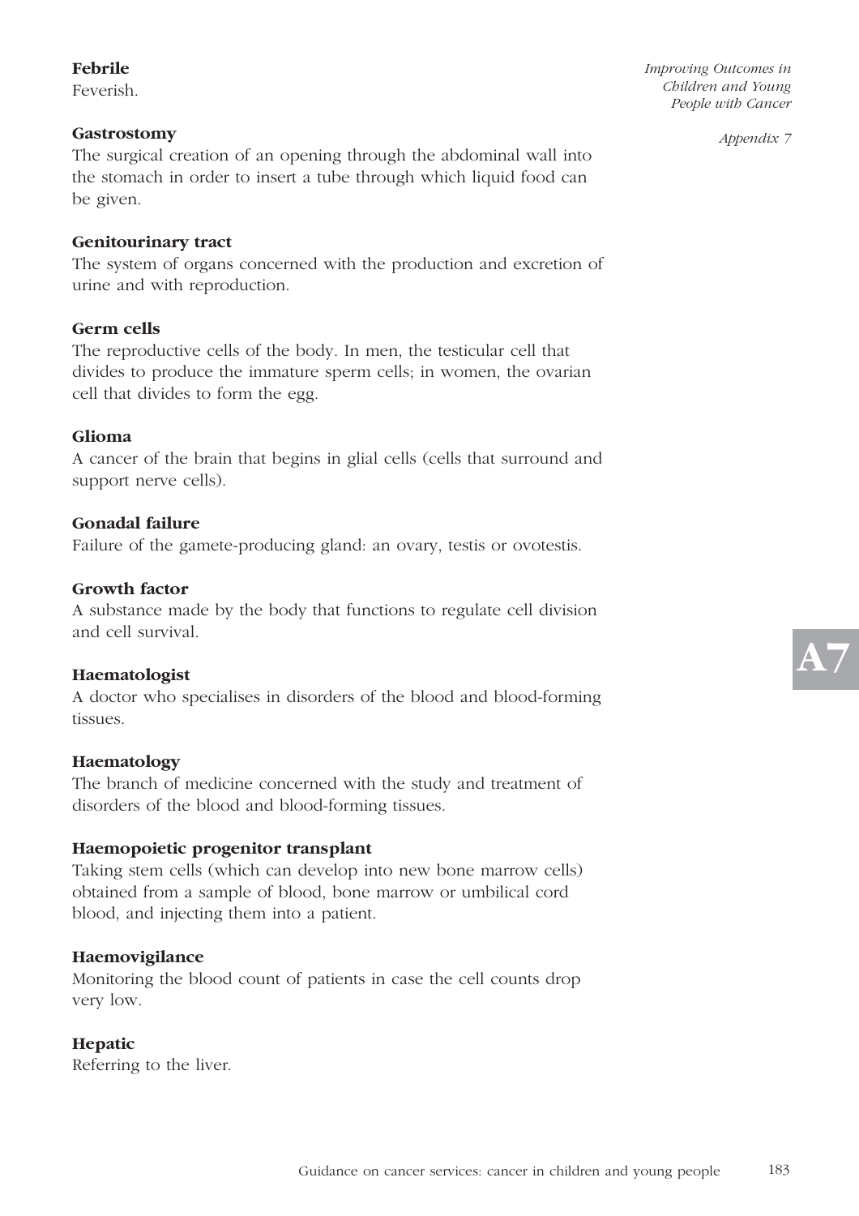**Febrile**
Feverish.

**Gastrostomy**
The surgical creation of an opening through the abdominal wall into the stomach in order to insert a tube through which liquid food can be given.

**Genitourinary tract**
The system of organs concerned with the production and excretion of urine and with reproduction.

**Germ cells**
The reproductive cells of the body. In men, the testicular cell that divides to produce the immature sperm cells; in women, the ovarian cell that divides to form the egg.

**Glioma**
A cancer of the brain that begins in glial cells (cells that surround and support nerve cells).

**Gonadal failure**
Failure of the gamete-producing gland: an ovary, testis or ovotestis.

**Growth factor**
A substance made by the body that functions to regulate cell division and cell survival.

**Haematologist**
A doctor who specialises in disorders of the blood and blood-forming tissues.

**Haematology**
The branch of medicine concerned with the study and treatment of disorders of the blood and blood-forming tissues.

**Haemopoietic progenitor transplant**
Taking stem cells (which can develop into new bone marrow cells) obtained from a sample of blood, bone marrow or umbilical cord blood, and injecting them into a patient.

**Haemovigilance**
Monitoring the blood count of patients in case the cell counts drop very low.

**Hepatic**
Referring to the liver.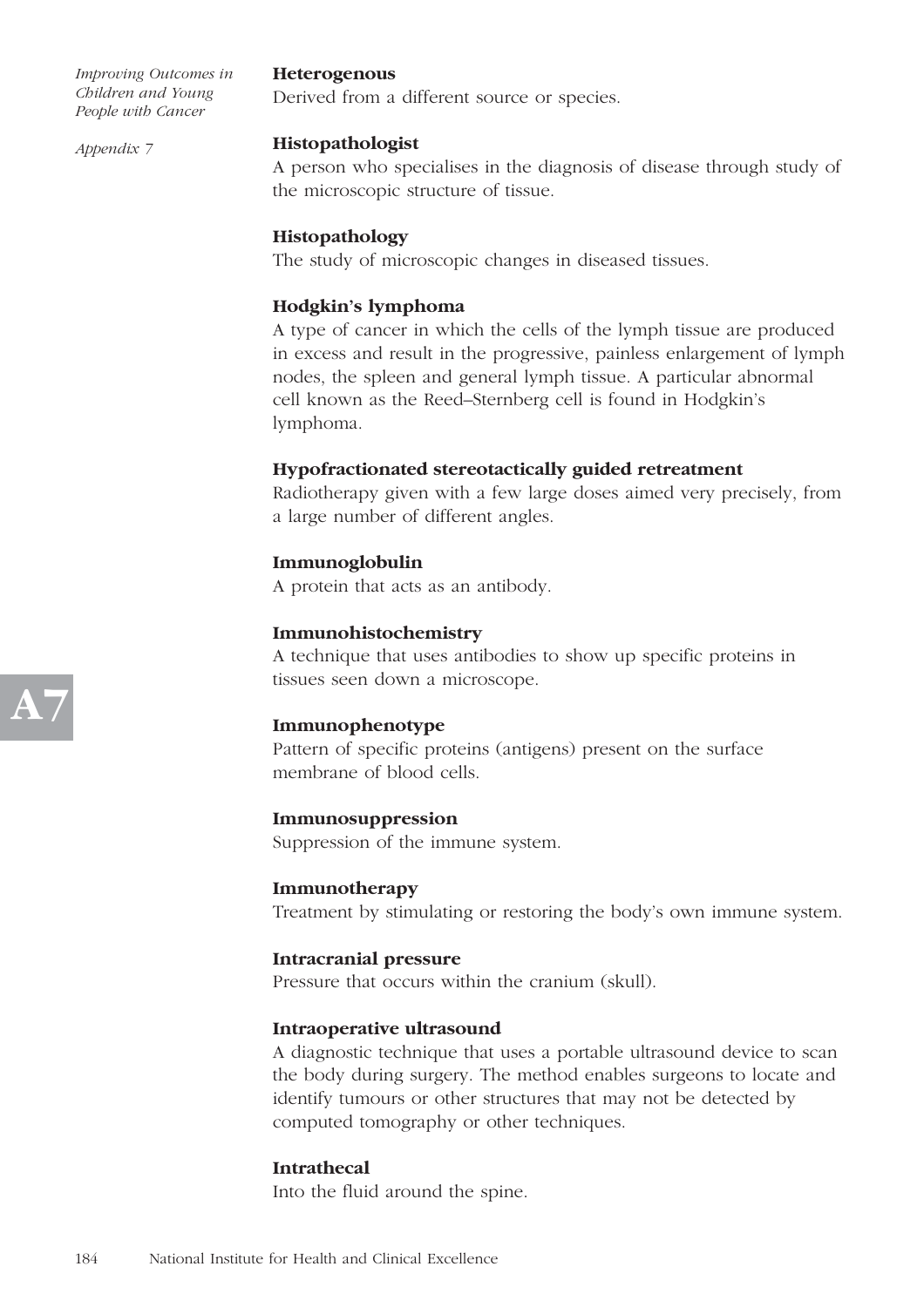**Heterogenous**
Derived from a different source or species.

**Histopathologist**
A person who specialises in the diagnosis of disease through study of the microscopic structure of tissue.

**Histopathology**
The study of microscopic changes in diseased tissues.

**Hodgkin's lymphoma**
A type of cancer in which the cells of the lymph tissue are produced in excess and result in the progressive, painless enlargement of lymph nodes, the spleen and general lymph tissue. A particular abnormal cell known as the Reed–Sternberg cell is found in Hodgkin's lymphoma.

**Hypofractionated stereotactically guided retreatment**
Radiotherapy given with a few large doses aimed very precisely, from a large number of different angles.

**Immunoglobulin**
A protein that acts as an antibody.

**Immunohistochemistry**
A technique that uses antibodies to show up specific proteins in tissues seen down a microscope.

**Immunophenotype**
Pattern of specific proteins (antigens) present on the surface membrane of blood cells.

**Immunosuppression**
Suppression of the immune system.

**Immunotherapy**
Treatment by stimulating or restoring the body's own immune system.

**Intracranial pressure**
Pressure that occurs within the cranium (skull).

**Intraoperative ultrasound**
A diagnostic technique that uses a portable ultrasound device to scan the body during surgery. The method enables surgeons to locate and identify tumours or other structures that may not be detected by computed tomography or other techniques.

**Intrathecal**
Into the fluid around the spine.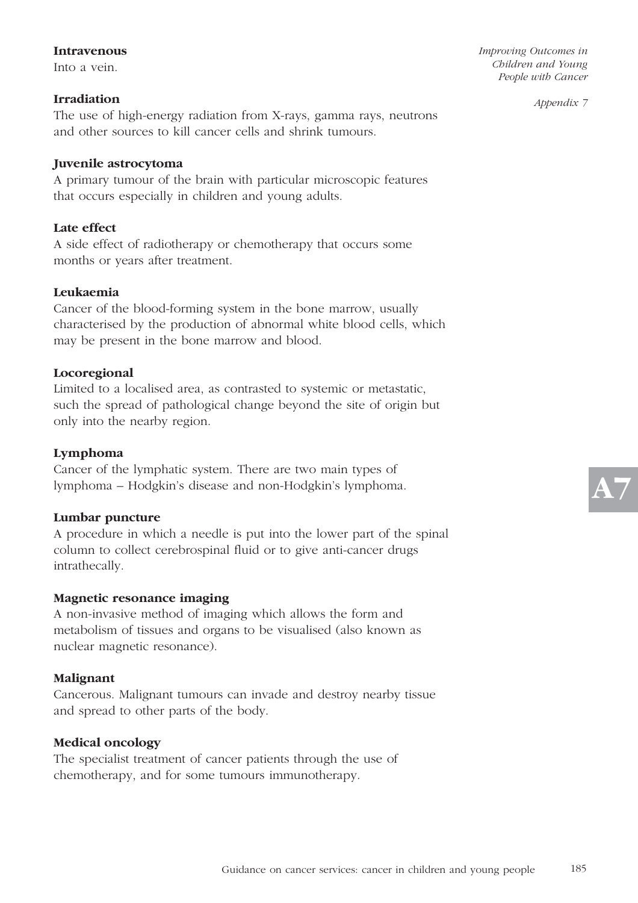**Intravenous**
Into a vein.

**Irradiation**
The use of high-energy radiation from X-rays, gamma rays, neutrons and other sources to kill cancer cells and shrink tumours.

**Juvenile astrocytoma**
A primary tumour of the brain with particular microscopic features that occurs especially in children and young adults.

**Late effect**
A side effect of radiotherapy or chemotherapy that occurs some months or years after treatment.

**Leukaemia**
Cancer of the blood-forming system in the bone marrow, usually characterised by the production of abnormal white blood cells, which may be present in the bone marrow and blood.

**Locoregional**
Limited to a localised area, as contrasted to systemic or metastatic, such the spread of pathological change beyond the site of origin but only into the nearby region.

**Lymphoma**
Cancer of the lymphatic system. There are two main types of lymphoma – Hodgkin's disease and non-Hodgkin's lymphoma.

**Lumbar puncture**
A procedure in which a needle is put into the lower part of the spinal column to collect cerebrospinal fluid or to give anti-cancer drugs intrathecally.

**Magnetic resonance imaging**
A non-invasive method of imaging which allows the form and metabolism of tissues and organs to be visualised (also known as nuclear magnetic resonance).

**Malignant**
Cancerous. Malignant tumours can invade and destroy nearby tissue and spread to other parts of the body.

**Medical oncology**
The specialist treatment of cancer patients through the use of chemotherapy, and for some tumours immunotherapy.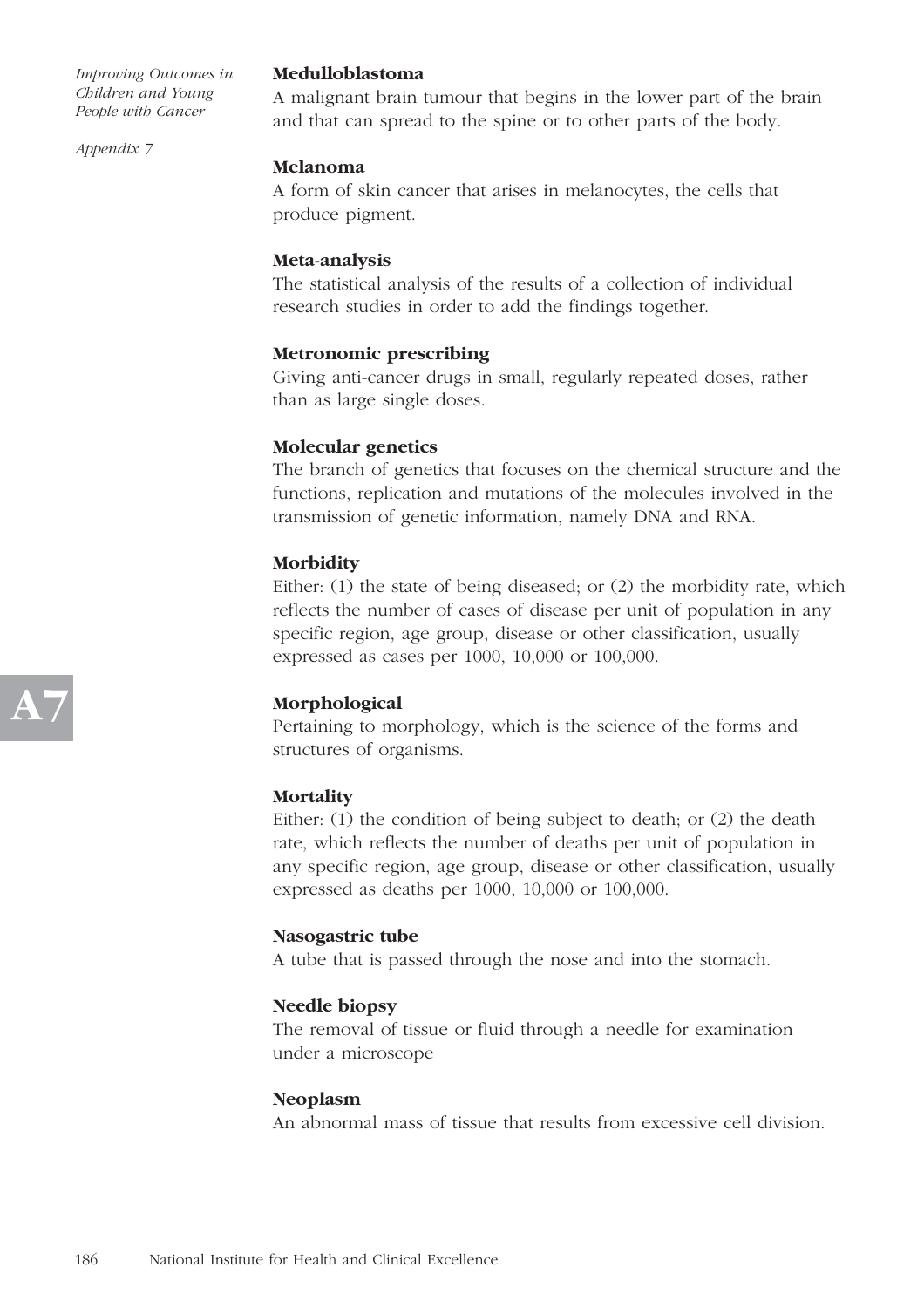**Medulloblastoma**
A malignant brain tumour that begins in the lower part of the brain and that can spread to the spine or to other parts of the body.

**Melanoma**
A form of skin cancer that arises in melanocytes, the cells that produce pigment.

**Meta-analysis**
The statistical analysis of the results of a collection of individual research studies in order to add the findings together.

**Metronomic prescribing**
Giving anti-cancer drugs in small, regularly repeated doses, rather than as large single doses.

**Molecular genetics**
The branch of genetics that focuses on the chemical structure and the functions, replication and mutations of the molecules involved in the transmission of genetic information, namely DNA and RNA.

**Morbidity**
Either: (1) the state of being diseased; or (2) the morbidity rate, which reflects the number of cases of disease per unit of population in any specific region, age group, disease or other classification, usually expressed as cases per 1000, 10,000 or 100,000.

**Morphological**
Pertaining to morphology, which is the science of the forms and structures of organisms.

**Mortality**
Either: (1) the condition of being subject to death; or (2) the death rate, which reflects the number of deaths per unit of population in any specific region, age group, disease or other classification, usually expressed as deaths per 1000, 10,000 or 100,000.

**Nasogastric tube**
A tube that is passed through the nose and into the stomach.

**Needle biopsy**
The removal of tissue or fluid through a needle for examination under a microscope

**Neoplasm**
An abnormal mass of tissue that results from excessive cell division.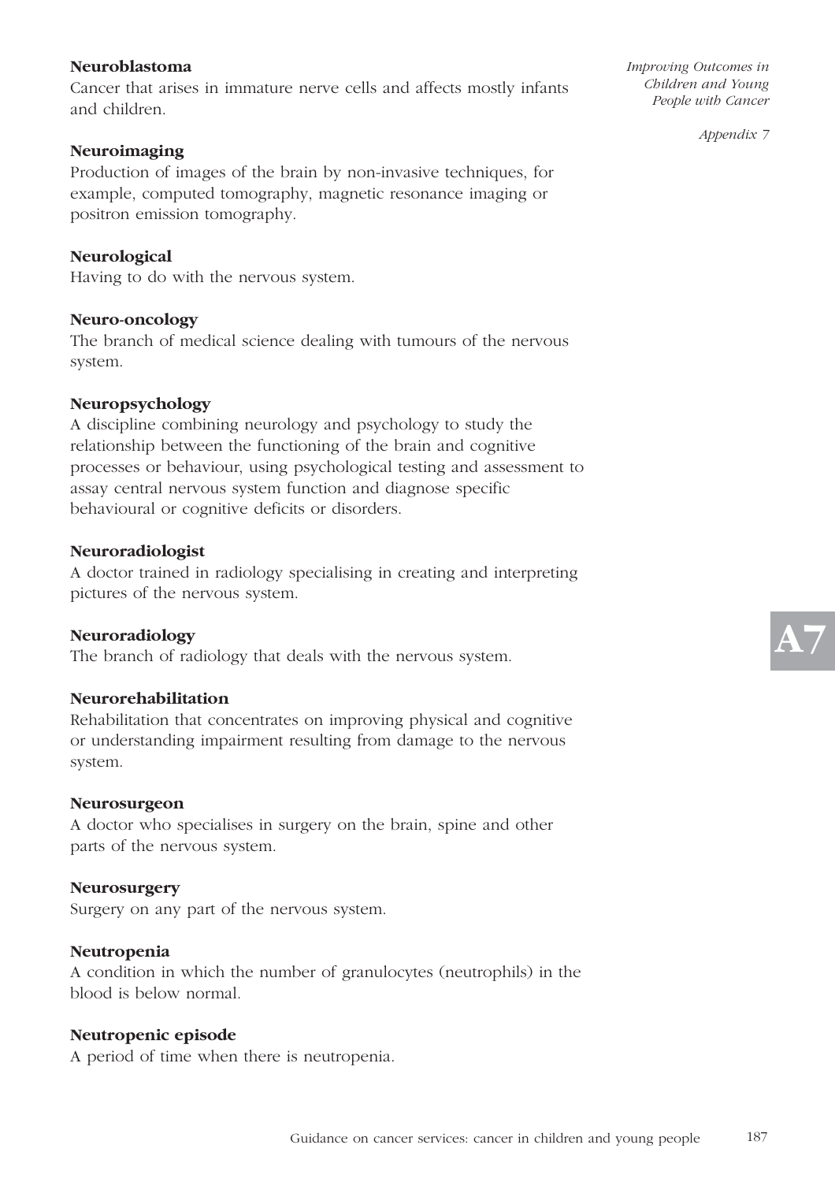**Neuroblastoma**
Cancer that arises in immature nerve cells and affects mostly infants and children.

**Neuroimaging**
Production of images of the brain by non-invasive techniques, for example, computed tomography, magnetic resonance imaging or positron emission tomography.

**Neurological**
Having to do with the nervous system.

**Neuro-oncology**
The branch of medical science dealing with tumours of the nervous system.

**Neuropsychology**
A discipline combining neurology and psychology to study the relationship between the functioning of the brain and cognitive processes or behaviour, using psychological testing and assessment to assay central nervous system function and diagnose specific behavioural or cognitive deficits or disorders.

**Neuroradiologist**
A doctor trained in radiology specialising in creating and interpreting pictures of the nervous system.

**Neuroradiology**
The branch of radiology that deals with the nervous system.

**Neurorehabilitation**
Rehabilitation that concentrates on improving physical and cognitive or understanding impairment resulting from damage to the nervous system.

**Neurosurgeon**
A doctor who specialises in surgery on the brain, spine and other parts of the nervous system.

**Neurosurgery**
Surgery on any part of the nervous system.

**Neutropenia**
A condition in which the number of granulocytes (neutrophils) in the blood is below normal.

**Neutropenic episode**
A period of time when there is neutropenia.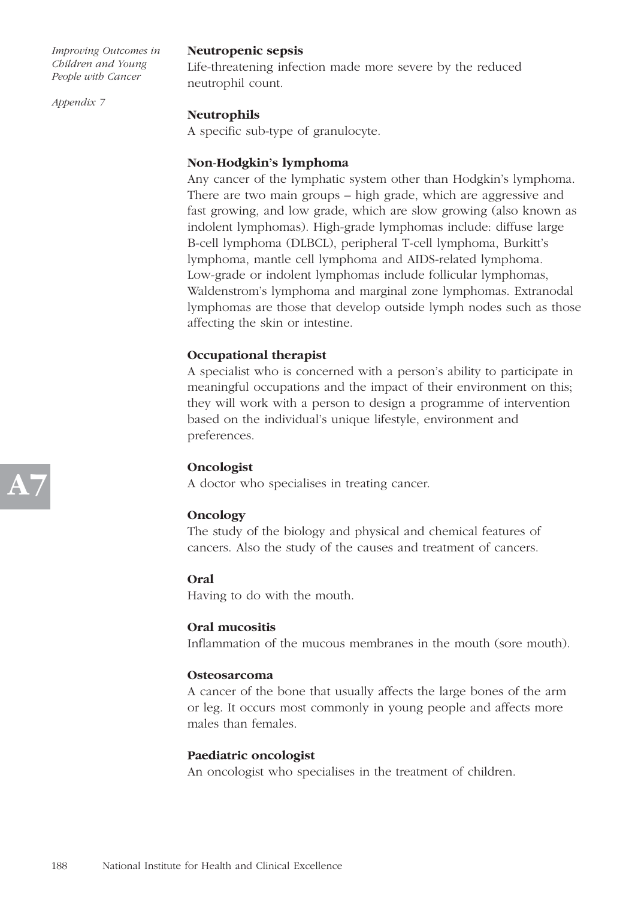**Neutropenic sepsis**
Life-threatening infection made more severe by the reduced neutrophil count.

**Neutrophils**
A specific sub-type of granulocyte.

**Non-Hodgkin's lymphoma**
Any cancer of the lymphatic system other than Hodgkin's lymphoma. There are two main groups – high grade, which are aggressive and fast growing, and low grade, which are slow growing (also known as indolent lymphomas). High-grade lymphomas include: diffuse large B-cell lymphoma (DLBCL), peripheral T-cell lymphoma, Burkitt's lymphoma, mantle cell lymphoma and AIDS-related lymphoma. Low-grade or indolent lymphomas include follicular lymphomas, Waldenstrom's lymphoma and marginal zone lymphomas. Extranodal lymphomas are those that develop outside lymph nodes such as those affecting the skin or intestine.

**Occupational therapist**
A specialist who is concerned with a person's ability to participate in meaningful occupations and the impact of their environment on this; they will work with a person to design a programme of intervention based on the individual's unique lifestyle, environment and preferences.

**Oncologist**
A doctor who specialises in treating cancer.

**Oncology**
The study of the biology and physical and chemical features of cancers. Also the study of the causes and treatment of cancers.

**Oral**
Having to do with the mouth.

**Oral mucositis**
Inflammation of the mucous membranes in the mouth (sore mouth).

**Osteosarcoma**
A cancer of the bone that usually affects the large bones of the arm or leg. It occurs most commonly in young people and affects more males than females.

**Paediatric oncologist**
An oncologist who specialises in the treatment of children.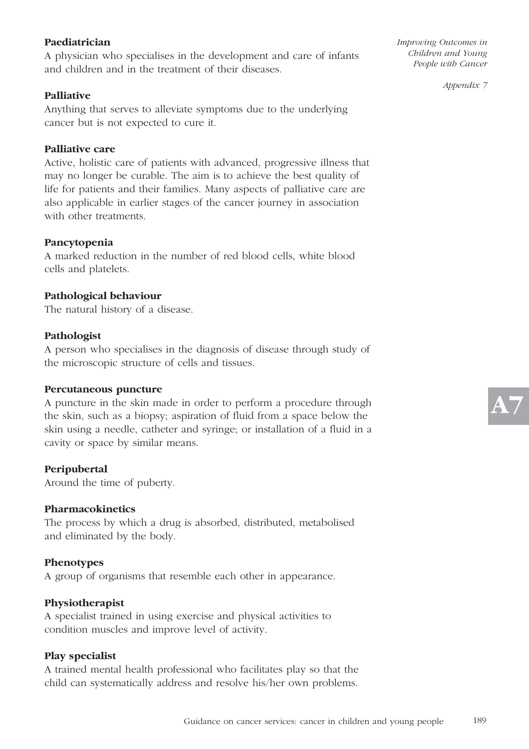**Paediatrician**

A physician who specialises in the development and care of infants and children and in the treatment of their diseases.

**Palliative**

Anything that serves to alleviate symptoms due to the underlying cancer but is not expected to cure it.

**Palliative care**

Active, holistic care of patients with advanced, progressive illness that may no longer be curable. The aim is to achieve the best quality of life for patients and their families. Many aspects of palliative care are also applicable in earlier stages of the cancer journey in association with other treatments.

**Pancytopenia**

A marked reduction in the number of red blood cells, white blood cells and platelets.

**Pathological behaviour**

The natural history of a disease.

**Pathologist**

A person who specialises in the diagnosis of disease through study of the microscopic structure of cells and tissues.

**Percutaneous puncture**

A puncture in the skin made in order to perform a procedure through the skin, such as a biopsy; aspiration of fluid from a space below the skin using a needle, catheter and syringe; or installation of a fluid in a cavity or space by similar means.

**Peripubertal**

Around the time of puberty.

**Pharmacokinetics**

The process by which a drug is absorbed, distributed, metabolised and eliminated by the body.

**Phenotypes**

A group of organisms that resemble each other in appearance.

**Physiotherapist**

A specialist trained in using exercise and physical activities to condition muscles and improve level of activity.

**Play specialist**

A trained mental health professional who facilitates play so that the child can systematically address and resolve his/her own problems.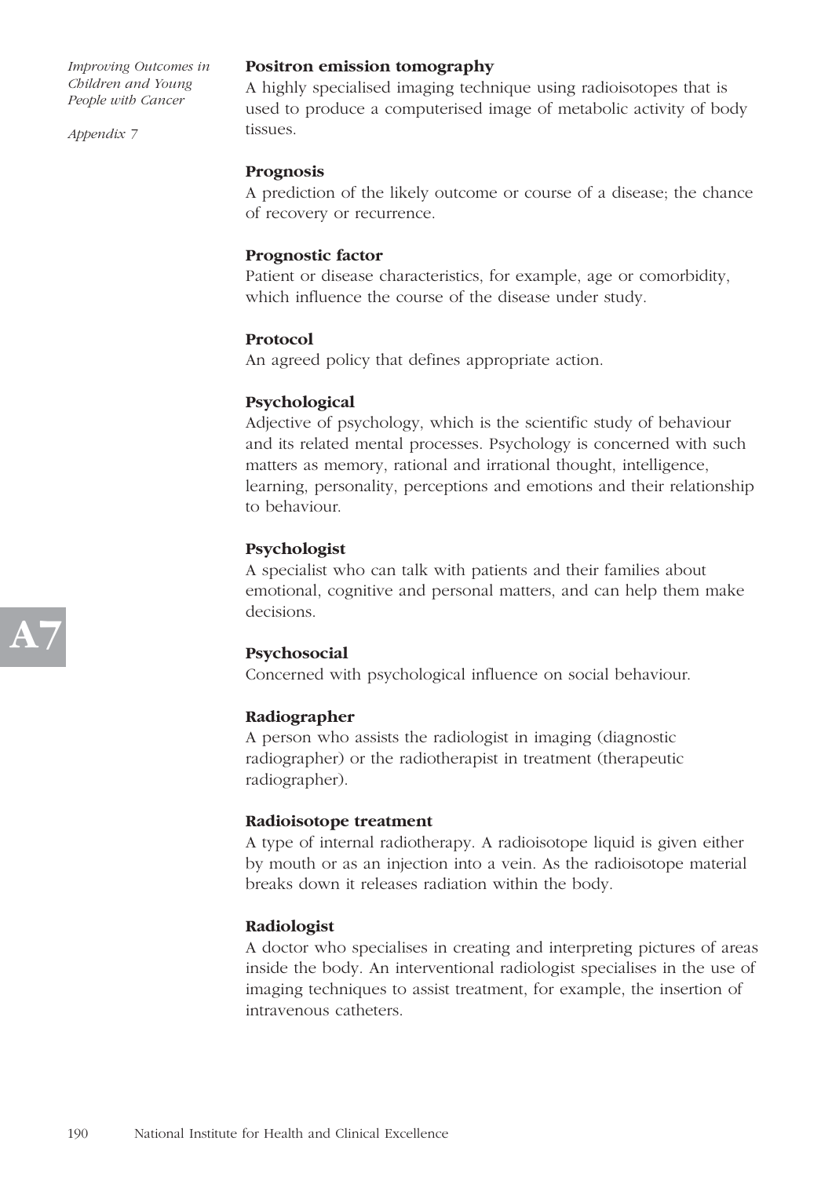**Positron emission tomography**
A highly specialised imaging technique using radioisotopes that is used to produce a computerised image of metabolic activity of body tissues.

**Prognosis**
A prediction of the likely outcome or course of a disease; the chance of recovery or recurrence.

**Prognostic factor**
Patient or disease characteristics, for example, age or comorbidity, which influence the course of the disease under study.

**Protocol**
An agreed policy that defines appropriate action.

**Psychological**
Adjective of psychology, which is the scientific study of behaviour and its related mental processes. Psychology is concerned with such matters as memory, rational and irrational thought, intelligence, learning, personality, perceptions and emotions and their relationship to behaviour.

**Psychologist**
A specialist who can talk with patients and their families about emotional, cognitive and personal matters, and can help them make decisions.

**Psychosocial**
Concerned with psychological influence on social behaviour.

**Radiographer**
A person who assists the radiologist in imaging (diagnostic radiographer) or the radiotherapist in treatment (therapeutic radiographer).

**Radioisotope treatment**
A type of internal radiotherapy. A radioisotope liquid is given either by mouth or as an injection into a vein. As the radioisotope material breaks down it releases radiation within the body.

**Radiologist**
A doctor who specialises in creating and interpreting pictures of areas inside the body. An interventional radiologist specialises in the use of imaging techniques to assist treatment, for example, the insertion of intravenous catheters.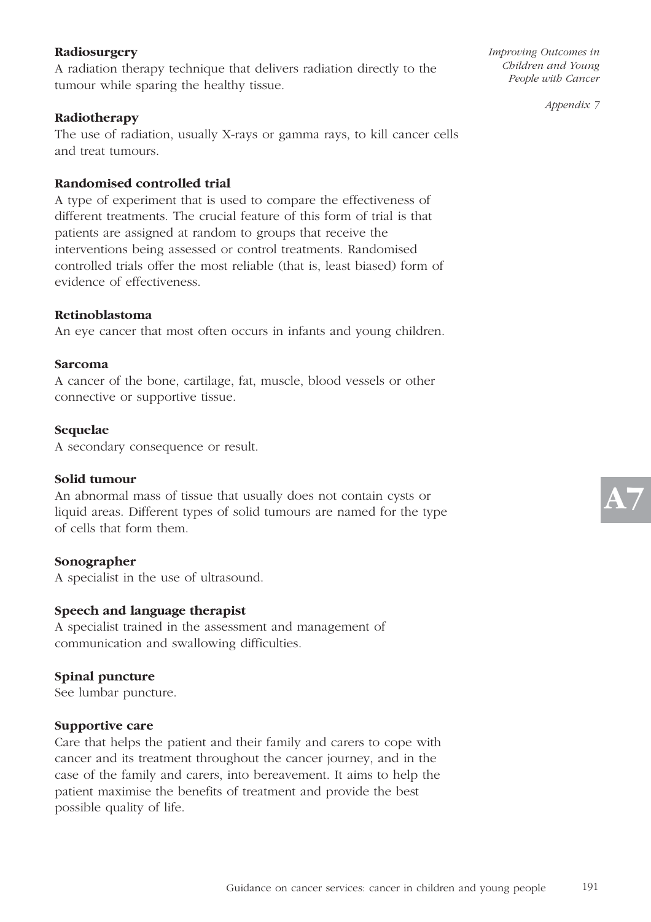**Radiosurgery**
A radiation therapy technique that delivers radiation directly to the tumour while sparing the healthy tissue.

**Radiotherapy**
The use of radiation, usually X-rays or gamma rays, to kill cancer cells and treat tumours.

**Randomised controlled trial**
A type of experiment that is used to compare the effectiveness of different treatments. The crucial feature of this form of trial is that patients are assigned at random to groups that receive the interventions being assessed or control treatments. Randomised controlled trials offer the most reliable (that is, least biased) form of evidence of effectiveness.

**Retinoblastoma**
An eye cancer that most often occurs in infants and young children.

**Sarcoma**
A cancer of the bone, cartilage, fat, muscle, blood vessels or other connective or supportive tissue.

**Sequelae**
A secondary consequence or result.

**Solid tumour**
An abnormal mass of tissue that usually does not contain cysts or liquid areas. Different types of solid tumours are named for the type of cells that form them.

**Sonographer**
A specialist in the use of ultrasound.

**Speech and language therapist**
A specialist trained in the assessment and management of communication and swallowing difficulties.

**Spinal puncture**
See lumbar puncture.

**Supportive care**
Care that helps the patient and their family and carers to cope with cancer and its treatment throughout the cancer journey, and in the case of the family and carers, into bereavement. It aims to help the patient maximise the benefits of treatment and provide the best possible quality of life.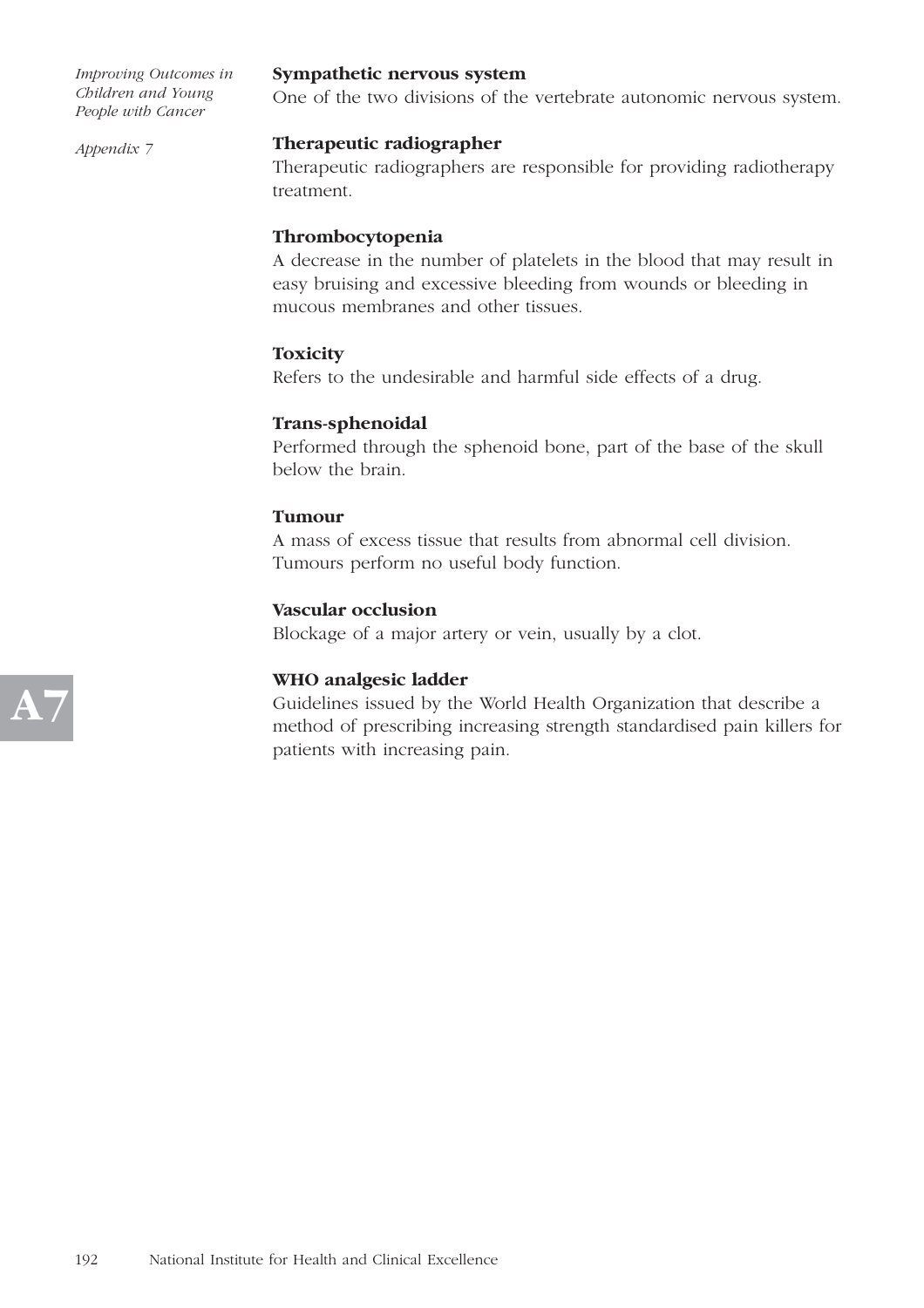**Sympathetic nervous system**
One of the two divisions of the vertebrate autonomic nervous system.

**Therapeutic radiographer**
Therapeutic radiographers are responsible for providing radiotherapy treatment.

**Thrombocytopenia**
A decrease in the number of platelets in the blood that may result in easy bruising and excessive bleeding from wounds or bleeding in mucous membranes and other tissues.

**Toxicity**
Refers to the undesirable and harmful side effects of a drug.

**Trans-sphenoidal**
Performed through the sphenoid bone, part of the base of the skull below the brain.

**Tumour**
A mass of excess tissue that results from abnormal cell division. Tumours perform no useful body function.

**Vascular occlusion**
Blockage of a major artery or vein, usually by a clot.

**WHO analgesic ladder**
Guidelines issued by the World Health Organization that describe a method of prescribing increasing strength standardised pain killers for patients with increasing pain.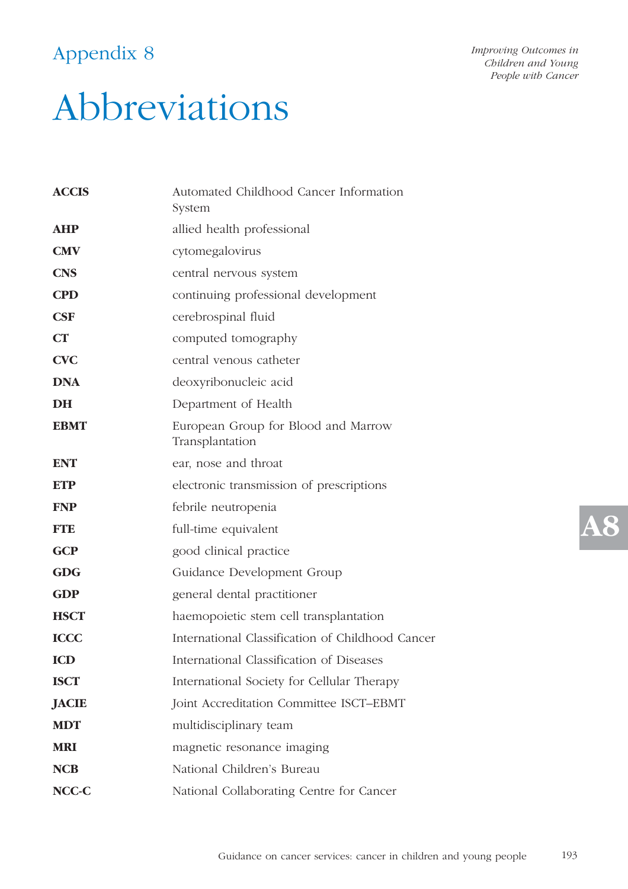# Appendix 8

# Abbreviations

| | |
|---|---|
| **ACCIS** | Automated Childhood Cancer Information System |
| **AHP** | allied health professional |
| **CMV** | cytomegalovirus |
| **CNS** | central nervous system |
| **CPD** | continuing professional development |
| **CSF** | cerebrospinal fluid |
| **CT** | computed tomography |
| **CVC** | central venous catheter |
| **DNA** | deoxyribonucleic acid |
| **DH** | Department of Health |
| **EBMT** | European Group for Blood and Marrow Transplantation |
| **ENT** | ear, nose and throat |
| **ETP** | electronic transmission of prescriptions |
| **FNP** | febrile neutropenia |
| **FTE** | full-time equivalent |
| **GCP** | good clinical practice |
| **GDG** | Guidance Development Group |
| **GDP** | general dental practitioner |
| **HSCT** | haemopoietic stem cell transplantation |
| **ICCC** | International Classification of Childhood Cancer |
| **ICD** | International Classification of Diseases |
| **ISCT** | International Society for Cellular Therapy |
| **JACIE** | Joint Accreditation Committee ISCT–EBMT |
| **MDT** | multidisciplinary team |
| **MRI** | magnetic resonance imaging |
| **NCB** | National Children's Bureau |
| **NCC-C** | National Collaborating Centre for Cancer |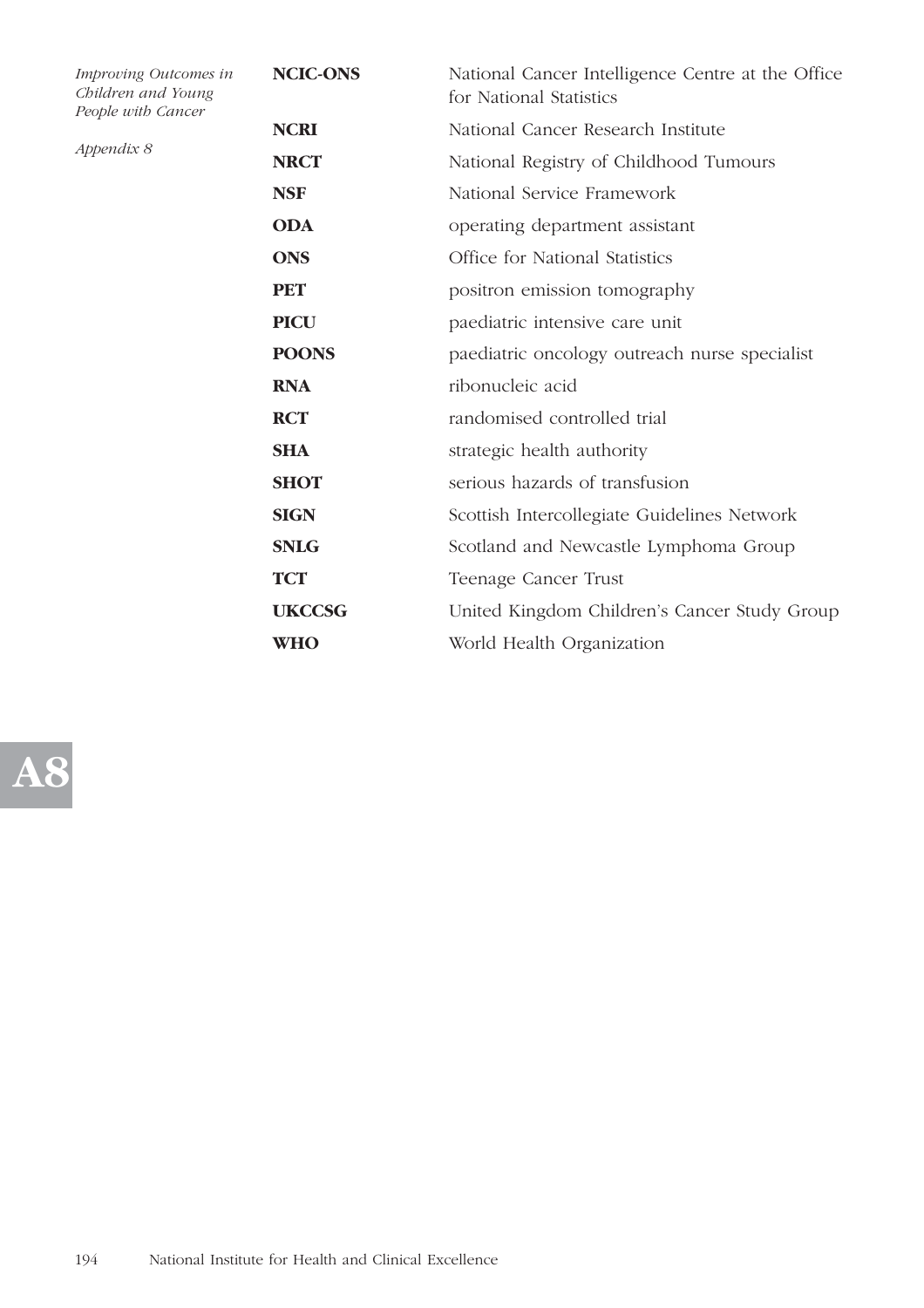| | |
|---|---|
| **NCIC-ONS** | National Cancer Intelligence Centre at the Office for National Statistics |
| **NCRI** | National Cancer Research Institute |
| **NRCT** | National Registry of Childhood Tumours |
| **NSF** | National Service Framework |
| **ODA** | operating department assistant |
| **ONS** | Office for National Statistics |
| **PET** | positron emission tomography |
| **PICU** | paediatric intensive care unit |
| **POONS** | paediatric oncology outreach nurse specialist |
| **RNA** | ribonucleic acid |
| **RCT** | randomised controlled trial |
| **SHA** | strategic health authority |
| **SHOT** | serious hazards of transfusion |
| **SIGN** | Scottish Intercollegiate Guidelines Network |
| **SNLG** | Scotland and Newcastle Lymphoma Group |
| **TCT** | Teenage Cancer Trust |
| **UKCCSG** | United Kingdom Children's Cancer Study Group |
| **WHO** | World Health Organization |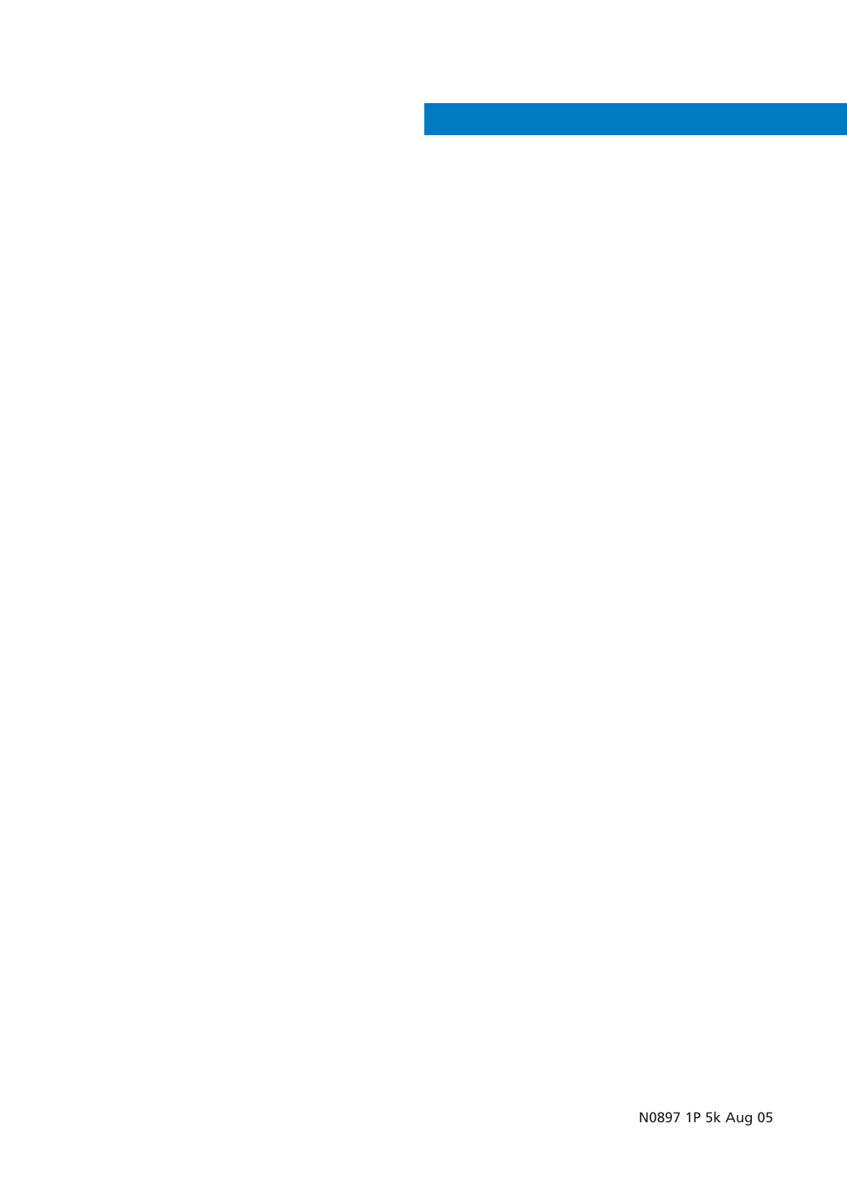N0897 1P 5k Aug 05